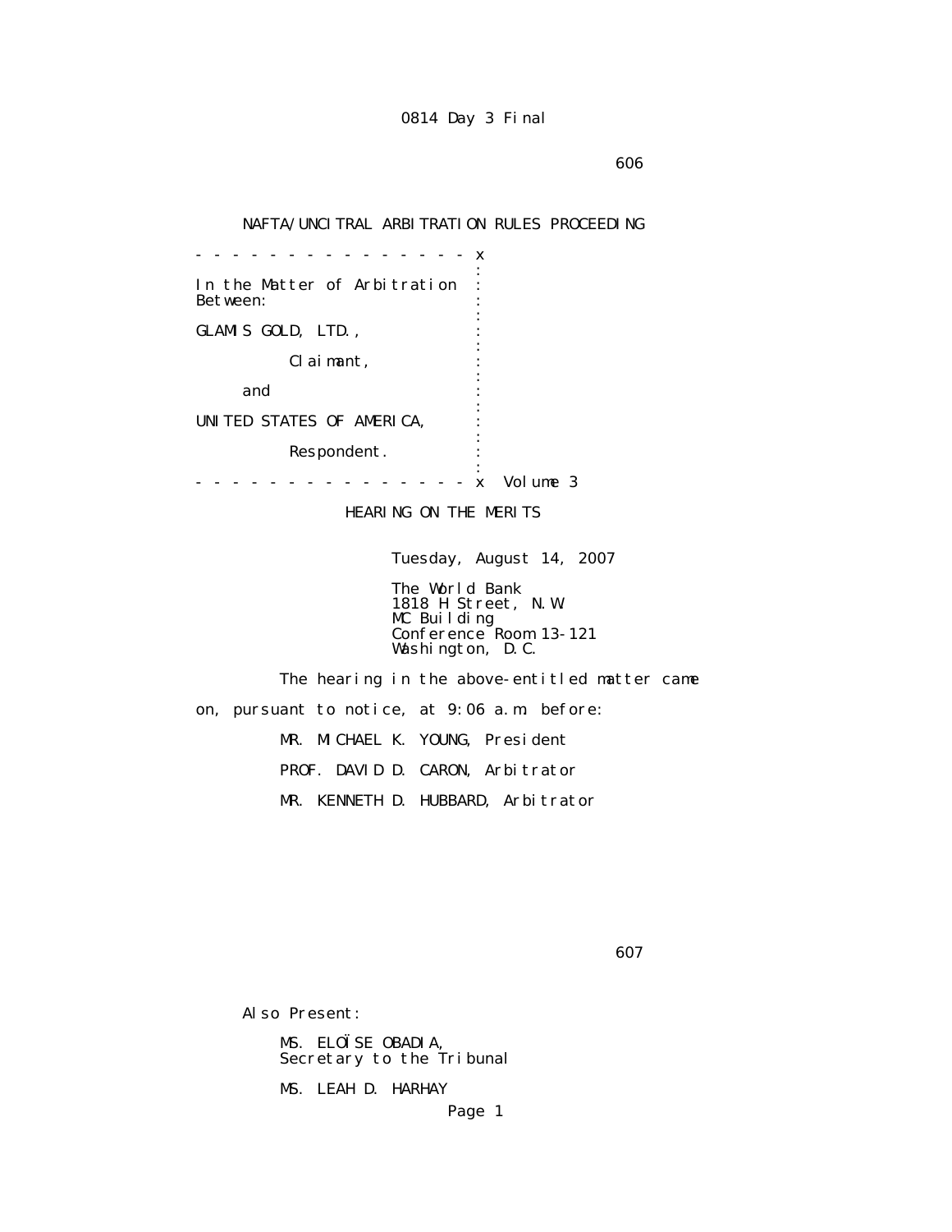0814 Day 3 Final

NAFTA/UNCITRAL ARBITRATION RULES PROCEEDING

```
- - - - - - - - - - - - - - - - x
                                :
In the Matter of Arbitration    :
Between:                        :
                                :
GLAMIS GOLD, LTD.,              :
                                :
          Claimant,             :
                                :
     and                        :
                                :
UNITED STATES OF AMERICA,       :
                                :
          Respondent.           :
                                :
- - - - - - - - - - - - - - - - x  Volume 3
```

HEARING ON THE MERITS

Tuesday, August 14, 2007

The World Bank
1818 H Street, N.W.
MC Building
Conference Room 13-121
Washington, D.C.

The hearing in the above-entitled matter came on, pursuant to notice, at 9:06 a.m. before:

MR. MICHAEL K. YOUNG, President

PROF. DAVID D. CARON, Arbitrator

MR. KENNETH D. HUBBARD, Arbitrator

Also Present:

MS. ELOÏSE OBADIA,
Secretary to the Tribunal

MS. LEAH D. HARHAY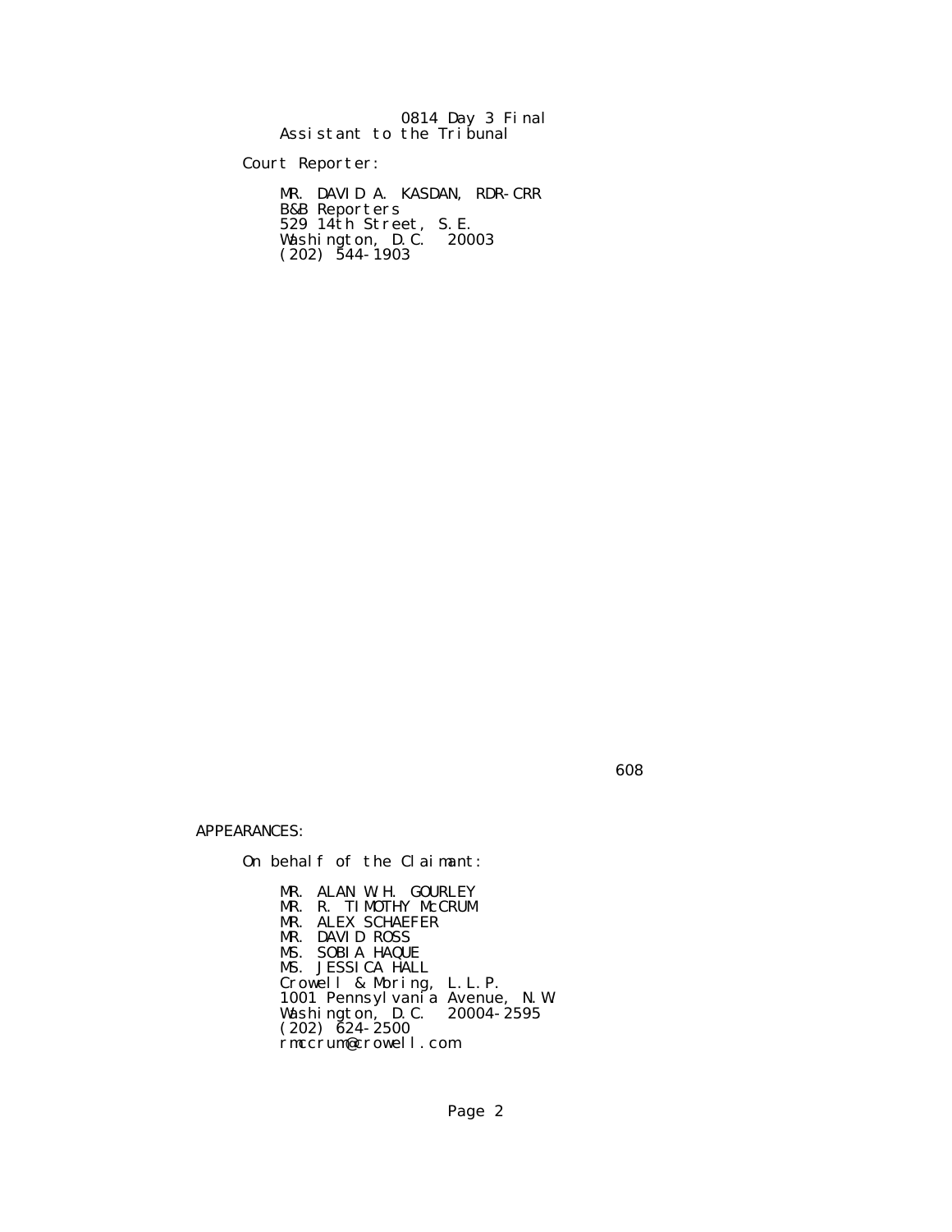Assistant to the Tribunal

Court Reporter:

MR. DAVID A. KASDAN, RDR-CRR
B&B Reporters
529 14th Street, S.E.
Washington, D.C. 20003
(202) 544-1903

APPEARANCES:

On behalf of the Claimant:

MR. ALAN W.H. GOURLEY
MR. R. TIMOTHY McCRUM
MR. ALEX SCHAEFER
MR. DAVID ROSS
MS. SOBIA HAQUE
MS. JESSICA HALL
Crowell & Moring, L.L.P.
1001 Pennsylvania Avenue, N.W.
Washington, D.C. 20004-2595
(202) 624-2500
rmccrum@crowell.com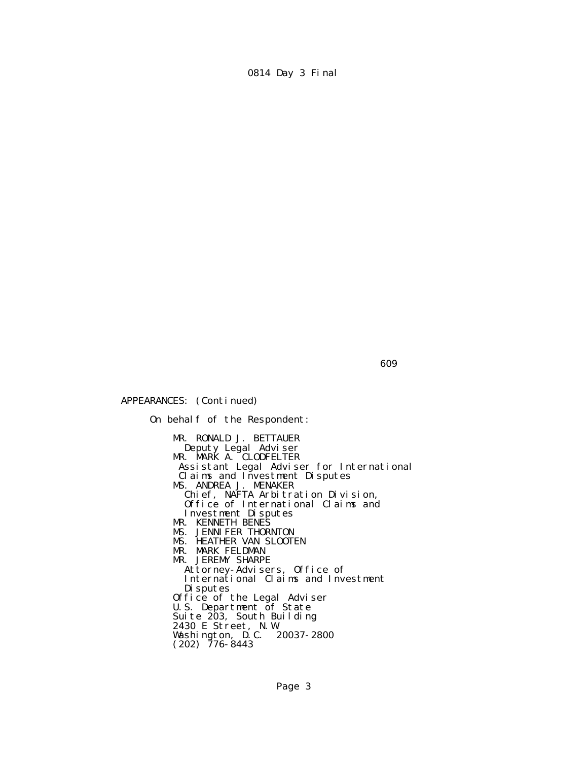APPEARANCES: (Continued)

On behalf of the Respondent:

MR. RONALD J. BETTAUER
Deputy Legal Adviser
MR. MARK A. CLODFELTER
Assistant Legal Adviser for International Claims and Investment Disputes
MS. ANDREA J. MENAKER
Chief, NAFTA Arbitration Division, Office of International Claims and Investment Disputes
MR. KENNETH BENES
MS. JENNIFER THORNTON
MS. HEATHER VAN SLOOTEN
MR. MARK FELDMAN
MR. JEREMY SHARPE
Attorney-Advisers, Office of International Claims and Investment Disputes
Office of the Legal Adviser
U.S. Department of State
Suite 203, South Building
2430 E Street, N.W.
Washington, D.C. 20037-2800
(202) 776-8443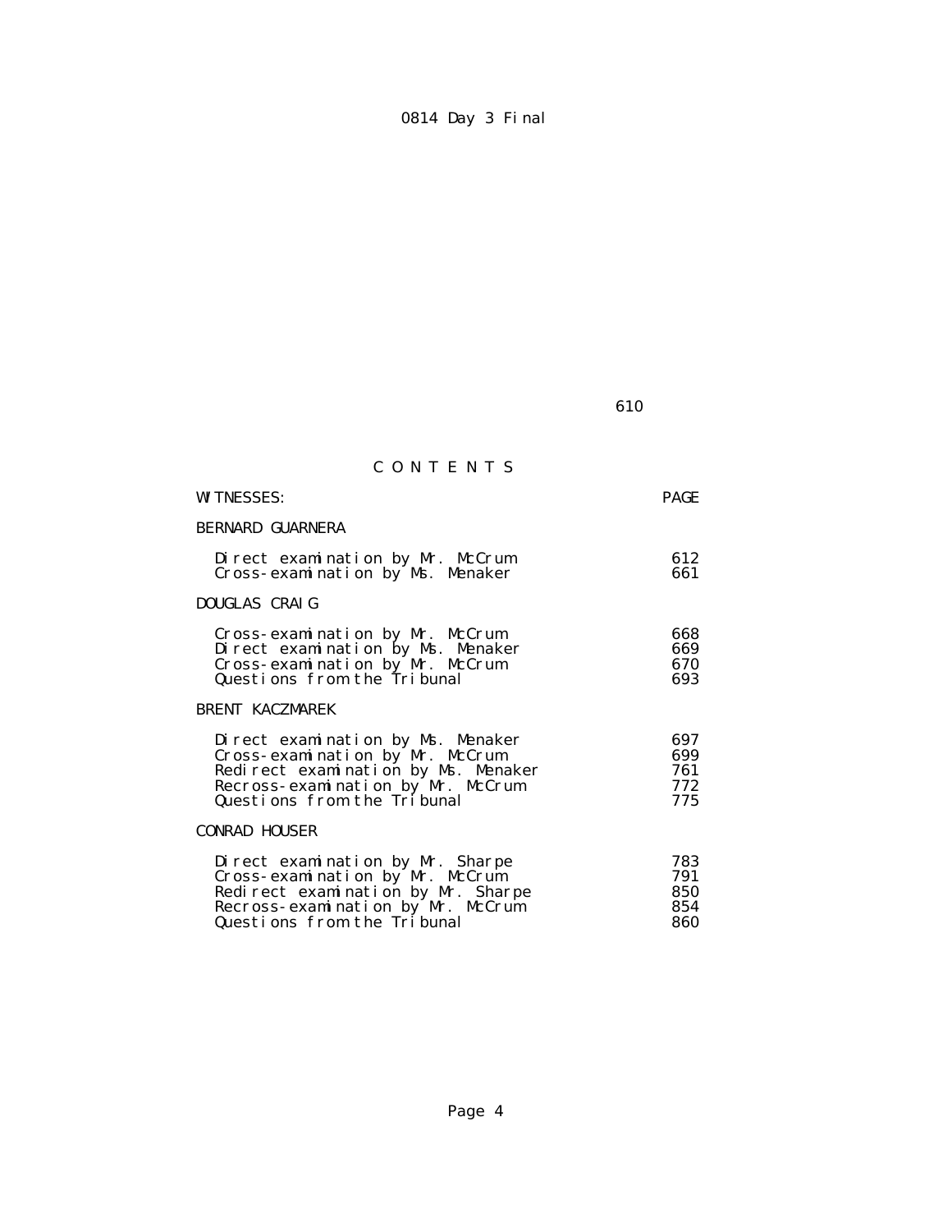# C O N T E N T S

| WITNESSES: | PAGE |
| --- | --- |
| BERNARD GUARNERA | |
| Direct examination by Mr. McCrum | 612 |
| Cross-examination by Ms. Menaker | 661 |
| DOUGLAS CRAIG | |
| Cross-examination by Mr. McCrum | 668 |
| Direct examination by Ms. Menaker | 669 |
| Cross-examination by Mr. McCrum | 670 |
| Questions from the Tribunal | 693 |
| BRENT KACZMAREK | |
| Direct examination by Ms. Menaker | 697 |
| Cross-examination by Mr. McCrum | 699 |
| Redirect examination by Ms. Menaker | 761 |
| Recross-examination by Mr. McCrum | 772 |
| Questions from the Tribunal | 775 |
| CONRAD HOUSER | |
| Direct examination by Mr. Sharpe | 783 |
| Cross-examination by Mr. McCrum | 791 |
| Redirect examination by Mr. Sharpe | 850 |
| Recross-examination by Mr. McCrum | 854 |
| Questions from the Tribunal | 860 |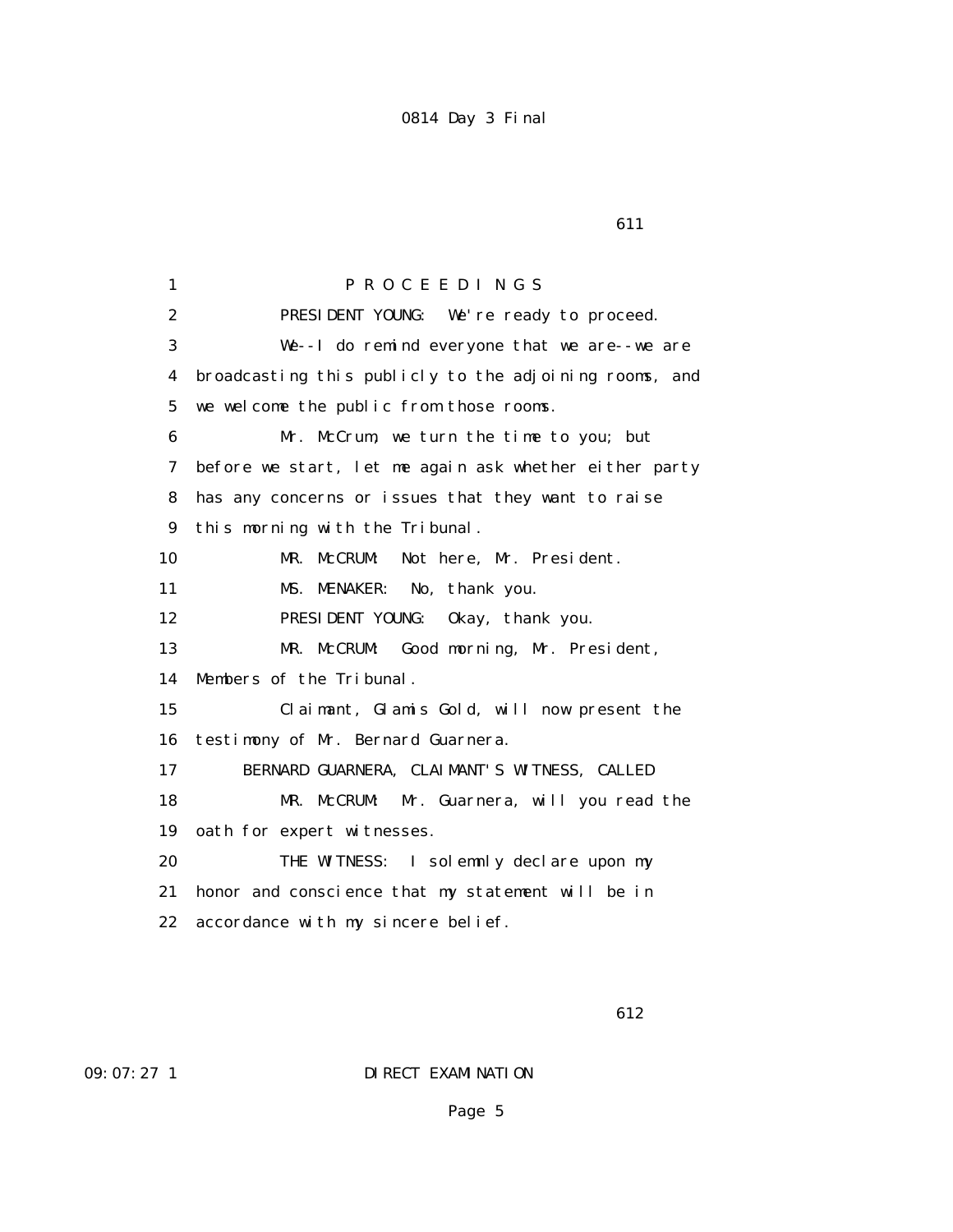611

1 P R O C E E D I N G S

2 PRESIDENT YOUNG: We're ready to proceed.

3 We--I do remind everyone that we are--we are

4 broadcasting this publicly to the adjoining rooms, and

5 we welcome the public from those rooms.

6 Mr. McCrum, we turn the time to you; but

7 before we start, let me again ask whether either party

8 has any concerns or issues that they want to raise

9 this morning with the Tribunal.

10 MR. McCRUM: Not here, Mr. President.

11 MS. MENAKER: No, thank you.

12 PRESIDENT YOUNG: Okay, thank you.

13 MR. McCRUM: Good morning, Mr. President,

14 Members of the Tribunal.

15 Claimant, Glamis Gold, will now present the

16 testimony of Mr. Bernard Guarnera.

17 BERNARD GUARNERA, CLAIMANT'S WITNESS, CALLED

18 MR. McCRUM: Mr. Guarnera, will you read the

19 oath for expert witnesses.

20 THE WITNESS: I solemnly declare upon my

21 honor and conscience that my statement will be in

22 accordance with my sincere belief.

612

09:07:27 1 DIRECT EXAMINATION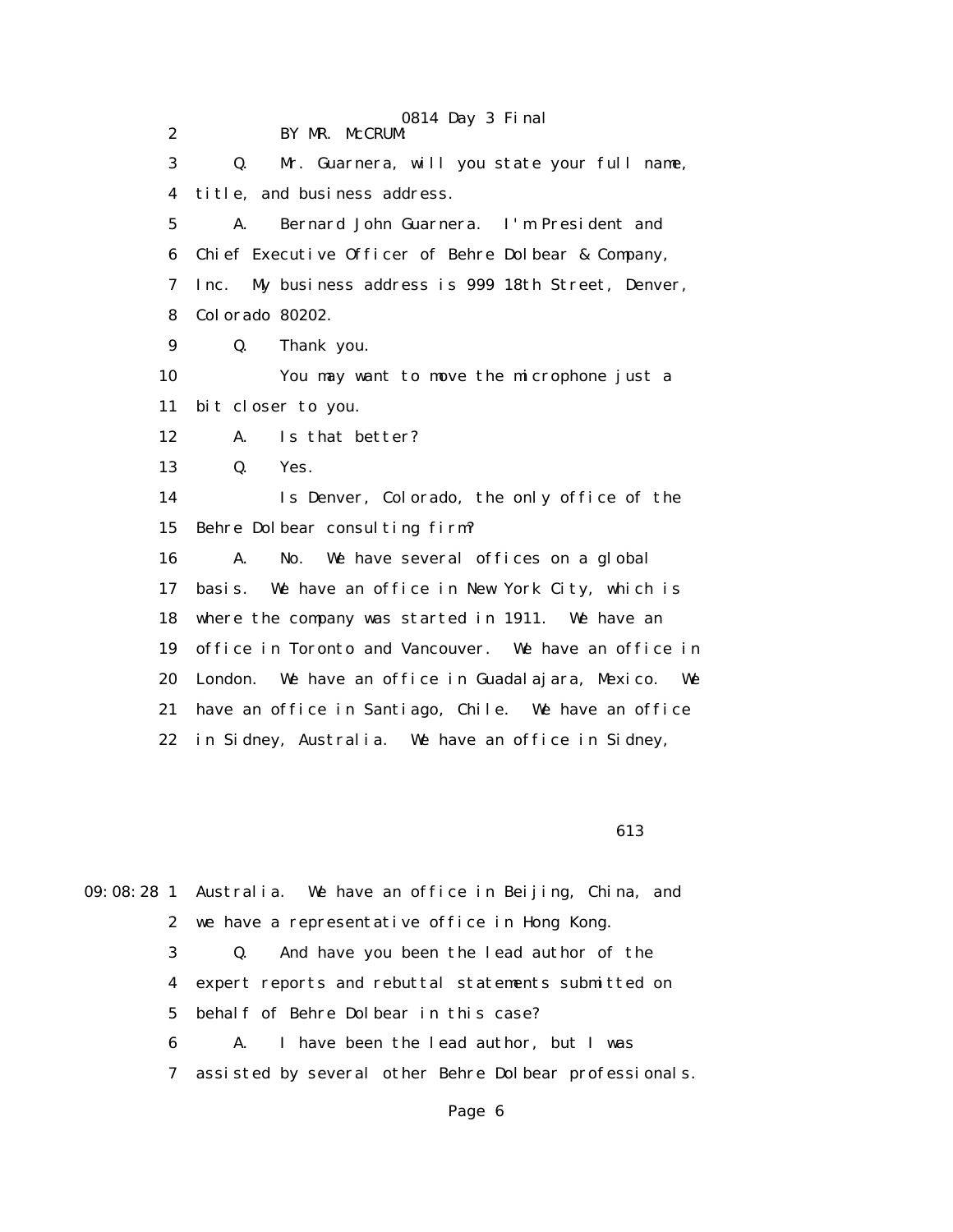BY MR. McCRUM:

Q. Mr. Guarnera, will you state your full name, title, and business address.

A. Bernard John Guarnera. I'm President and Chief Executive Officer of Behre Dolbear & Company, Inc. My business address is 999 18th Street, Denver, Colorado 80202.

Q. Thank you.

You may want to move the microphone just a bit closer to you.

A. Is that better?

Q. Yes.

Is Denver, Colorado, the only office of the Behre Dolbear consulting firm?

A. No. We have several offices on a global basis. We have an office in New York City, which is where the company was started in 1911. We have an office in Toronto and Vancouver. We have an office in London. We have an office in Guadalajara, Mexico. We have an office in Santiago, Chile. We have an office in Sidney, Australia. We have an office in Sidney, Australia. We have an office in Beijing, China, and we have a representative office in Hong Kong.

Q. And have you been the lead author of the expert reports and rebuttal statements submitted on behalf of Behre Dolbear in this case?

A. I have been the lead author, but I was assisted by several other Behre Dolbear professionals.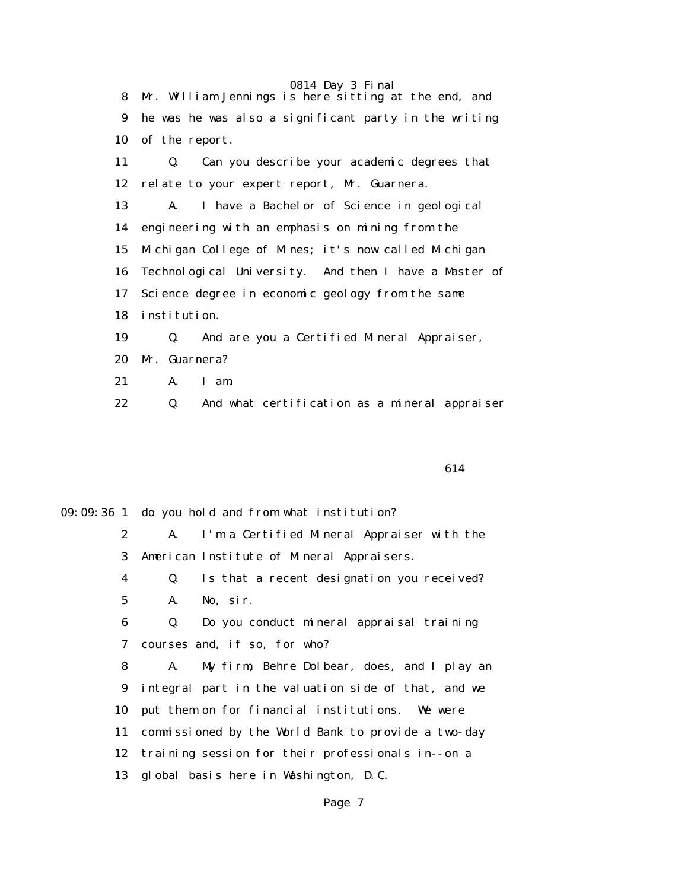8 Mr. William Jennings is here sitting at the end, and
9 he was he was also a significant party in the writing
10 of the report.
11 Q. Can you describe your academic degrees that
12 relate to your expert report, Mr. Guarnera.
13 A. I have a Bachelor of Science in geological
14 engineering with an emphasis on mining from the
15 Michigan College of Mines; it's now called Michigan
16 Technological University. And then I have a Master of
17 Science degree in economic geology from the same
18 institution.
19 Q. And are you a Certified Mineral Appraiser,
20 Mr. Guarnera?
21 A. I am.
22 Q. And what certification as a mineral appraiser

614

09:09:36 1 do you hold and from what institution?
2 A. I'm a Certified Mineral Appraiser with the
3 American Institute of Mineral Appraisers.
4 Q. Is that a recent designation you received?
5 A. No, sir.
6 Q. Do you conduct mineral appraisal training
7 courses and, if so, for who?
8 A. My firm, Behre Dolbear, does, and I play an
9 integral part in the valuation side of that, and we
10 put them on for financial institutions. We were
11 commissioned by the World Bank to provide a two-day
12 training session for their professionals in--on a
13 global basis here in Washington, D.C.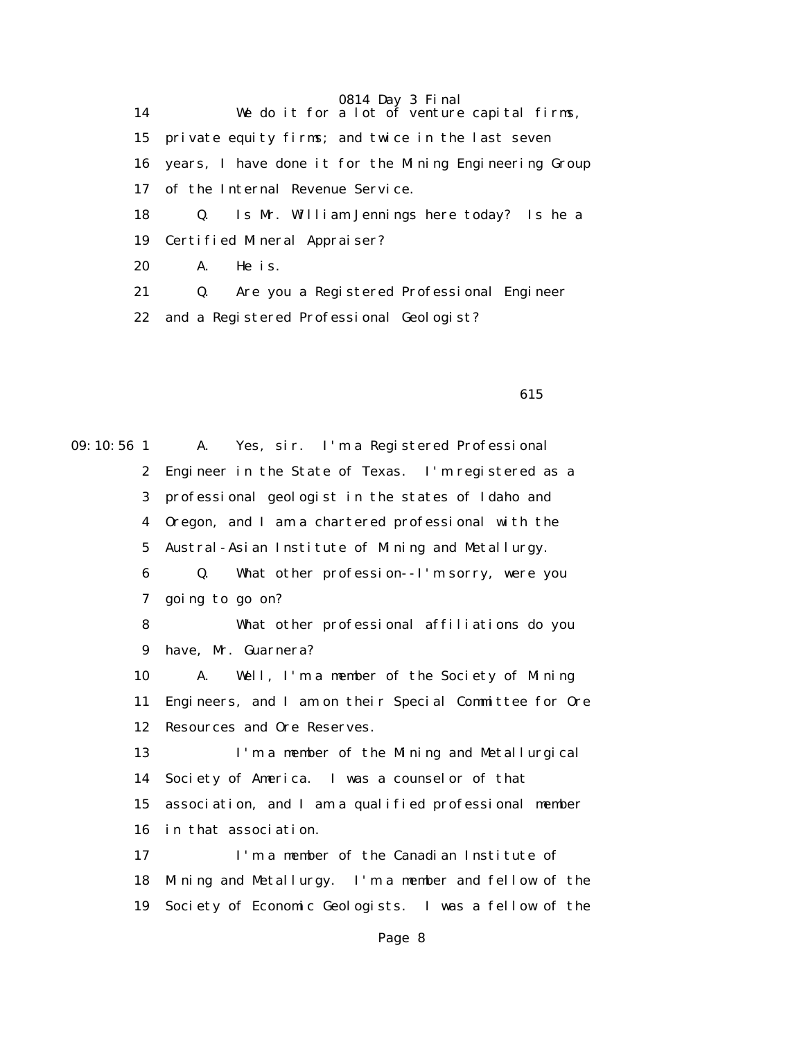14 We do it for a lot of venture capital firms,

15 private equity firms; and twice in the last seven

16 years, I have done it for the Mining Engineering Group

17 of the Internal Revenue Service.

18 Q. Is Mr. William Jennings here today? Is he a

19 Certified Mineral Appraiser?

20 A. He is.

21 Q. Are you a Registered Professional Engineer

22 and a Registered Professional Geologist?

615

09:10:56 1 A. Yes, sir. I'm a Registered Professional

2 Engineer in the State of Texas. I'm registered as a

3 professional geologist in the states of Idaho and

4 Oregon, and I am a chartered professional with the

5 Austral-Asian Institute of Mining and Metallurgy.

6 Q. What other profession--I'm sorry, were you

7 going to go on?

8 What other professional affiliations do you

9 have, Mr. Guarnera?

10 A. Well, I'm a member of the Society of Mining

11 Engineers, and I am on their Special Committee for Ore

12 Resources and Ore Reserves.

13 I'm a member of the Mining and Metallurgical

14 Society of America. I was a counselor of that

15 association, and I am a qualified professional member

16 in that association.

17 I'm a member of the Canadian Institute of

18 Mining and Metallurgy. I'm a member and fellow of the

19 Society of Economic Geologists. I was a fellow of the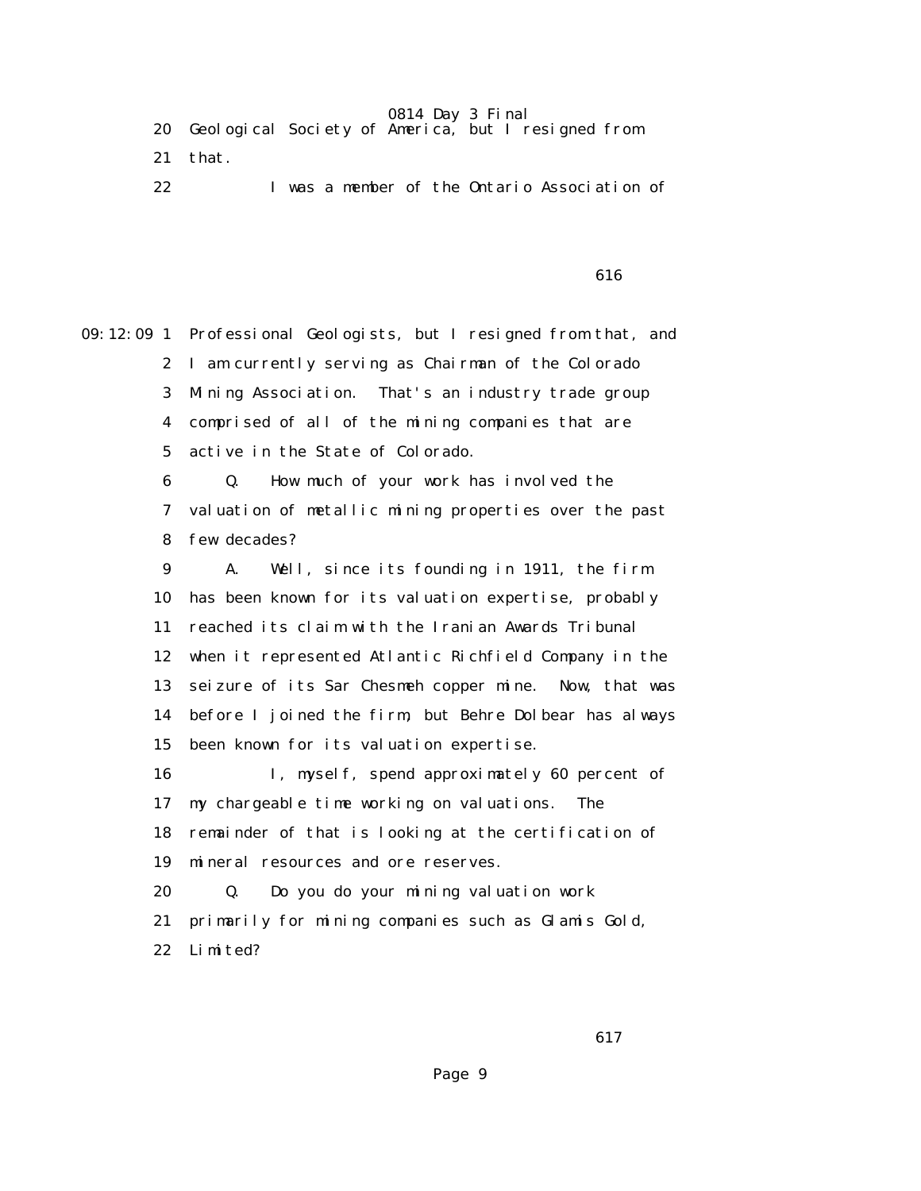20 Geological Society of America, but I resigned from

21 that.

22 I was a member of the Ontario Association of

616

09:12:09 1 Professional Geologists, but I resigned from that, and

2 I am currently serving as Chairman of the Colorado

3 Mining Association. That's an industry trade group

4 comprised of all of the mining companies that are

5 active in the State of Colorado.

6 Q. How much of your work has involved the

7 valuation of metallic mining properties over the past

8 few decades?

9 A. Well, since its founding in 1911, the firm

10 has been known for its valuation expertise, probably

11 reached its claim with the Iranian Awards Tribunal

12 when it represented Atlantic Richfield Company in the

13 seizure of its Sar Chesmeh copper mine. Now, that was

14 before I joined the firm, but Behre Dolbear has always

15 been known for its valuation expertise.

16 I, myself, spend approximately 60 percent of

17 my chargeable time working on valuations. The

18 remainder of that is looking at the certification of

19 mineral resources and ore reserves.

20 Q. Do you do your mining valuation work

21 primarily for mining companies such as Glamis Gold,

22 Limited?

617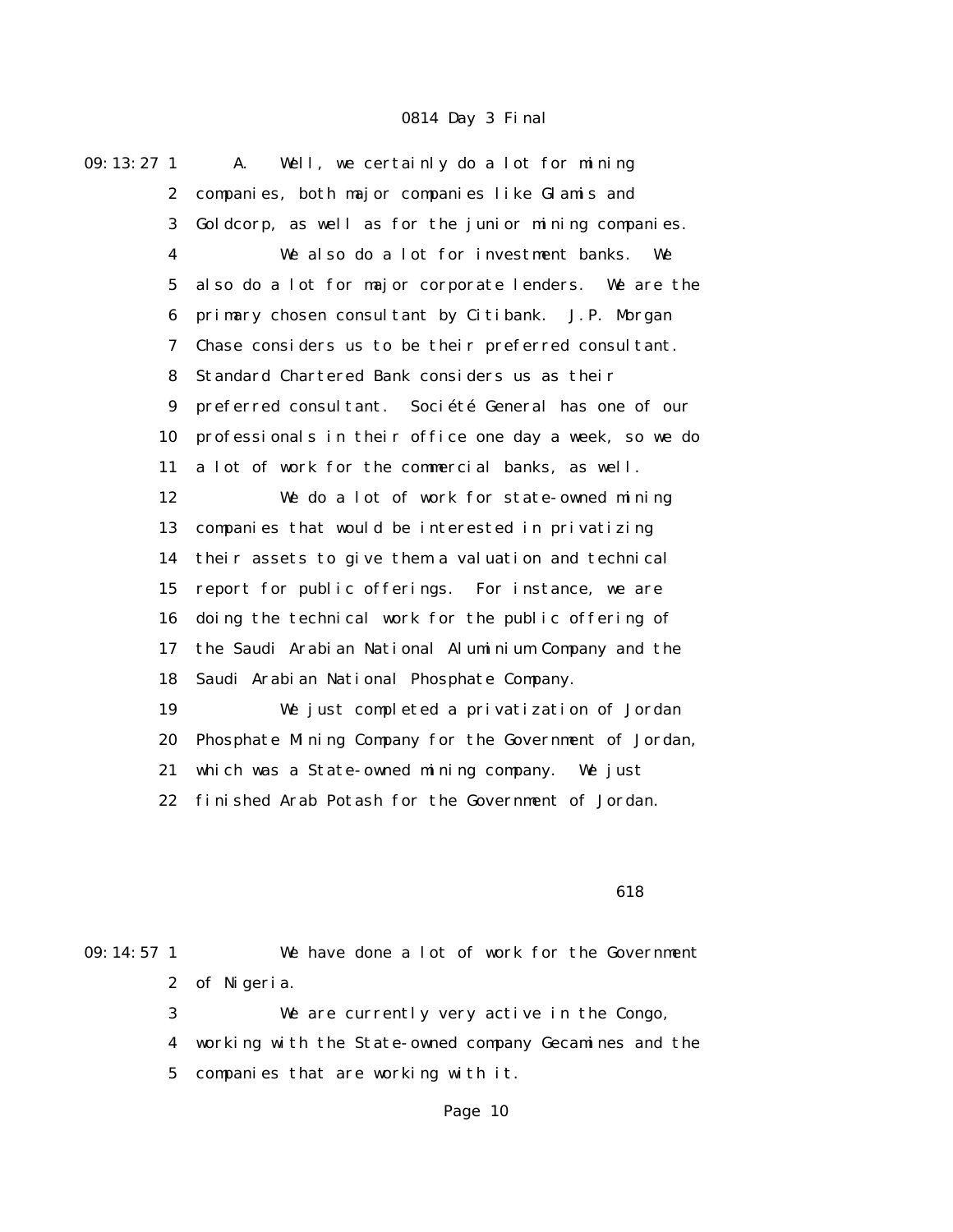09:13:27 1 A. Well, we certainly do a lot for mining
2 companies, both major companies like Glamis and
3 Goldcorp, as well as for the junior mining companies.
4 We also do a lot for investment banks. We
5 also do a lot for major corporate lenders. We are the
6 primary chosen consultant by Citibank. J.P. Morgan
7 Chase considers us to be their preferred consultant.
8 Standard Chartered Bank considers us as their
9 preferred consultant. Société General has one of our
10 professionals in their office one day a week, so we do
11 a lot of work for the commercial banks, as well.
12 We do a lot of work for state-owned mining
13 companies that would be interested in privatizing
14 their assets to give them a valuation and technical
15 report for public offerings. For instance, we are
16 doing the technical work for the public offering of
17 the Saudi Arabian National Aluminium Company and the
18 Saudi Arabian National Phosphate Company.
19 We just completed a privatization of Jordan
20 Phosphate Mining Company for the Government of Jordan,
21 which was a State-owned mining company. We just
22 finished Arab Potash for the Government of Jordan.

618

09:14:57 1 We have done a lot of work for the Government
2 of Nigeria.
3 We are currently very active in the Congo,
4 working with the State-owned company Gecamines and the
5 companies that are working with it.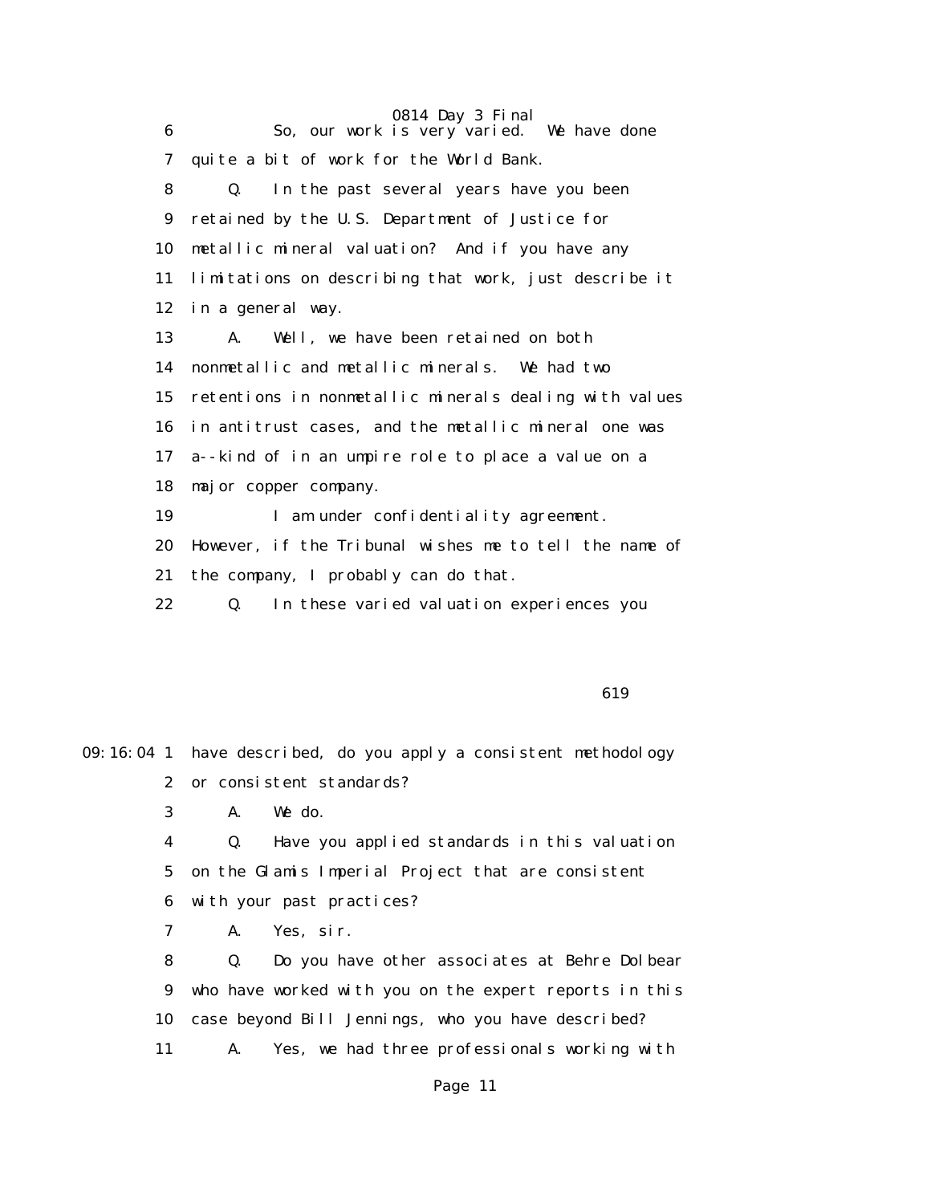6 So, our work is very varied. We have done
7 quite a bit of work for the World Bank.
8 Q. In the past several years have you been
9 retained by the U.S. Department of Justice for
10 metallic mineral valuation? And if you have any
11 limitations on describing that work, just describe it
12 in a general way.
13 A. Well, we have been retained on both
14 nonmetallic and metallic minerals. We had two
15 retentions in nonmetallic minerals dealing with values
16 in antitrust cases, and the metallic mineral one was
17 a--kind of in an umpire role to place a value on a
18 major copper company.
19 I am under confidentiality agreement.
20 However, if the Tribunal wishes me to tell the name of
21 the company, I probably can do that.
22 Q. In these varied valuation experiences you

619

09:16:04 1 have described, do you apply a consistent methodology
2 or consistent standards?
3 A. We do.
4 Q. Have you applied standards in this valuation
5 on the Glamis Imperial Project that are consistent
6 with your past practices?
7 A. Yes, sir.
8 Q. Do you have other associates at Behre Dolbear
9 who have worked with you on the expert reports in this
10 case beyond Bill Jennings, who you have described?
11 A. Yes, we had three professionals working with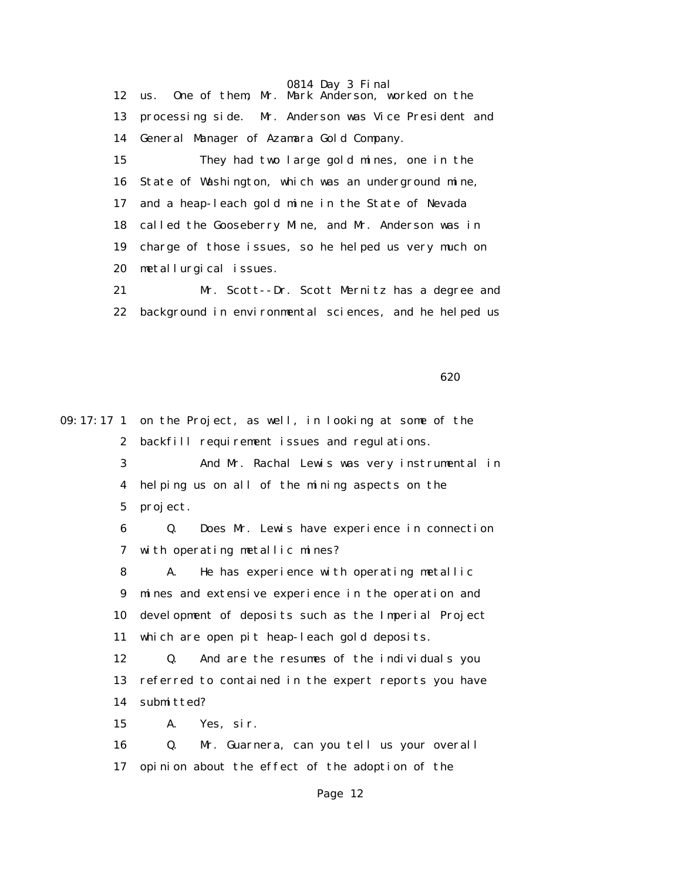us. One of them, Mr. Mark Anderson, worked on the processing side. Mr. Anderson was Vice President and General Manager of Azamara Gold Company.

They had two large gold mines, one in the State of Washington, which was an underground mine, and a heap-leach gold mine in the State of Nevada called the Gooseberry Mine, and Mr. Anderson was in charge of those issues, so he helped us very much on metallurgical issues.

Mr. Scott--Dr. Scott Mernitz has a degree and background in environmental sciences, and he helped us

09:17:17 on the Project, as well, in looking at some of the backfill requirement issues and regulations.

And Mr. Rachal Lewis was very instrumental in helping us on all of the mining aspects on the project.

Q. Does Mr. Lewis have experience in connection with operating metallic mines?

A. He has experience with operating metallic mines and extensive experience in the operation and development of deposits such as the Imperial Project which are open pit heap-leach gold deposits.

Q. And are the resumes of the individuals you referred to contained in the expert reports you have submitted?

A. Yes, sir.

Q. Mr. Guarnera, can you tell us your overall opinion about the effect of the adoption of the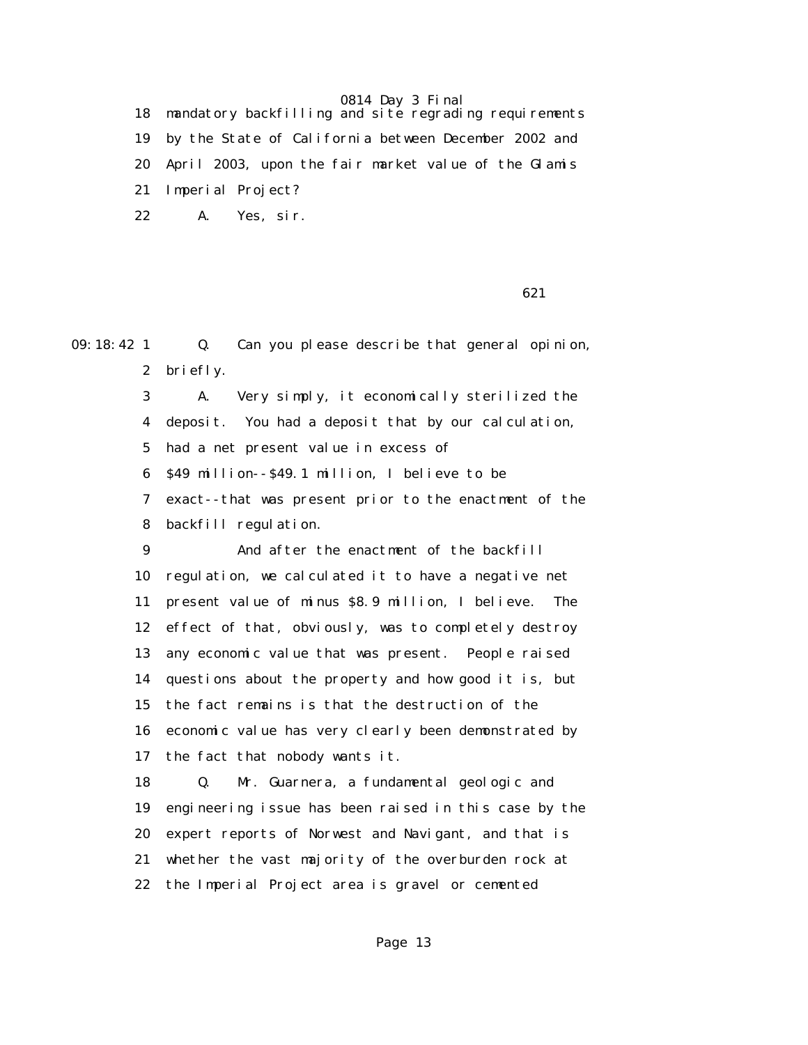18 mandatory backfilling and site regrading requirements
19 by the State of California between December 2002 and
20 April 2003, upon the fair market value of the Glamis
21 Imperial Project?
22 A. Yes, sir.

621

09:18:42 1 Q. Can you please describe that general opinion,
2 briefly.
3 A. Very simply, it economically sterilized the
4 deposit. You had a deposit that by our calculation,
5 had a net present value in excess of
6 $49 million--$49.1 million, I believe to be
7 exact--that was present prior to the enactment of the
8 backfill regulation.
9 And after the enactment of the backfill
10 regulation, we calculated it to have a negative net
11 present value of minus $8.9 million, I believe. The
12 effect of that, obviously, was to completely destroy
13 any economic value that was present. People raised
14 questions about the property and how good it is, but
15 the fact remains is that the destruction of the
16 economic value has very clearly been demonstrated by
17 the fact that nobody wants it.
18 Q. Mr. Guarnera, a fundamental geologic and
19 engineering issue has been raised in this case by the
20 expert reports of Norwest and Navigant, and that is
21 whether the vast majority of the overburden rock at
22 the Imperial Project area is gravel or cemented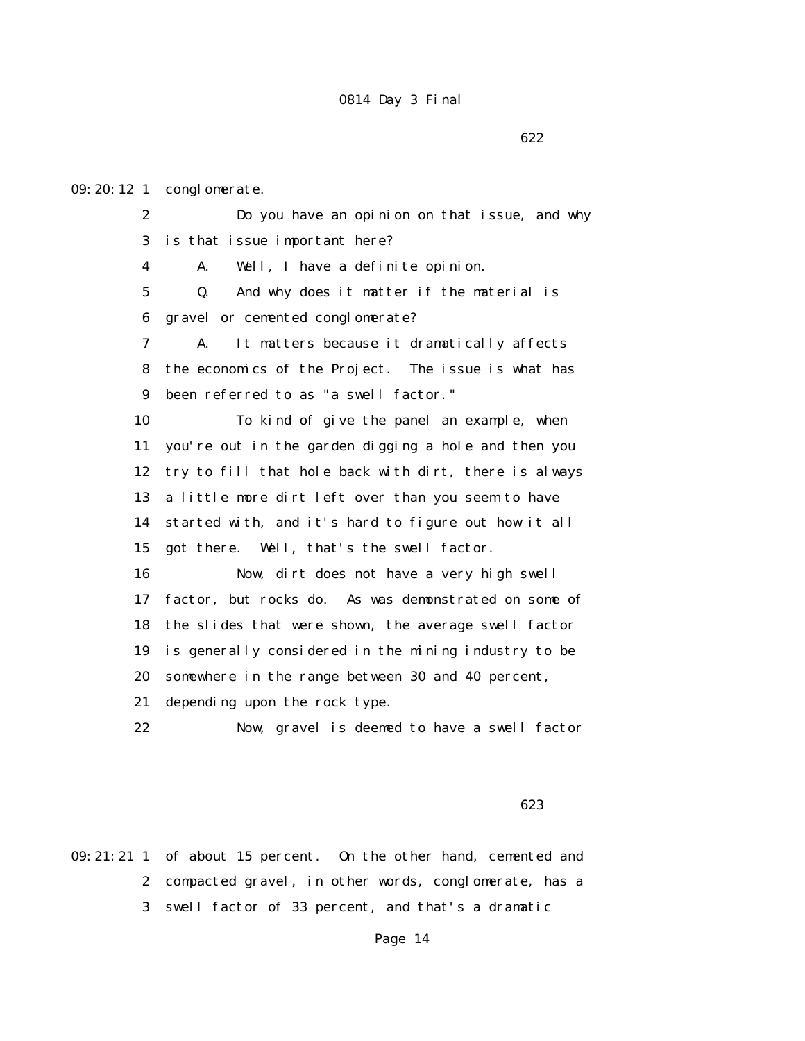622

09:20:12 1 conglomerate.

2 Do you have an opinion on that issue, and why

3 is that issue important here?

4 A. Well, I have a definite opinion.

5 Q. And why does it matter if the material is

6 gravel or cemented conglomerate?

7 A. It matters because it dramatically affects

8 the economics of the Project. The issue is what has

9 been referred to as "a swell factor."

10 To kind of give the panel an example, when

11 you're out in the garden digging a hole and then you

12 try to fill that hole back with dirt, there is always

13 a little more dirt left over than you seem to have

14 started with, and it's hard to figure out how it all

15 got there. Well, that's the swell factor.

16 Now, dirt does not have a very high swell

17 factor, but rocks do. As was demonstrated on some of

18 the slides that were shown, the average swell factor

19 is generally considered in the mining industry to be

20 somewhere in the range between 30 and 40 percent,

21 depending upon the rock type.

22 Now, gravel is deemed to have a swell factor

623

09:21:21 1 of about 15 percent. On the other hand, cemented and

2 compacted gravel, in other words, conglomerate, has a

3 swell factor of 33 percent, and that's a dramatic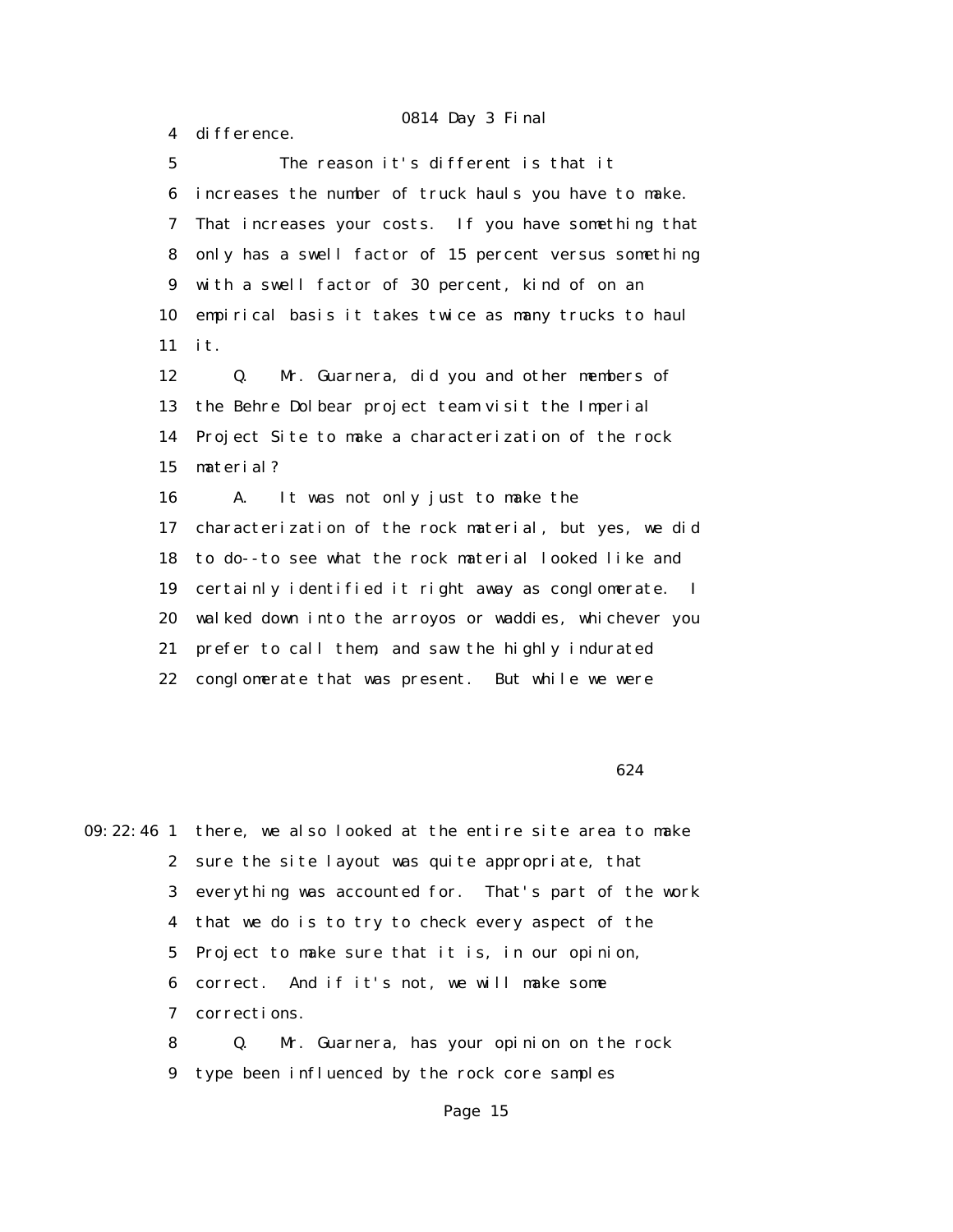4 difference.

5 The reason it's different is that it

6 increases the number of truck hauls you have to make.

7 That increases your costs. If you have something that

8 only has a swell factor of 15 percent versus something

9 with a swell factor of 30 percent, kind of on an

10 empirical basis it takes twice as many trucks to haul

11 it.

12 Q. Mr. Guarnera, did you and other members of

13 the Behre Dolbear project team visit the Imperial

14 Project Site to make a characterization of the rock

15 material?

16 A. It was not only just to make the

17 characterization of the rock material, but yes, we did

18 to do--to see what the rock material looked like and

19 certainly identified it right away as conglomerate. I

20 walked down into the arroyos or waddies, whichever you

21 prefer to call them, and saw the highly indurated

22 conglomerate that was present. But while we were

624

09:22:46 1 there, we also looked at the entire site area to make

2 sure the site layout was quite appropriate, that

3 everything was accounted for. That's part of the work

4 that we do is to try to check every aspect of the

5 Project to make sure that it is, in our opinion,

6 correct. And if it's not, we will make some

7 corrections.

8 Q. Mr. Guarnera, has your opinion on the rock

9 type been influenced by the rock core samples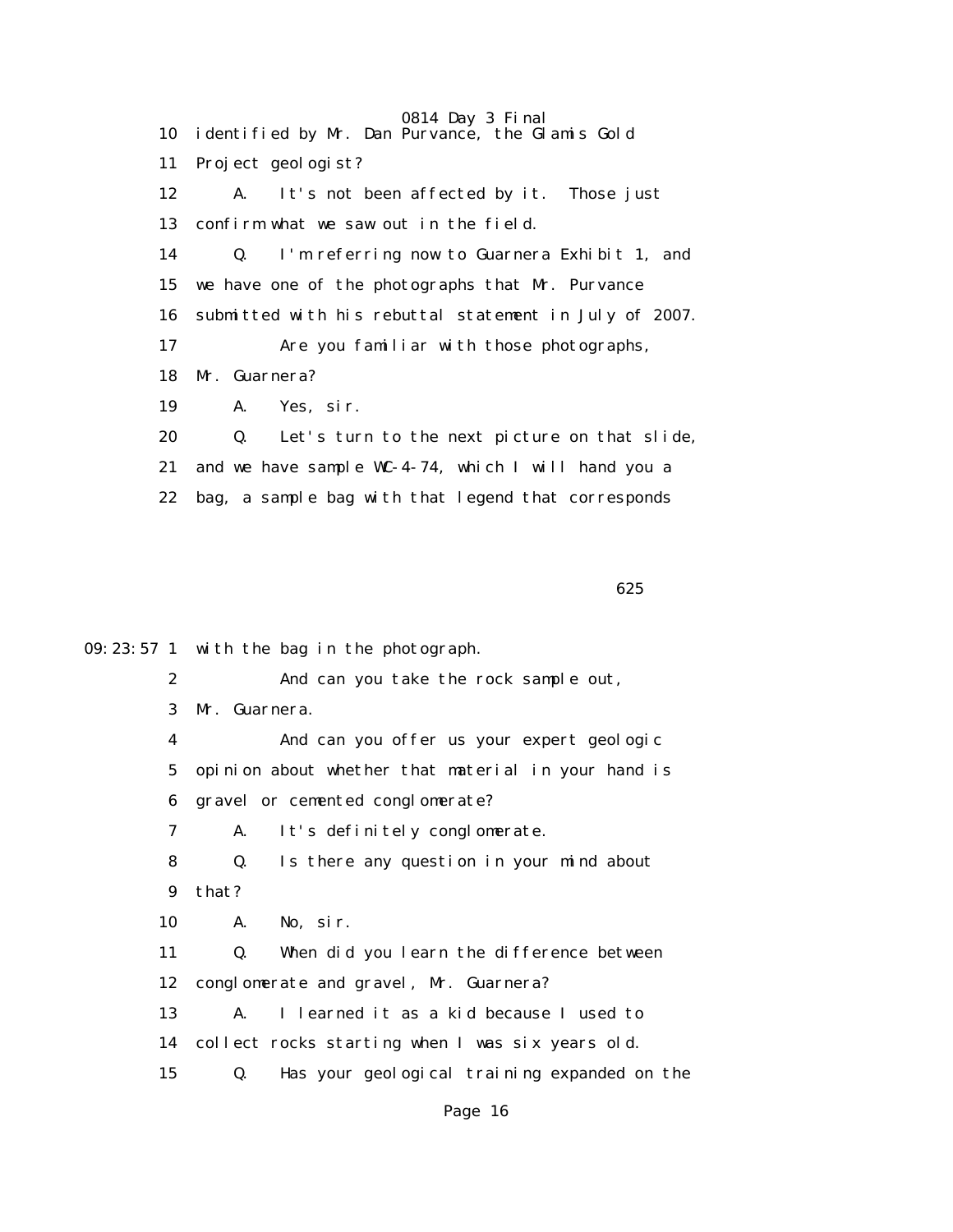10 identified by Mr. Dan Purvance, the Glamis Gold

11 Project geologist?

12 A. It's not been affected by it. Those just

13 confirm what we saw out in the field.

14 Q. I'm referring now to Guarnera Exhibit 1, and

15 we have one of the photographs that Mr. Purvance

16 submitted with his rebuttal statement in July of 2007.

17 Are you familiar with those photographs,

18 Mr. Guarnera?

19 A. Yes, sir.

20 Q. Let's turn to the next picture on that slide,

21 and we have sample WC-4-74, which I will hand you a

22 bag, a sample bag with that legend that corresponds

625

09:23:57 1 with the bag in the photograph.

2 And can you take the rock sample out,

3 Mr. Guarnera.

4 And can you offer us your expert geologic

5 opinion about whether that material in your hand is

6 gravel or cemented conglomerate?

7 A. It's definitely conglomerate.

8 Q. Is there any question in your mind about

9 that?

10 A. No, sir.

11 Q. When did you learn the difference between

12 conglomerate and gravel, Mr. Guarnera?

13 A. I learned it as a kid because I used to

14 collect rocks starting when I was six years old.

15 Q. Has your geological training expanded on the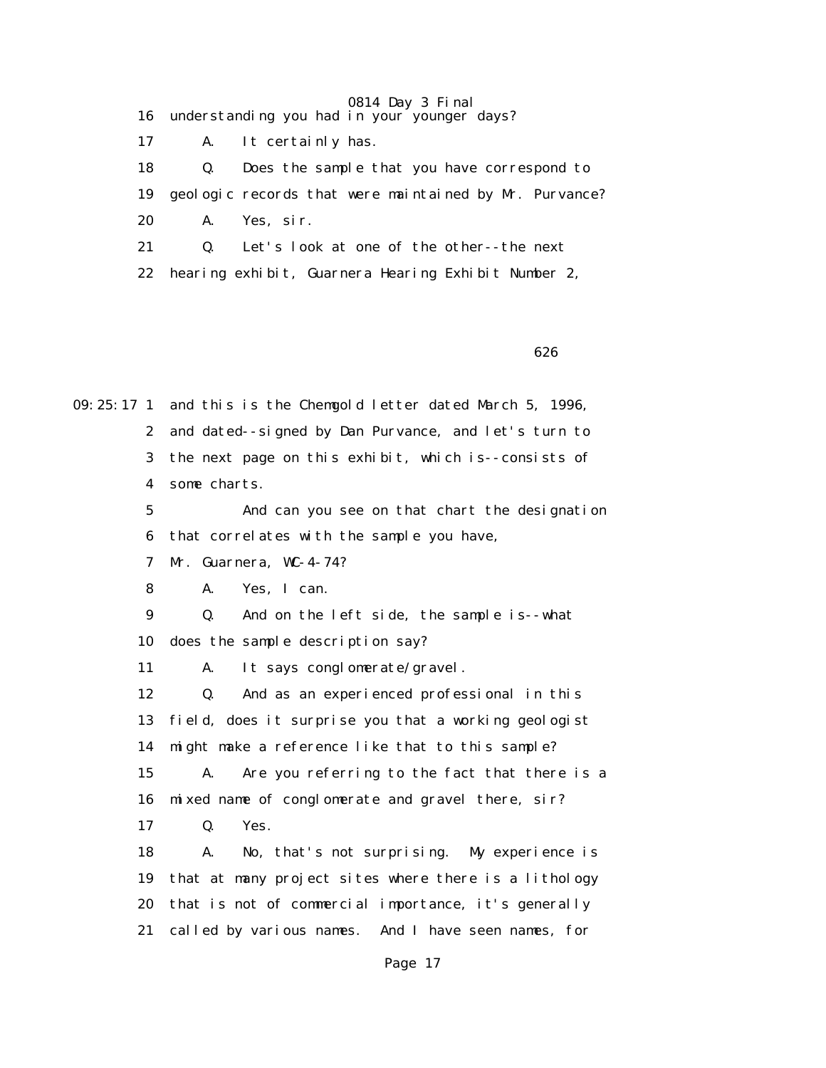16 understanding you had in your younger days?

17 A. It certainly has.

18 Q. Does the sample that you have correspond to

19 geologic records that were maintained by Mr. Purvance?

20 A. Yes, sir.

21 Q. Let's look at one of the other--the next

22 hearing exhibit, Guarnera Hearing Exhibit Number 2,

626

09:25:17 1 and this is the Chemgold letter dated March 5, 1996,

2 and dated--signed by Dan Purvance, and let's turn to

3 the next page on this exhibit, which is--consists of

4 some charts.

5 And can you see on that chart the designation

6 that correlates with the sample you have,

7 Mr. Guarnera, WC-4-74?

8 A. Yes, I can.

9 Q. And on the left side, the sample is--what

10 does the sample description say?

11 A. It says conglomerate/gravel.

12 Q. And as an experienced professional in this

13 field, does it surprise you that a working geologist

14 might make a reference like that to this sample?

15 A. Are you referring to the fact that there is a

16 mixed name of conglomerate and gravel there, sir?

17 Q. Yes.

18 A. No, that's not surprising. My experience is

19 that at many project sites where there is a lithology

20 that is not of commercial importance, it's generally

21 called by various names. And I have seen names, for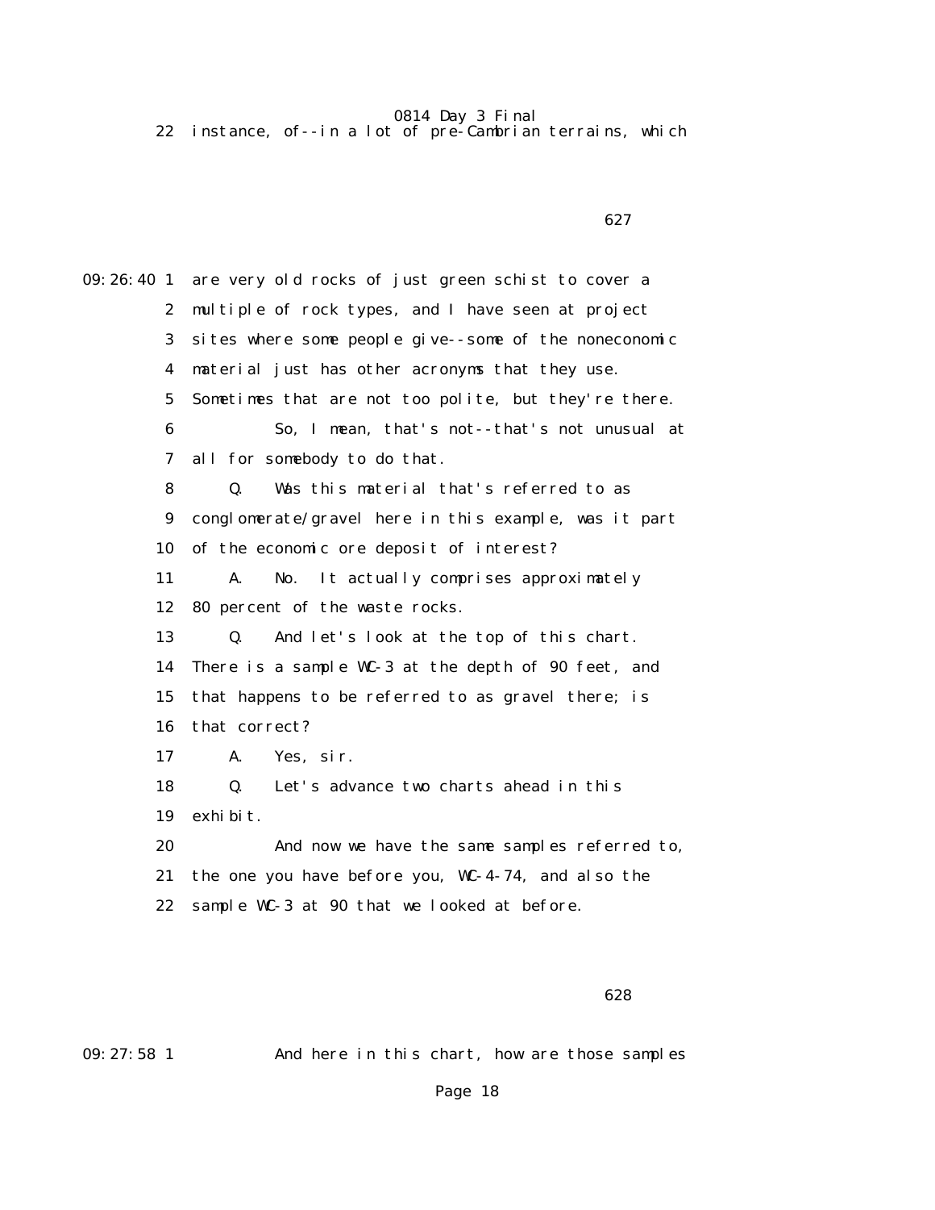22 instance, of--in a lot of pre-Cambrian terrains, which

09:26:40 1 are very old rocks of just green schist to cover a
2 multiple of rock types, and I have seen at project
3 sites where some people give--some of the noneconomic
4 material just has other acronyms that they use.
5 Sometimes that are not too polite, but they're there.
6 So, I mean, that's not--that's not unusual at
7 all for somebody to do that.
8 Q. Was this material that's referred to as
9 conglomerate/gravel here in this example, was it part
10 of the economic ore deposit of interest?
11 A. No. It actually comprises approximately
12 80 percent of the waste rocks.
13 Q. And let's look at the top of this chart.
14 There is a sample WC-3 at the depth of 90 feet, and
15 that happens to be referred to as gravel there; is
16 that correct?
17 A. Yes, sir.
18 Q. Let's advance two charts ahead in this
19 exhibit.
20 And now we have the same samples referred to,
21 the one you have before you, WC-4-74, and also the
22 sample WC-3 at 90 that we looked at before.

09:27:58 1 And here in this chart, how are those samples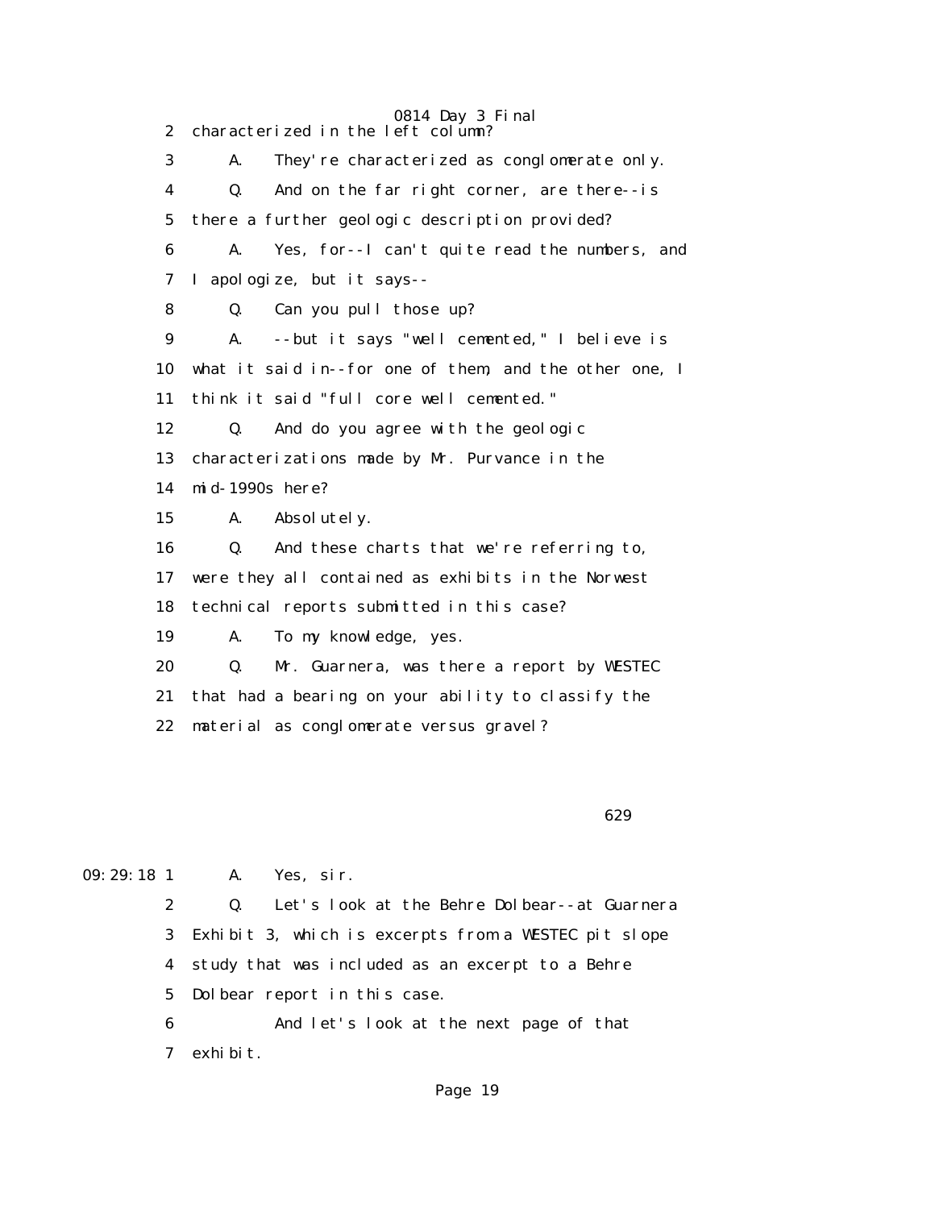2 characterized in the left column?

3 A. They're characterized as conglomerate only.

4 Q. And on the far right corner, are there--is

5 there a further geologic description provided?

6 A. Yes, for--I can't quite read the numbers, and

7 I apologize, but it says--

8 Q. Can you pull those up?

9 A. --but it says "well cemented," I believe is

10 what it said in--for one of them, and the other one, I

11 think it said "full core well cemented."

12 Q. And do you agree with the geologic

13 characterizations made by Mr. Purvance in the

14 mid-1990s here?

15 A. Absolutely.

16 Q. And these charts that we're referring to,

17 were they all contained as exhibits in the Norwest

18 technical reports submitted in this case?

19 A. To my knowledge, yes.

20 Q. Mr. Guarnera, was there a report by WESTEC

21 that had a bearing on your ability to classify the

22 material as conglomerate versus gravel?

629

09:29:18 1 A. Yes, sir.

2 Q. Let's look at the Behre Dolbear--at Guarnera

3 Exhibit 3, which is excerpts from a WESTEC pit slope

4 study that was included as an excerpt to a Behre

5 Dolbear report in this case.

6 And let's look at the next page of that

7 exhibit.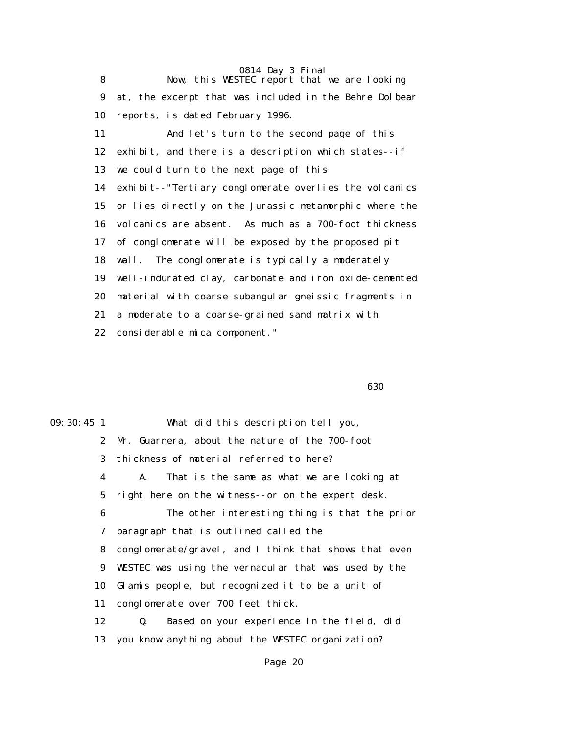8 Now, this WESTEC report that we are looking
9 at, the excerpt that was included in the Behre Dolbear
10 reports, is dated February 1996.
11 And let's turn to the second page of this
12 exhibit, and there is a description which states--if
13 we could turn to the next page of this
14 exhibit--"Tertiary conglomerate overlies the volcanics
15 or lies directly on the Jurassic metamorphic where the
16 volcanics are absent. As much as a 700-foot thickness
17 of conglomerate will be exposed by the proposed pit
18 wall. The conglomerate is typically a moderately
19 well-indurated clay, carbonate and iron oxide-cemented
20 material with coarse subangular gneissic fragments in
21 a moderate to a coarse-grained sand matrix with
22 considerable mica component."

630

09:30:45 1 What did this description tell you,
2 Mr. Guarnera, about the nature of the 700-foot
3 thickness of material referred to here?
4 A. That is the same as what we are looking at
5 right here on the witness--or on the expert desk.
6 The other interesting thing is that the prior
7 paragraph that is outlined called the
8 conglomerate/gravel, and I think that shows that even
9 WESTEC was using the vernacular that was used by the
10 Glamis people, but recognized it to be a unit of
11 conglomerate over 700 feet thick.
12 Q. Based on your experience in the field, did
13 you know anything about the WESTEC organization?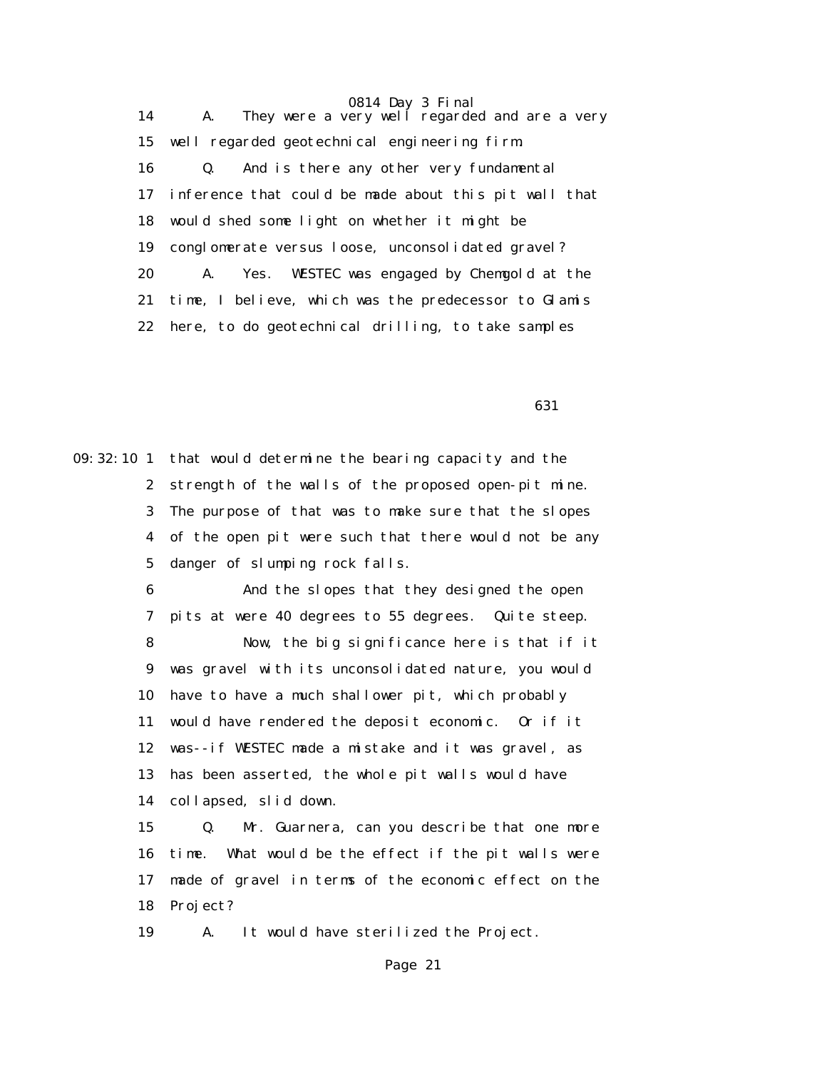14 A. They were a very well regarded and are a very
15 well regarded geotechnical engineering firm.
16 Q. And is there any other very fundamental
17 inference that could be made about this pit wall that
18 would shed some light on whether it might be
19 conglomerate versus loose, unconsolidated gravel?
20 A. Yes. WESTEC was engaged by Chemgold at the
21 time, I believe, which was the predecessor to Glamis
22 here, to do geotechnical drilling, to take samples

631

09:32:10 1 that would determine the bearing capacity and the
2 strength of the walls of the proposed open-pit mine.
3 The purpose of that was to make sure that the slopes
4 of the open pit were such that there would not be any
5 danger of slumping rock falls.
6 And the slopes that they designed the open
7 pits at were 40 degrees to 55 degrees. Quite steep.
8 Now, the big significance here is that if it
9 was gravel with its unconsolidated nature, you would
10 have to have a much shallower pit, which probably
11 would have rendered the deposit economic. Or if it
12 was--if WESTEC made a mistake and it was gravel, as
13 has been asserted, the whole pit walls would have
14 collapsed, slid down.
15 Q. Mr. Guarnera, can you describe that one more
16 time. What would be the effect if the pit walls were
17 made of gravel in terms of the economic effect on the
18 Project?
19 A. It would have sterilized the Project.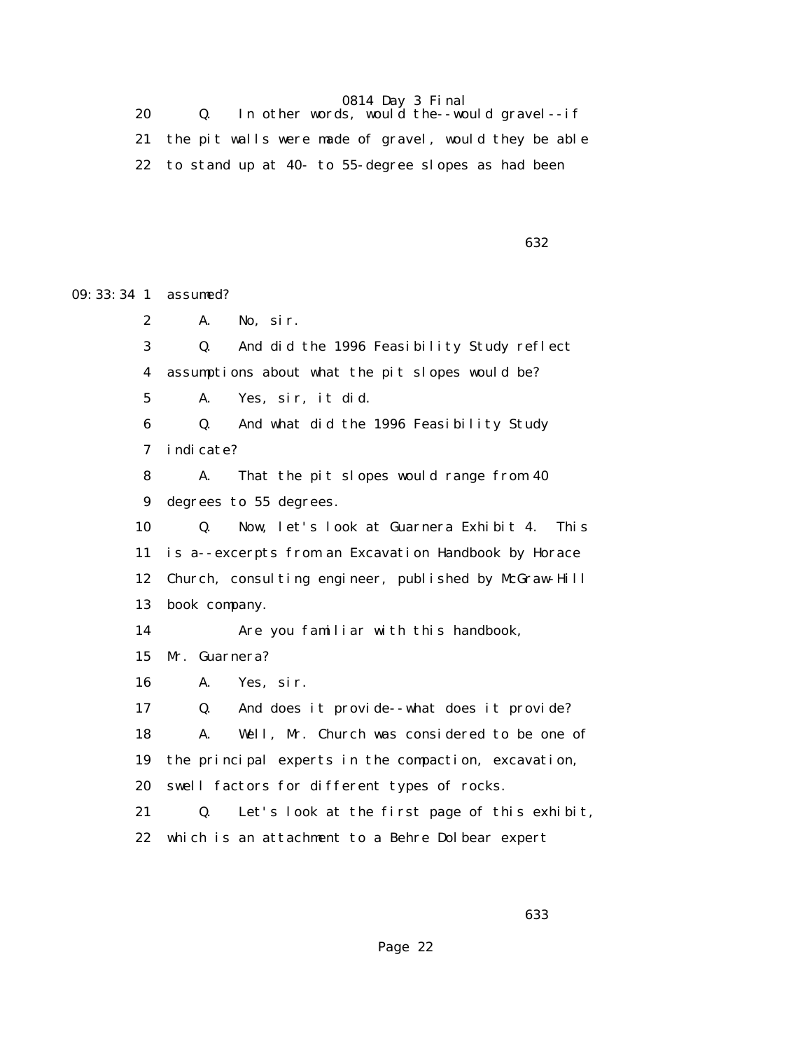20 Q. In other words, would the--would gravel--if

21 the pit walls were made of gravel, would they be able

22 to stand up at 40- to 55-degree slopes as had been

632

09:33:34 1 assumed?

2 A. No, sir.

3 Q. And did the 1996 Feasibility Study reflect

4 assumptions about what the pit slopes would be?

5 A. Yes, sir, it did.

6 Q. And what did the 1996 Feasibility Study

7 indicate?

8 A. That the pit slopes would range from 40

9 degrees to 55 degrees.

10 Q. Now, let's look at Guarnera Exhibit 4. This

11 is a--excerpts from an Excavation Handbook by Horace

12 Church, consulting engineer, published by McGraw-Hill

13 book company.

14 Are you familiar with this handbook,

15 Mr. Guarnera?

16 A. Yes, sir.

17 Q. And does it provide--what does it provide?

18 A. Well, Mr. Church was considered to be one of

19 the principal experts in the compaction, excavation,

20 swell factors for different types of rocks.

21 Q. Let's look at the first page of this exhibit,

22 which is an attachment to a Behre Dolbear expert

633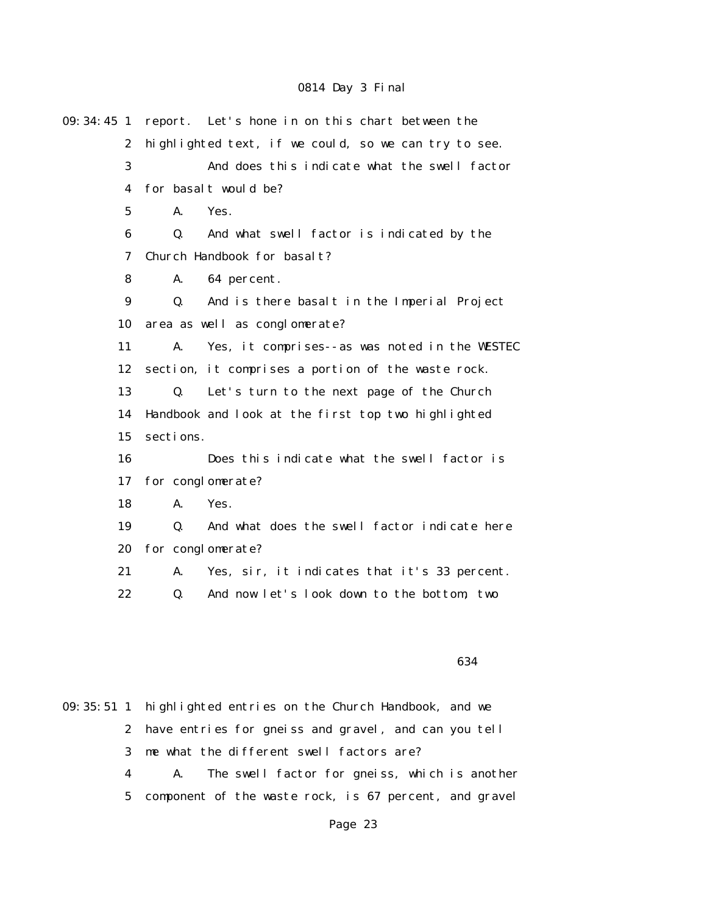09:34:45 1 report. Let's hone in on this chart between the

2 highlighted text, if we could, so we can try to see.

3 And does this indicate what the swell factor

4 for basalt would be?

5 A. Yes.

6 Q. And what swell factor is indicated by the

7 Church Handbook for basalt?

8 A. 64 percent.

9 Q. And is there basalt in the Imperial Project

10 area as well as conglomerate?

11 A. Yes, it comprises--as was noted in the WESTEC

12 section, it comprises a portion of the waste rock.

13 Q. Let's turn to the next page of the Church

14 Handbook and look at the first top two highlighted

15 sections.

16 Does this indicate what the swell factor is

17 for conglomerate?

18 A. Yes.

19 Q. And what does the swell factor indicate here

20 for conglomerate?

21 A. Yes, sir, it indicates that it's 33 percent.

22 Q. And now let's look down to the bottom, two

634

09:35:51 1 highlighted entries on the Church Handbook, and we

2 have entries for gneiss and gravel, and can you tell

3 me what the different swell factors are?

4 A. The swell factor for gneiss, which is another

5 component of the waste rock, is 67 percent, and gravel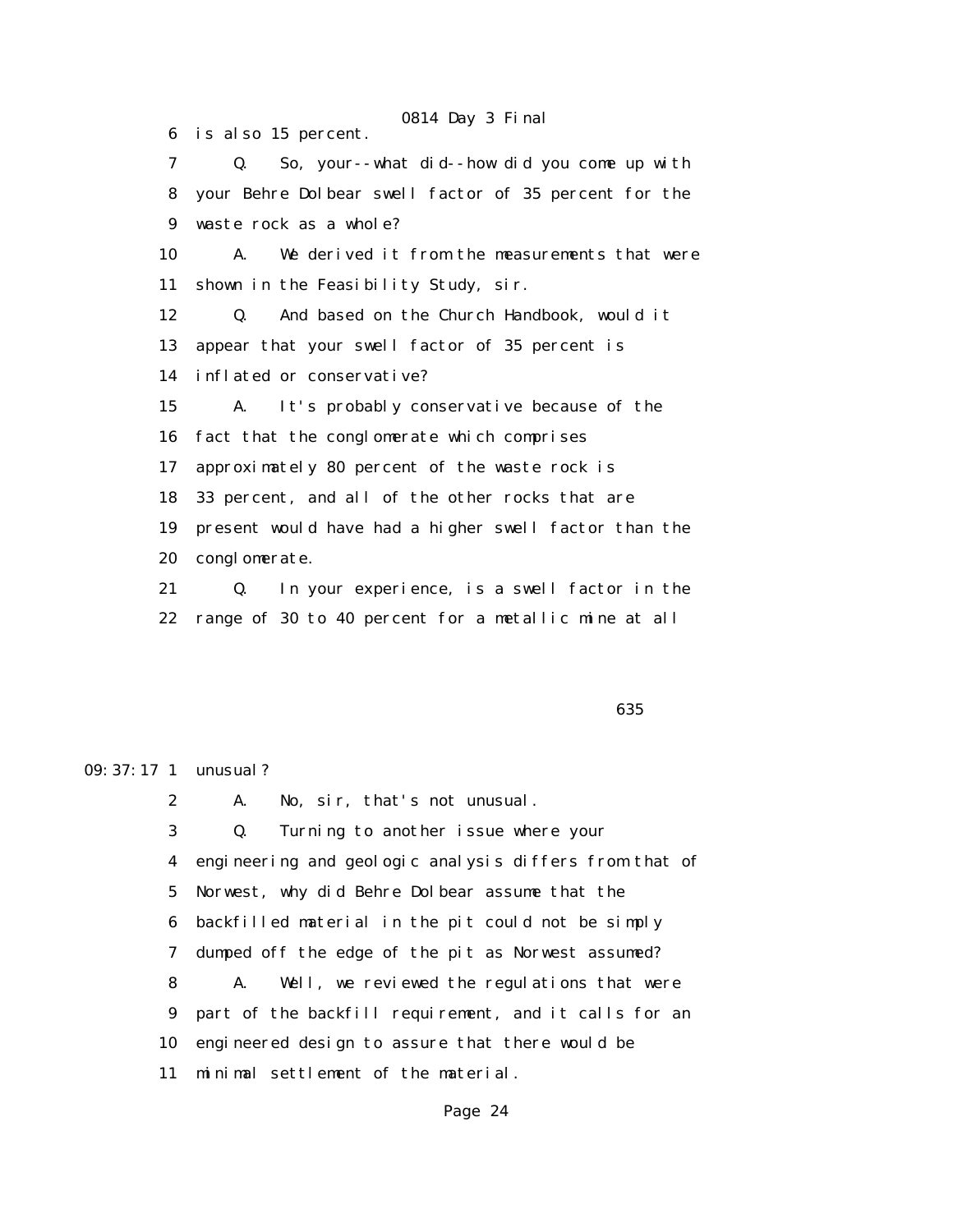6 is also 15 percent.

7 Q. So, your--what did--how did you come up with

8 your Behre Dolbear swell factor of 35 percent for the

9 waste rock as a whole?

10 A. We derived it from the measurements that were

11 shown in the Feasibility Study, sir.

12 Q. And based on the Church Handbook, would it

13 appear that your swell factor of 35 percent is

14 inflated or conservative?

15 A. It's probably conservative because of the

16 fact that the conglomerate which comprises

17 approximately 80 percent of the waste rock is

18 33 percent, and all of the other rocks that are

19 present would have had a higher swell factor than the

20 conglomerate.

21 Q. In your experience, is a swell factor in the

22 range of 30 to 40 percent for a metallic mine at all

635

09:37:17 1 unusual?

2 A. No, sir, that's not unusual.

3 Q. Turning to another issue where your

4 engineering and geologic analysis differs from that of

5 Norwest, why did Behre Dolbear assume that the

6 backfilled material in the pit could not be simply

7 dumped off the edge of the pit as Norwest assumed?

8 A. Well, we reviewed the regulations that were

9 part of the backfill requirement, and it calls for an

10 engineered design to assure that there would be

11 minimal settlement of the material.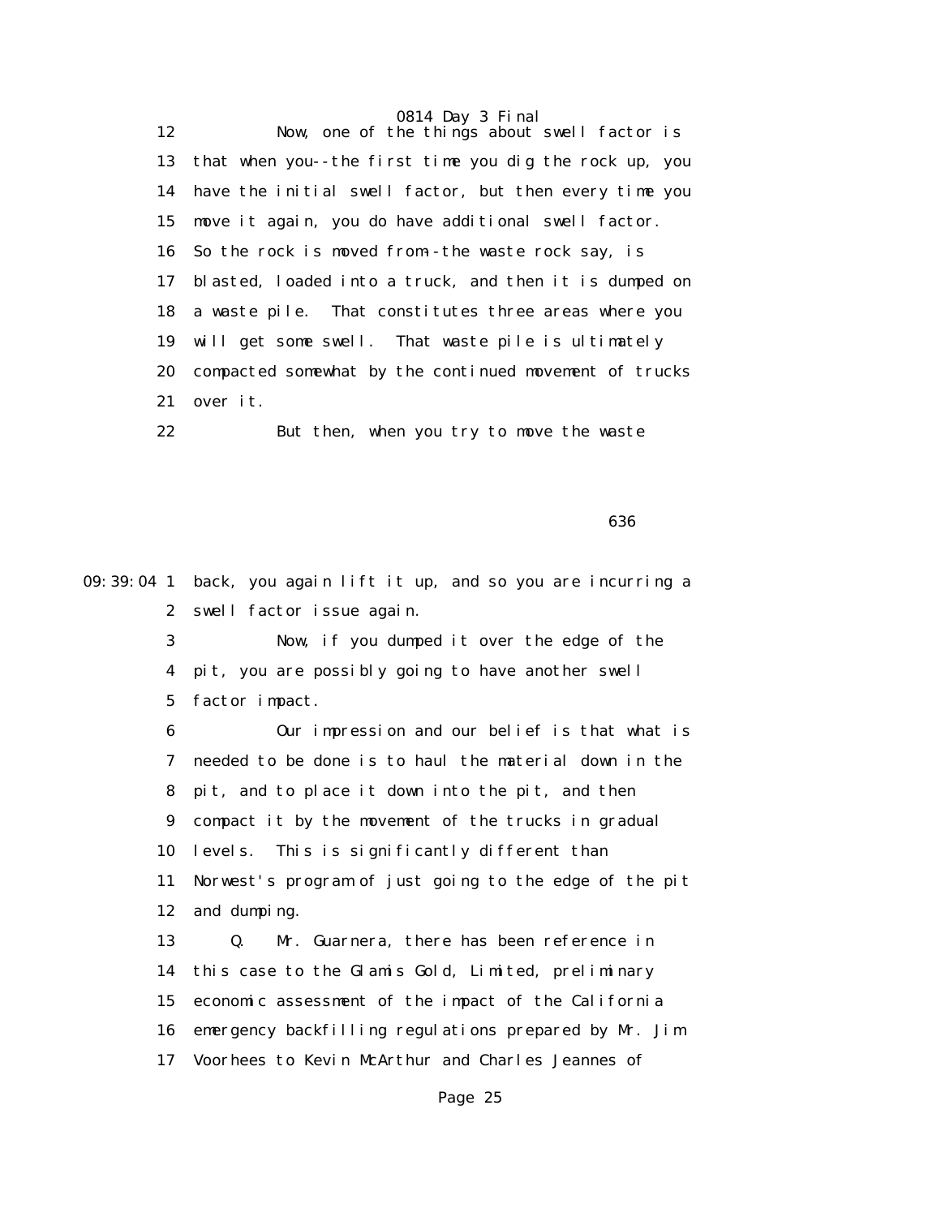Now, one of the things about swell factor is that when you--the first time you dig the rock up, you have the initial swell factor, but then every time you move it again, you do have additional swell factor. So the rock is moved from--the waste rock say, is blasted, loaded into a truck, and then it is dumped on a waste pile. That constitutes three areas where you will get some swell. That waste pile is ultimately compacted somewhat by the continued movement of trucks over it.

But then, when you try to move the waste back, you again lift it up, and so you are incurring a swell factor issue again.

Now, if you dumped it over the edge of the pit, you are possibly going to have another swell factor impact.

Our impression and our belief is that what is needed to be done is to haul the material down in the pit, and to place it down into the pit, and then compact it by the movement of the trucks in gradual levels. This is significantly different than Norwest's program of just going to the edge of the pit and dumping.

Q. Mr. Guarnera, there has been reference in this case to the Glamis Gold, Limited, preliminary economic assessment of the impact of the California emergency backfilling regulations prepared by Mr. Jim Voorhees to Kevin McArthur and Charles Jeannes of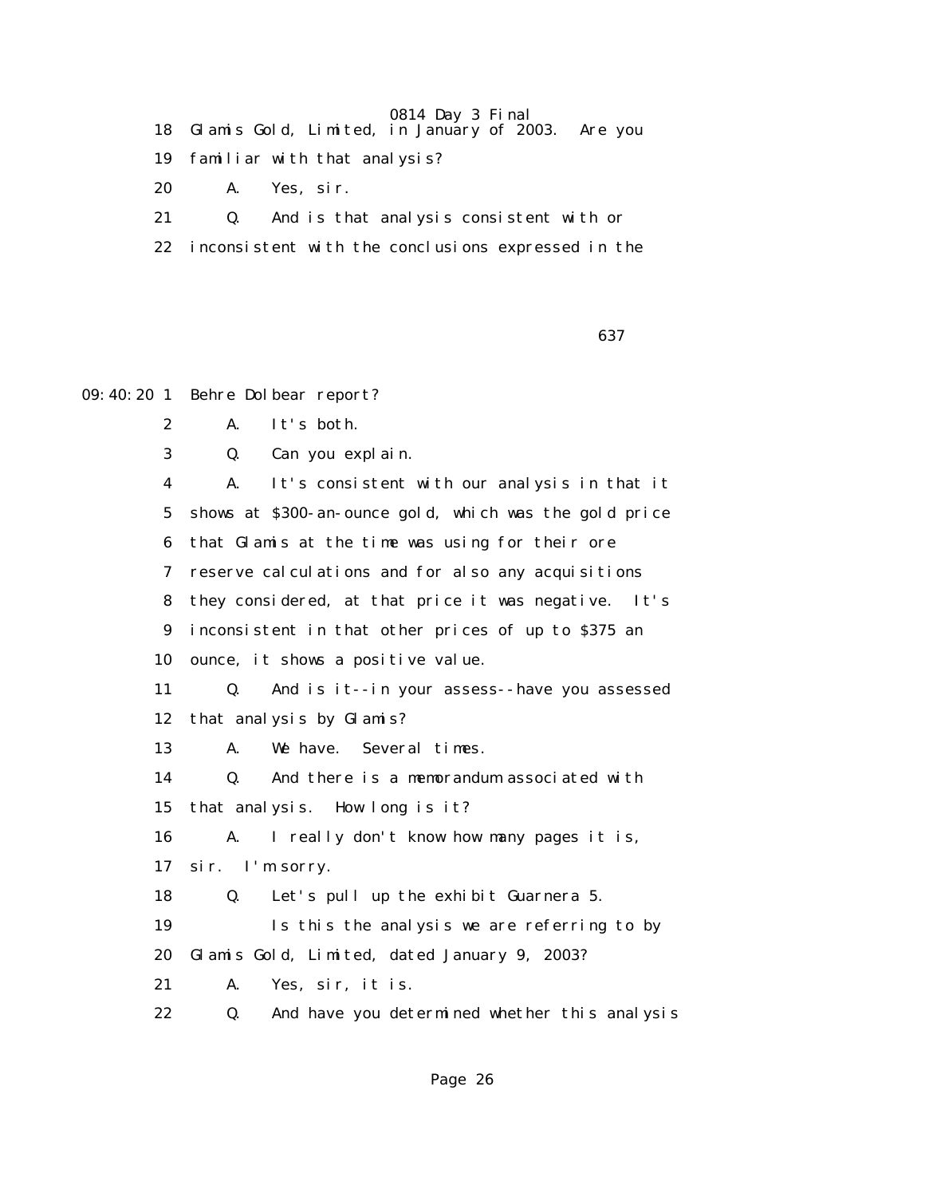18 Glamis Gold, Limited, in January of 2003. Are you

19 familiar with that analysis?

20 A. Yes, sir.

21 Q. And is that analysis consistent with or

22 inconsistent with the conclusions expressed in the

637

09:40:20 1 Behre Dolbear report?

2 A. It's both.

3 Q. Can you explain.

4 A. It's consistent with our analysis in that it

5 shows at $300-an-ounce gold, which was the gold price

6 that Glamis at the time was using for their ore

7 reserve calculations and for also any acquisitions

8 they considered, at that price it was negative. It's

9 inconsistent in that other prices of up to $375 an

10 ounce, it shows a positive value.

11 Q. And is it--in your assess--have you assessed

12 that analysis by Glamis?

13 A. We have. Several times.

14 Q. And there is a memorandum associated with

15 that analysis. How long is it?

16 A. I really don't know how many pages it is,

17 sir. I'm sorry.

18 Q. Let's pull up the exhibit Guarnera 5.

19 Is this the analysis we are referring to by

20 Glamis Gold, Limited, dated January 9, 2003?

21 A. Yes, sir, it is.

22 Q. And have you determined whether this analysis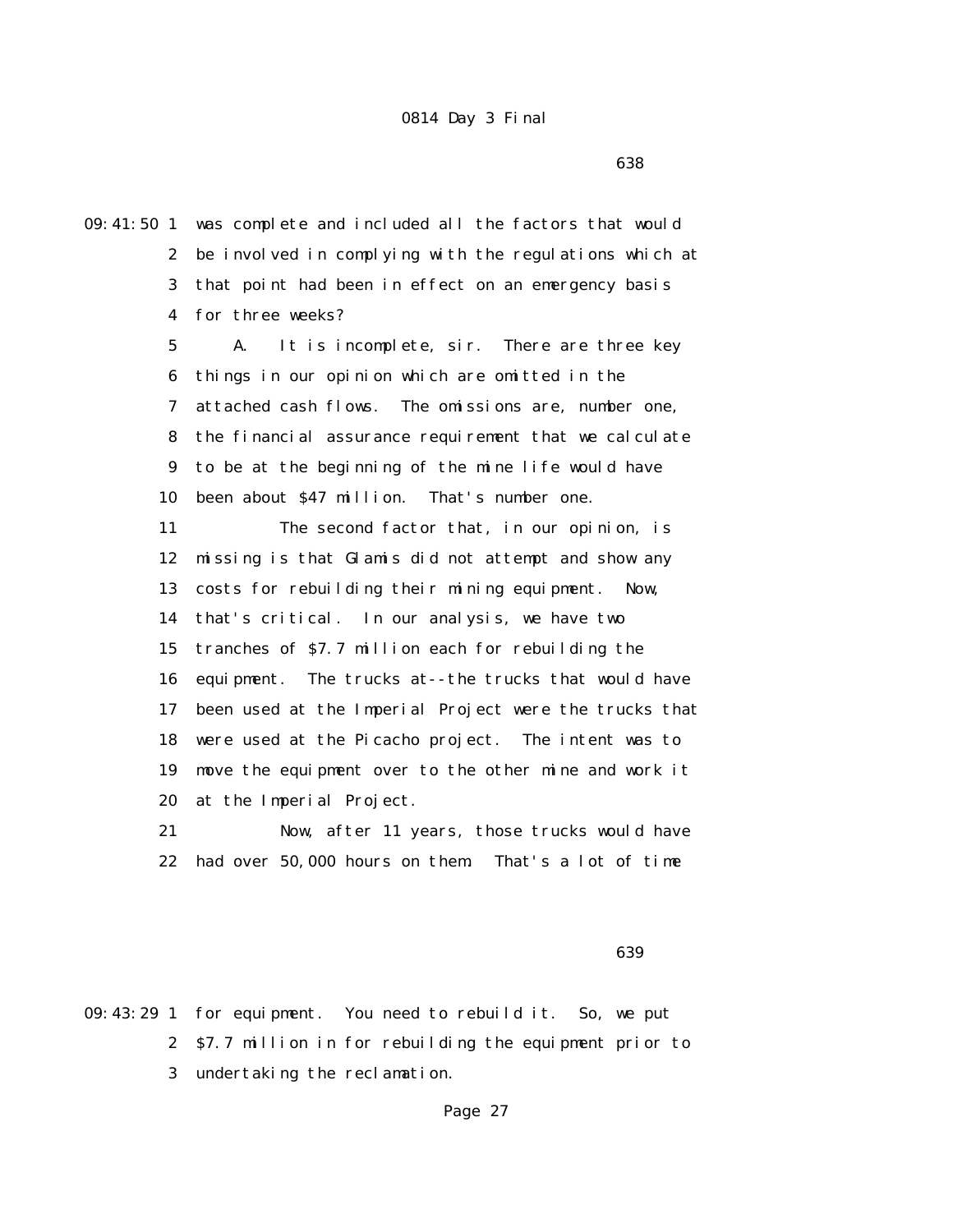09:41:50 1 was complete and included all the factors that would
2 be involved in complying with the regulations which at
3 that point had been in effect on an emergency basis
4 for three weeks?

5 A. It is incomplete, sir. There are three key
6 things in our opinion which are omitted in the
7 attached cash flows. The omissions are, number one,
8 the financial assurance requirement that we calculate
9 to be at the beginning of the mine life would have
10 been about $47 million. That's number one.

11 The second factor that, in our opinion, is
12 missing is that Glamis did not attempt and show any
13 costs for rebuilding their mining equipment. Now,
14 that's critical. In our analysis, we have two
15 tranches of $7.7 million each for rebuilding the
16 equipment. The trucks at--the trucks that would have
17 been used at the Imperial Project were the trucks that
18 were used at the Picacho project. The intent was to
19 move the equipment over to the other mine and work it
20 at the Imperial Project.

21 Now, after 11 years, those trucks would have
22 had over 50,000 hours on them. That's a lot of time

639

09:43:29 1 for equipment. You need to rebuild it. So, we put
2 $7.7 million in for rebuilding the equipment prior to
3 undertaking the reclamation.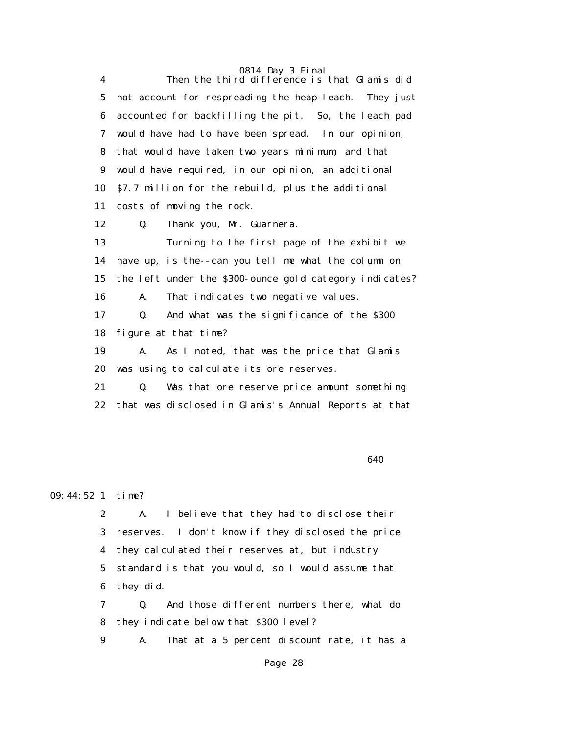4 Then the third difference is that Glamis did
5 not account for respreading the heap-leach. They just
6 accounted for backfilling the pit. So, the leach pad
7 would have had to have been spread. In our opinion,
8 that would have taken two years minimum, and that
9 would have required, in our opinion, an additional
10 $7.7 million for the rebuild, plus the additional
11 costs of moving the rock.
12 Q. Thank you, Mr. Guarnera.
13 Turning to the first page of the exhibit we
14 have up, is the--can you tell me what the column on
15 the left under the $300-ounce gold category indicates?
16 A. That indicates two negative values.
17 Q. And what was the significance of the $300
18 figure at that time?
19 A. As I noted, that was the price that Glamis
20 was using to calculate its ore reserves.
21 Q. Was that ore reserve price amount something
22 that was disclosed in Glamis's Annual Reports at that

640

09:44:52 1 time?
2 A. I believe that they had to disclose their
3 reserves. I don't know if they disclosed the price
4 they calculated their reserves at, but industry
5 standard is that you would, so I would assume that
6 they did.
7 Q. And those different numbers there, what do
8 they indicate below that $300 level?
9 A. That at a 5 percent discount rate, it has a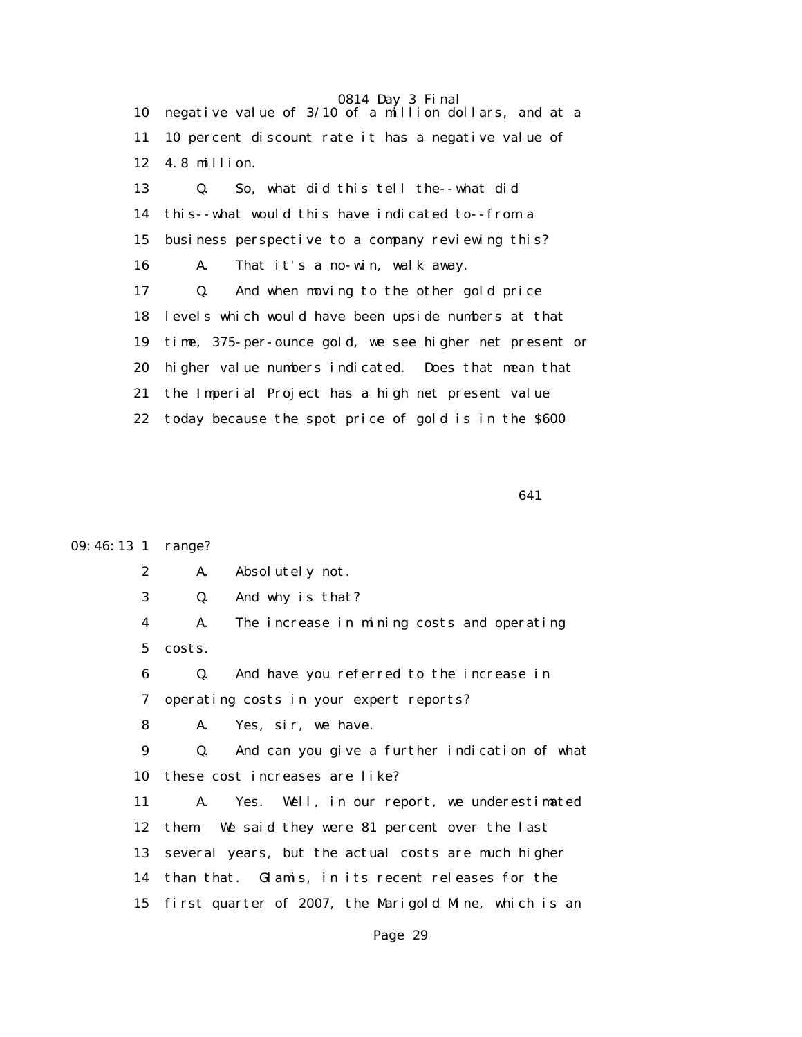10 negative value of 3/10 of a million dollars, and at a
11 10 percent discount rate it has a negative value of
12 4.8 million.
13 Q. So, what did this tell the--what did
14 this--what would this have indicated to--from a
15 business perspective to a company reviewing this?
16 A. That it's a no-win, walk away.
17 Q. And when moving to the other gold price
18 levels which would have been upside numbers at that
19 time, 375-per-ounce gold, we see higher net present or
20 higher value numbers indicated. Does that mean that
21 the Imperial Project has a high net present value
22 today because the spot price of gold is in the $600

641

09:46:13 1 range?
2 A. Absolutely not.
3 Q. And why is that?
4 A. The increase in mining costs and operating
5 costs.
6 Q. And have you referred to the increase in
7 operating costs in your expert reports?
8 A. Yes, sir, we have.
9 Q. And can you give a further indication of what
10 these cost increases are like?
11 A. Yes. Well, in our report, we underestimated
12 them. We said they were 81 percent over the last
13 several years, but the actual costs are much higher
14 than that. Glamis, in its recent releases for the
15 first quarter of 2007, the Marigold Mine, which is an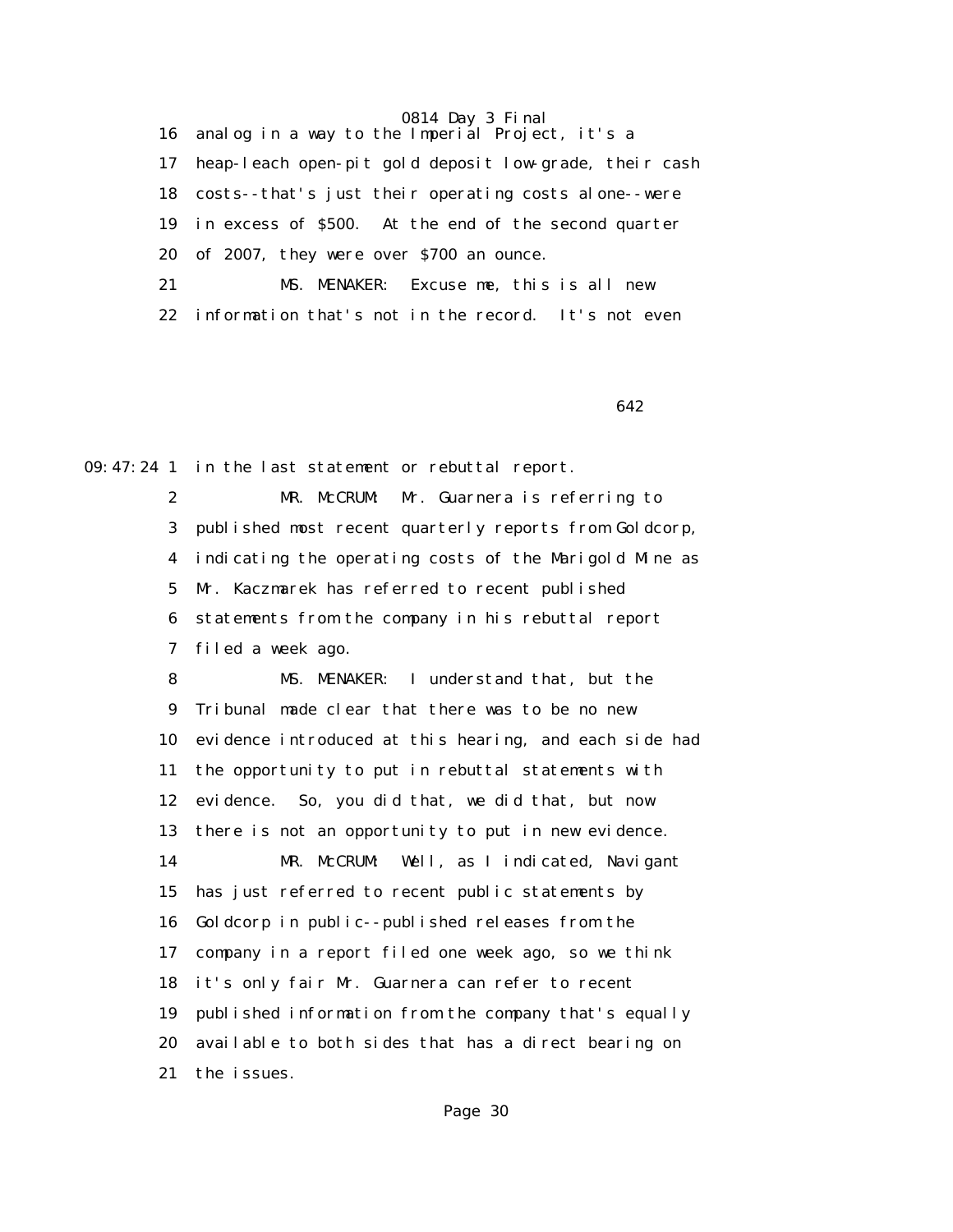16 analog in a way to the Imperial Project, it's a

17 heap-leach open-pit gold deposit low-grade, their cash

18 costs--that's just their operating costs alone--were

19 in excess of $500. At the end of the second quarter

20 of 2007, they were over $700 an ounce.

21 MS. MENAKER: Excuse me, this is all new

22 information that's not in the record. It's not even

642

09:47:24 1 in the last statement or rebuttal report.

2 MR. McCRUM: Mr. Guarnera is referring to

3 published most recent quarterly reports from Goldcorp,

4 indicating the operating costs of the Marigold Mine as

5 Mr. Kaczmarek has referred to recent published

6 statements from the company in his rebuttal report

7 filed a week ago.

8 MS. MENAKER: I understand that, but the

9 Tribunal made clear that there was to be no new

10 evidence introduced at this hearing, and each side had

11 the opportunity to put in rebuttal statements with

12 evidence. So, you did that, we did that, but now

13 there is not an opportunity to put in new evidence.

14 MR. McCRUM: Well, as I indicated, Navigant

15 has just referred to recent public statements by

16 Goldcorp in public--published releases from the

17 company in a report filed one week ago, so we think

18 it's only fair Mr. Guarnera can refer to recent

19 published information from the company that's equally

20 available to both sides that has a direct bearing on

21 the issues.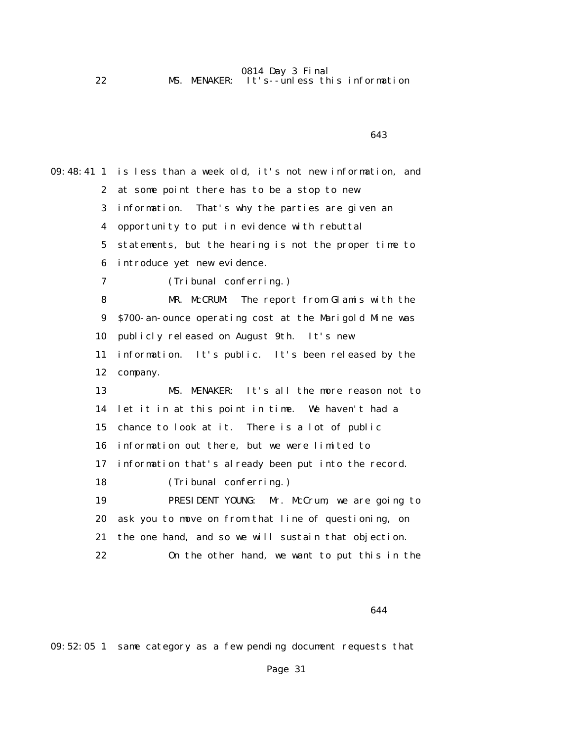22            MS. MENAKER:  It's--unless this information

09:48:41 1  is less than a week old, it's not new information, and
2  at some point there has to be a stop to new
3  information.  That's why the parties are given an
4  opportunity to put in evidence with rebuttal
5  statements, but the hearing is not the proper time to
6  introduce yet new evidence.
7            (Tribunal conferring.)
8            MR. McCRUM:  The report from Glamis with the
9  $700-an-ounce operating cost at the Marigold Mine was
10  publicly released on August 9th.  It's new
11  information.  It's public.  It's been released by the
12  company.
13            MS. MENAKER:  It's all the more reason not to
14  let it in at this point in time.  We haven't had a
15  chance to look at it.  There is a lot of public
16  information out there, but we were limited to
17  information that's already been put into the record.
18            (Tribunal conferring.)
19            PRESIDENT YOUNG:  Mr. McCrum, we are going to
20  ask you to move on from that line of questioning, on
21  the one hand, and so we will sustain that objection.
22            On the other hand, we want to put this in the

09:52:05 1  same category as a few pending document requests that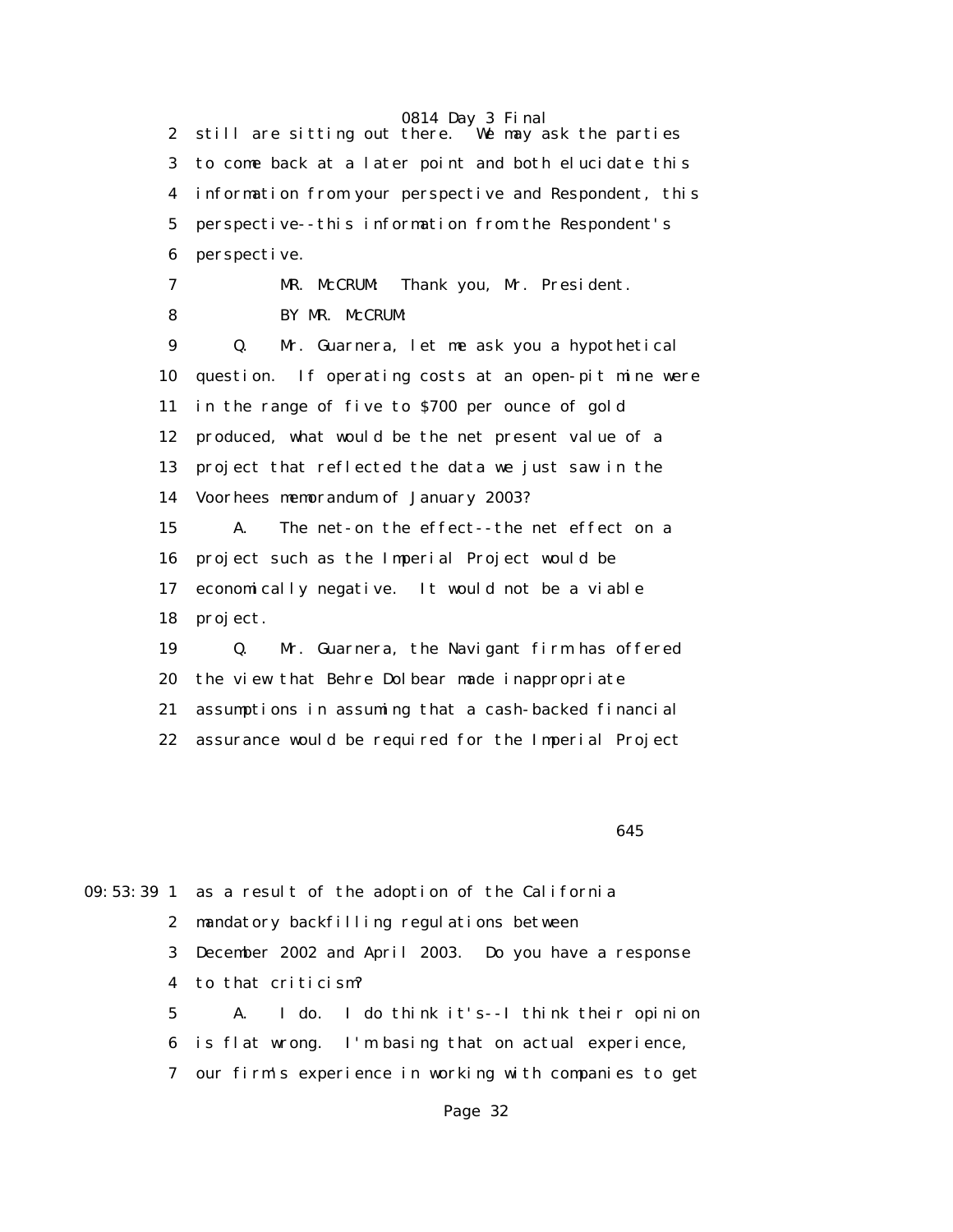2 still are sitting out there. We may ask the parties

3 to come back at a later point and both elucidate this

4 information from your perspective and Respondent, this

5 perspective--this information from the Respondent's

6 perspective.

7 MR. McCRUM: Thank you, Mr. President.

8 BY MR. McCRUM:

9 Q. Mr. Guarnera, let me ask you a hypothetical

10 question. If operating costs at an open-pit mine were

11 in the range of five to $700 per ounce of gold

12 produced, what would be the net present value of a

13 project that reflected the data we just saw in the

14 Voorhees memorandum of January 2003?

15 A. The net-on the effect--the net effect on a

16 project such as the Imperial Project would be

17 economically negative. It would not be a viable

18 project.

19 Q. Mr. Guarnera, the Navigant firm has offered

20 the view that Behre Dolbear made inappropriate

21 assumptions in assuming that a cash-backed financial

22 assurance would be required for the Imperial Project

645

09:53:39 1 as a result of the adoption of the California

2 mandatory backfilling regulations between

3 December 2002 and April 2003. Do you have a response

4 to that criticism?

5 A. I do. I do think it's--I think their opinion

6 is flat wrong. I'm basing that on actual experience,

7 our firm's experience in working with companies to get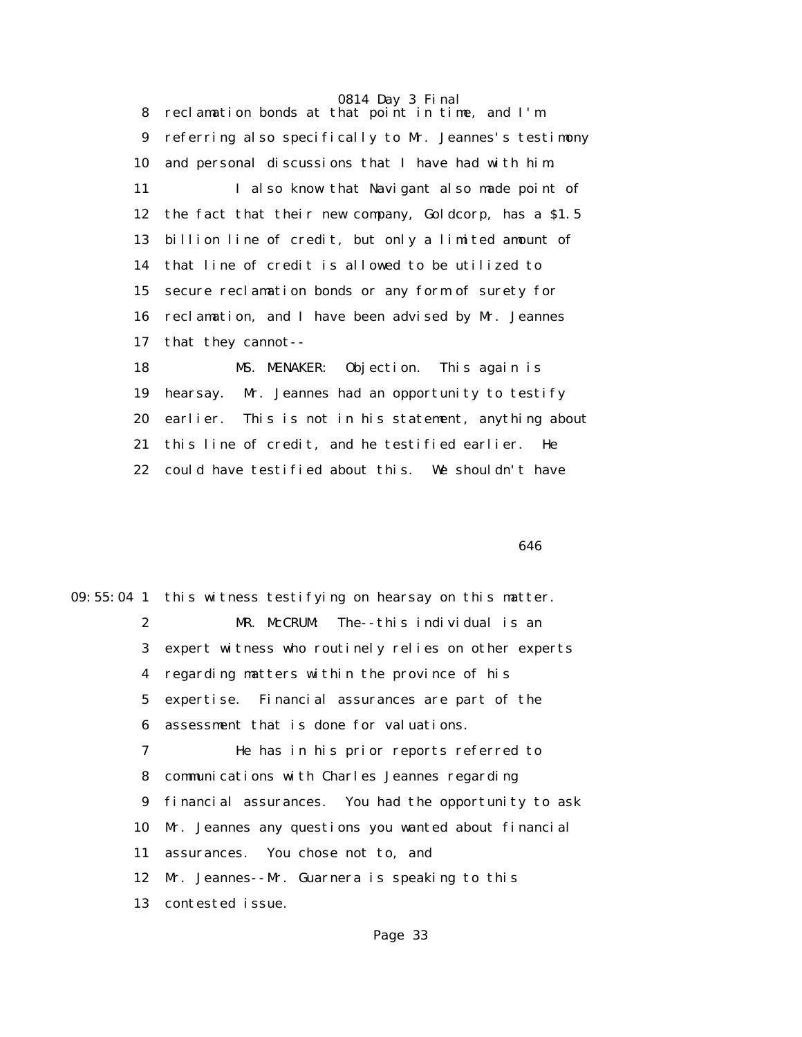8 reclamation bonds at that point in time, and I'm
9 referring also specifically to Mr. Jeannes's testimony
10 and personal discussions that I have had with him.
11 I also know that Navigant also made point of
12 the fact that their new company, Goldcorp, has a $1.5
13 billion line of credit, but only a limited amount of
14 that line of credit is allowed to be utilized to
15 secure reclamation bonds or any form of surety for
16 reclamation, and I have been advised by Mr. Jeannes
17 that they cannot--
18 MS. MENAKER: Objection. This again is
19 hearsay. Mr. Jeannes had an opportunity to testify
20 earlier. This is not in his statement, anything about
21 this line of credit, and he testified earlier. He
22 could have testified about this. We shouldn't have

646

09:55:04 1 this witness testifying on hearsay on this matter.
2 MR. McCRUM: The--this individual is an
3 expert witness who routinely relies on other experts
4 regarding matters within the province of his
5 expertise. Financial assurances are part of the
6 assessment that is done for valuations.
7 He has in his prior reports referred to
8 communications with Charles Jeannes regarding
9 financial assurances. You had the opportunity to ask
10 Mr. Jeannes any questions you wanted about financial
11 assurances. You chose not to, and
12 Mr. Jeannes--Mr. Guarnera is speaking to this
13 contested issue.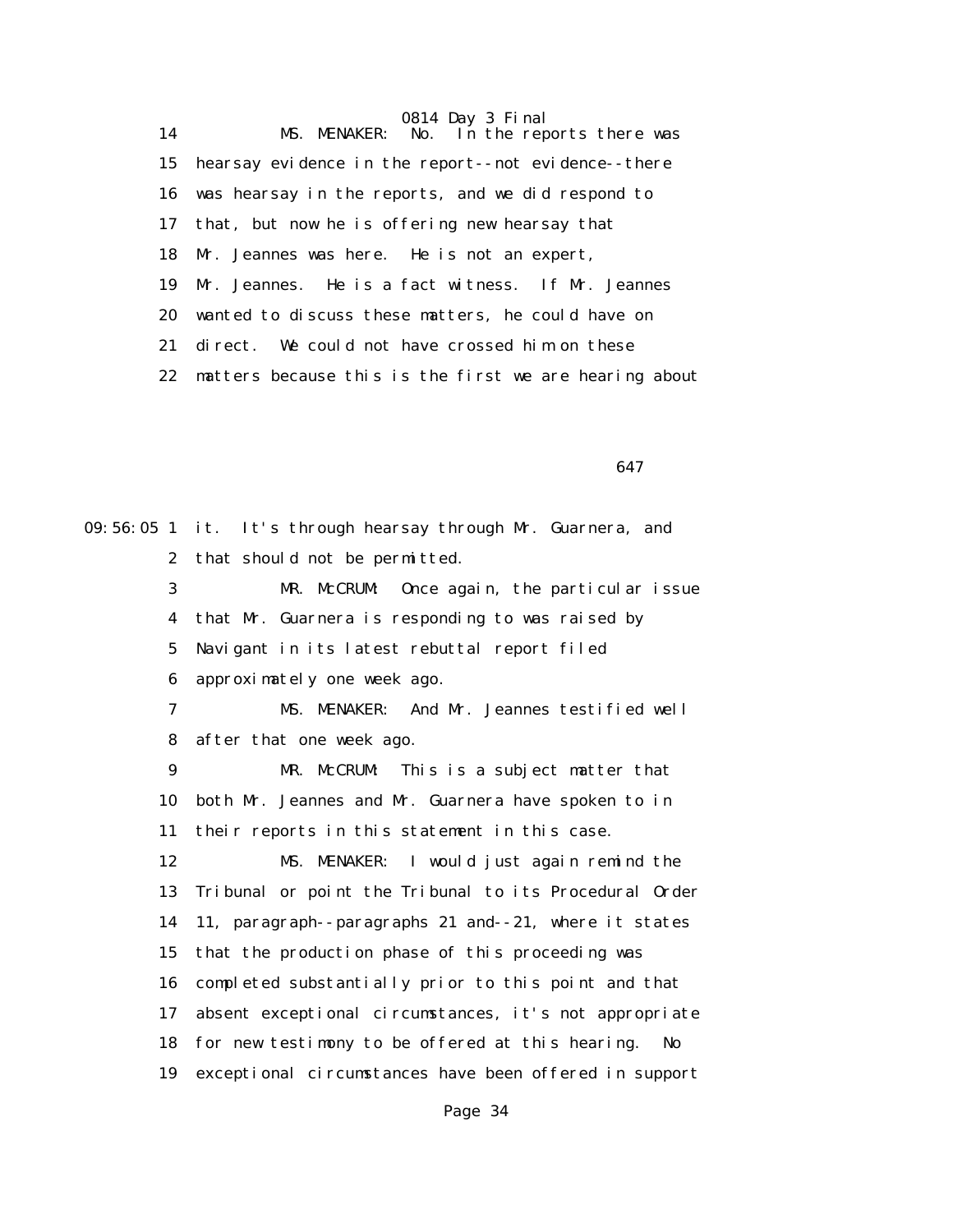14 MS. MENAKER: No. In the reports there was
15 hearsay evidence in the report--not evidence--there
16 was hearsay in the reports, and we did respond to
17 that, but now he is offering new hearsay that
18 Mr. Jeannes was here. He is not an expert,
19 Mr. Jeannes. He is a fact witness. If Mr. Jeannes
20 wanted to discuss these matters, he could have on
21 direct. We could not have crossed him on these
22 matters because this is the first we are hearing about

647

09:56:05 1 it. It's through hearsay through Mr. Guarnera, and
2 that should not be permitted.
3 MR. McCRUM: Once again, the particular issue
4 that Mr. Guarnera is responding to was raised by
5 Navigant in its latest rebuttal report filed
6 approximately one week ago.
7 MS. MENAKER: And Mr. Jeannes testified well
8 after that one week ago.
9 MR. McCRUM: This is a subject matter that
10 both Mr. Jeannes and Mr. Guarnera have spoken to in
11 their reports in this statement in this case.
12 MS. MENAKER: I would just again remind the
13 Tribunal or point the Tribunal to its Procedural Order
14 11, paragraph--paragraphs 21 and--21, where it states
15 that the production phase of this proceeding was
16 completed substantially prior to this point and that
17 absent exceptional circumstances, it's not appropriate
18 for new testimony to be offered at this hearing. No
19 exceptional circumstances have been offered in support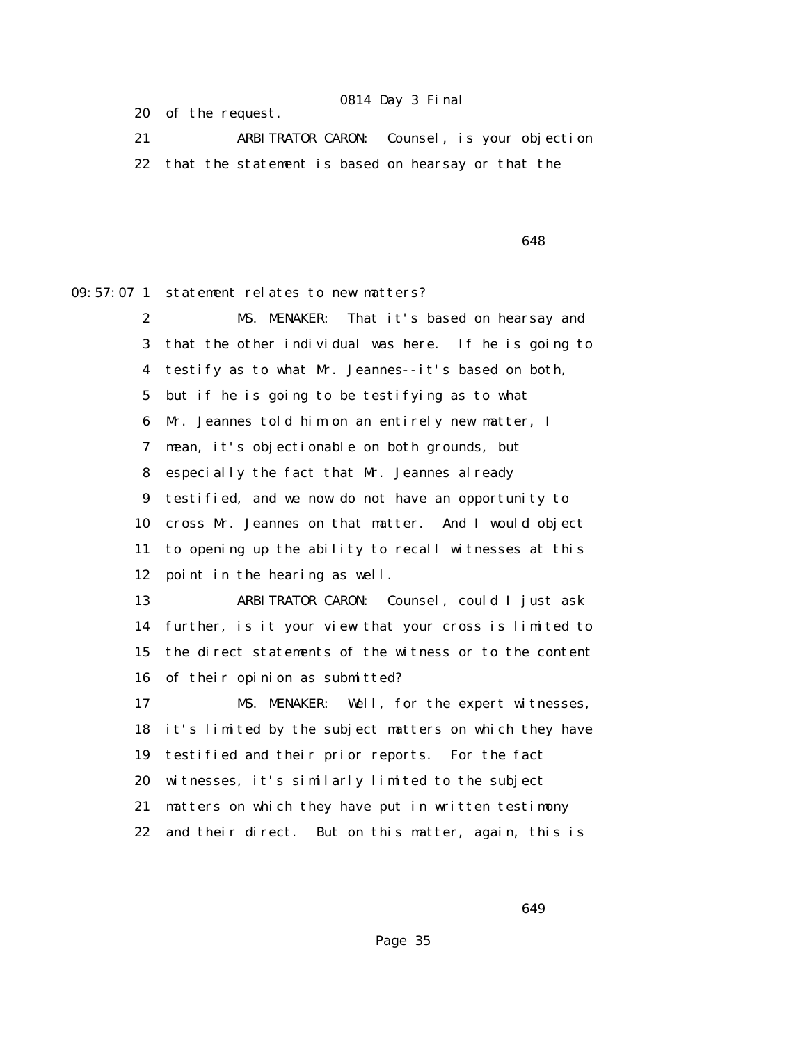20 of the request.

21 ARBITRATOR CARON: Counsel, is your objection

22 that the statement is based on hearsay or that the

09:57:07 1 statement relates to new matters?

2 MS. MENAKER: That it's based on hearsay and

3 that the other individual was here. If he is going to

4 testify as to what Mr. Jeannes--it's based on both,

5 but if he is going to be testifying as to what

6 Mr. Jeannes told him on an entirely new matter, I

7 mean, it's objectionable on both grounds, but

8 especially the fact that Mr. Jeannes already

9 testified, and we now do not have an opportunity to

10 cross Mr. Jeannes on that matter. And I would object

11 to opening up the ability to recall witnesses at this

12 point in the hearing as well.

13 ARBITRATOR CARON: Counsel, could I just ask

14 further, is it your view that your cross is limited to

15 the direct statements of the witness or to the content

16 of their opinion as submitted?

17 MS. MENAKER: Well, for the expert witnesses,

18 it's limited by the subject matters on which they have

19 testified and their prior reports. For the fact

20 witnesses, it's similarly limited to the subject

21 matters on which they have put in written testimony

22 and their direct. But on this matter, again, this is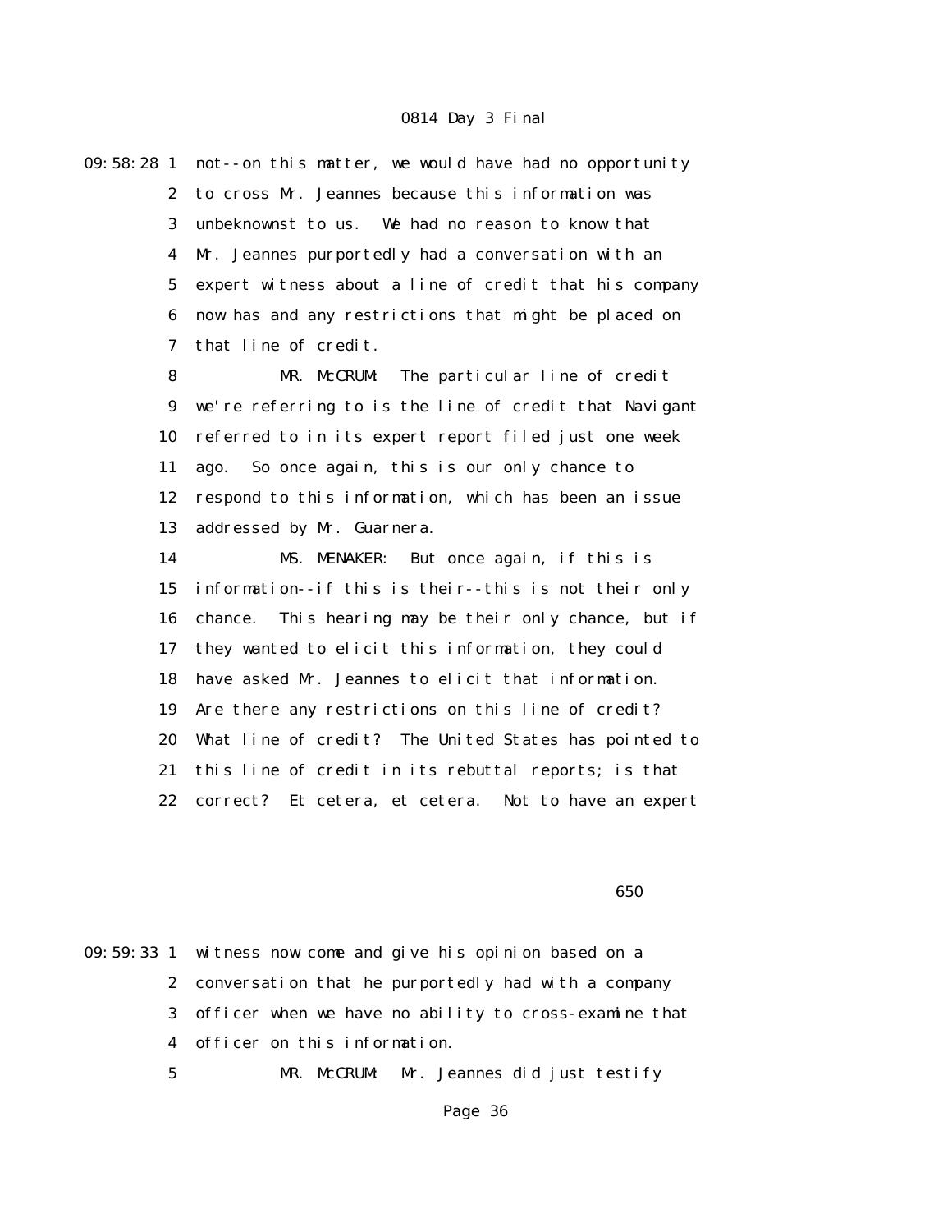09:58:28 1 not--on this matter, we would have had no opportunity
2 to cross Mr. Jeannes because this information was
3 unbeknownst to us. We had no reason to know that
4 Mr. Jeannes purportedly had a conversation with an
5 expert witness about a line of credit that his company
6 now has and any restrictions that might be placed on
7 that line of credit.

8 MR. McCRUM: The particular line of credit
9 we're referring to is the line of credit that Navigant
10 referred to in its expert report filed just one week
11 ago. So once again, this is our only chance to
12 respond to this information, which has been an issue
13 addressed by Mr. Guarnera.

14 MS. MENAKER: But once again, if this is
15 information--if this is their--this is not their only
16 chance. This hearing may be their only chance, but if
17 they wanted to elicit this information, they could
18 have asked Mr. Jeannes to elicit that information.
19 Are there any restrictions on this line of credit?
20 What line of credit? The United States has pointed to
21 this line of credit in its rebuttal reports; is that
22 correct? Et cetera, et cetera. Not to have an expert

650

09:59:33 1 witness now come and give his opinion based on a
2 conversation that he purportedly had with a company
3 officer when we have no ability to cross-examine that
4 officer on this information.

5 MR. McCRUM: Mr. Jeannes did just testify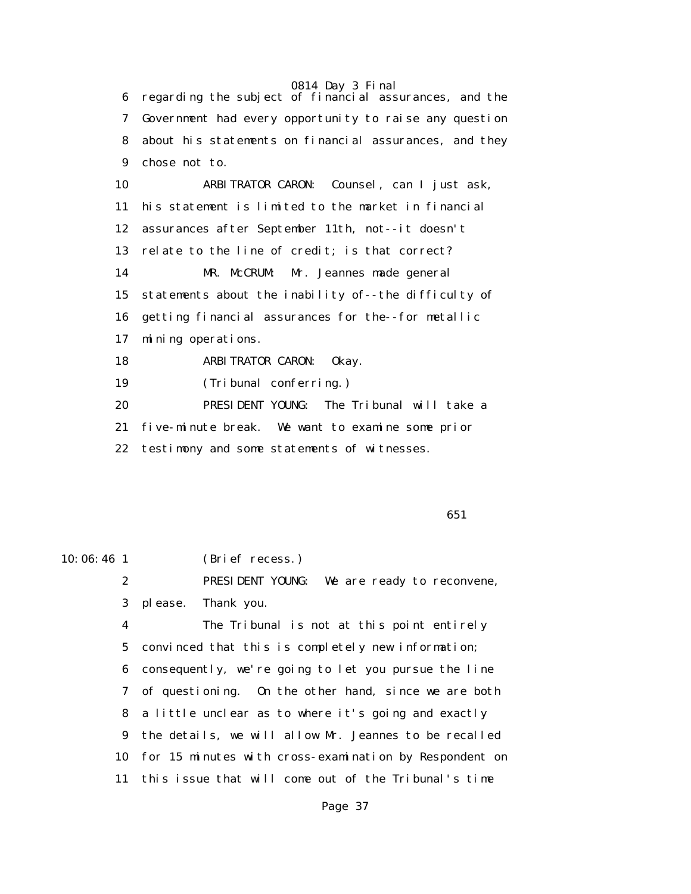6 regarding the subject of financial assurances, and the
7 Government had every opportunity to raise any question
8 about his statements on financial assurances, and they
9 chose not to.

10 ARBITRATOR CARON: Counsel, can I just ask,
11 his statement is limited to the market in financial
12 assurances after September 11th, not--it doesn't
13 relate to the line of credit; is that correct?

14 MR. McCRUM: Mr. Jeannes made general
15 statements about the inability of--the difficulty of
16 getting financial assurances for the--for metallic
17 mining operations.

18 ARBITRATOR CARON: Okay.

19 (Tribunal conferring.)

20 PRESIDENT YOUNG: The Tribunal will take a
21 five-minute break. We want to examine some prior
22 testimony and some statements of witnesses.

651

10:06:46 1 (Brief recess.)

2 PRESIDENT YOUNG: We are ready to reconvene,
3 please. Thank you.

4 The Tribunal is not at this point entirely
5 convinced that this is completely new information;
6 consequently, we're going to let you pursue the line
7 of questioning. On the other hand, since we are both
8 a little unclear as to where it's going and exactly
9 the details, we will allow Mr. Jeannes to be recalled
10 for 15 minutes with cross-examination by Respondent on
11 this issue that will come out of the Tribunal's time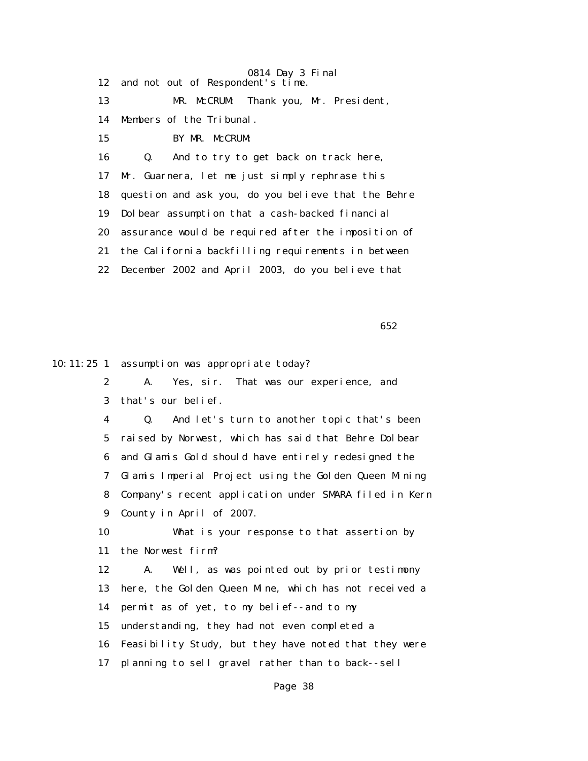12 and not out of Respondent's time.

13 MR. McCRUM: Thank you, Mr. President,

14 Members of the Tribunal.

15 BY MR. McCRUM:

16 Q. And to try to get back on track here,

17 Mr. Guarnera, let me just simply rephrase this

18 question and ask you, do you believe that the Behre

19 Dolbear assumption that a cash-backed financial

20 assurance would be required after the imposition of

21 the California backfilling requirements in between

22 December 2002 and April 2003, do you believe that

10:11:25 1 assumption was appropriate today?

2 A. Yes, sir. That was our experience, and

3 that's our belief.

4 Q. And let's turn to another topic that's been

5 raised by Norwest, which has said that Behre Dolbear

6 and Glamis Gold should have entirely redesigned the

7 Glamis Imperial Project using the Golden Queen Mining

8 Company's recent application under SMARA filed in Kern

9 County in April of 2007.

10 What is your response to that assertion by

11 the Norwest firm?

12 A. Well, as was pointed out by prior testimony

13 here, the Golden Queen Mine, which has not received a

14 permit as of yet, to my belief--and to my

15 understanding, they had not even completed a

16 Feasibility Study, but they have noted that they were

17 planning to sell gravel rather than to back--sell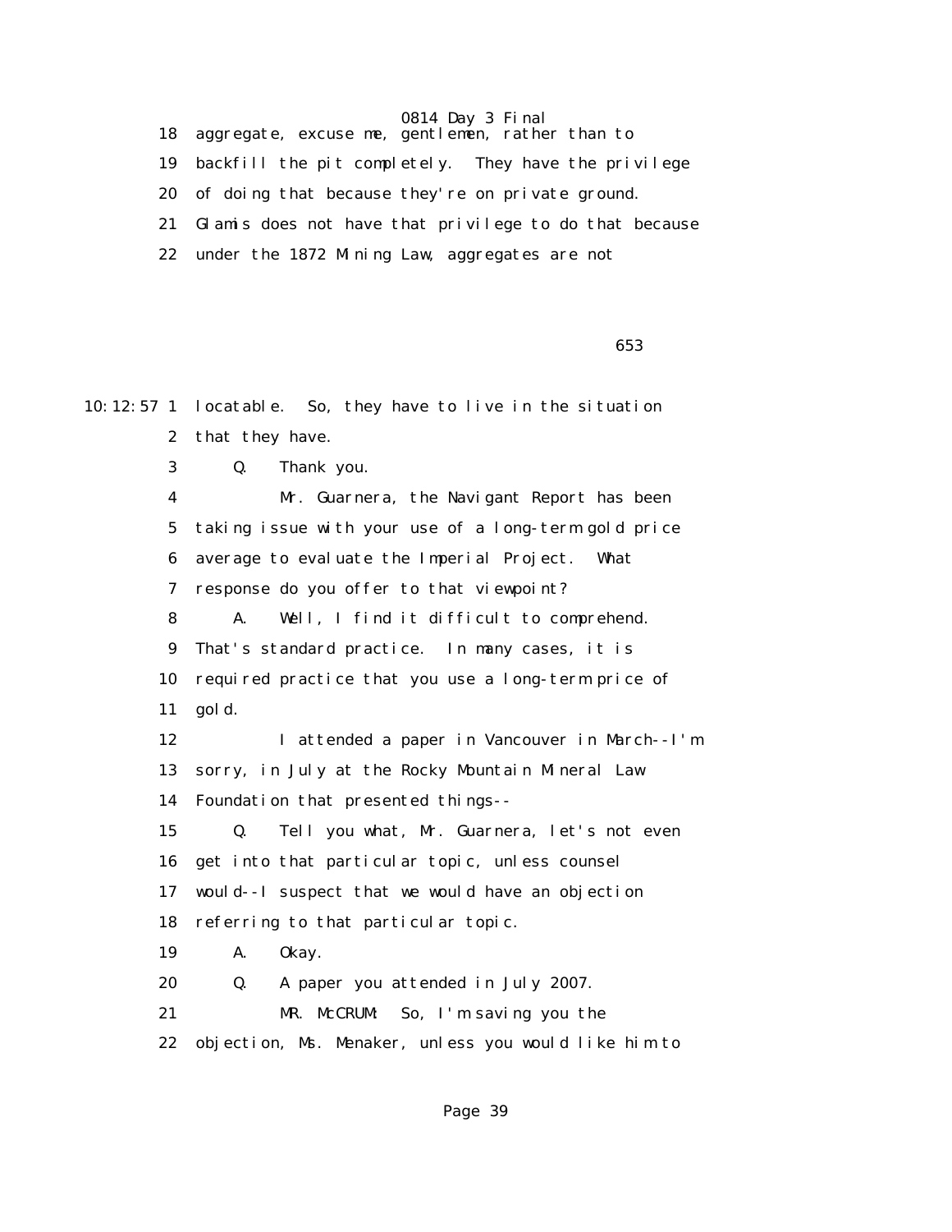18 aggregate, excuse me, gentlemen, rather than to

19 backfill the pit completely. They have the privilege

20 of doing that because they're on private ground.

21 Glamis does not have that privilege to do that because

22 under the 1872 Mining Law, aggregates are not

653

10:12:57 1 locatable. So, they have to live in the situation

2 that they have.

3 Q. Thank you.

4 Mr. Guarnera, the Navigant Report has been

5 taking issue with your use of a long-term gold price

6 average to evaluate the Imperial Project. What

7 response do you offer to that viewpoint?

8 A. Well, I find it difficult to comprehend.

9 That's standard practice. In many cases, it is

10 required practice that you use a long-term price of

11 gold.

12 I attended a paper in Vancouver in March--I'm

13 sorry, in July at the Rocky Mountain Mineral Law

14 Foundation that presented things--

15 Q. Tell you what, Mr. Guarnera, let's not even

16 get into that particular topic, unless counsel

17 would--I suspect that we would have an objection

18 referring to that particular topic.

19 A. Okay.

20 Q. A paper you attended in July 2007.

21 MR. McCRUM: So, I'm saving you the

22 objection, Ms. Menaker, unless you would like him to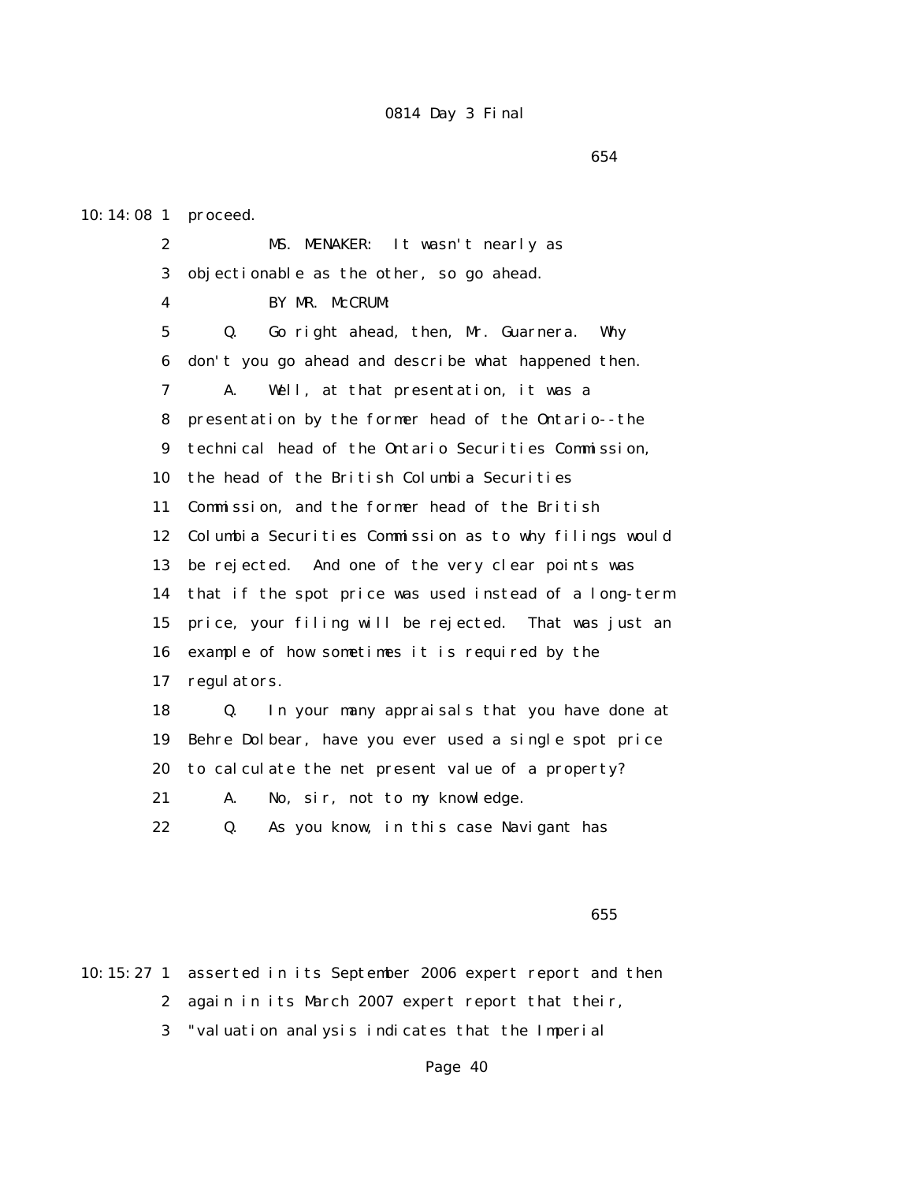10:14:08 1 proceed.

2 MS. MENAKER: It wasn't nearly as

3 objectionable as the other, so go ahead.

4 BY MR. McCRUM:

5 Q. Go right ahead, then, Mr. Guarnera. Why

6 don't you go ahead and describe what happened then.

7 A. Well, at that presentation, it was a

8 presentation by the former head of the Ontario--the

9 technical head of the Ontario Securities Commission,

10 the head of the British Columbia Securities

11 Commission, and the former head of the British

12 Columbia Securities Commission as to why filings would

13 be rejected. And one of the very clear points was

14 that if the spot price was used instead of a long-term

15 price, your filing will be rejected. That was just an

16 example of how sometimes it is required by the

17 regulators.

18 Q. In your many appraisals that you have done at

19 Behre Dolbear, have you ever used a single spot price

20 to calculate the net present value of a property?

21 A. No, sir, not to my knowledge.

22 Q. As you know, in this case Navigant has

655

10:15:27 1 asserted in its September 2006 expert report and then

2 again in its March 2007 expert report that their,

3 "valuation analysis indicates that the Imperial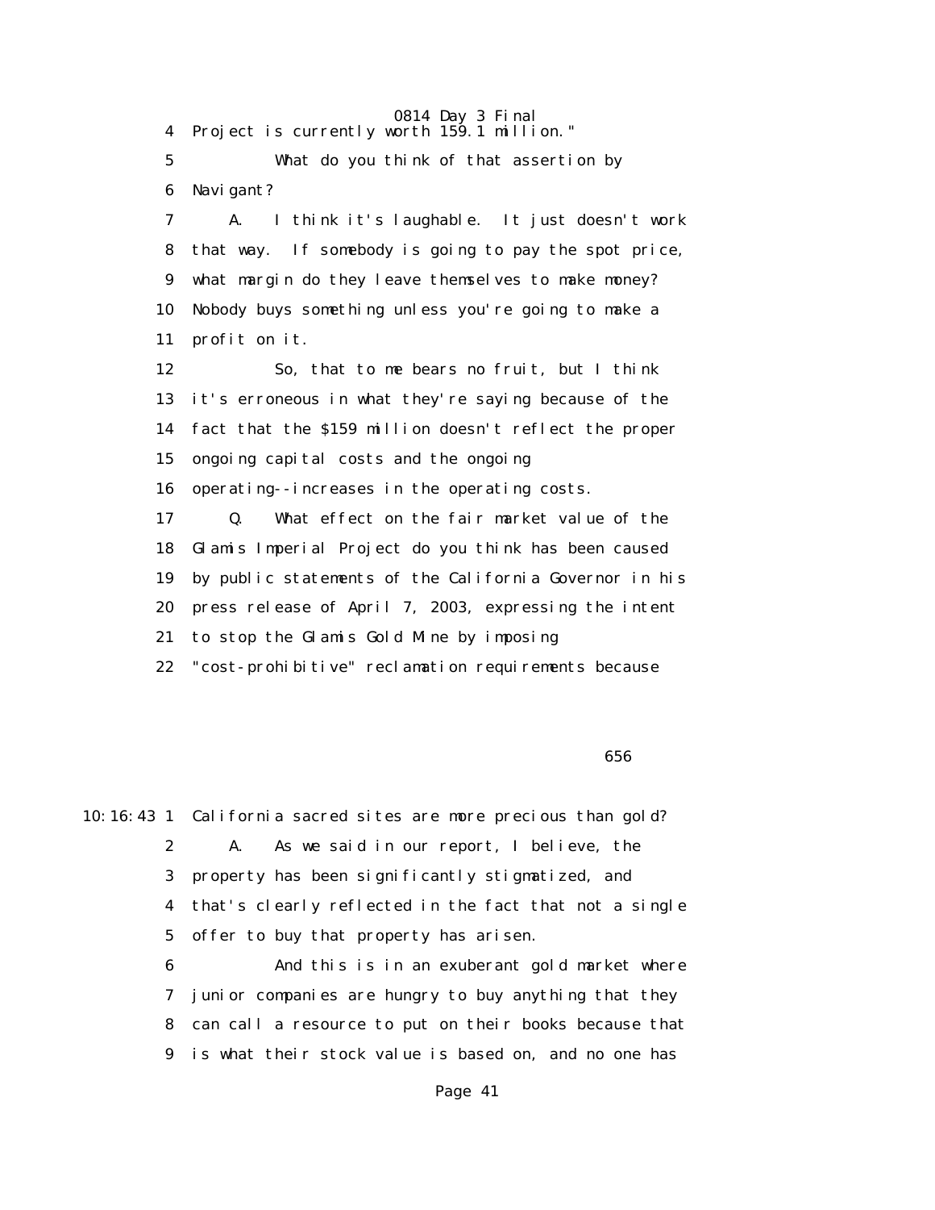4 Project is currently worth 159.1 million."

5 What do you think of that assertion by

6 Navigant?

7 A. I think it's laughable. It just doesn't work

8 that way. If somebody is going to pay the spot price,

9 what margin do they leave themselves to make money?

10 Nobody buys something unless you're going to make a

11 profit on it.

12 So, that to me bears no fruit, but I think

13 it's erroneous in what they're saying because of the

14 fact that the $159 million doesn't reflect the proper

15 ongoing capital costs and the ongoing

16 operating--increases in the operating costs.

17 Q. What effect on the fair market value of the

18 Glamis Imperial Project do you think has been caused

19 by public statements of the California Governor in his

20 press release of April 7, 2003, expressing the intent

21 to stop the Glamis Gold Mine by imposing

22 "cost-prohibitive" reclamation requirements because

656

10:16:43 1 California sacred sites are more precious than gold?

2 A. As we said in our report, I believe, the

3 property has been significantly stigmatized, and

4 that's clearly reflected in the fact that not a single

5 offer to buy that property has arisen.

6 And this is in an exuberant gold market where

7 junior companies are hungry to buy anything that they

8 can call a resource to put on their books because that

9 is what their stock value is based on, and no one has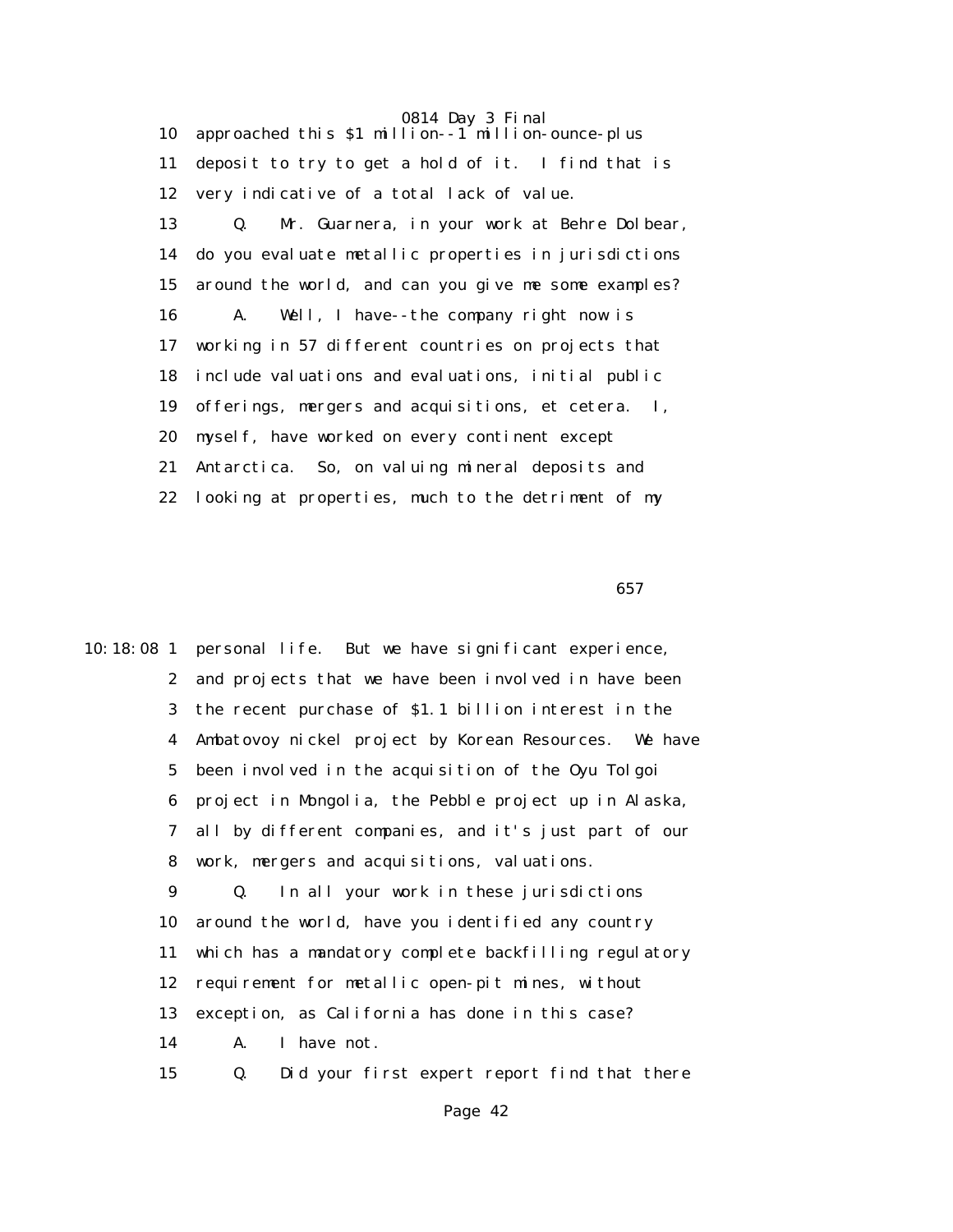10 approached this $1 million--1 million-ounce-plus
11 deposit to try to get a hold of it. I find that is
12 very indicative of a total lack of value.
13 Q. Mr. Guarnera, in your work at Behre Dolbear,
14 do you evaluate metallic properties in jurisdictions
15 around the world, and can you give me some examples?
16 A. Well, I have--the company right now is
17 working in 57 different countries on projects that
18 include valuations and evaluations, initial public
19 offerings, mergers and acquisitions, et cetera. I,
20 myself, have worked on every continent except
21 Antarctica. So, on valuing mineral deposits and
22 looking at properties, much to the detriment of my

657

10:18:08 1 personal life. But we have significant experience,
2 and projects that we have been involved in have been
3 the recent purchase of $1.1 billion interest in the
4 Ambatovoy nickel project by Korean Resources. We have
5 been involved in the acquisition of the Oyu Tolgoi
6 project in Mongolia, the Pebble project up in Alaska,
7 all by different companies, and it's just part of our
8 work, mergers and acquisitions, valuations.
9 Q. In all your work in these jurisdictions
10 around the world, have you identified any country
11 which has a mandatory complete backfilling regulatory
12 requirement for metallic open-pit mines, without
13 exception, as California has done in this case?
14 A. I have not.
15 Q. Did your first expert report find that there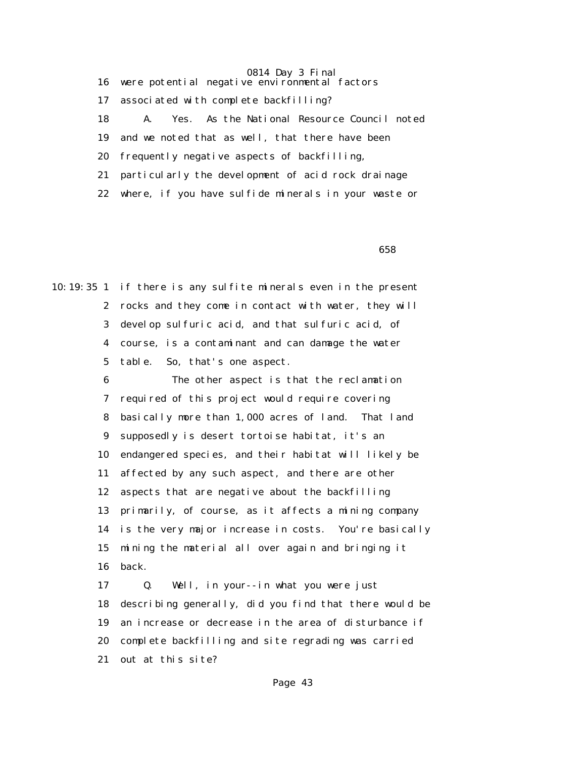16 were potential negative environmental factors

17 associated with complete backfilling?

18 A. Yes. As the National Resource Council noted

19 and we noted that as well, that there have been

20 frequently negative aspects of backfilling,

21 particularly the development of acid rock drainage

22 where, if you have sulfide minerals in your waste or

658

10:19:35 1 if there is any sulfite minerals even in the present

2 rocks and they come in contact with water, they will

3 develop sulfuric acid, and that sulfuric acid, of

4 course, is a contaminant and can damage the water

5 table. So, that's one aspect.

6 The other aspect is that the reclamation

7 required of this project would require covering

8 basically more than 1,000 acres of land. That land

9 supposedly is desert tortoise habitat, it's an

10 endangered species, and their habitat will likely be

11 affected by any such aspect, and there are other

12 aspects that are negative about the backfilling

13 primarily, of course, as it affects a mining company

14 is the very major increase in costs. You're basically

15 mining the material all over again and bringing it

16 back.

17 Q. Well, in your--in what you were just

18 describing generally, did you find that there would be

19 an increase or decrease in the area of disturbance if

20 complete backfilling and site regrading was carried

21 out at this site?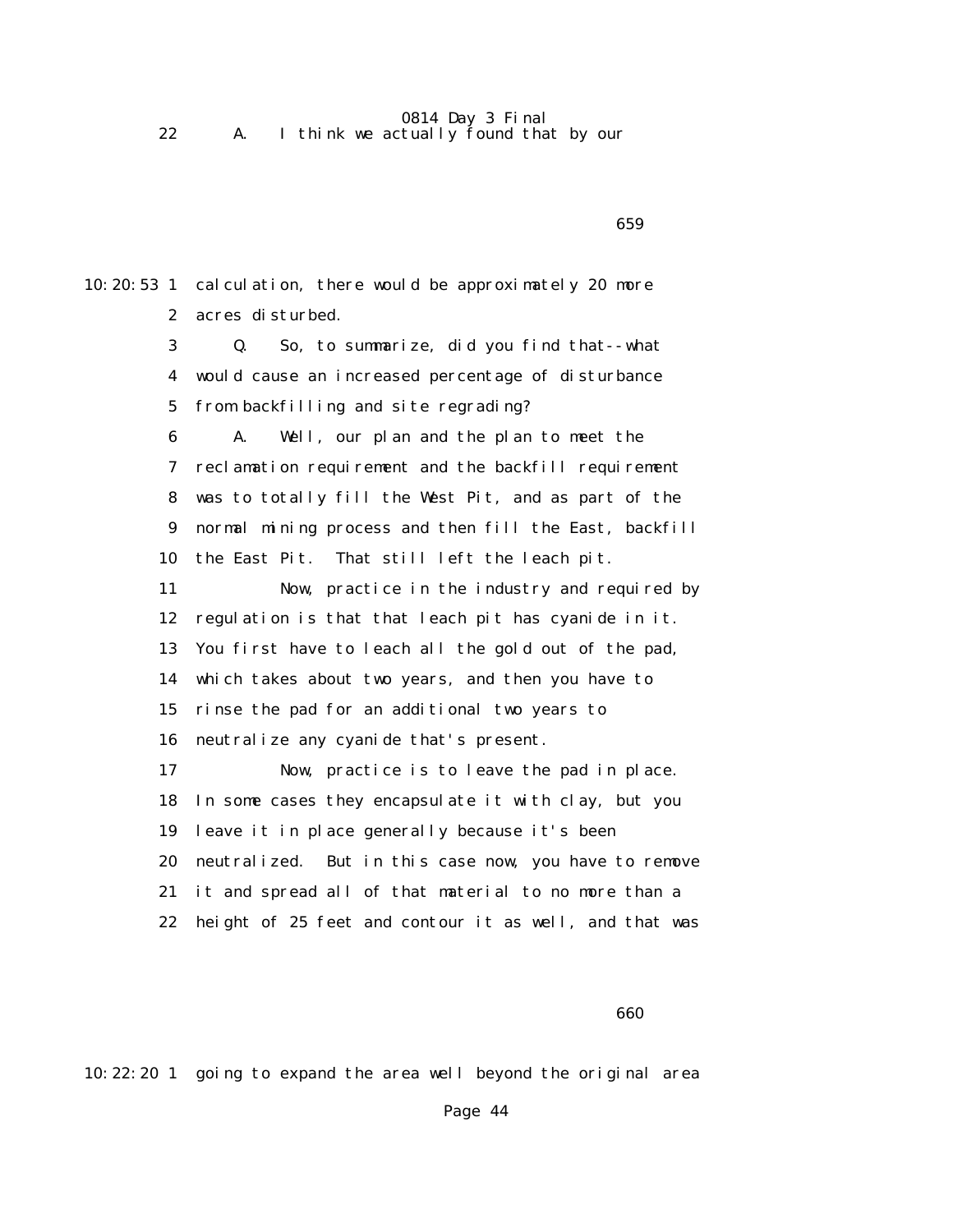22 A. I think we actually found that by our

10:20:53 1 calculation, there would be approximately 20 more
2 acres disturbed.
3 Q. So, to summarize, did you find that--what
4 would cause an increased percentage of disturbance
5 from backfilling and site regrading?
6 A. Well, our plan and the plan to meet the
7 reclamation requirement and the backfill requirement
8 was to totally fill the West Pit, and as part of the
9 normal mining process and then fill the East, backfill
10 the East Pit. That still left the leach pit.
11 Now, practice in the industry and required by
12 regulation is that that leach pit has cyanide in it.
13 You first have to leach all the gold out of the pad,
14 which takes about two years, and then you have to
15 rinse the pad for an additional two years to
16 neutralize any cyanide that's present.
17 Now, practice is to leave the pad in place.
18 In some cases they encapsulate it with clay, but you
19 leave it in place generally because it's been
20 neutralized. But in this case now, you have to remove
21 it and spread all of that material to no more than a
22 height of 25 feet and contour it as well, and that was

10:22:20 1 going to expand the area well beyond the original area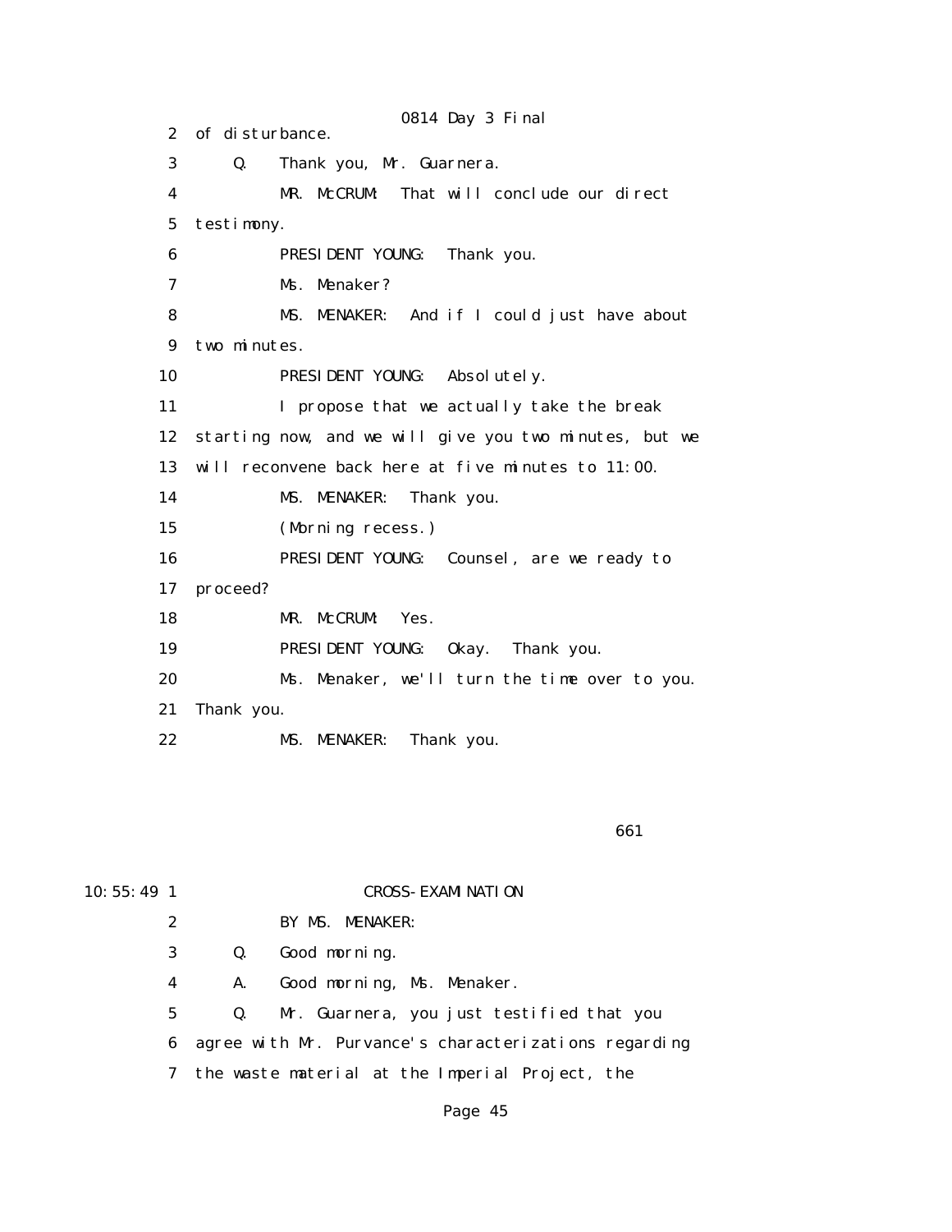2 of disturbance.

3 Q. Thank you, Mr. Guarnera.

4 MR. McCRUM: That will conclude our direct

5 testimony.

6 PRESIDENT YOUNG: Thank you.

7 Ms. Menaker?

8 MS. MENAKER: And if I could just have about

9 two minutes.

10 PRESIDENT YOUNG: Absolutely.

11 I propose that we actually take the break

12 starting now, and we will give you two minutes, but we

13 will reconvene back here at five minutes to 11:00.

14 MS. MENAKER: Thank you.

15 (Morning recess.)

16 PRESIDENT YOUNG: Counsel, are we ready to

17 proceed?

18 MR. McCRUM: Yes.

19 PRESIDENT YOUNG: Okay. Thank you.

20 Ms. Menaker, we'll turn the time over to you.

21 Thank you.

22 MS. MENAKER: Thank you.

661

10:55:49 1 CROSS-EXAMINATION

2 BY MS. MENAKER:

3 Q. Good morning.

4 A. Good morning, Ms. Menaker.

5 Q. Mr. Guarnera, you just testified that you

6 agree with Mr. Purvance's characterizations regarding

7 the waste material at the Imperial Project, the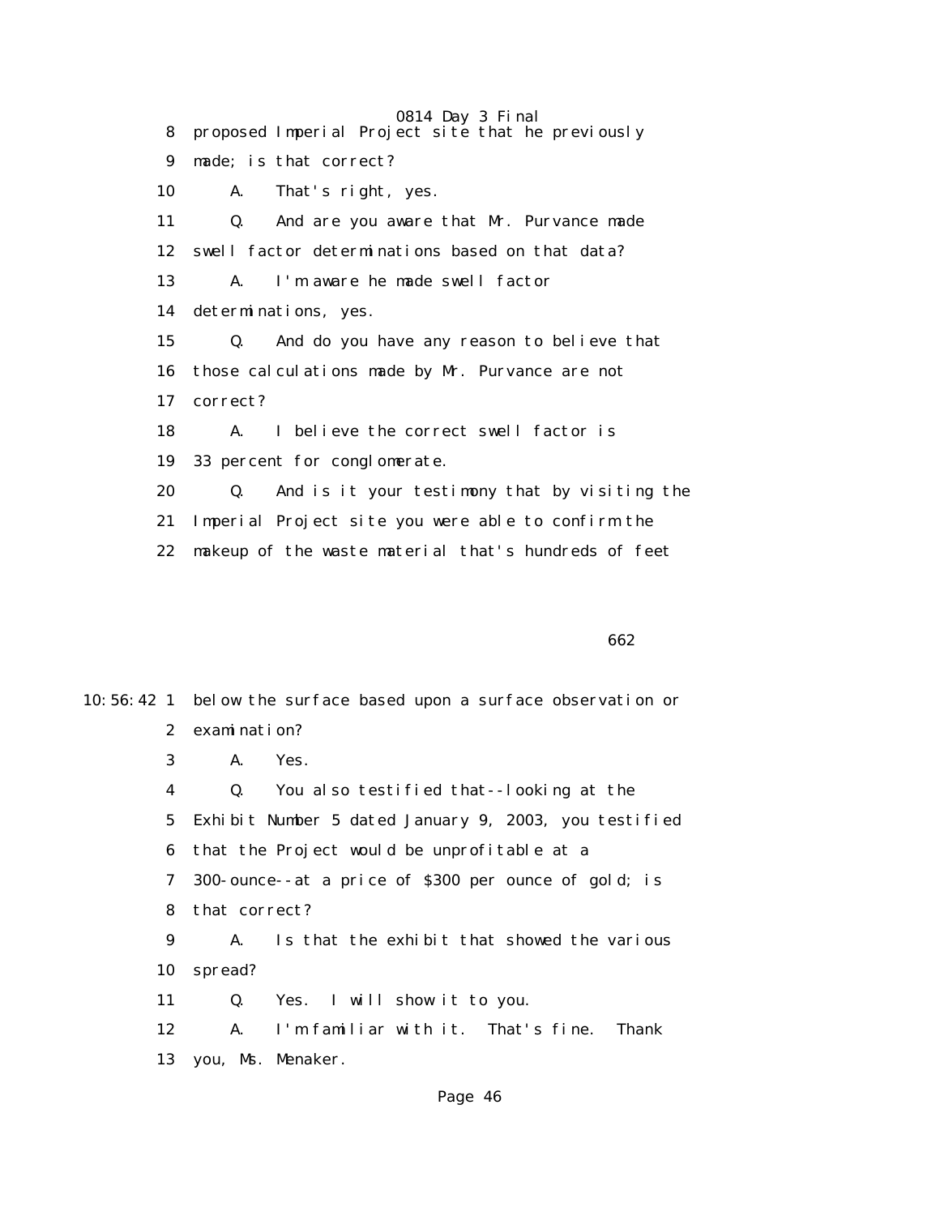8 proposed Imperial Project site that he previously

9 made; is that correct?

10 A. That's right, yes.

11 Q. And are you aware that Mr. Purvance made

12 swell factor determinations based on that data?

13 A. I'm aware he made swell factor

14 determinations, yes.

15 Q. And do you have any reason to believe that

16 those calculations made by Mr. Purvance are not

17 correct?

18 A. I believe the correct swell factor is

19 33 percent for conglomerate.

20 Q. And is it your testimony that by visiting the

21 Imperial Project site you were able to confirm the

22 makeup of the waste material that's hundreds of feet

662

10:56:42 1 below the surface based upon a surface observation or

2 examination?

3 A. Yes.

4 Q. You also testified that--looking at the

5 Exhibit Number 5 dated January 9, 2003, you testified

6 that the Project would be unprofitable at a

7 300-ounce--at a price of $300 per ounce of gold; is

8 that correct?

9 A. Is that the exhibit that showed the various

10 spread?

11 Q. Yes. I will show it to you.

12 A. I'm familiar with it. That's fine. Thank

13 you, Ms. Menaker.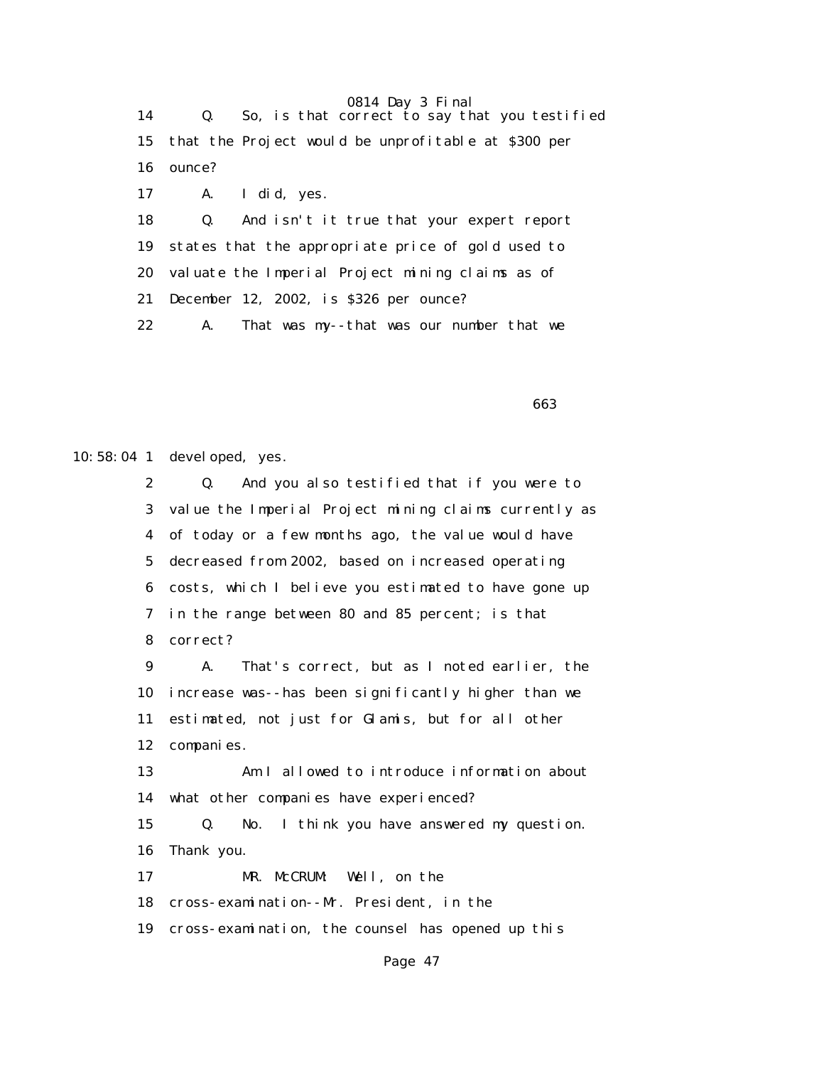14 Q. So, is that correct to say that you testified
15 that the Project would be unprofitable at $300 per
16 ounce?
17 A. I did, yes.
18 Q. And isn't it true that your expert report
19 states that the appropriate price of gold used to
20 valuate the Imperial Project mining claims as of
21 December 12, 2002, is $326 per ounce?
22 A. That was my--that was our number that we

663

10:58:04 1 developed, yes.
2 Q. And you also testified that if you were to
3 value the Imperial Project mining claims currently as
4 of today or a few months ago, the value would have
5 decreased from 2002, based on increased operating
6 costs, which I believe you estimated to have gone up
7 in the range between 80 and 85 percent; is that
8 correct?
9 A. That's correct, but as I noted earlier, the
10 increase was--has been significantly higher than we
11 estimated, not just for Glamis, but for all other
12 companies.
13 Am I allowed to introduce information about
14 what other companies have experienced?
15 Q. No. I think you have answered my question.
16 Thank you.
17 MR. McCRUM: Well, on the
18 cross-examination--Mr. President, in the
19 cross-examination, the counsel has opened up this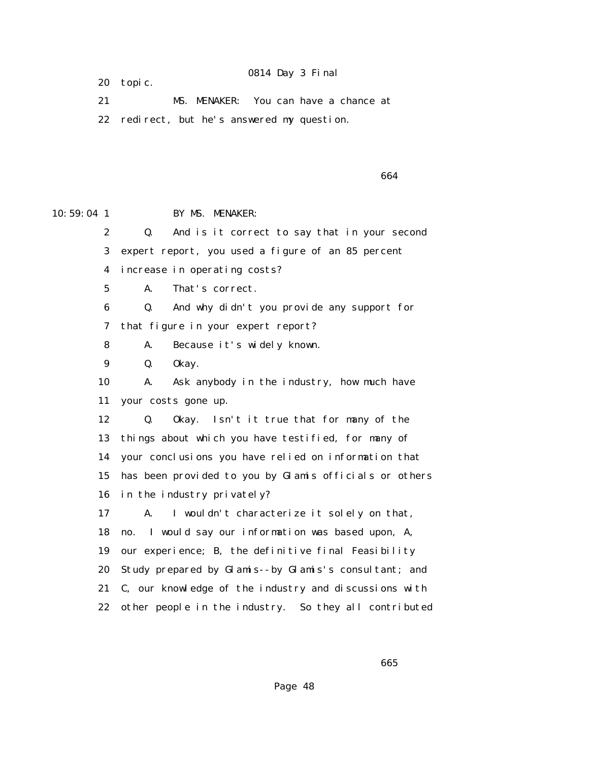20 topic.

21 MS. MENAKER: You can have a chance at

22 redirect, but he's answered my question.

10:59:04 1 BY MS. MENAKER:

2 Q. And is it correct to say that in your second

3 expert report, you used a figure of an 85 percent

4 increase in operating costs?

5 A. That's correct.

6 Q. And why didn't you provide any support for

7 that figure in your expert report?

8 A. Because it's widely known.

9 Q. Okay.

10 A. Ask anybody in the industry, how much have

11 your costs gone up.

12 Q. Okay. Isn't it true that for many of the

13 things about which you have testified, for many of

14 your conclusions you have relied on information that

15 has been provided to you by Glamis officials or others

16 in the industry privately?

17 A. I wouldn't characterize it solely on that,

18 no. I would say our information was based upon, A,

19 our experience; B, the definitive final Feasibility

20 Study prepared by Glamis--by Glamis's consultant; and

21 C, our knowledge of the industry and discussions with

22 other people in the industry. So they all contributed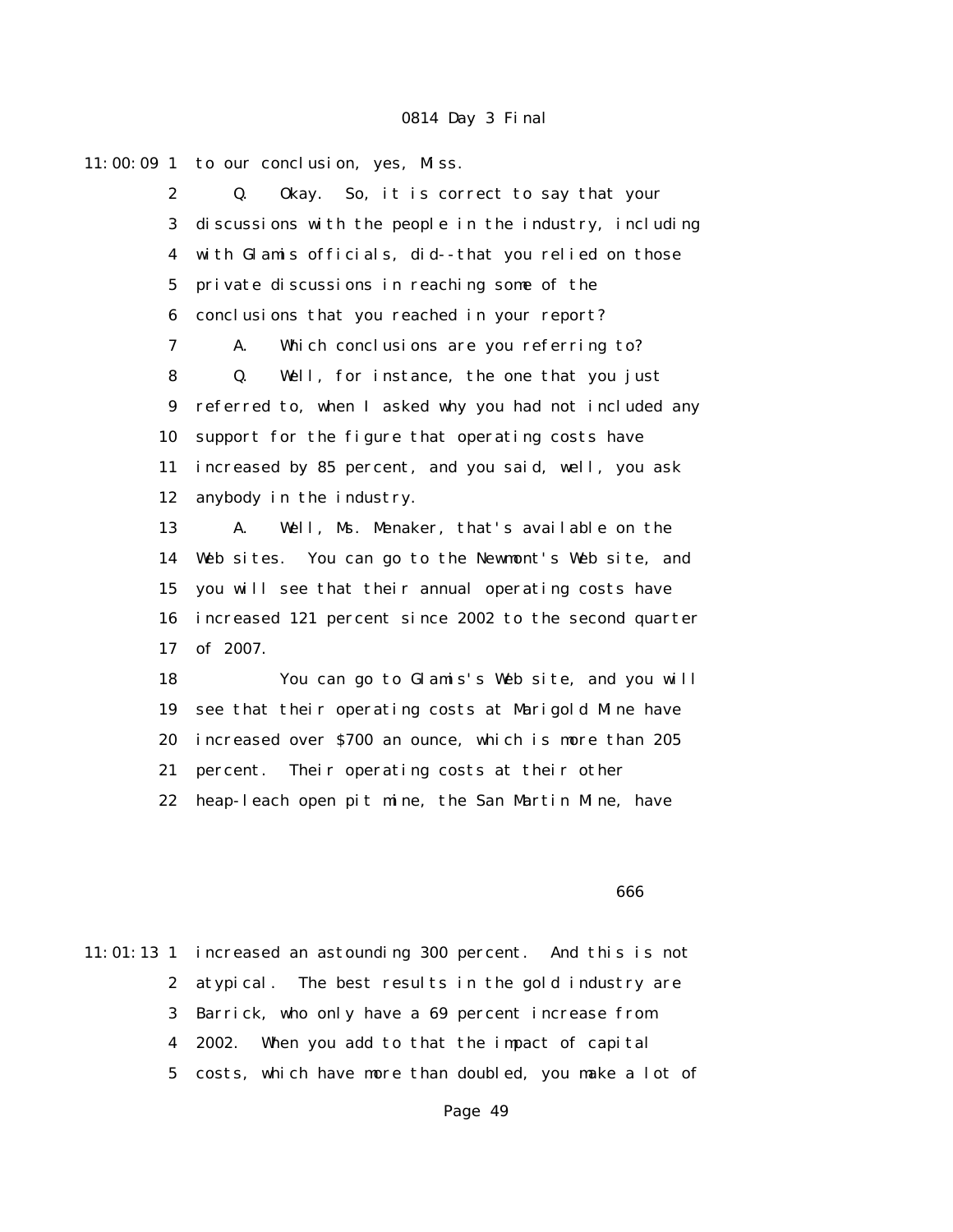11:00:09 1 to our conclusion, yes, Miss.

2 Q. Okay. So, it is correct to say that your

3 discussions with the people in the industry, including

4 with Glamis officials, did--that you relied on those

5 private discussions in reaching some of the

6 conclusions that you reached in your report?

7 A. Which conclusions are you referring to?

8 Q. Well, for instance, the one that you just

9 referred to, when I asked why you had not included any

10 support for the figure that operating costs have

11 increased by 85 percent, and you said, well, you ask

12 anybody in the industry.

13 A. Well, Ms. Menaker, that's available on the

14 Web sites. You can go to the Newmont's Web site, and

15 you will see that their annual operating costs have

16 increased 121 percent since 2002 to the second quarter

17 of 2007.

18 You can go to Glamis's Web site, and you will

19 see that their operating costs at Marigold Mine have

20 increased over $700 an ounce, which is more than 205

21 percent. Their operating costs at their other

22 heap-leach open pit mine, the San Martin Mine, have

666

11:01:13 1 increased an astounding 300 percent. And this is not

2 atypical. The best results in the gold industry are

3 Barrick, who only have a 69 percent increase from

4 2002. When you add to that the impact of capital

5 costs, which have more than doubled, you make a lot of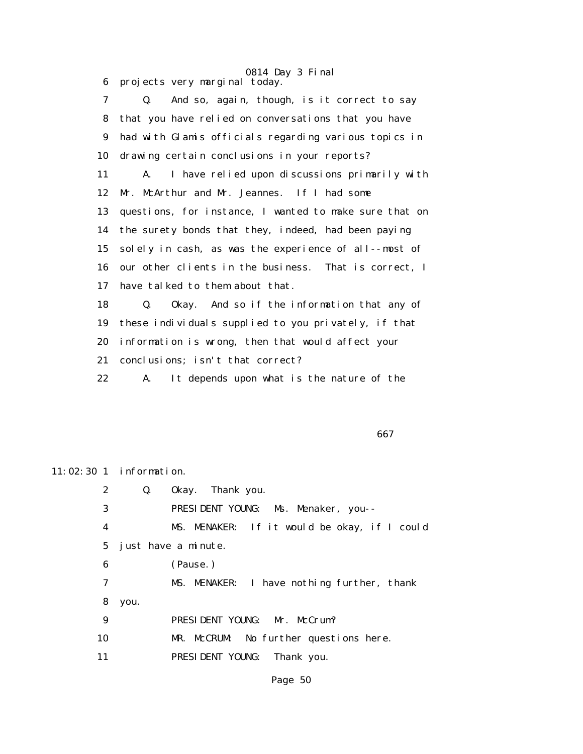6 projects very marginal today.

7 Q. And so, again, though, is it correct to say

8 that you have relied on conversations that you have

9 had with Glamis officials regarding various topics in

10 drawing certain conclusions in your reports?

11 A. I have relied upon discussions primarily with

12 Mr. McArthur and Mr. Jeannes. If I had some

13 questions, for instance, I wanted to make sure that on

14 the surety bonds that they, indeed, had been paying

15 solely in cash, as was the experience of all--most of

16 our other clients in the business. That is correct, I

17 have talked to them about that.

18 Q. Okay. And so if the information that any of

19 these individuals supplied to you privately, if that

20 information is wrong, then that would affect your

21 conclusions; isn't that correct?

22 A. It depends upon what is the nature of the

667

11:02:30 1 information.

2 Q. Okay. Thank you.

3 PRESIDENT YOUNG: Ms. Menaker, you--

4 MS. MENAKER: If it would be okay, if I could

5 just have a minute.

6 (Pause.)

7 MS. MENAKER: I have nothing further, thank

8 you.

9 PRESIDENT YOUNG: Mr. McCrum?

10 MR. McCRUM: No further questions here.

11 PRESIDENT YOUNG: Thank you.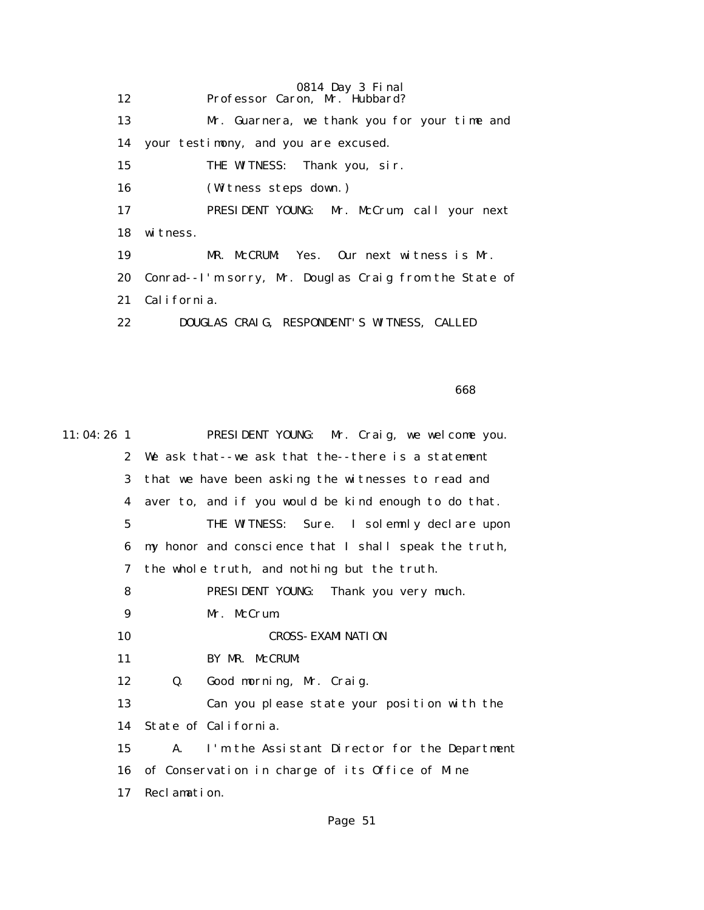12 Professor Caron, Mr. Hubbard?

13 Mr. Guarnera, we thank you for your time and

14 your testimony, and you are excused.

15 THE WITNESS: Thank you, sir.

16 (Witness steps down.)

17 PRESIDENT YOUNG: Mr. McCrum, call your next

18 witness.

19 MR. McCRUM: Yes. Our next witness is Mr.

20 Conrad--I'm sorry, Mr. Douglas Craig from the State of

21 California.

22 DOUGLAS CRAIG, RESPONDENT'S WITNESS, CALLED

668

11:04:26 1 PRESIDENT YOUNG: Mr. Craig, we welcome you.

2 We ask that--we ask that the--there is a statement

3 that we have been asking the witnesses to read and

4 aver to, and if you would be kind enough to do that.

5 THE WITNESS: Sure. I solemnly declare upon

6 my honor and conscience that I shall speak the truth,

7 the whole truth, and nothing but the truth.

8 PRESIDENT YOUNG: Thank you very much.

9 Mr. McCrum.

10 CROSS-EXAMINATION

11 BY MR. McCRUM:

12 Q. Good morning, Mr. Craig.

13 Can you please state your position with the

14 State of California.

15 A. I'm the Assistant Director for the Department

16 of Conservation in charge of its Office of Mine

17 Reclamation.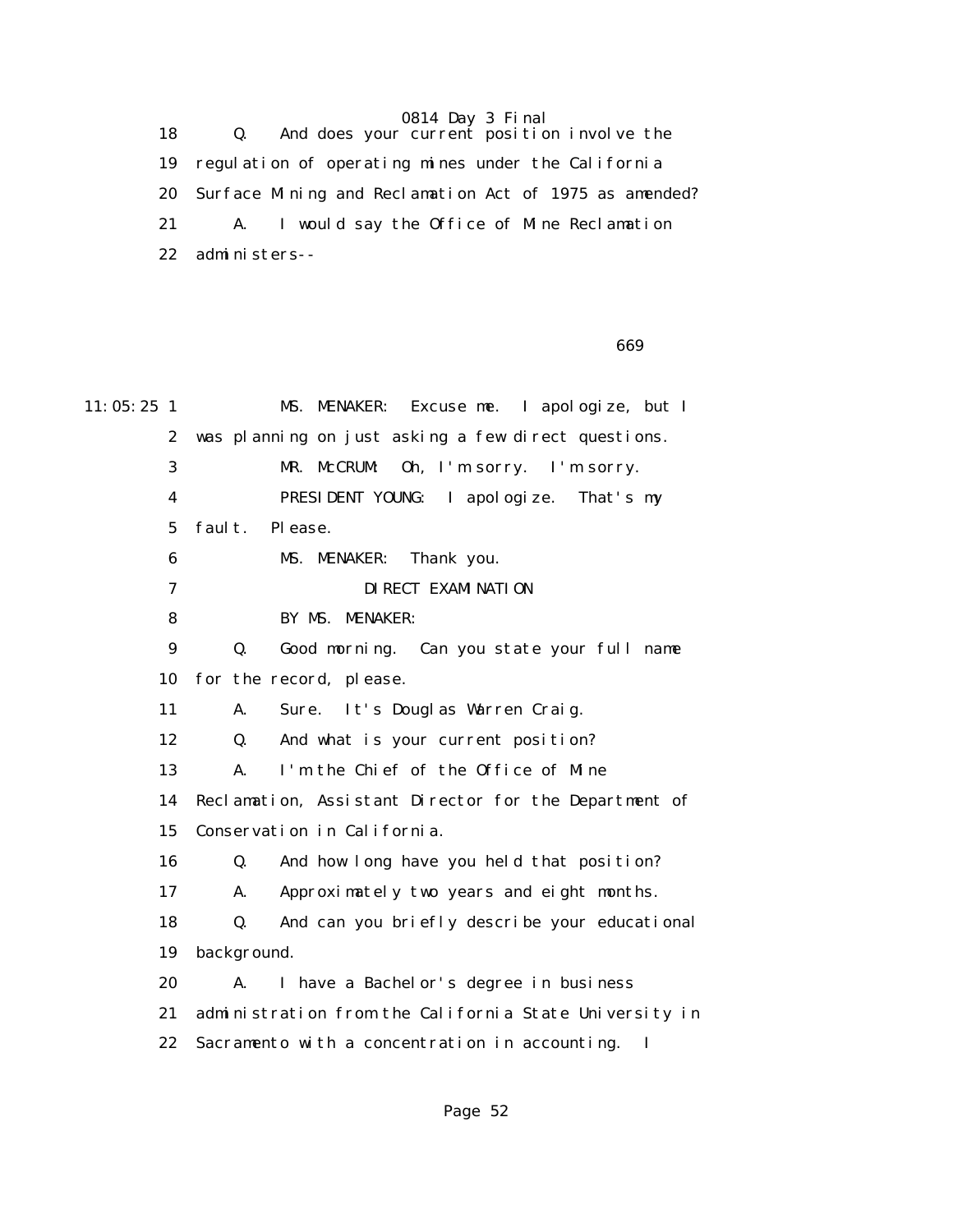18 Q. And does your current position involve the
19 regulation of operating mines under the California
20 Surface Mining and Reclamation Act of 1975 as amended?
21 A. I would say the Office of Mine Reclamation
22 administers--

669

11:05:25 1 MS. MENAKER: Excuse me. I apologize, but I
2 was planning on just asking a few direct questions.
3 MR. McCRUM: Oh, I'm sorry. I'm sorry.
4 PRESIDENT YOUNG: I apologize. That's my
5 fault. Please.
6 MS. MENAKER: Thank you.
7 DIRECT EXAMINATION
8 BY MS. MENAKER:
9 Q. Good morning. Can you state your full name
10 for the record, please.
11 A. Sure. It's Douglas Warren Craig.
12 Q. And what is your current position?
13 A. I'm the Chief of the Office of Mine
14 Reclamation, Assistant Director for the Department of
15 Conservation in California.
16 Q. And how long have you held that position?
17 A. Approximately two years and eight months.
18 Q. And can you briefly describe your educational
19 background.
20 A. I have a Bachelor's degree in business
21 administration from the California State University in
22 Sacramento with a concentration in accounting. I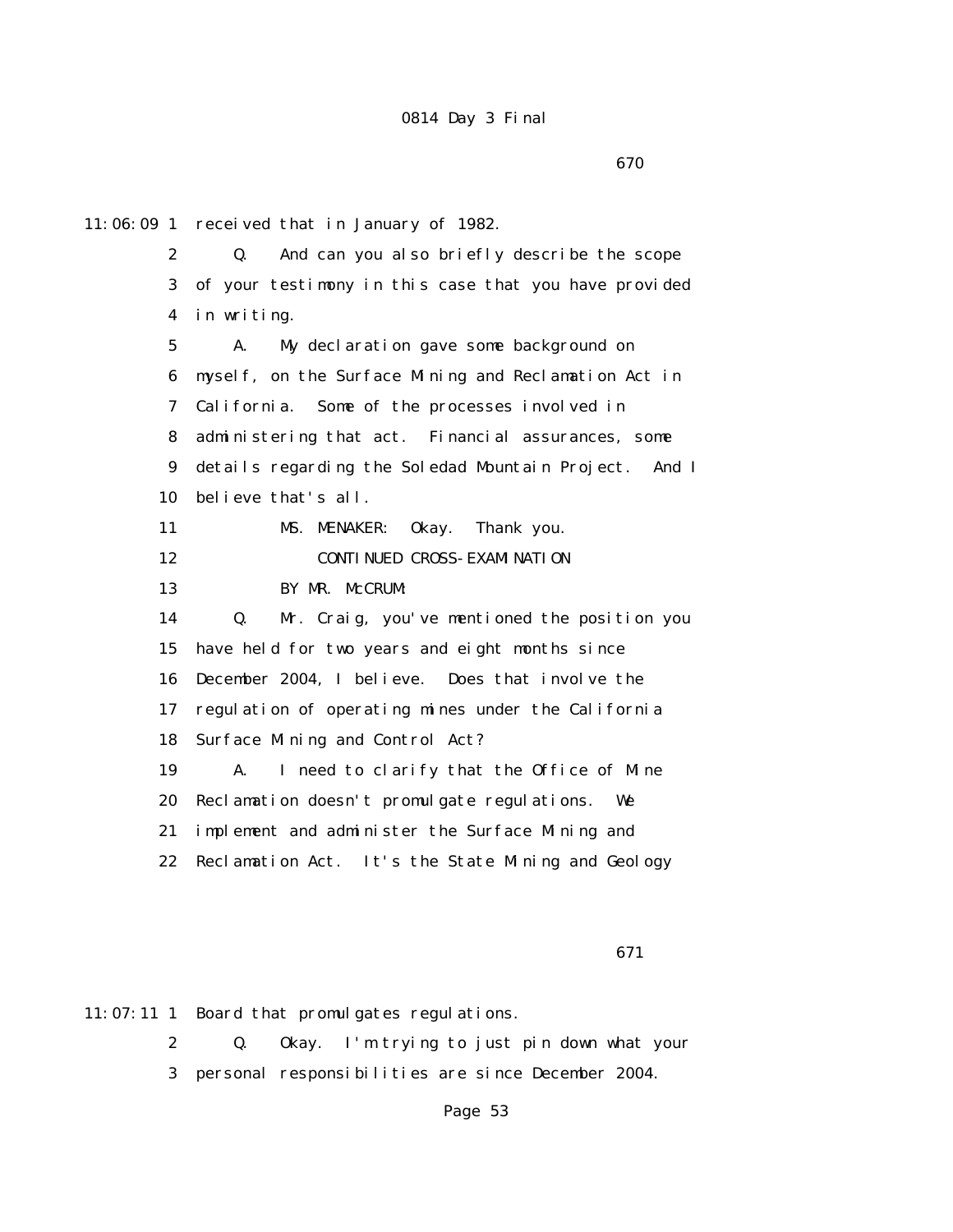11:06:09 1 received that in January of 1982.

2 Q. And can you also briefly describe the scope

3 of your testimony in this case that you have provided

4 in writing.

5 A. My declaration gave some background on

6 myself, on the Surface Mining and Reclamation Act in

7 California. Some of the processes involved in

8 administering that act. Financial assurances, some

9 details regarding the Soledad Mountain Project. And I

10 believe that's all.

11 MS. MENAKER: Okay. Thank you.

12 CONTINUED CROSS-EXAMINATION

13 BY MR. McCRUM:

14 Q. Mr. Craig, you've mentioned the position you

15 have held for two years and eight months since

16 December 2004, I believe. Does that involve the

17 regulation of operating mines under the California

18 Surface Mining and Control Act?

19 A. I need to clarify that the Office of Mine

20 Reclamation doesn't promulgate regulations. We

21 implement and administer the Surface Mining and

22 Reclamation Act. It's the State Mining and Geology

11:07:11 1 Board that promulgates regulations.

2 Q. Okay. I'm trying to just pin down what your

3 personal responsibilities are since December 2004.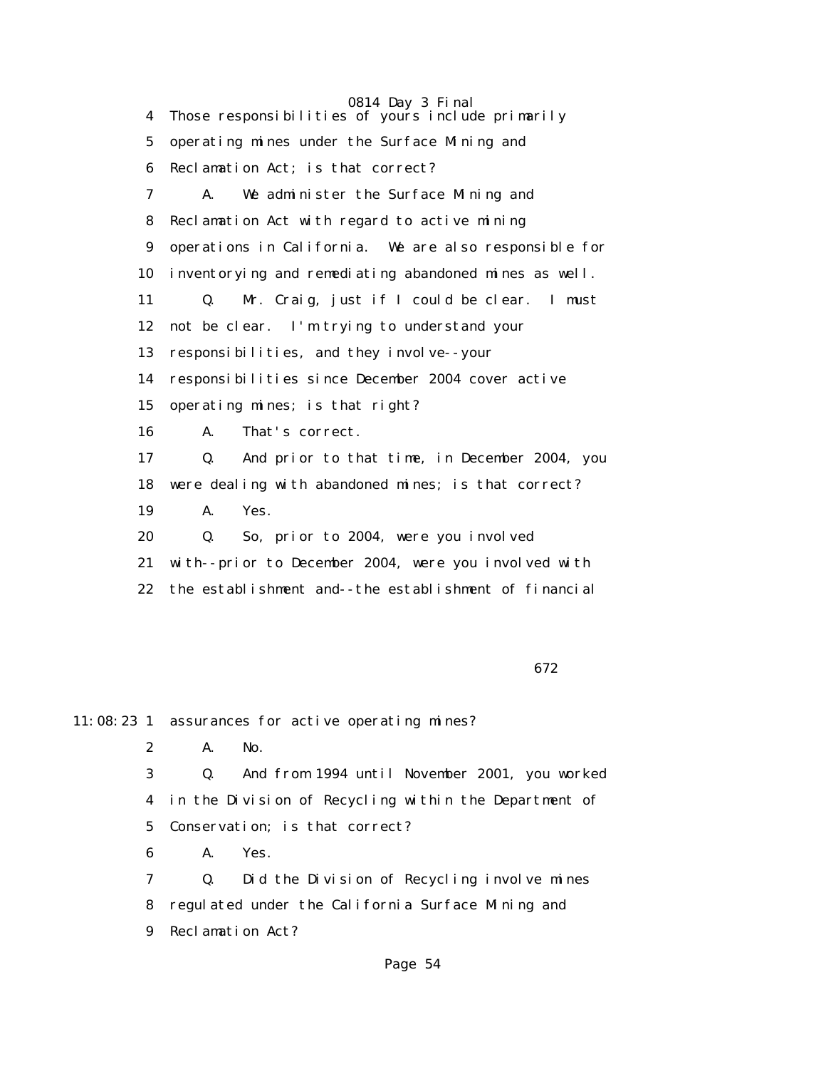4 Those responsibilities of yours include primarily

5 operating mines under the Surface Mining and

6 Reclamation Act; is that correct?

7 A. We administer the Surface Mining and

8 Reclamation Act with regard to active mining

9 operations in California. We are also responsible for

10 inventorying and remediating abandoned mines as well.

11 Q. Mr. Craig, just if I could be clear. I must

12 not be clear. I'm trying to understand your

13 responsibilities, and they involve--your

14 responsibilities since December 2004 cover active

15 operating mines; is that right?

16 A. That's correct.

17 Q. And prior to that time, in December 2004, you

18 were dealing with abandoned mines; is that correct?

19 A. Yes.

20 Q. So, prior to 2004, were you involved

21 with--prior to December 2004, were you involved with

22 the establishment and--the establishment of financial

672

11:08:23 1 assurances for active operating mines?

2 A. No.

3 Q. And from 1994 until November 2001, you worked

4 in the Division of Recycling within the Department of

5 Conservation; is that correct?

6 A. Yes.

7 Q. Did the Division of Recycling involve mines

8 regulated under the California Surface Mining and

9 Reclamation Act?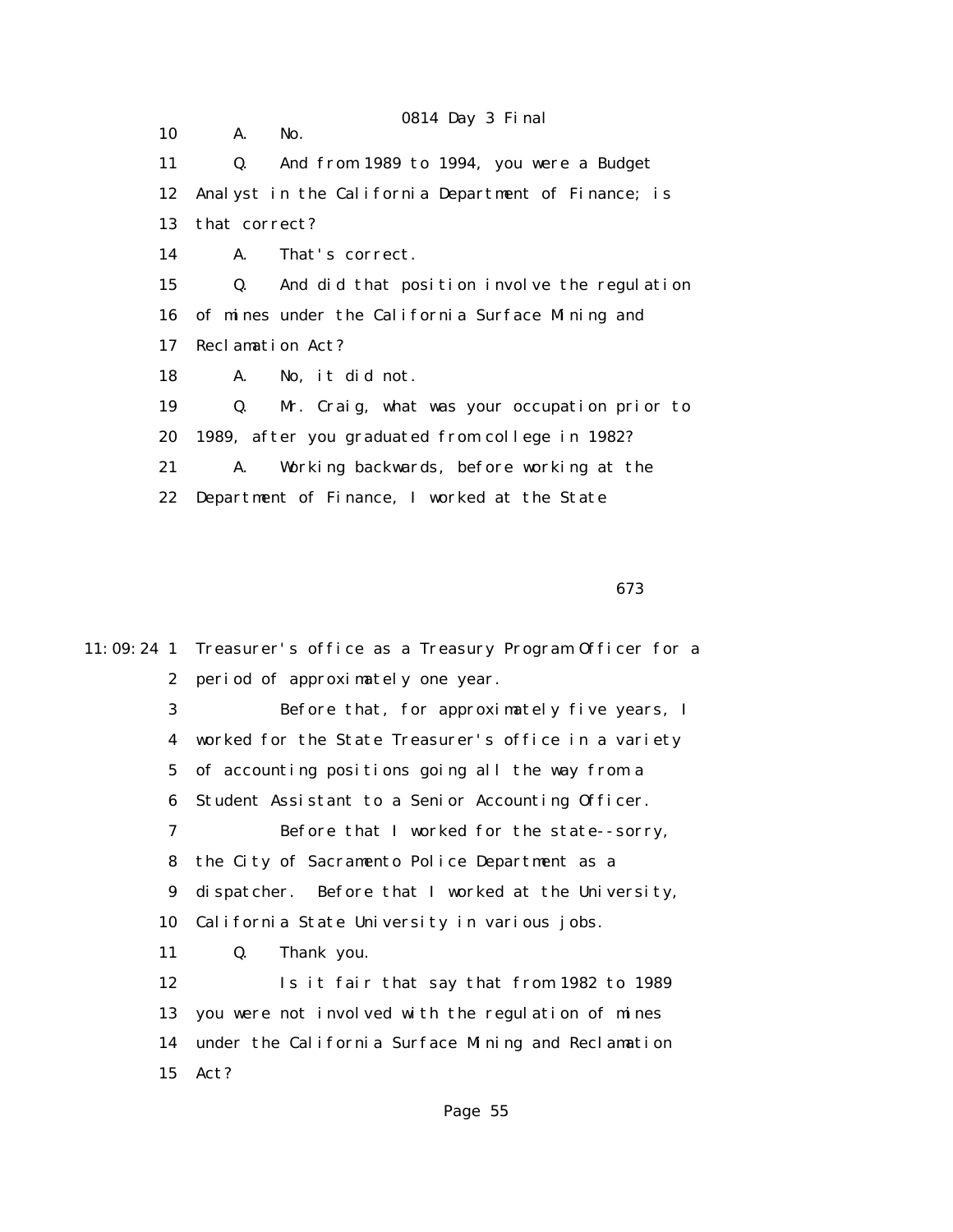10 A. No.

11 Q. And from 1989 to 1994, you were a Budget

12 Analyst in the California Department of Finance; is

13 that correct?

14 A. That's correct.

15 Q. And did that position involve the regulation

16 of mines under the California Surface Mining and

17 Reclamation Act?

18 A. No, it did not.

19 Q. Mr. Craig, what was your occupation prior to

20 1989, after you graduated from college in 1982?

21 A. Working backwards, before working at the

22 Department of Finance, I worked at the State

673

11:09:24 1 Treasurer's office as a Treasury Program Officer for a

2 period of approximately one year.

3 Before that, for approximately five years, I

4 worked for the State Treasurer's office in a variety

5 of accounting positions going all the way from a

6 Student Assistant to a Senior Accounting Officer.

7 Before that I worked for the state--sorry,

8 the City of Sacramento Police Department as a

9 dispatcher. Before that I worked at the University,

10 California State University in various jobs.

11 Q. Thank you.

12 Is it fair that say that from 1982 to 1989

13 you were not involved with the regulation of mines

14 under the California Surface Mining and Reclamation

15 Act?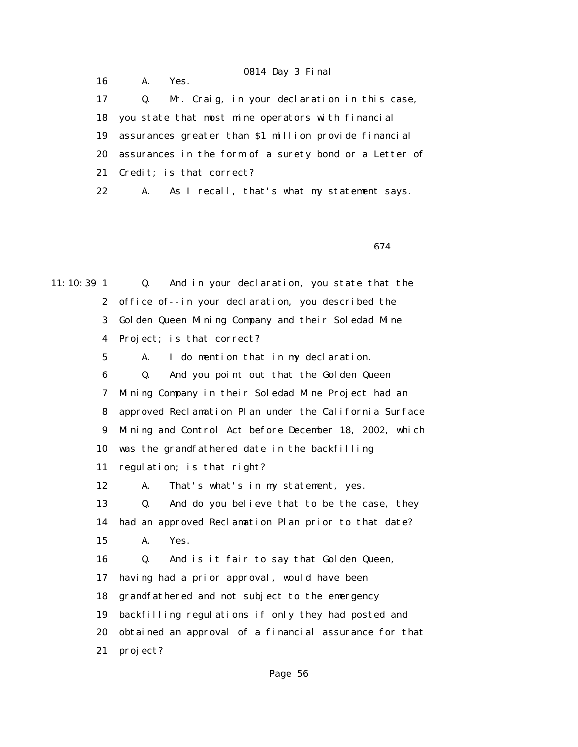16 A. Yes.

17 Q. Mr. Craig, in your declaration in this case,

18 you state that most mine operators with financial

19 assurances greater than $1 million provide financial

20 assurances in the form of a surety bond or a Letter of

21 Credit; is that correct?

22 A. As I recall, that's what my statement says.

674

11:10:39 1 Q. And in your declaration, you state that the

2 office of--in your declaration, you described the

3 Golden Queen Mining Company and their Soledad Mine

4 Project; is that correct?

5 A. I do mention that in my declaration.

6 Q. And you point out that the Golden Queen

7 Mining Company in their Soledad Mine Project had an

8 approved Reclamation Plan under the California Surface

9 Mining and Control Act before December 18, 2002, which

10 was the grandfathered date in the backfilling

11 regulation; is that right?

12 A. That's what's in my statement, yes.

13 Q. And do you believe that to be the case, they

14 had an approved Reclamation Plan prior to that date?

15 A. Yes.

16 Q. And is it fair to say that Golden Queen,

17 having had a prior approval, would have been

18 grandfathered and not subject to the emergency

19 backfilling regulations if only they had posted and

20 obtained an approval of a financial assurance for that

21 project?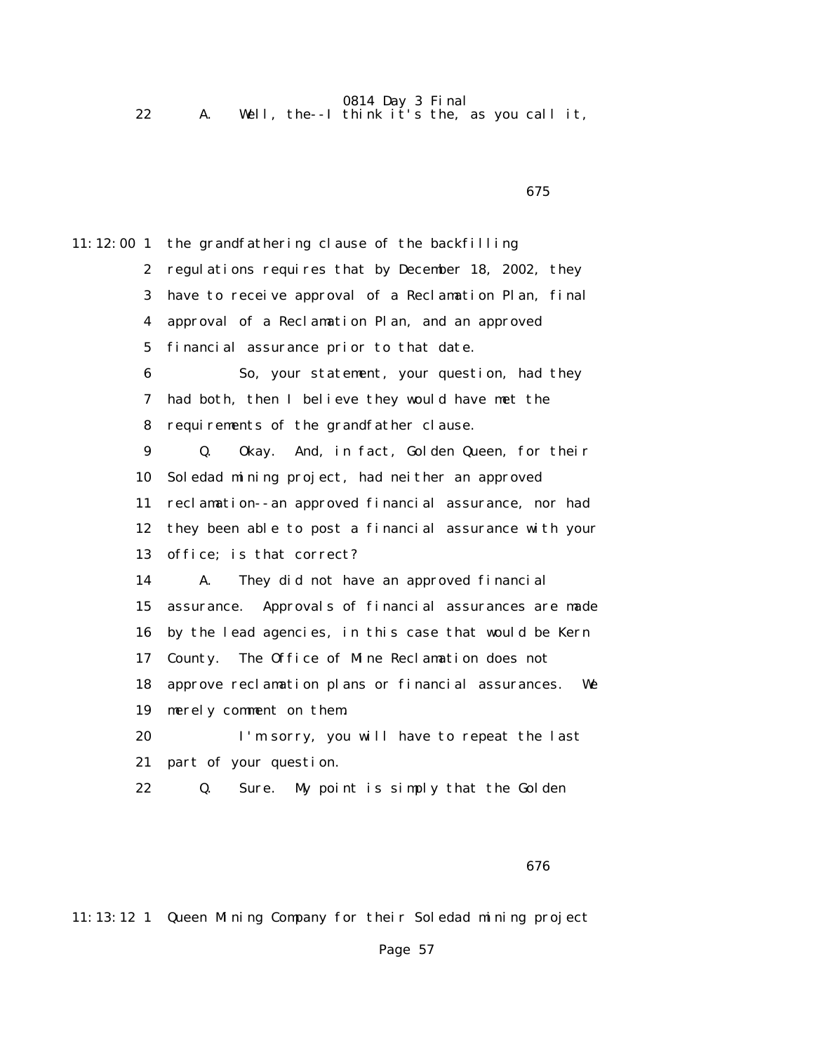22 A. Well, the--I think it's the, as you call it,

11:12:00 1 the grandfathering clause of the backfilling
2 regulations requires that by December 18, 2002, they
3 have to receive approval of a Reclamation Plan, final
4 approval of a Reclamation Plan, and an approved
5 financial assurance prior to that date.
6 So, your statement, your question, had they
7 had both, then I believe they would have met the
8 requirements of the grandfather clause.
9 Q. Okay. And, in fact, Golden Queen, for their
10 Soledad mining project, had neither an approved
11 reclamation--an approved financial assurance, nor had
12 they been able to post a financial assurance with your
13 office; is that correct?
14 A. They did not have an approved financial
15 assurance. Approvals of financial assurances are made
16 by the lead agencies, in this case that would be Kern
17 County. The Office of Mine Reclamation does not
18 approve reclamation plans or financial assurances. We
19 merely comment on them.
20 I'm sorry, you will have to repeat the last
21 part of your question.
22 Q. Sure. My point is simply that the Golden

11:13:12 1 Queen Mining Company for their Soledad mining project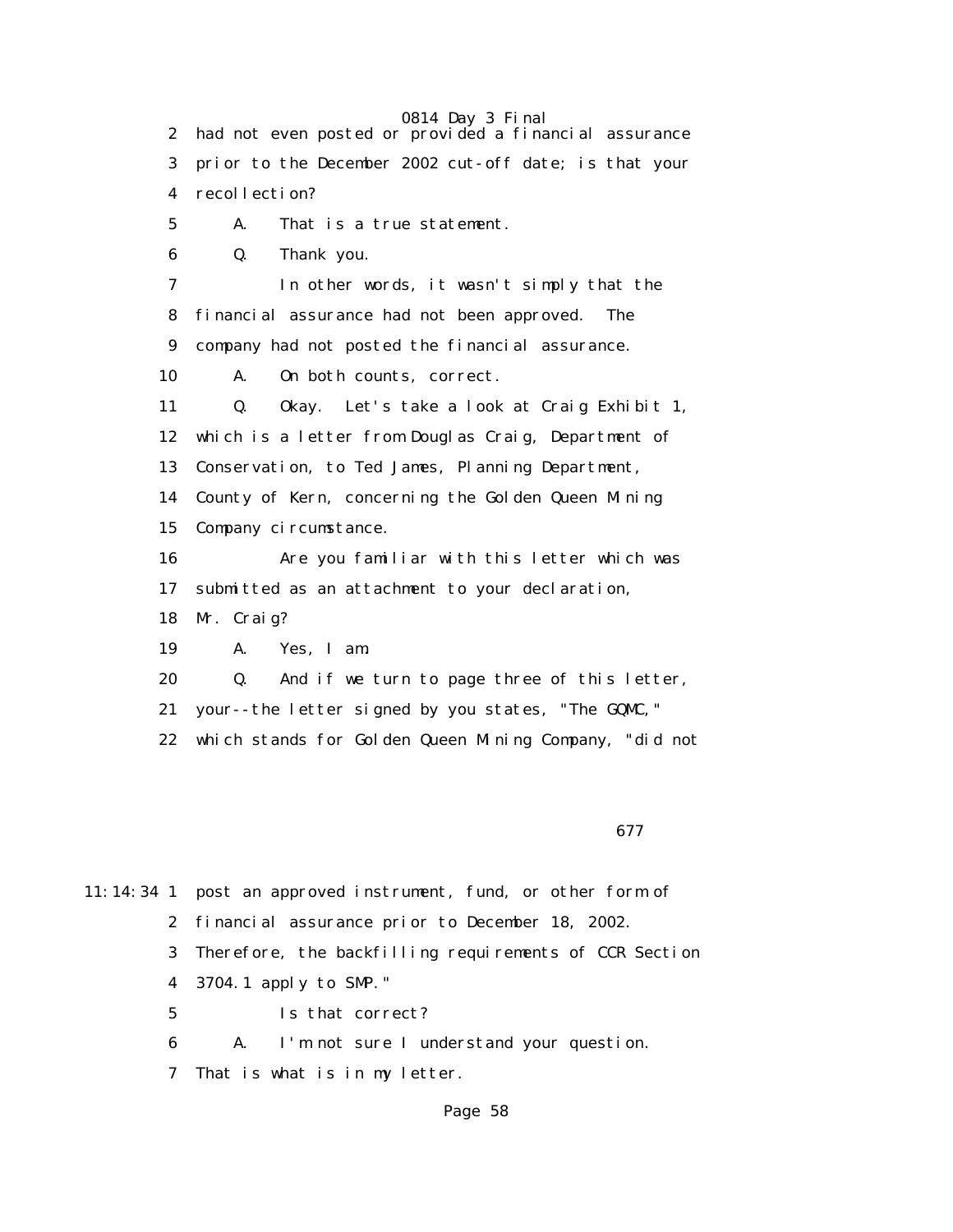2 had not even posted or provided a financial assurance
3 prior to the December 2002 cut-off date; is that your
4 recollection?

5 A. That is a true statement.

6 Q. Thank you.

7 In other words, it wasn't simply that the
8 financial assurance had not been approved. The
9 company had not posted the financial assurance.

10 A. On both counts, correct.

11 Q. Okay. Let's take a look at Craig Exhibit 1,
12 which is a letter from Douglas Craig, Department of
13 Conservation, to Ted James, Planning Department,
14 County of Kern, concerning the Golden Queen Mining
15 Company circumstance.

16 Are you familiar with this letter which was
17 submitted as an attachment to your declaration,
18 Mr. Craig?

19 A. Yes, I am.

20 Q. And if we turn to page three of this letter,
21 your--the letter signed by you states, "The GQMC,"
22 which stands for Golden Queen Mining Company, "did not

677

11:14:34 1 post an approved instrument, fund, or other form of
2 financial assurance prior to December 18, 2002.
3 Therefore, the backfilling requirements of CCR Section
4 3704.1 apply to SMP."

5 Is that correct?

6 A. I'm not sure I understand your question.
7 That is what is in my letter.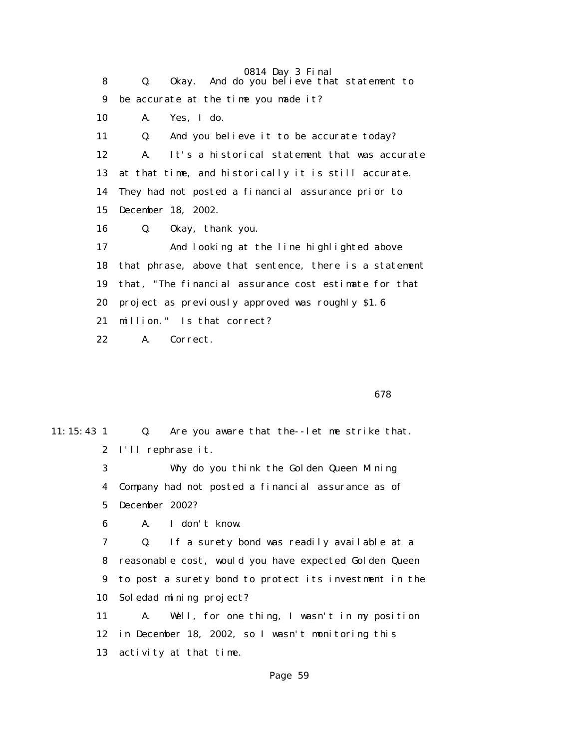8 Q. Okay. And do you believe that statement to
9 be accurate at the time you made it?
10 A. Yes, I do.
11 Q. And you believe it to be accurate today?
12 A. It's a historical statement that was accurate
13 at that time, and historically it is still accurate.
14 They had not posted a financial assurance prior to
15 December 18, 2002.
16 Q. Okay, thank you.
17 And looking at the line highlighted above
18 that phrase, above that sentence, there is a statement
19 that, "The financial assurance cost estimate for that
20 project as previously approved was roughly $1.6
21 million." Is that correct?
22 A. Correct.

678

11:15:43 1 Q. Are you aware that the--let me strike that.
2 I'll rephrase it.
3 Why do you think the Golden Queen Mining
4 Company had not posted a financial assurance as of
5 December 2002?
6 A. I don't know.
7 Q. If a surety bond was readily available at a
8 reasonable cost, would you have expected Golden Queen
9 to post a surety bond to protect its investment in the
10 Soledad mining project?
11 A. Well, for one thing, I wasn't in my position
12 in December 18, 2002, so I wasn't monitoring this
13 activity at that time.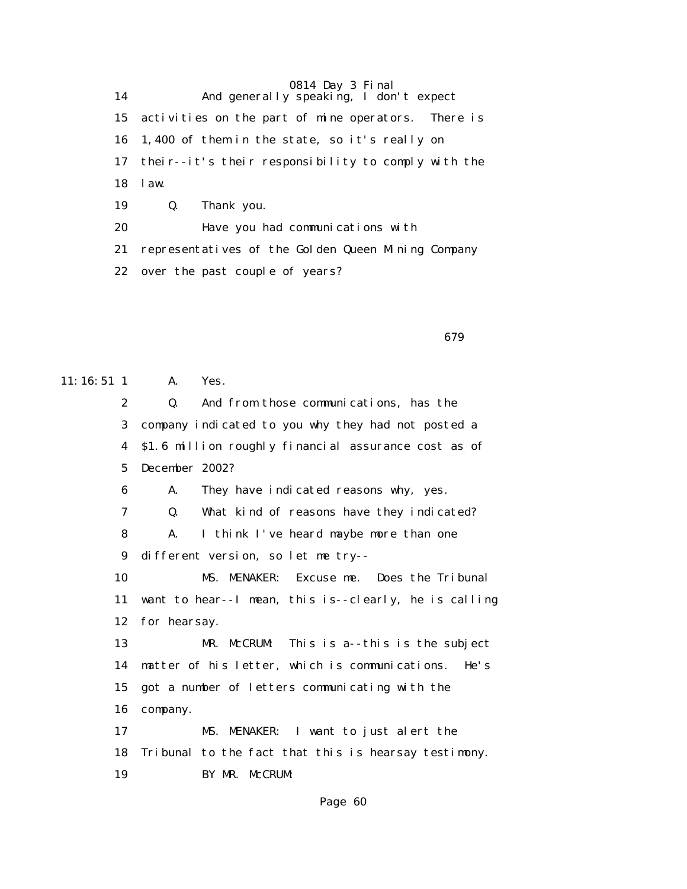14 And generally speaking, I don't expect
15 activities on the part of mine operators. There is
16 1,400 of them in the state, so it's really on
17 their--it's their responsibility to comply with the
18 law.
19 Q. Thank you.
20 Have you had communications with
21 representatives of the Golden Queen Mining Company
22 over the past couple of years?

679

11:16:51 1 A. Yes.
2 Q. And from those communications, has the
3 company indicated to you why they had not posted a
4 $1.6 million roughly financial assurance cost as of
5 December 2002?
6 A. They have indicated reasons why, yes.
7 Q. What kind of reasons have they indicated?
8 A. I think I've heard maybe more than one
9 different version, so let me try--
10 MS. MENAKER: Excuse me. Does the Tribunal
11 want to hear--I mean, this is--clearly, he is calling
12 for hearsay.
13 MR. McCRUM: This is a--this is the subject
14 matter of his letter, which is communications. He's
15 got a number of letters communicating with the
16 company.
17 MS. MENAKER: I want to just alert the
18 Tribunal to the fact that this is hearsay testimony.
19 BY MR. McCRUM: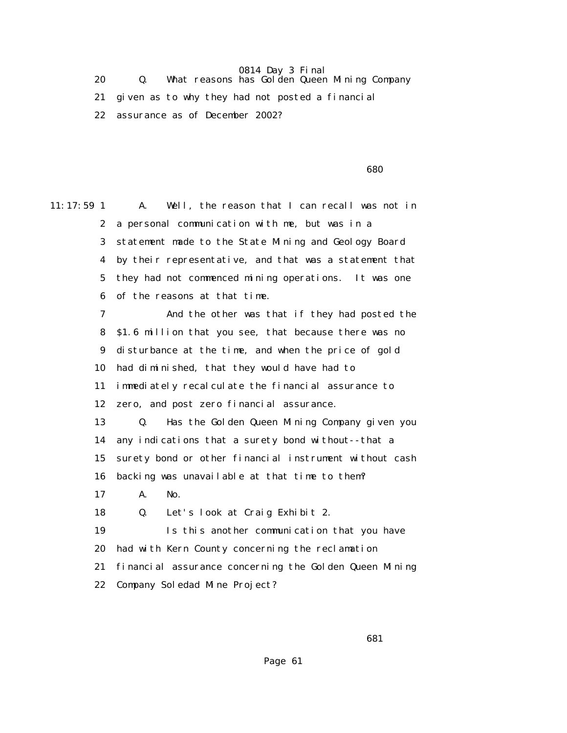20 Q. What reasons has Golden Queen Mining Company

21 given as to why they had not posted a financial

22 assurance as of December 2002?

11:17:59 1 A. Well, the reason that I can recall was not in

2 a personal communication with me, but was in a

3 statement made to the State Mining and Geology Board

4 by their representative, and that was a statement that

5 they had not commenced mining operations. It was one

6 of the reasons at that time.

7 And the other was that if they had posted the

8 $1.6 million that you see, that because there was no

9 disturbance at the time, and when the price of gold

10 had diminished, that they would have had to

11 immediately recalculate the financial assurance to

12 zero, and post zero financial assurance.

13 Q. Has the Golden Queen Mining Company given you

14 any indications that a surety bond without--that a

15 surety bond or other financial instrument without cash

16 backing was unavailable at that time to them?

17 A. No.

18 Q. Let's look at Craig Exhibit 2.

19 Is this another communication that you have

20 had with Kern County concerning the reclamation

21 financial assurance concerning the Golden Queen Mining

22 Company Soledad Mine Project?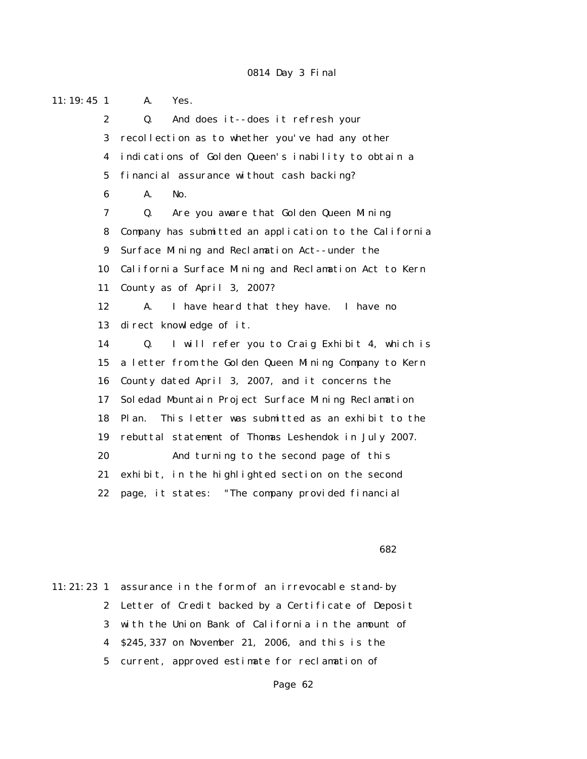11:19:45 1 A. Yes.

2 Q. And does it--does it refresh your

3 recollection as to whether you've had any other

4 indications of Golden Queen's inability to obtain a

5 financial assurance without cash backing?

6 A. No.

7 Q. Are you aware that Golden Queen Mining

8 Company has submitted an application to the California

9 Surface Mining and Reclamation Act--under the

10 California Surface Mining and Reclamation Act to Kern

11 County as of April 3, 2007?

12 A. I have heard that they have. I have no

13 direct knowledge of it.

14 Q. I will refer you to Craig Exhibit 4, which is

15 a letter from the Golden Queen Mining Company to Kern

16 County dated April 3, 2007, and it concerns the

17 Soledad Mountain Project Surface Mining Reclamation

18 Plan. This letter was submitted as an exhibit to the

19 rebuttal statement of Thomas Leshendok in July 2007.

20 And turning to the second page of this

21 exhibit, in the highlighted section on the second

22 page, it states: "The company provided financial

682

11:21:23 1 assurance in the form of an irrevocable stand-by

2 Letter of Credit backed by a Certificate of Deposit

3 with the Union Bank of California in the amount of

4 $245,337 on November 21, 2006, and this is the

5 current, approved estimate for reclamation of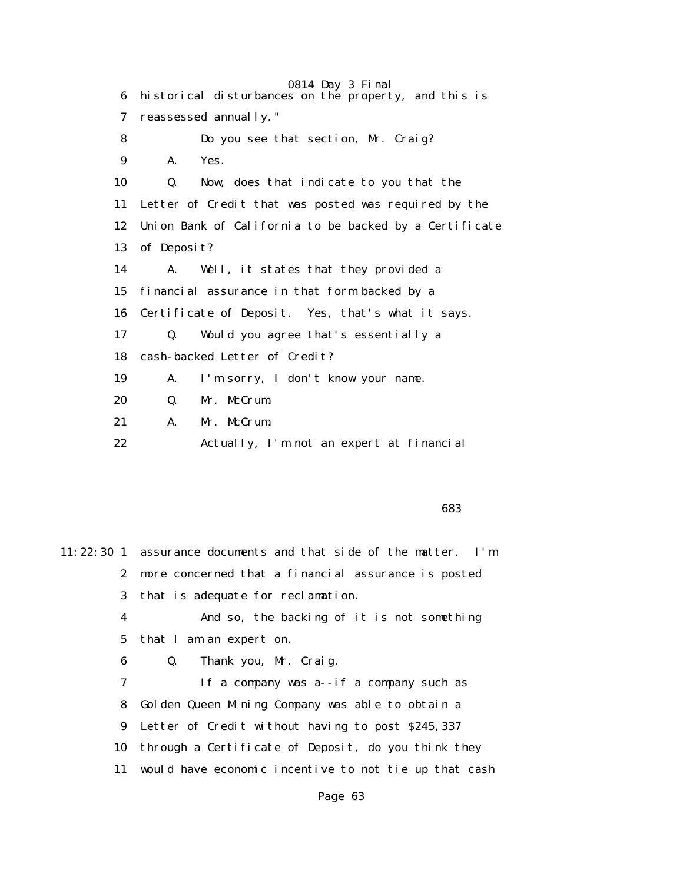6 historical disturbances on the property, and this is
7 reassessed annually."
8 Do you see that section, Mr. Craig?
9 A. Yes.
10 Q. Now, does that indicate to you that the
11 Letter of Credit that was posted was required by the
12 Union Bank of California to be backed by a Certificate
13 of Deposit?
14 A. Well, it states that they provided a
15 financial assurance in that form backed by a
16 Certificate of Deposit. Yes, that's what it says.
17 Q. Would you agree that's essentially a
18 cash-backed Letter of Credit?
19 A. I'm sorry, I don't know your name.
20 Q. Mr. McCrum.
21 A. Mr. McCrum.
22 Actually, I'm not an expert at financial

683

11:22:30 1 assurance documents and that side of the matter. I'm
2 more concerned that a financial assurance is posted
3 that is adequate for reclamation.
4 And so, the backing of it is not something
5 that I am an expert on.
6 Q. Thank you, Mr. Craig.
7 If a company was a--if a company such as
8 Golden Queen Mining Company was able to obtain a
9 Letter of Credit without having to post $245,337
10 through a Certificate of Deposit, do you think they
11 would have economic incentive to not tie up that cash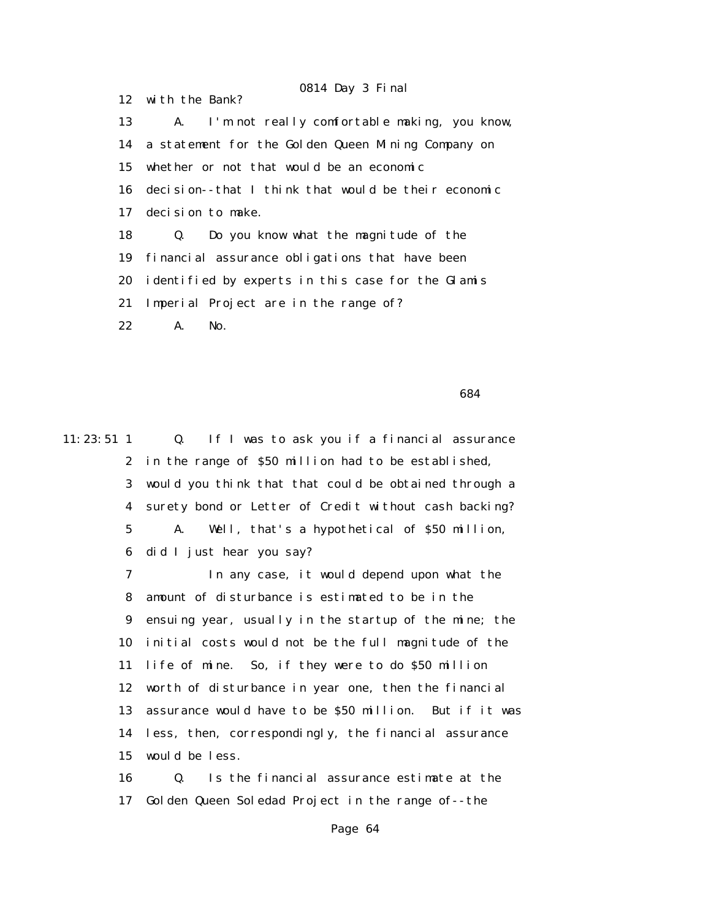12 with the Bank?

13 A. I'm not really comfortable making, you know,

14 a statement for the Golden Queen Mining Company on

15 whether or not that would be an economic

16 decision--that I think that would be their economic

17 decision to make.

18 Q. Do you know what the magnitude of the

19 financial assurance obligations that have been

20 identified by experts in this case for the Glamis

21 Imperial Project are in the range of?

22 A. No.

684

11:23:51 1 Q. If I was to ask you if a financial assurance

2 in the range of $50 million had to be established,

3 would you think that that could be obtained through a

4 surety bond or Letter of Credit without cash backing?

5 A. Well, that's a hypothetical of $50 million,

6 did I just hear you say?

7 In any case, it would depend upon what the

8 amount of disturbance is estimated to be in the

9 ensuing year, usually in the startup of the mine; the

10 initial costs would not be the full magnitude of the

11 life of mine. So, if they were to do $50 million

12 worth of disturbance in year one, then the financial

13 assurance would have to be $50 million. But if it was

14 less, then, correspondingly, the financial assurance

15 would be less.

16 Q. Is the financial assurance estimate at the

17 Golden Queen Soledad Project in the range of--the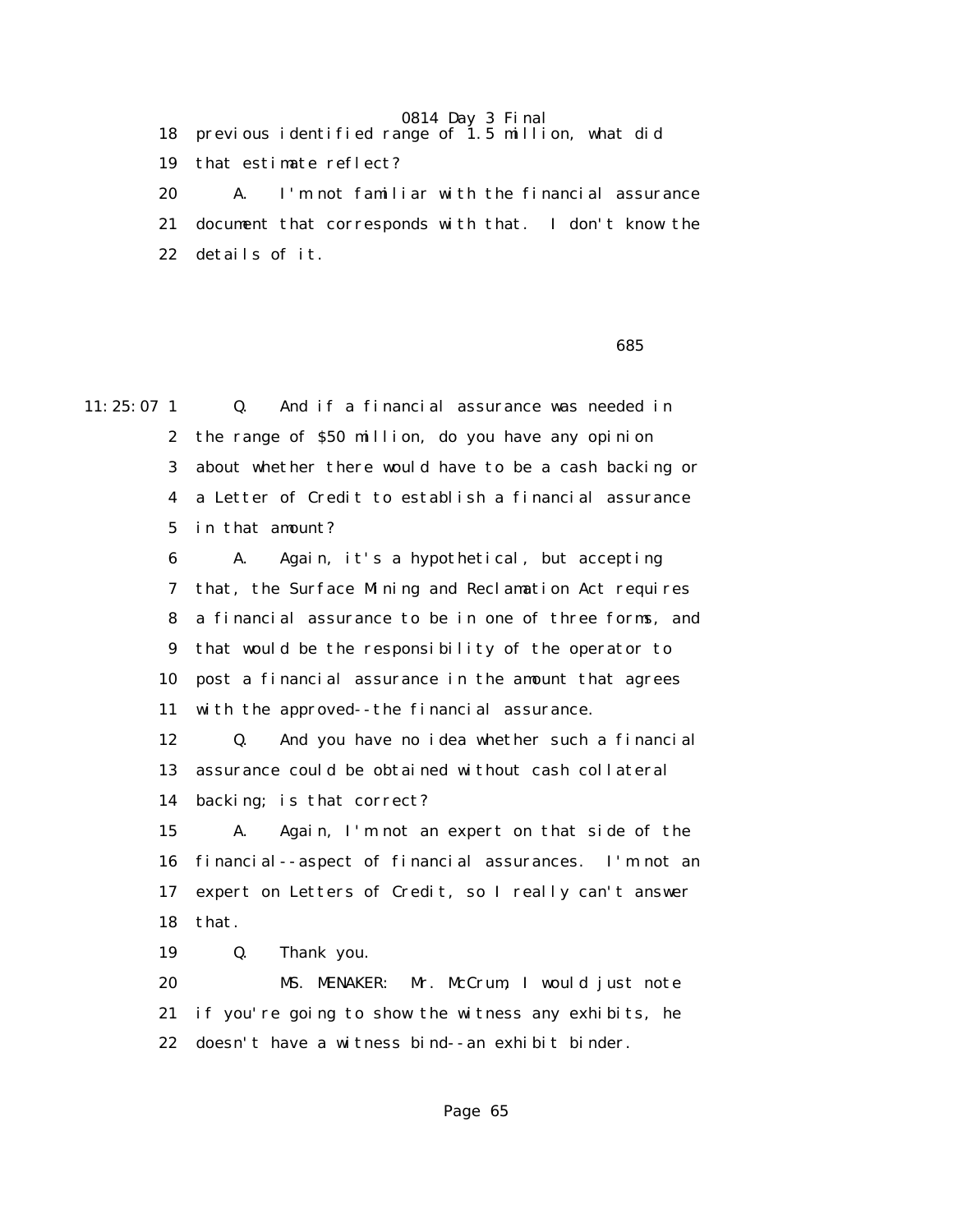18 previous identified range of 1.5 million, what did

19 that estimate reflect?

20 A. I'm not familiar with the financial assurance

21 document that corresponds with that. I don't know the

22 details of it.

685

11:25:07 1 Q. And if a financial assurance was needed in

2 the range of $50 million, do you have any opinion

3 about whether there would have to be a cash backing or

4 a Letter of Credit to establish a financial assurance

5 in that amount?

6 A. Again, it's a hypothetical, but accepting

7 that, the Surface Mining and Reclamation Act requires

8 a financial assurance to be in one of three forms, and

9 that would be the responsibility of the operator to

10 post a financial assurance in the amount that agrees

11 with the approved--the financial assurance.

12 Q. And you have no idea whether such a financial

13 assurance could be obtained without cash collateral

14 backing; is that correct?

15 A. Again, I'm not an expert on that side of the

16 financial--aspect of financial assurances. I'm not an

17 expert on Letters of Credit, so I really can't answer

18 that.

19 Q. Thank you.

20 MS. MENAKER: Mr. McCrum, I would just note

21 if you're going to show the witness any exhibits, he

22 doesn't have a witness bind--an exhibit binder.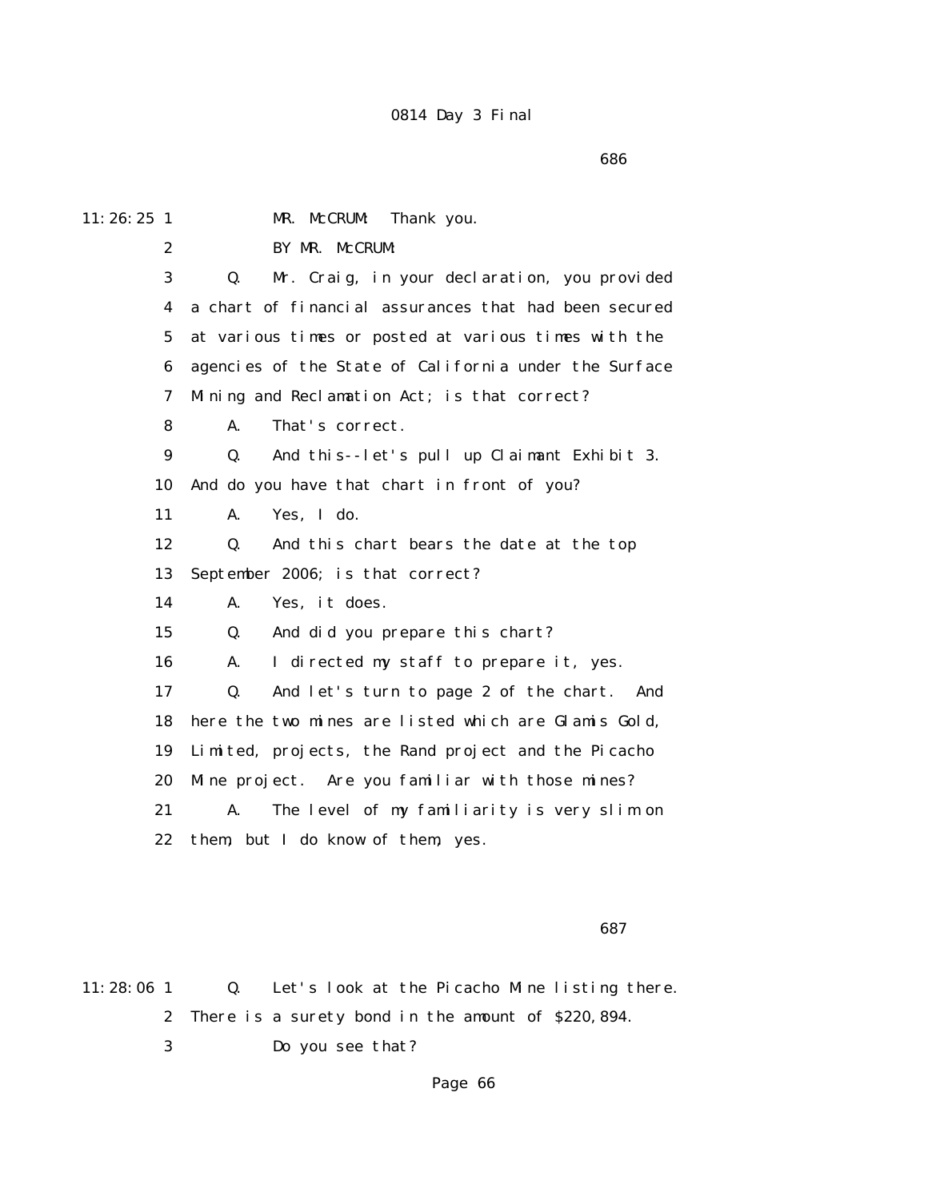0814 Day 3 Final

686

11:26:25 1 MR. McCRUM: Thank you.

2 BY MR. McCRUM:

3 Q. Mr. Craig, in your declaration, you provided

4 a chart of financial assurances that had been secured

5 at various times or posted at various times with the

6 agencies of the State of California under the Surface

7 Mining and Reclamation Act; is that correct?

8 A. That's correct.

9 Q. And this--let's pull up Claimant Exhibit 3.

10 And do you have that chart in front of you?

11 A. Yes, I do.

12 Q. And this chart bears the date at the top

13 September 2006; is that correct?

14 A. Yes, it does.

15 Q. And did you prepare this chart?

16 A. I directed my staff to prepare it, yes.

17 Q. And let's turn to page 2 of the chart. And

18 here the two mines are listed which are Glamis Gold,

19 Limited, projects, the Rand project and the Picacho

20 Mine project. Are you familiar with those mines?

21 A. The level of my familiarity is very slim on

22 them, but I do know of them, yes.

687

11:28:06 1 Q. Let's look at the Picacho Mine listing there.

2 There is a surety bond in the amount of $220,894.

3 Do you see that?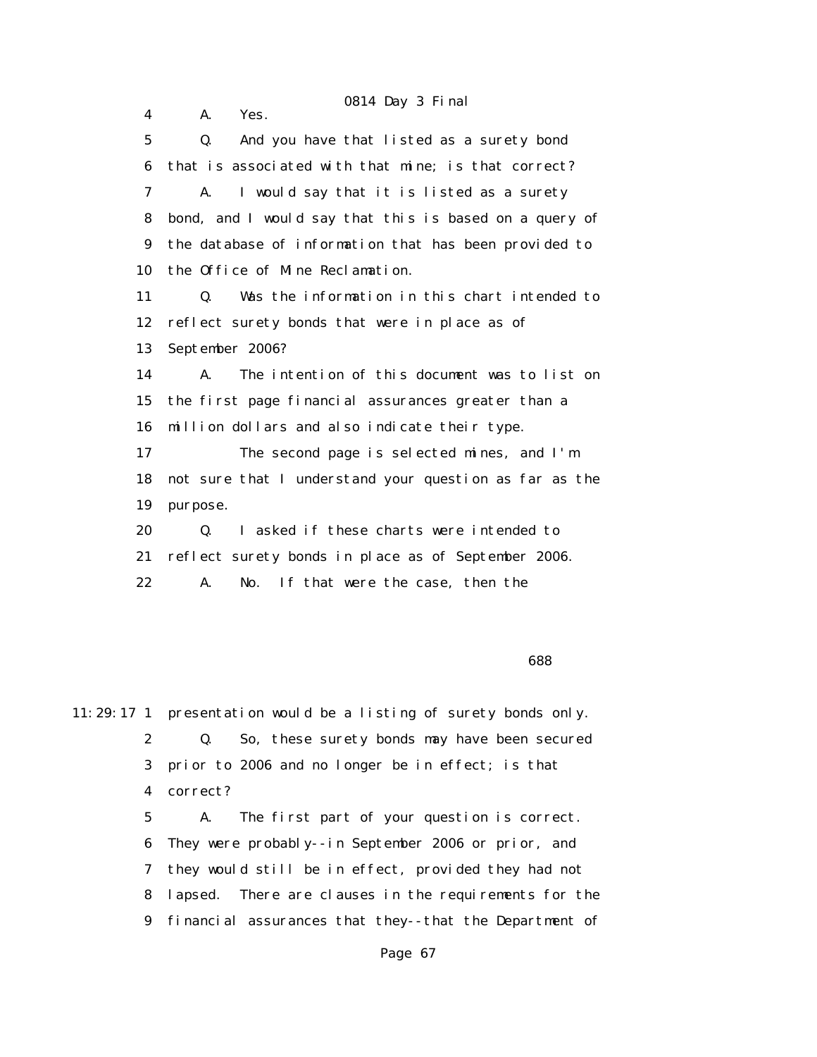4 A. Yes.

5 Q. And you have that listed as a surety bond

6 that is associated with that mine; is that correct?

7 A. I would say that it is listed as a surety

8 bond, and I would say that this is based on a query of

9 the database of information that has been provided to

10 the Office of Mine Reclamation.

11 Q. Was the information in this chart intended to

12 reflect surety bonds that were in place as of

13 September 2006?

14 A. The intention of this document was to list on

15 the first page financial assurances greater than a

16 million dollars and also indicate their type.

17 The second page is selected mines, and I'm

18 not sure that I understand your question as far as the

19 purpose.

20 Q. I asked if these charts were intended to

21 reflect surety bonds in place as of September 2006.

22 A. No. If that were the case, then the

688

11:29:17 1 presentation would be a listing of surety bonds only.

2 Q. So, these surety bonds may have been secured

3 prior to 2006 and no longer be in effect; is that

4 correct?

5 A. The first part of your question is correct.

6 They were probably--in September 2006 or prior, and

7 they would still be in effect, provided they had not

8 lapsed. There are clauses in the requirements for the

9 financial assurances that they--that the Department of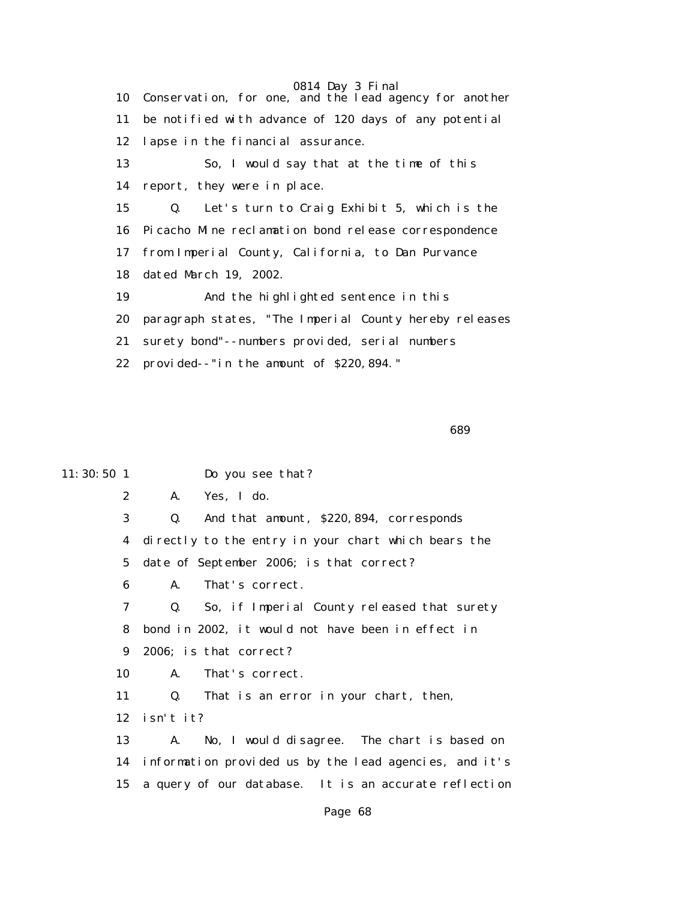10 Conservation, for one, and the lead agency for another

11 be notified with advance of 120 days of any potential

12 lapse in the financial assurance.

13 So, I would say that at the time of this

14 report, they were in place.

15 Q. Let's turn to Craig Exhibit 5, which is the

16 Picacho Mine reclamation bond release correspondence

17 from Imperial County, California, to Dan Purvance

18 dated March 19, 2002.

19 And the highlighted sentence in this

20 paragraph states, "The Imperial County hereby releases

21 surety bond"--numbers provided, serial numbers

22 provided--"in the amount of $220,894."

689

11:30:50 1 Do you see that?

2 A. Yes, I do.

3 Q. And that amount, $220,894, corresponds

4 directly to the entry in your chart which bears the

5 date of September 2006; is that correct?

6 A. That's correct.

7 Q. So, if Imperial County released that surety

8 bond in 2002, it would not have been in effect in

9 2006; is that correct?

10 A. That's correct.

11 Q. That is an error in your chart, then,

12 isn't it?

13 A. No, I would disagree. The chart is based on

14 information provided us by the lead agencies, and it's

15 a query of our database. It is an accurate reflection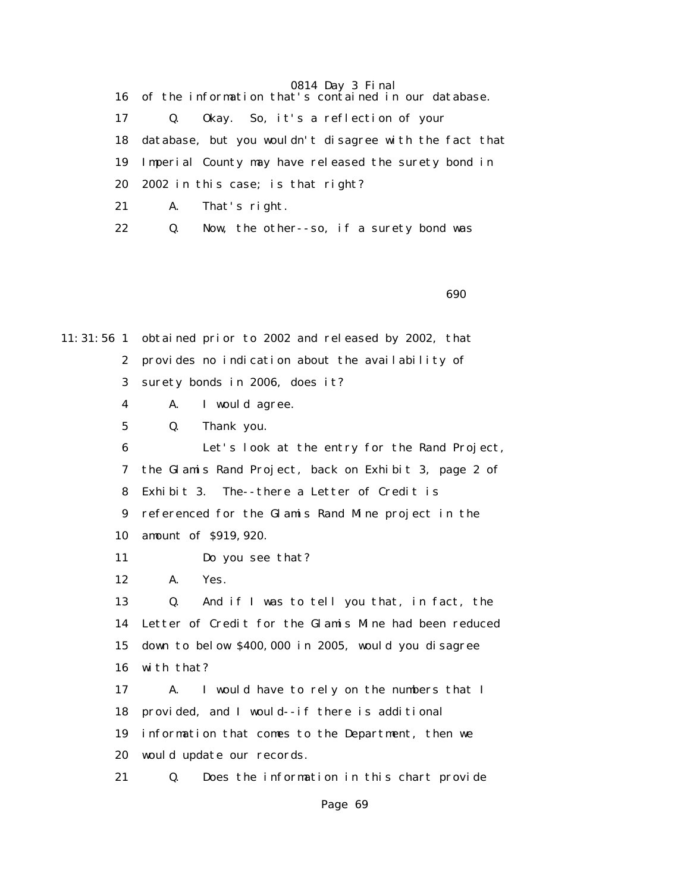16 of the information that's contained in our database.

17 Q. Okay. So, it's a reflection of your

18 database, but you wouldn't disagree with the fact that

19 Imperial County may have released the surety bond in

20 2002 in this case; is that right?

21 A. That's right.

22 Q. Now, the other--so, if a surety bond was

11:31:56 1 obtained prior to 2002 and released by 2002, that

2 provides no indication about the availability of

3 surety bonds in 2006, does it?

4 A. I would agree.

5 Q. Thank you.

6 Let's look at the entry for the Rand Project,

7 the Glamis Rand Project, back on Exhibit 3, page 2 of

8 Exhibit 3. The--there a Letter of Credit is

9 referenced for the Glamis Rand Mine project in the

10 amount of $919,920.

11 Do you see that?

12 A. Yes.

13 Q. And if I was to tell you that, in fact, the

14 Letter of Credit for the Glamis Mine had been reduced

15 down to below $400,000 in 2005, would you disagree

16 with that?

17 A. I would have to rely on the numbers that I

18 provided, and I would--if there is additional

19 information that comes to the Department, then we

20 would update our records.

21 Q. Does the information in this chart provide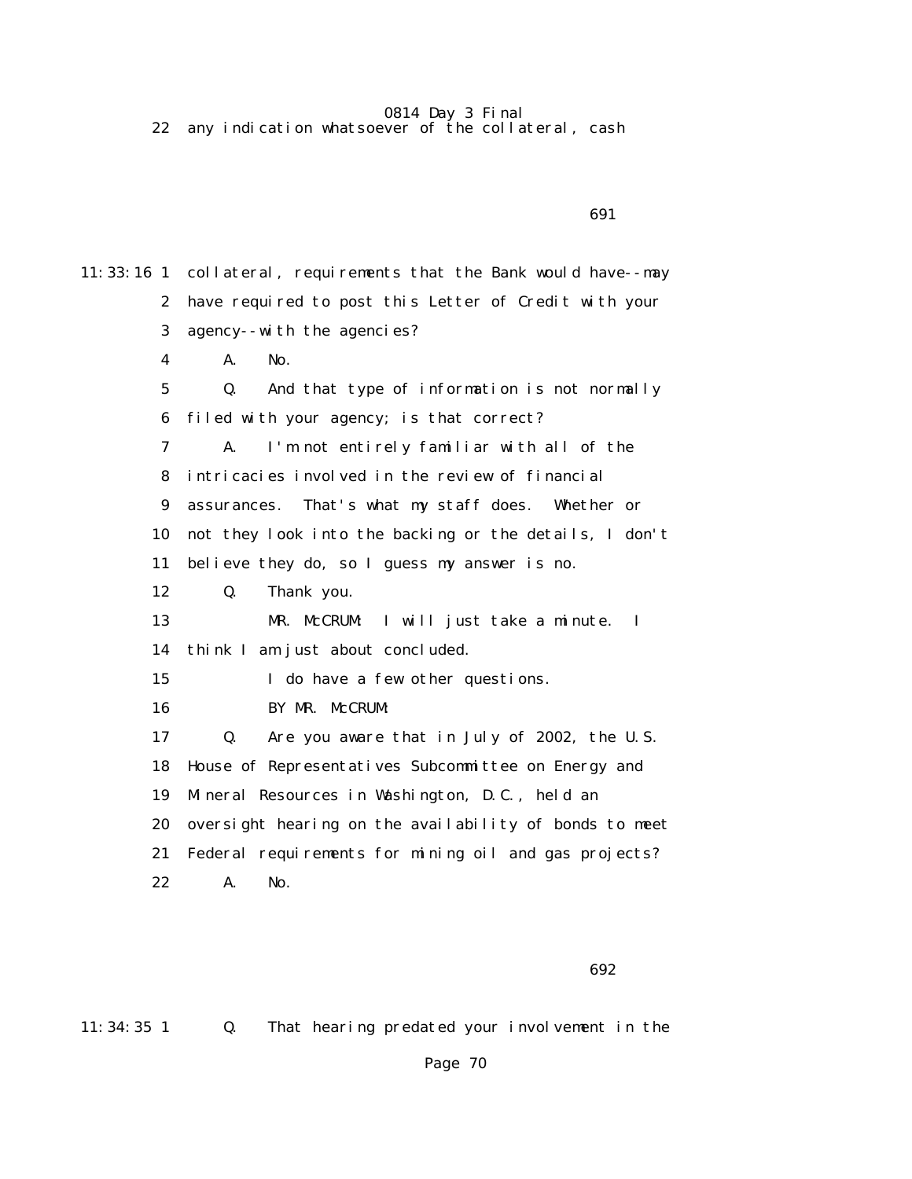22 any indication whatsoever of the collateral, cash

691

11:33:16 1 collateral, requirements that the Bank would have--may
2 have required to post this Letter of Credit with your
3 agency--with the agencies?
4 A. No.
5 Q. And that type of information is not normally
6 filed with your agency; is that correct?
7 A. I'm not entirely familiar with all of the
8 intricacies involved in the review of financial
9 assurances. That's what my staff does. Whether or
10 not they look into the backing or the details, I don't
11 believe they do, so I guess my answer is no.
12 Q. Thank you.
13 MR. McCRUM: I will just take a minute. I
14 think I am just about concluded.
15 I do have a few other questions.
16 BY MR. McCRUM:
17 Q. Are you aware that in July of 2002, the U.S.
18 House of Representatives Subcommittee on Energy and
19 Mineral Resources in Washington, D.C., held an
20 oversight hearing on the availability of bonds to meet
21 Federal requirements for mining oil and gas projects?
22 A. No.

692

11:34:35 1 Q. That hearing predated your involvement in the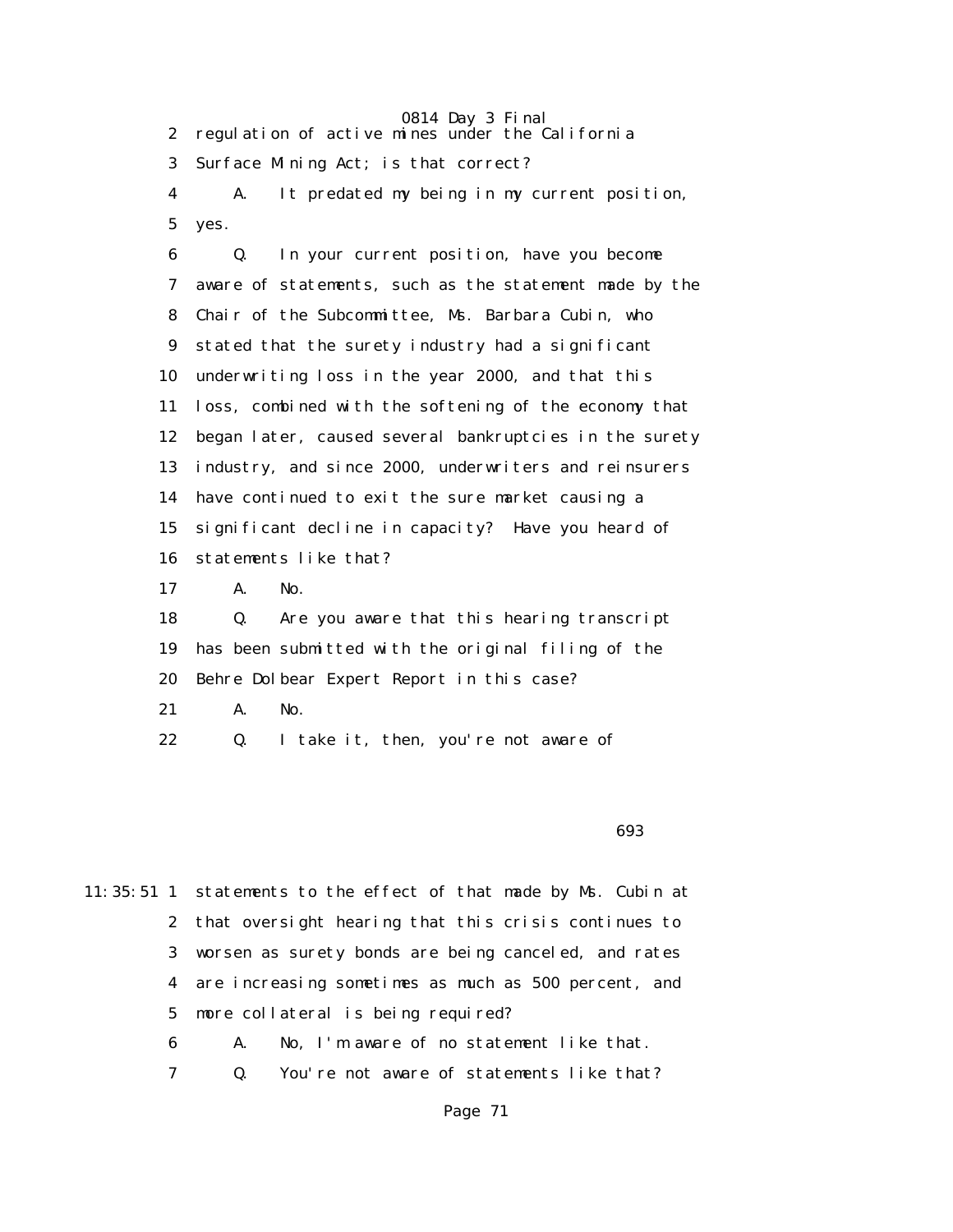2 regulation of active mines under the California

3 Surface Mining Act; is that correct?

4 A. It predated my being in my current position,

5 yes.

6 Q. In your current position, have you become

7 aware of statements, such as the statement made by the

8 Chair of the Subcommittee, Ms. Barbara Cubin, who

9 stated that the surety industry had a significant

10 underwriting loss in the year 2000, and that this

11 loss, combined with the softening of the economy that

12 began later, caused several bankruptcies in the surety

13 industry, and since 2000, underwriters and reinsurers

14 have continued to exit the sure market causing a

15 significant decline in capacity? Have you heard of

16 statements like that?

17 A. No.

18 Q. Are you aware that this hearing transcript

19 has been submitted with the original filing of the

20 Behre Dolbear Expert Report in this case?

21 A. No.

22 Q. I take it, then, you're not aware of

693

11:35:51 1 statements to the effect of that made by Ms. Cubin at

2 that oversight hearing that this crisis continues to

3 worsen as surety bonds are being canceled, and rates

4 are increasing sometimes as much as 500 percent, and

5 more collateral is being required?

6 A. No, I'm aware of no statement like that.

7 Q. You're not aware of statements like that?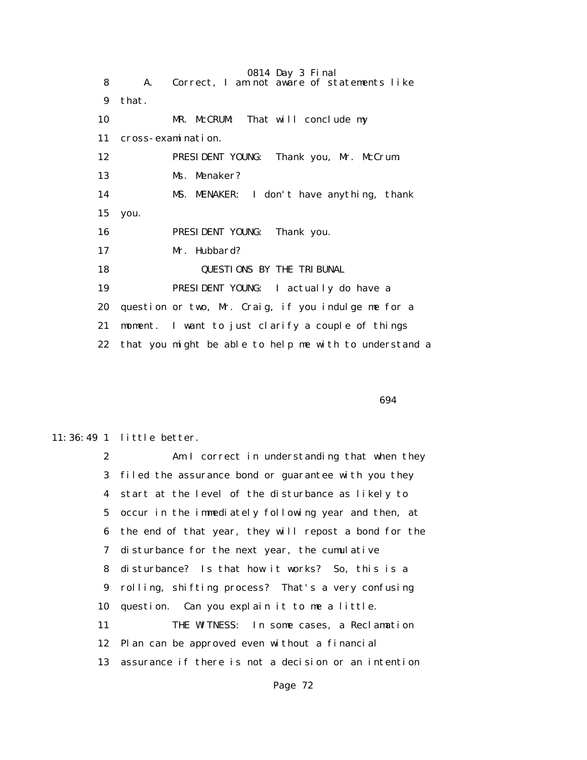8 A. Correct, I am not aware of statements like

9 that.

10 MR. McCRUM: That will conclude my

11 cross-examination.

12 PRESIDENT YOUNG: Thank you, Mr. McCrum.

13 Ms. Menaker?

14 MS. MENAKER: I don't have anything, thank

15 you.

16 PRESIDENT YOUNG: Thank you.

17 Mr. Hubbard?

18 QUESTIONS BY THE TRIBUNAL

19 PRESIDENT YOUNG: I actually do have a

20 question or two, Mr. Craig, if you indulge me for a

21 moment. I want to just clarify a couple of things

22 that you might be able to help me with to understand a

694

11:36:49 1 little better.

2 Am I correct in understanding that when they

3 filed the assurance bond or guarantee with you they

4 start at the level of the disturbance as likely to

5 occur in the immediately following year and then, at

6 the end of that year, they will repost a bond for the

7 disturbance for the next year, the cumulative

8 disturbance? Is that how it works? So, this is a

9 rolling, shifting process? That's a very confusing

10 question. Can you explain it to me a little.

11 THE WITNESS: In some cases, a Reclamation

12 Plan can be approved even without a financial

13 assurance if there is not a decision or an intention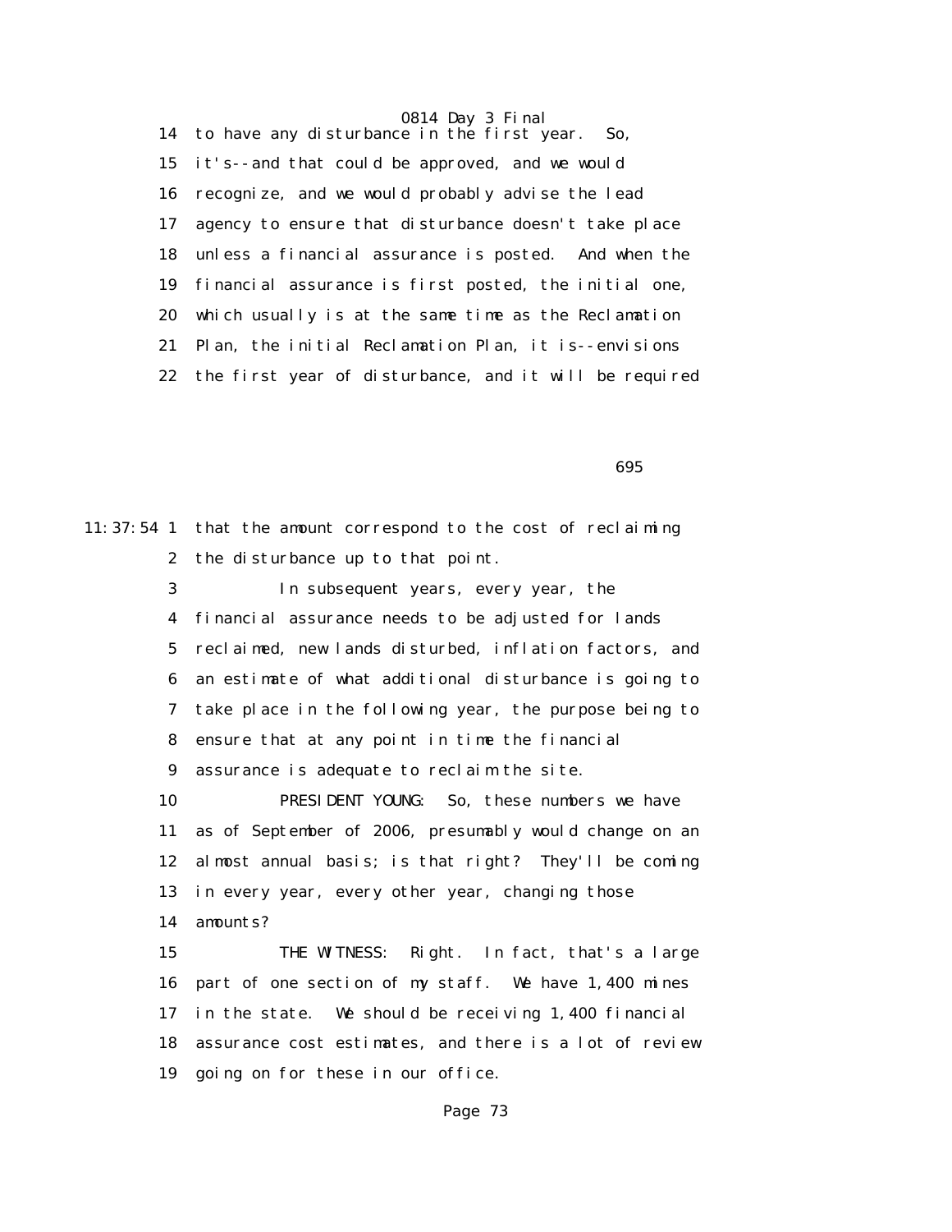14 to have any disturbance in the first year. So,

15 it's--and that could be approved, and we would

16 recognize, and we would probably advise the lead

17 agency to ensure that disturbance doesn't take place

18 unless a financial assurance is posted. And when the

19 financial assurance is first posted, the initial one,

20 which usually is at the same time as the Reclamation

21 Plan, the initial Reclamation Plan, it is--envisions

22 the first year of disturbance, and it will be required

695

11:37:54 1 that the amount correspond to the cost of reclaiming

2 the disturbance up to that point.

3 In subsequent years, every year, the

4 financial assurance needs to be adjusted for lands

5 reclaimed, new lands disturbed, inflation factors, and

6 an estimate of what additional disturbance is going to

7 take place in the following year, the purpose being to

8 ensure that at any point in time the financial

9 assurance is adequate to reclaim the site.

10 PRESIDENT YOUNG: So, these numbers we have

11 as of September of 2006, presumably would change on an

12 almost annual basis; is that right? They'll be coming

13 in every year, every other year, changing those

14 amounts?

15 THE WITNESS: Right. In fact, that's a large

16 part of one section of my staff. We have 1,400 mines

17 in the state. We should be receiving 1,400 financial

18 assurance cost estimates, and there is a lot of review

19 going on for these in our office.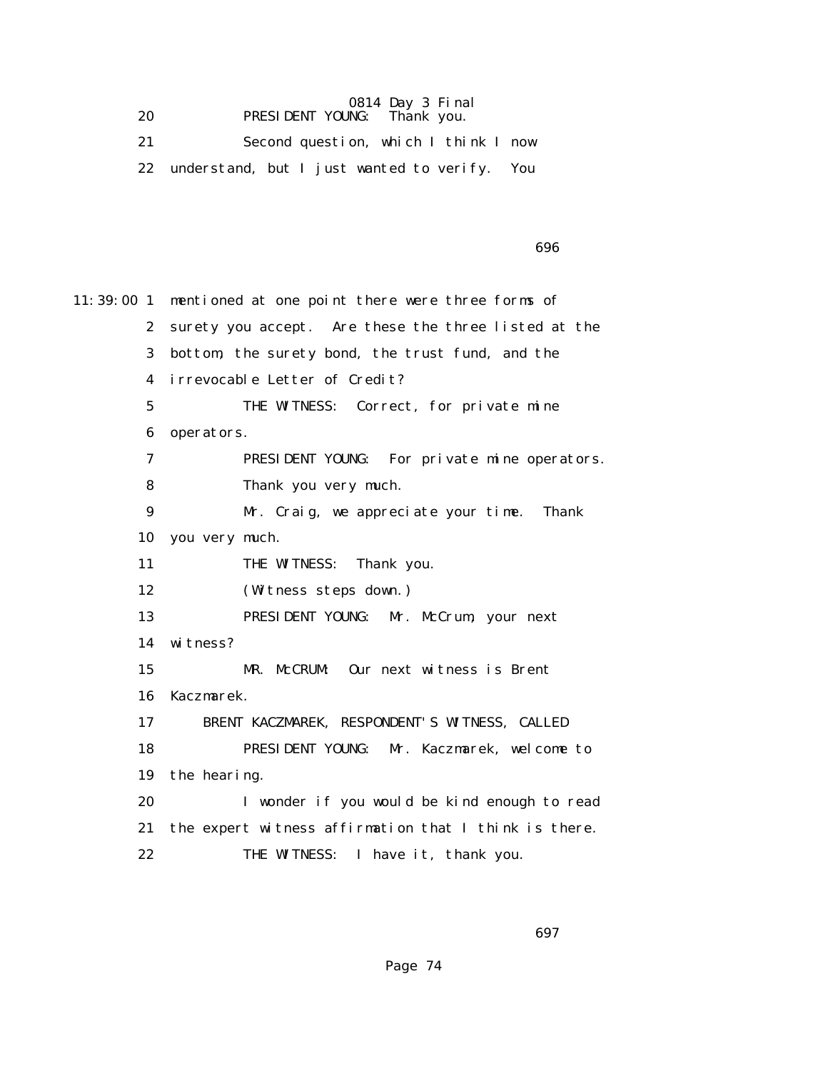20 PRESIDENT YOUNG: Thank you.

21 Second question, which I think I now

22 understand, but I just wanted to verify. You

11:39:00 1 mentioned at one point there were three forms of

2 surety you accept. Are these the three listed at the

3 bottom, the surety bond, the trust fund, and the

4 irrevocable Letter of Credit?

5 THE WITNESS: Correct, for private mine

6 operators.

7 PRESIDENT YOUNG: For private mine operators.

8 Thank you very much.

9 Mr. Craig, we appreciate your time. Thank

10 you very much.

11 THE WITNESS: Thank you.

12 (Witness steps down.)

13 PRESIDENT YOUNG: Mr. McCrum, your next

14 witness?

15 MR. McCRUM: Our next witness is Brent

16 Kaczmarek.

17 BRENT KACZMAREK, RESPONDENT'S WITNESS, CALLED

18 PRESIDENT YOUNG: Mr. Kaczmarek, welcome to

19 the hearing.

20 I wonder if you would be kind enough to read

21 the expert witness affirmation that I think is there.

22 THE WITNESS: I have it, thank you.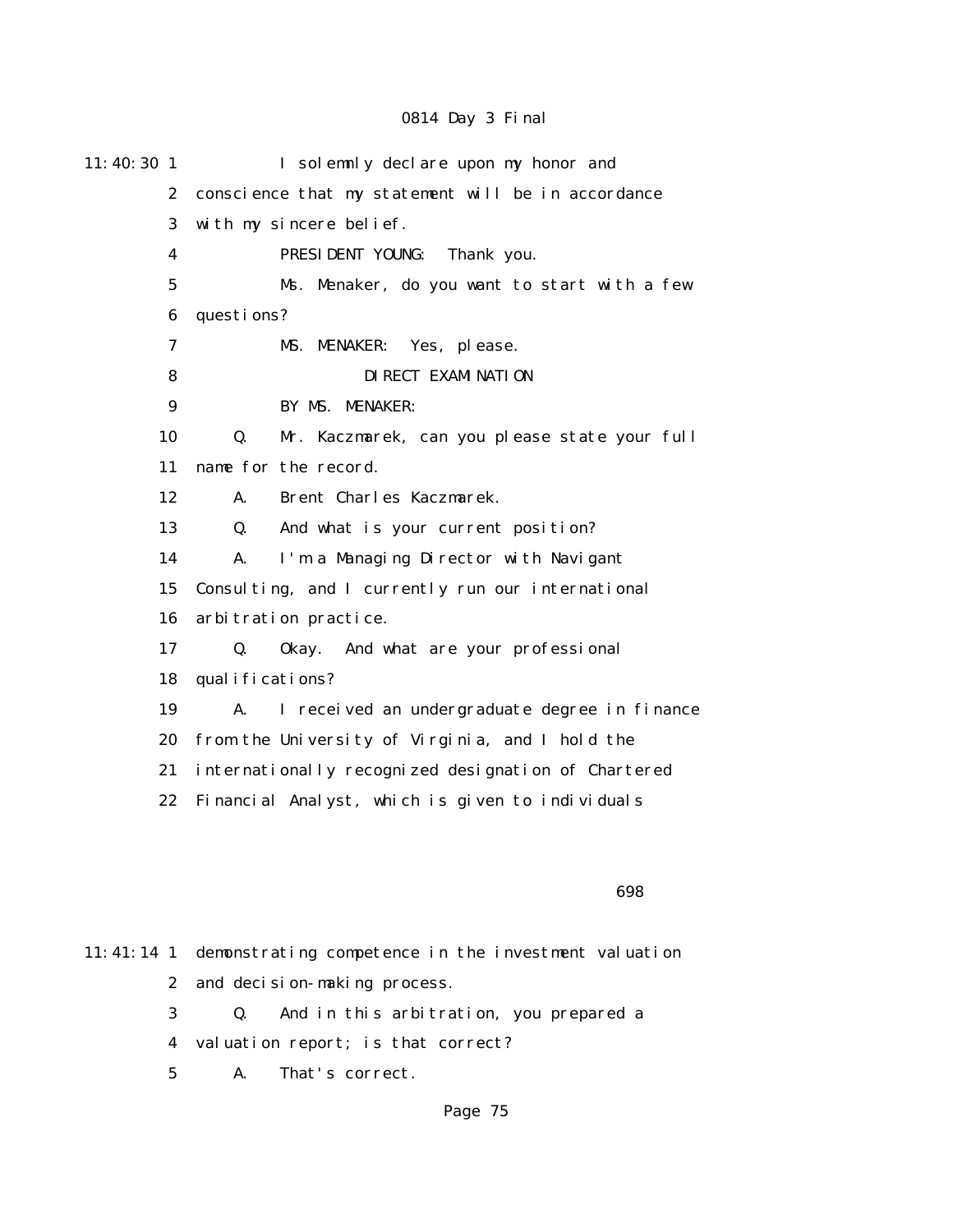I solemnly declare upon my honor and conscience that my statement will be in accordance with my sincere belief.

PRESIDENT YOUNG: Thank you.

Ms. Menaker, do you want to start with a few questions?

MS. MENAKER: Yes, please.

DIRECT EXAMINATION

BY MS. MENAKER:

Q. Mr. Kaczmarek, can you please state your full name for the record.

A. Brent Charles Kaczmarek.

Q. And what is your current position?

A. I'm a Managing Director with Navigant Consulting, and I currently run our international arbitration practice.

Q. Okay. And what are your professional qualifications?

A. I received an undergraduate degree in finance from the University of Virginia, and I hold the internationally recognized designation of Chartered Financial Analyst, which is given to individuals demonstrating competence in the investment valuation and decision-making process.

Q. And in this arbitration, you prepared a valuation report; is that correct?

A. That's correct.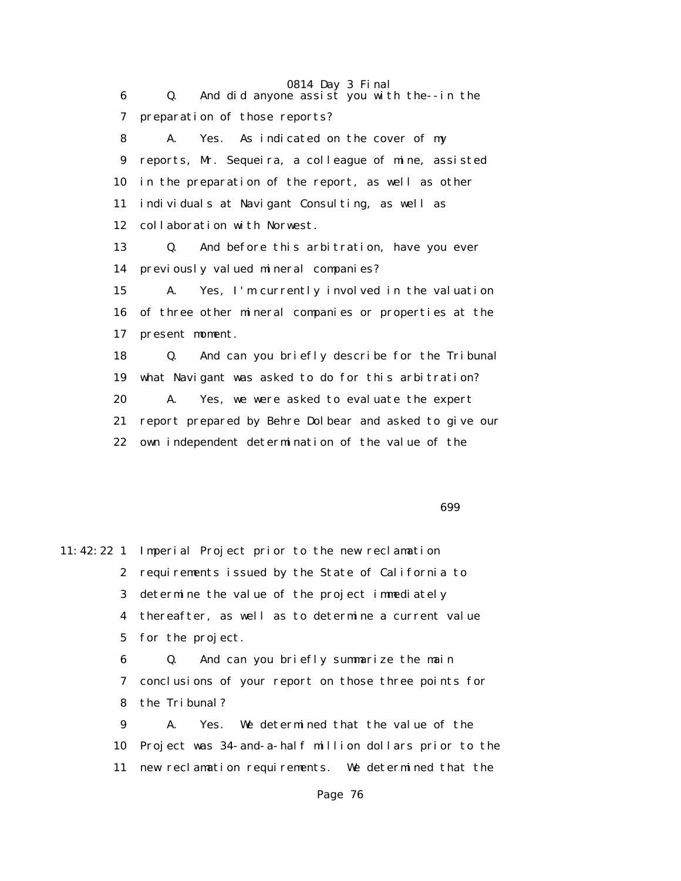6 Q. And did anyone assist you with the--in the
7 preparation of those reports?
8 A. Yes. As indicated on the cover of my
9 reports, Mr. Sequeira, a colleague of mine, assisted
10 in the preparation of the report, as well as other
11 individuals at Navigant Consulting, as well as
12 collaboration with Norwest.
13 Q. And before this arbitration, have you ever
14 previously valued mineral companies?
15 A. Yes, I'm currently involved in the valuation
16 of three other mineral companies or properties at the
17 present moment.
18 Q. And can you briefly describe for the Tribunal
19 what Navigant was asked to do for this arbitration?
20 A. Yes, we were asked to evaluate the expert
21 report prepared by Behre Dolbear and asked to give our
22 own independent determination of the value of the

699

11:42:22 1 Imperial Project prior to the new reclamation
2 requirements issued by the State of California to
3 determine the value of the project immediately
4 thereafter, as well as to determine a current value
5 for the project.
6 Q. And can you briefly summarize the main
7 conclusions of your report on those three points for
8 the Tribunal?
9 A. Yes. We determined that the value of the
10 Project was 34-and-a-half million dollars prior to the
11 new reclamation requirements. We determined that the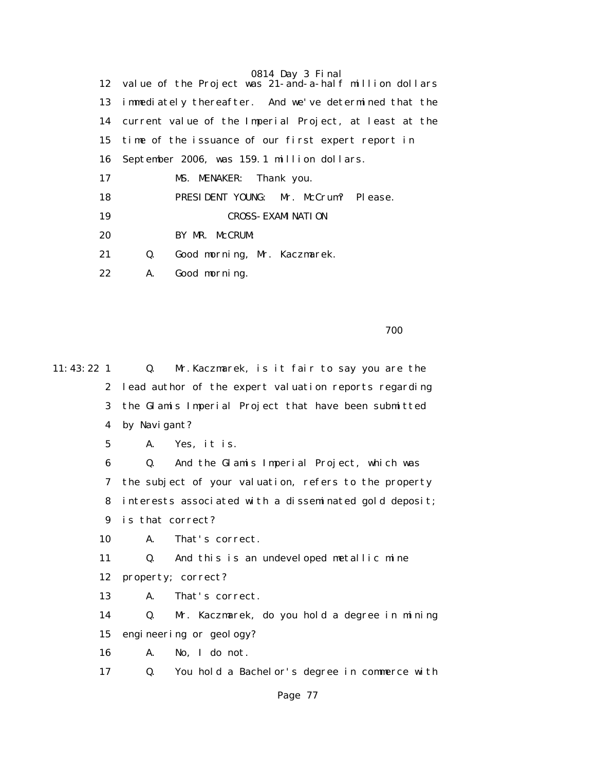12 value of the Project was 21-and-a-half million dollars
13 immediately thereafter. And we've determined that the
14 current value of the Imperial Project, at least at the
15 time of the issuance of our first expert report in
16 September 2006, was 159.1 million dollars.

17 MS. MENAKER: Thank you.

18 PRESIDENT YOUNG: Mr. McCrum? Please.

19 CROSS-EXAMINATION

20 BY MR. McCRUM:

21 Q. Good morning, Mr. Kaczmarek.

22 A. Good morning.

700

11:43:22 1 Q. Mr.Kaczmarek, is it fair to say you are the
2 lead author of the expert valuation reports regarding
3 the Glamis Imperial Project that have been submitted
4 by Navigant?

5 A. Yes, it is.

6 Q. And the Glamis Imperial Project, which was
7 the subject of your valuation, refers to the property
8 interests associated with a disseminated gold deposit;
9 is that correct?

10 A. That's correct.

11 Q. And this is an undeveloped metallic mine
12 property; correct?

13 A. That's correct.

14 Q. Mr. Kaczmarek, do you hold a degree in mining
15 engineering or geology?

16 A. No, I do not.

17 Q. You hold a Bachelor's degree in commerce with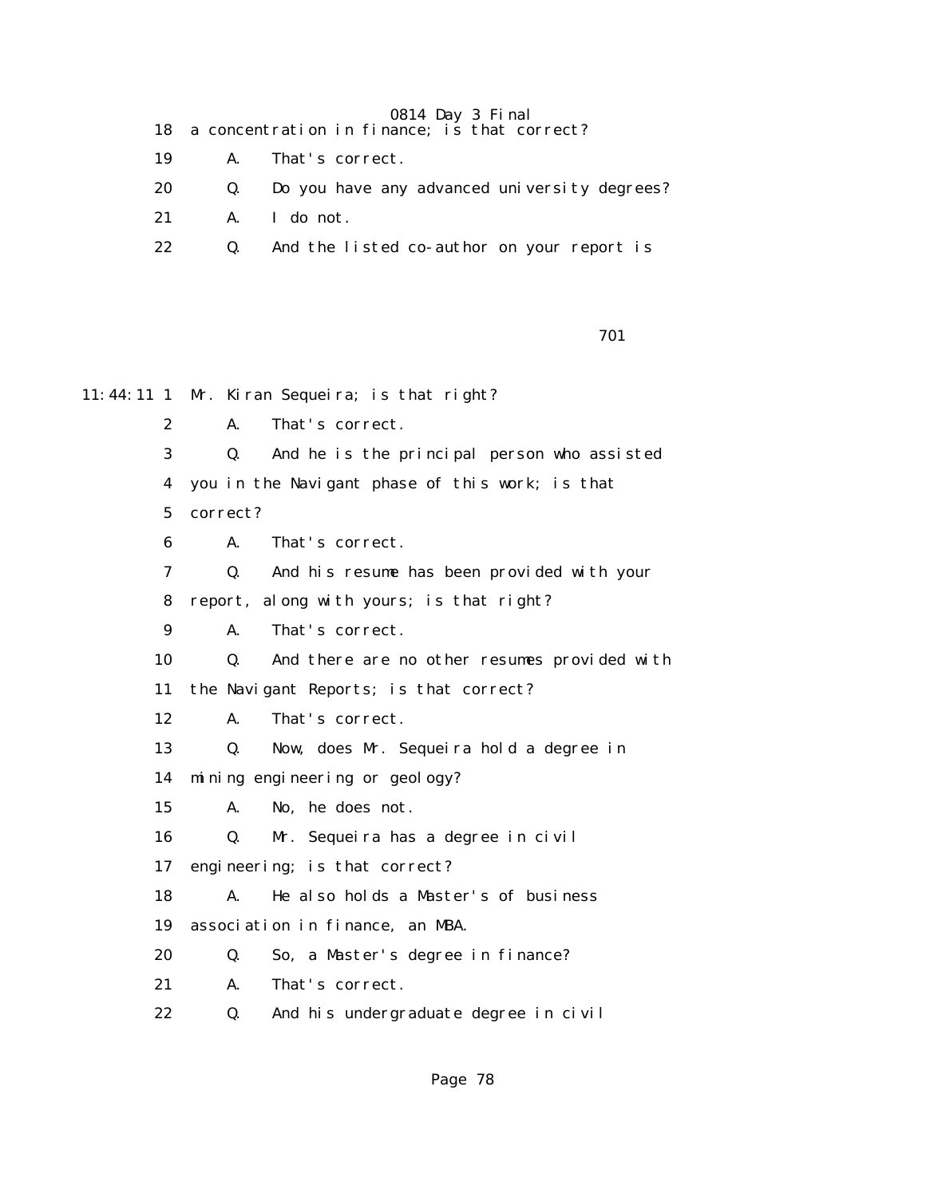18 a concentration in finance; is that correct?

19 A. That's correct.

20 Q. Do you have any advanced university degrees?

21 A. I do not.

22 Q. And the listed co-author on your report is

701

11:44:11 1 Mr. Kiran Sequeira; is that right?

2 A. That's correct.

3 Q. And he is the principal person who assisted

4 you in the Navigant phase of this work; is that

5 correct?

6 A. That's correct.

7 Q. And his resume has been provided with your

8 report, along with yours; is that right?

9 A. That's correct.

10 Q. And there are no other resumes provided with

11 the Navigant Reports; is that correct?

12 A. That's correct.

13 Q. Now, does Mr. Sequeira hold a degree in

14 mining engineering or geology?

15 A. No, he does not.

16 Q. Mr. Sequeira has a degree in civil

17 engineering; is that correct?

18 A. He also holds a Master's of business

19 association in finance, an MBA.

20 Q. So, a Master's degree in finance?

21 A. That's correct.

22 Q. And his undergraduate degree in civil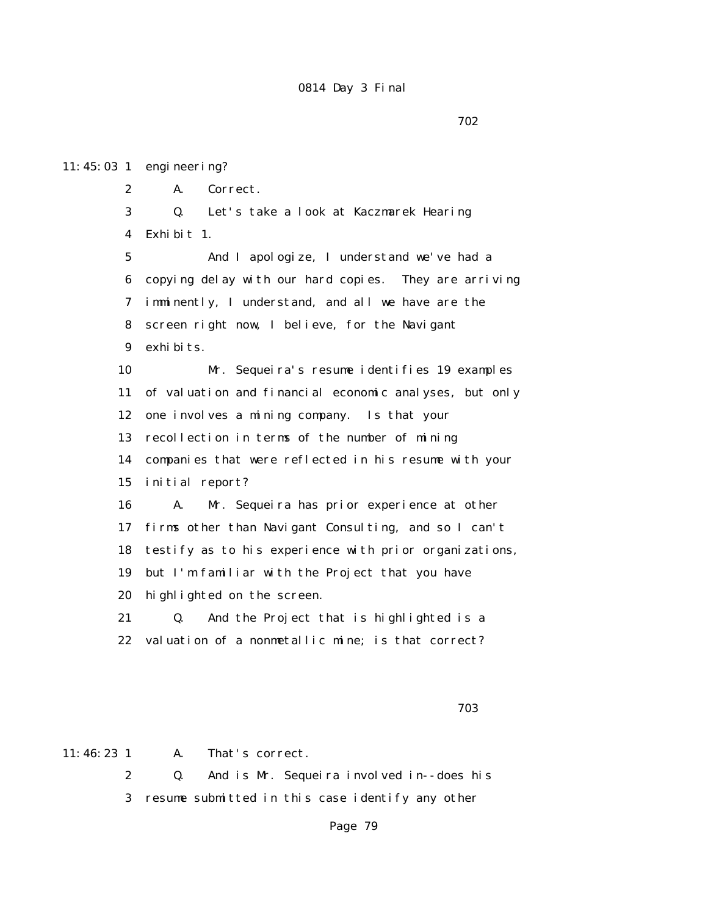702

11:45:03 1 engineering?

2 A. Correct.

3 Q. Let's take a look at Kaczmarek Hearing

4 Exhibit 1.

5 And I apologize, I understand we've had a

6 copying delay with our hard copies. They are arriving

7 imminently, I understand, and all we have are the

8 screen right now, I believe, for the Navigant

9 exhibits.

10 Mr. Sequeira's resume identifies 19 examples

11 of valuation and financial economic analyses, but only

12 one involves a mining company. Is that your

13 recollection in terms of the number of mining

14 companies that were reflected in his resume with your

15 initial report?

16 A. Mr. Sequeira has prior experience at other

17 firms other than Navigant Consulting, and so I can't

18 testify as to his experience with prior organizations,

19 but I'm familiar with the Project that you have

20 highlighted on the screen.

21 Q. And the Project that is highlighted is a

22 valuation of a nonmetallic mine; is that correct?

703

11:46:23 1 A. That's correct.

2 Q. And is Mr. Sequeira involved in--does his

3 resume submitted in this case identify any other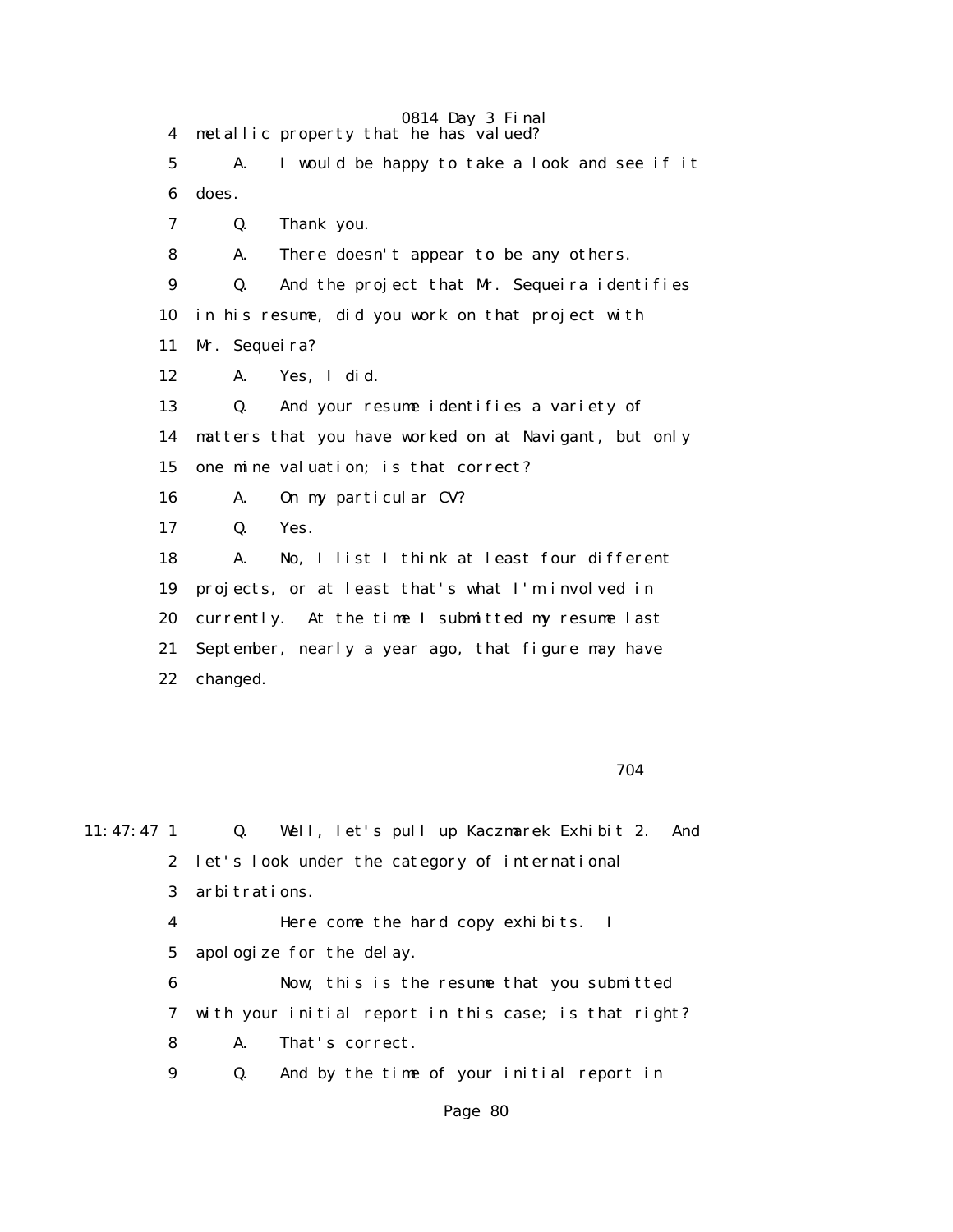4 metallic property that he has valued?

5 A. I would be happy to take a look and see if it

6 does.

7 Q. Thank you.

8 A. There doesn't appear to be any others.

9 Q. And the project that Mr. Sequeira identifies

10 in his resume, did you work on that project with

11 Mr. Sequeira?

12 A. Yes, I did.

13 Q. And your resume identifies a variety of

14 matters that you have worked on at Navigant, but only

15 one mine valuation; is that correct?

16 A. On my particular CV?

17 Q. Yes.

18 A. No, I list I think at least four different

19 projects, or at least that's what I'm involved in

20 currently. At the time I submitted my resume last

21 September, nearly a year ago, that figure may have

22 changed.

704

11:47:47 1 Q. Well, let's pull up Kaczmarek Exhibit 2. And

2 let's look under the category of international

3 arbitrations.

4 Here come the hard copy exhibits. I

5 apologize for the delay.

6 Now, this is the resume that you submitted

7 with your initial report in this case; is that right?

8 A. That's correct.

9 Q. And by the time of your initial report in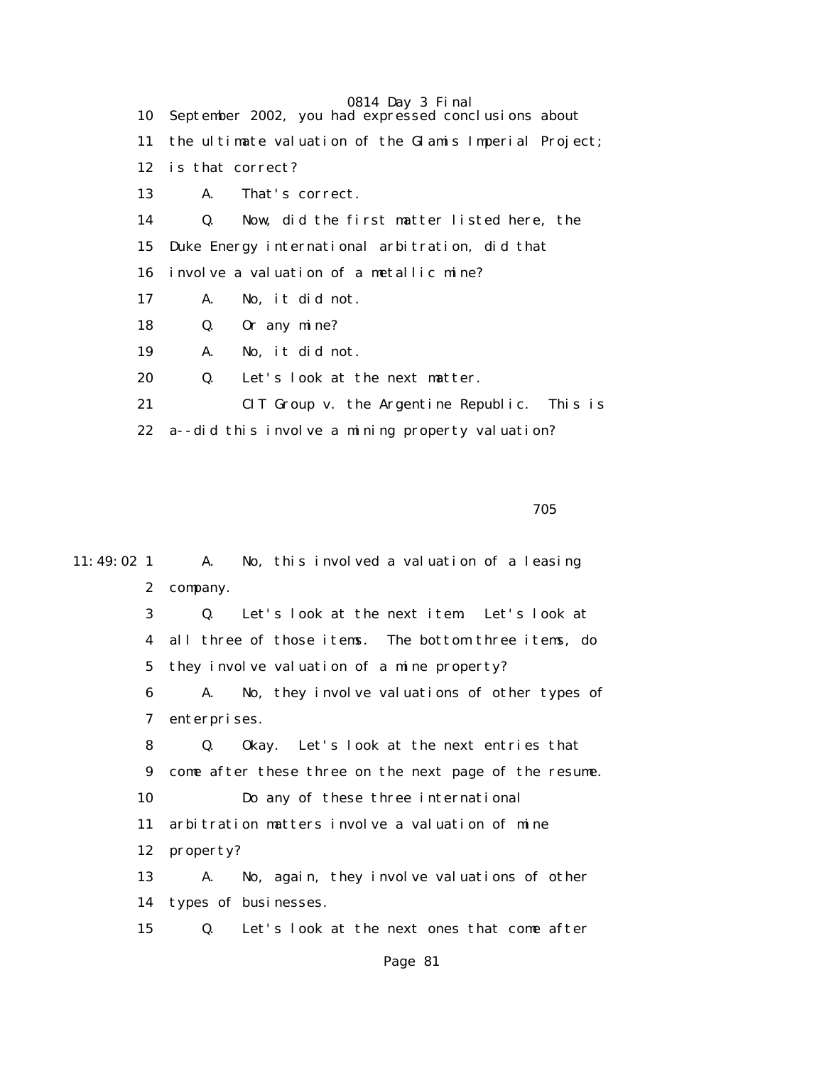10 September 2002, you had expressed conclusions about

11 the ultimate valuation of the Glamis Imperial Project;

12 is that correct?

13 A. That's correct.

14 Q. Now, did the first matter listed here, the

15 Duke Energy international arbitration, did that

16 involve a valuation of a metallic mine?

17 A. No, it did not.

18 Q. Or any mine?

19 A. No, it did not.

20 Q. Let's look at the next matter.

21 CIT Group v. the Argentine Republic. This is

22 a--did this involve a mining property valuation?

705

11:49:02 1 A. No, this involved a valuation of a leasing

2 company.

3 Q. Let's look at the next item. Let's look at

4 all three of those items. The bottom three items, do

5 they involve valuation of a mine property?

6 A. No, they involve valuations of other types of

7 enterprises.

8 Q. Okay. Let's look at the next entries that

9 come after these three on the next page of the resume.

10 Do any of these three international

11 arbitration matters involve a valuation of mine

12 property?

13 A. No, again, they involve valuations of other

14 types of businesses.

15 Q. Let's look at the next ones that come after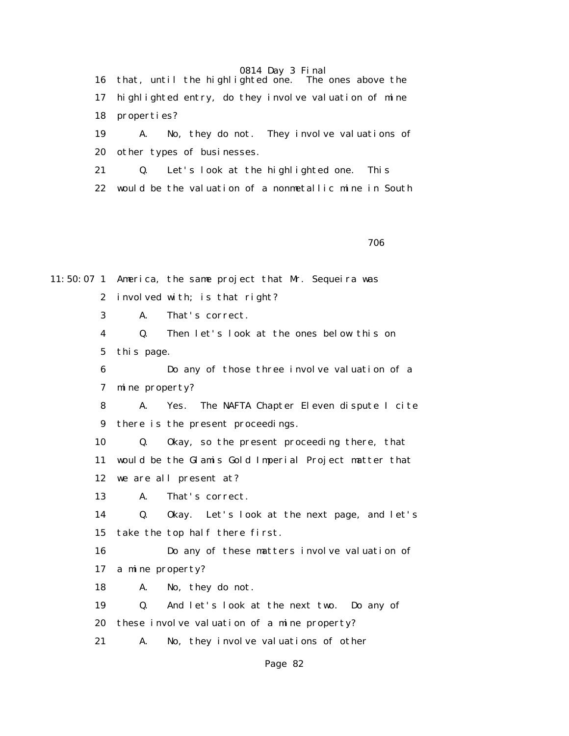16 that, until the highlighted one. The ones above the
17 highlighted entry, do they involve valuation of mine
18 properties?
19 A. No, they do not. They involve valuations of
20 other types of businesses.
21 Q. Let's look at the highlighted one. This
22 would be the valuation of a nonmetallic mine in South

706

11:50:07 1 America, the same project that Mr. Sequeira was
2 involved with; is that right?
3 A. That's correct.
4 Q. Then let's look at the ones below this on
5 this page.
6 Do any of those three involve valuation of a
7 mine property?
8 A. Yes. The NAFTA Chapter Eleven dispute I cite
9 there is the present proceedings.
10 Q. Okay, so the present proceeding there, that
11 would be the Glamis Gold Imperial Project matter that
12 we are all present at?
13 A. That's correct.
14 Q. Okay. Let's look at the next page, and let's
15 take the top half there first.
16 Do any of these matters involve valuation of
17 a mine property?
18 A. No, they do not.
19 Q. And let's look at the next two. Do any of
20 these involve valuation of a mine property?
21 A. No, they involve valuations of other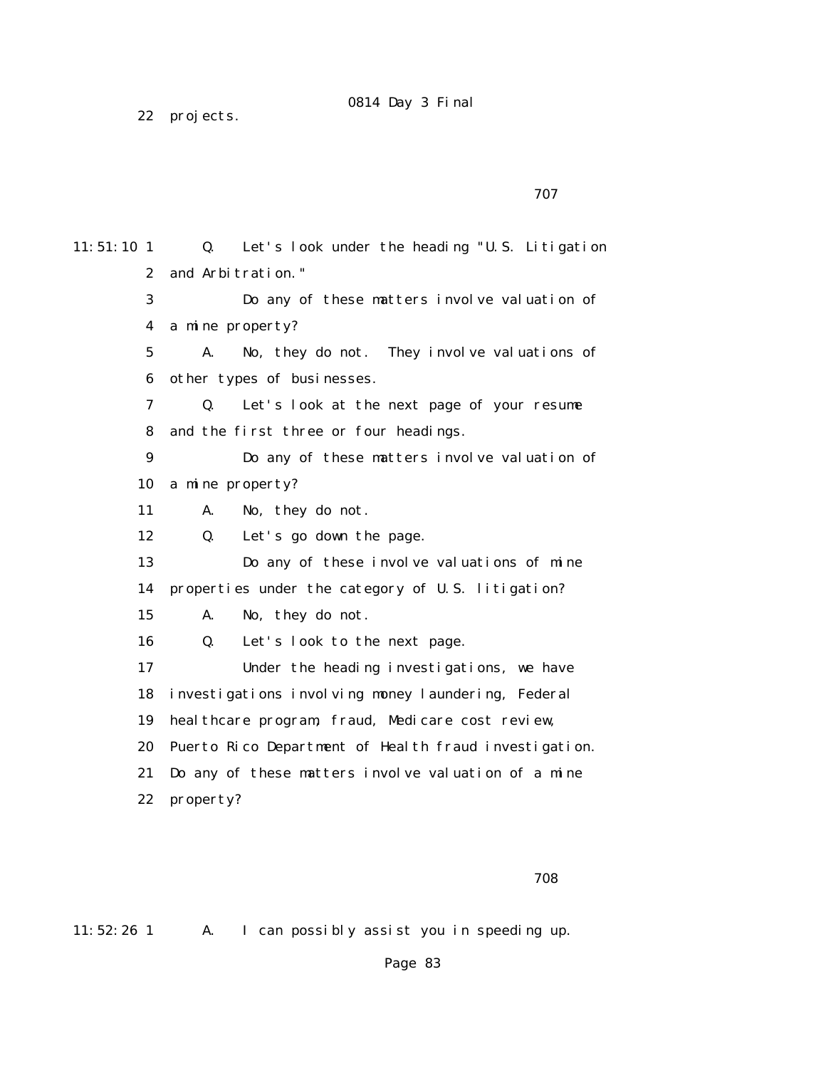22 projects.

707

11:51:10 1 Q. Let's look under the heading "U.S. Litigation
2 and Arbitration."
3 Do any of these matters involve valuation of
4 a mine property?
5 A. No, they do not. They involve valuations of
6 other types of businesses.
7 Q. Let's look at the next page of your resume
8 and the first three or four headings.
9 Do any of these matters involve valuation of
10 a mine property?
11 A. No, they do not.
12 Q. Let's go down the page.
13 Do any of these involve valuations of mine
14 properties under the category of U.S. litigation?
15 A. No, they do not.
16 Q. Let's look to the next page.
17 Under the heading investigations, we have
18 investigations involving money laundering, Federal
19 healthcare program, fraud, Medicare cost review,
20 Puerto Rico Department of Health fraud investigation.
21 Do any of these matters involve valuation of a mine
22 property?

708

11:52:26 1 A. I can possibly assist you in speeding up.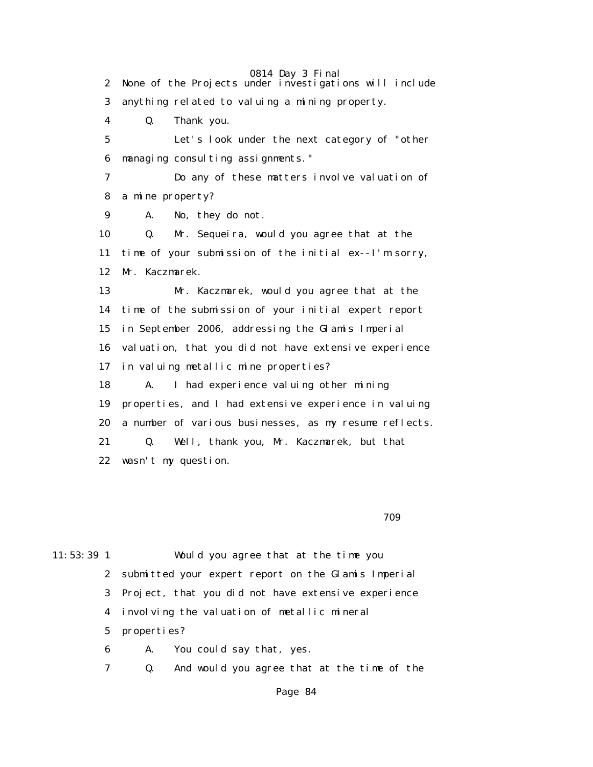None of the Projects under investigations will include anything related to valuing a mining property.

Q. Thank you.

Let's look under the next category of "other managing consulting assignments."

Do any of these matters involve valuation of a mine property?

A. No, they do not.

Q. Mr. Sequeira, would you agree that at the time of your submission of the initial ex--I'm sorry, Mr. Kaczmarek.

Mr. Kaczmarek, would you agree that at the time of the submission of your initial expert report in September 2006, addressing the Glamis Imperial valuation, that you did not have extensive experience in valuing metallic mine properties?

A. I had experience valuing other mining properties, and I had extensive experience in valuing a number of various businesses, as my resume reflects.

Q. Well, thank you, Mr. Kaczmarek, but that wasn't my question.

Would you agree that at the time you submitted your expert report on the Glamis Imperial Project, that you did not have extensive experience involving the valuation of metallic mineral properties?

A. You could say that, yes.

Q. And would you agree that at the time of the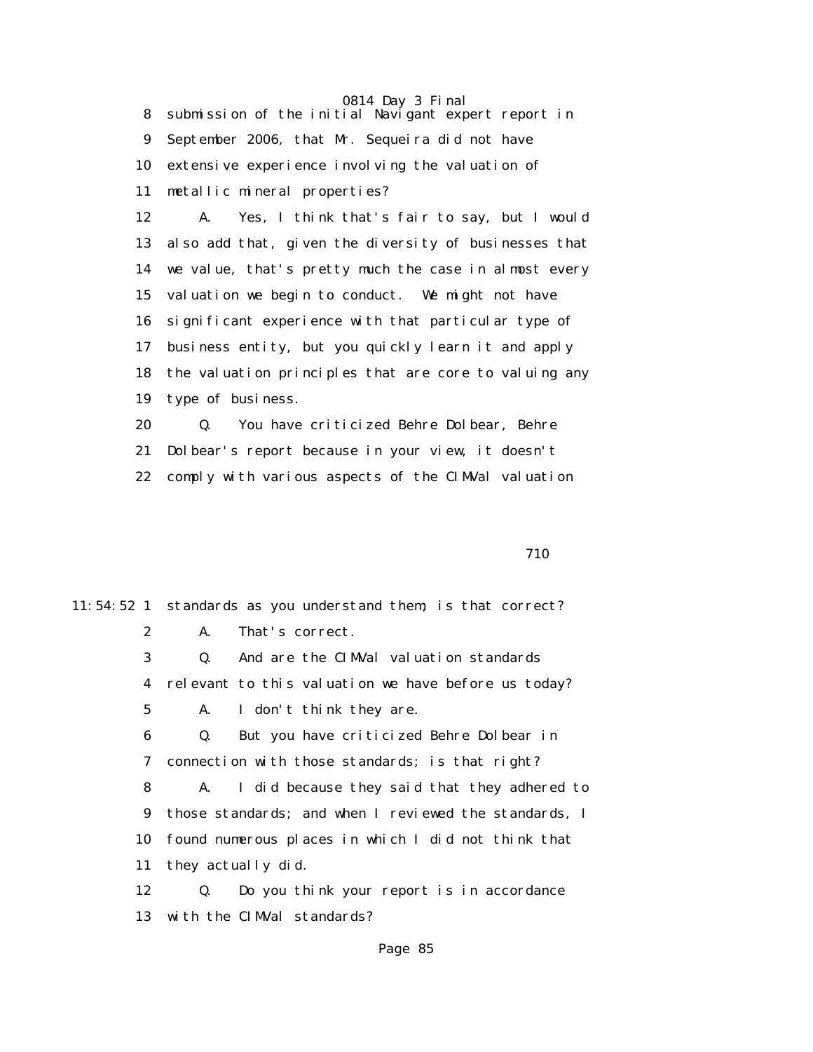8 submission of the initial Navigant expert report in
9 September 2006, that Mr. Sequeira did not have
10 extensive experience involving the valuation of
11 metallic mineral properties?

12 A. Yes, I think that's fair to say, but I would
13 also add that, given the diversity of businesses that
14 we value, that's pretty much the case in almost every
15 valuation we begin to conduct. We might not have
16 significant experience with that particular type of
17 business entity, but you quickly learn it and apply
18 the valuation principles that are core to valuing any
19 type of business.

20 Q. You have criticized Behre Dolbear, Behre
21 Dolbear's report because in your view, it doesn't
22 comply with various aspects of the CIMVal valuation

710

11:54:52 1 standards as you understand them; is that correct?

2 A. That's correct.

3 Q. And are the CIMVal valuation standards
4 relevant to this valuation we have before us today?

5 A. I don't think they are.

6 Q. But you have criticized Behre Dolbear in
7 connection with those standards; is that right?

8 A. I did because they said that they adhered to
9 those standards; and when I reviewed the standards, I
10 found numerous places in which I did not think that
11 they actually did.

12 Q. Do you think your report is in accordance
13 with the CIMVal standards?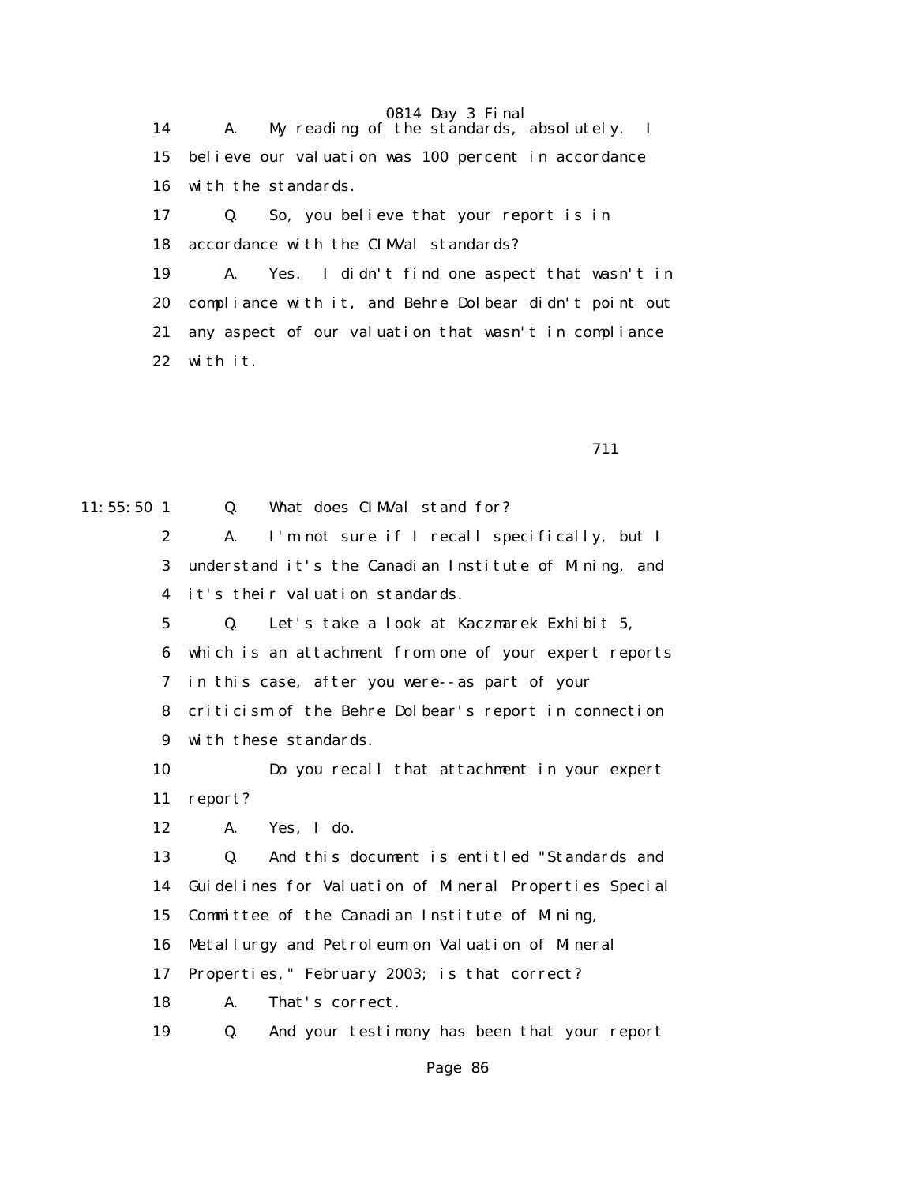14 A. My reading of the standards, absolutely. I
15 believe our valuation was 100 percent in accordance
16 with the standards.
17 Q. So, you believe that your report is in
18 accordance with the CIMVal standards?
19 A. Yes. I didn't find one aspect that wasn't in
20 compliance with it, and Behre Dolbear didn't point out
21 any aspect of our valuation that wasn't in compliance
22 with it.

711

11:55:50 1 Q. What does CIMVal stand for?
2 A. I'm not sure if I recall specifically, but I
3 understand it's the Canadian Institute of Mining, and
4 it's their valuation standards.
5 Q. Let's take a look at Kaczmarek Exhibit 5,
6 which is an attachment from one of your expert reports
7 in this case, after you were--as part of your
8 criticism of the Behre Dolbear's report in connection
9 with these standards.
10 Do you recall that attachment in your expert
11 report?
12 A. Yes, I do.
13 Q. And this document is entitled "Standards and
14 Guidelines for Valuation of Mineral Properties Special
15 Committee of the Canadian Institute of Mining,
16 Metallurgy and Petroleum on Valuation of Mineral
17 Properties," February 2003; is that correct?
18 A. That's correct.
19 Q. And your testimony has been that your report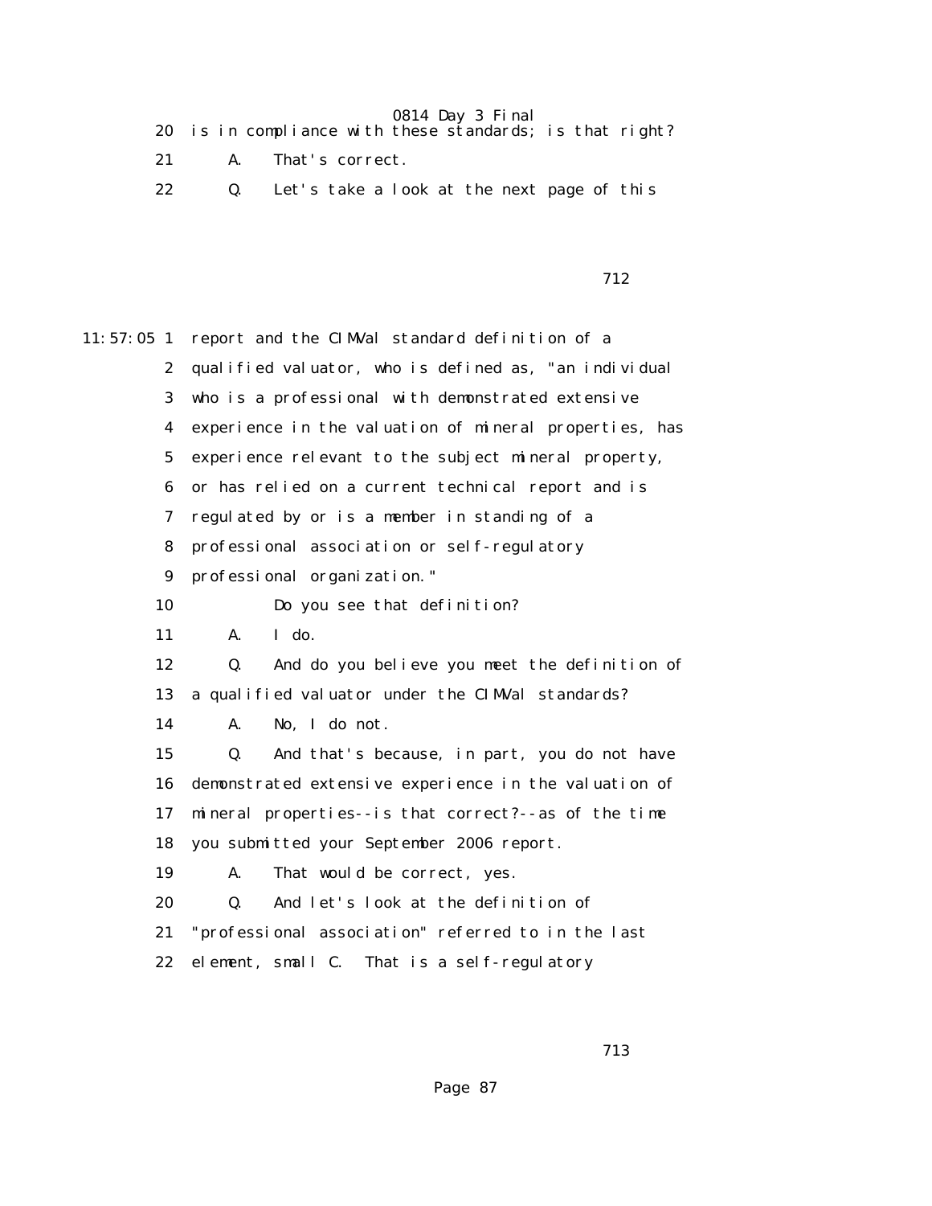20 is in compliance with these standards; is that right?

21 A. That's correct.

22 Q. Let's take a look at the next page of this

11:57:05 1 report and the CIMVal standard definition of a

2 qualified valuator, who is defined as, "an individual

3 who is a professional with demonstrated extensive

4 experience in the valuation of mineral properties, has

5 experience relevant to the subject mineral property,

6 or has relied on a current technical report and is

7 regulated by or is a member in standing of a

8 professional association or self-regulatory

9 professional organization."

10 Do you see that definition?

11 A. I do.

12 Q. And do you believe you meet the definition of

13 a qualified valuator under the CIMVal standards?

14 A. No, I do not.

15 Q. And that's because, in part, you do not have

16 demonstrated extensive experience in the valuation of

17 mineral properties--is that correct?--as of the time

18 you submitted your September 2006 report.

19 A. That would be correct, yes.

20 Q. And let's look at the definition of

21 "professional association" referred to in the last

22 element, small C. That is a self-regulatory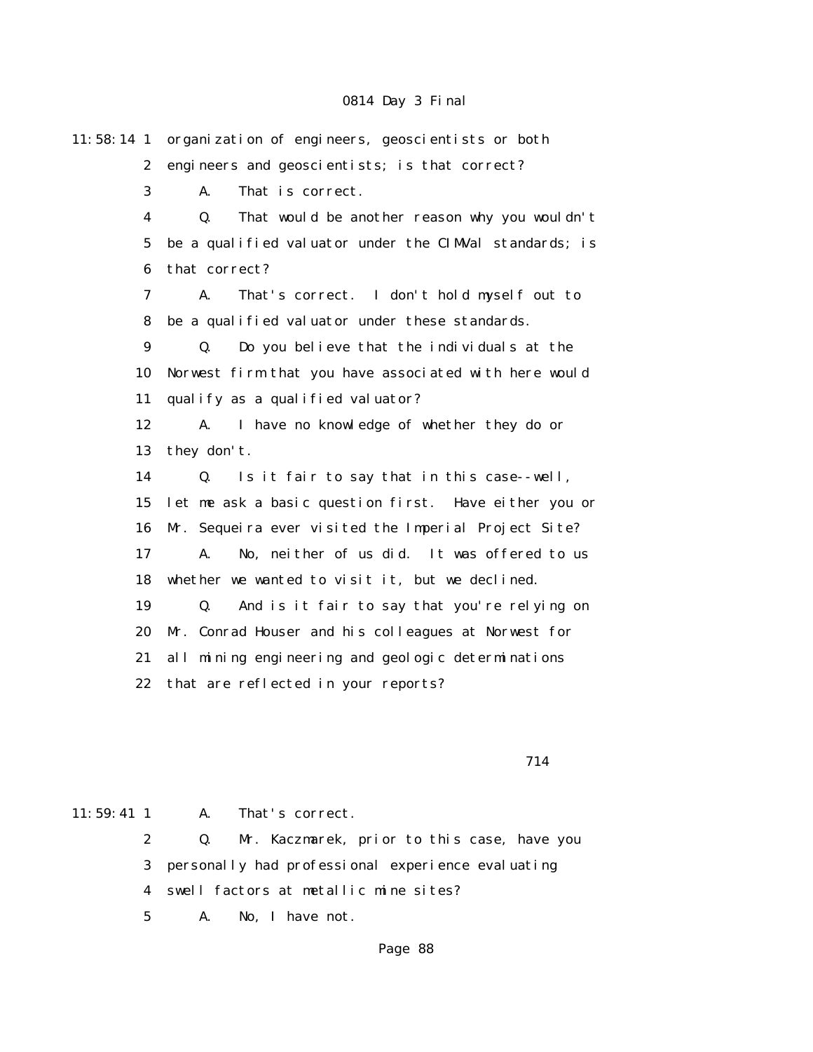11:58:14 1 organization of engineers, geoscientists or both
2 engineers and geoscientists; is that correct?
3 A. That is correct.
4 Q. That would be another reason why you wouldn't
5 be a qualified valuator under the CIMVal standards; is
6 that correct?
7 A. That's correct. I don't hold myself out to
8 be a qualified valuator under these standards.
9 Q. Do you believe that the individuals at the
10 Norwest firm that you have associated with here would
11 qualify as a qualified valuator?
12 A. I have no knowledge of whether they do or
13 they don't.
14 Q. Is it fair to say that in this case--well,
15 let me ask a basic question first. Have either you or
16 Mr. Sequeira ever visited the Imperial Project Site?
17 A. No, neither of us did. It was offered to us
18 whether we wanted to visit it, but we declined.
19 Q. And is it fair to say that you're relying on
20 Mr. Conrad Houser and his colleagues at Norwest for
21 all mining engineering and geologic determinations
22 that are reflected in your reports?

714

11:59:41 1 A. That's correct.
2 Q. Mr. Kaczmarek, prior to this case, have you
3 personally had professional experience evaluating
4 swell factors at metallic mine sites?
5 A. No, I have not.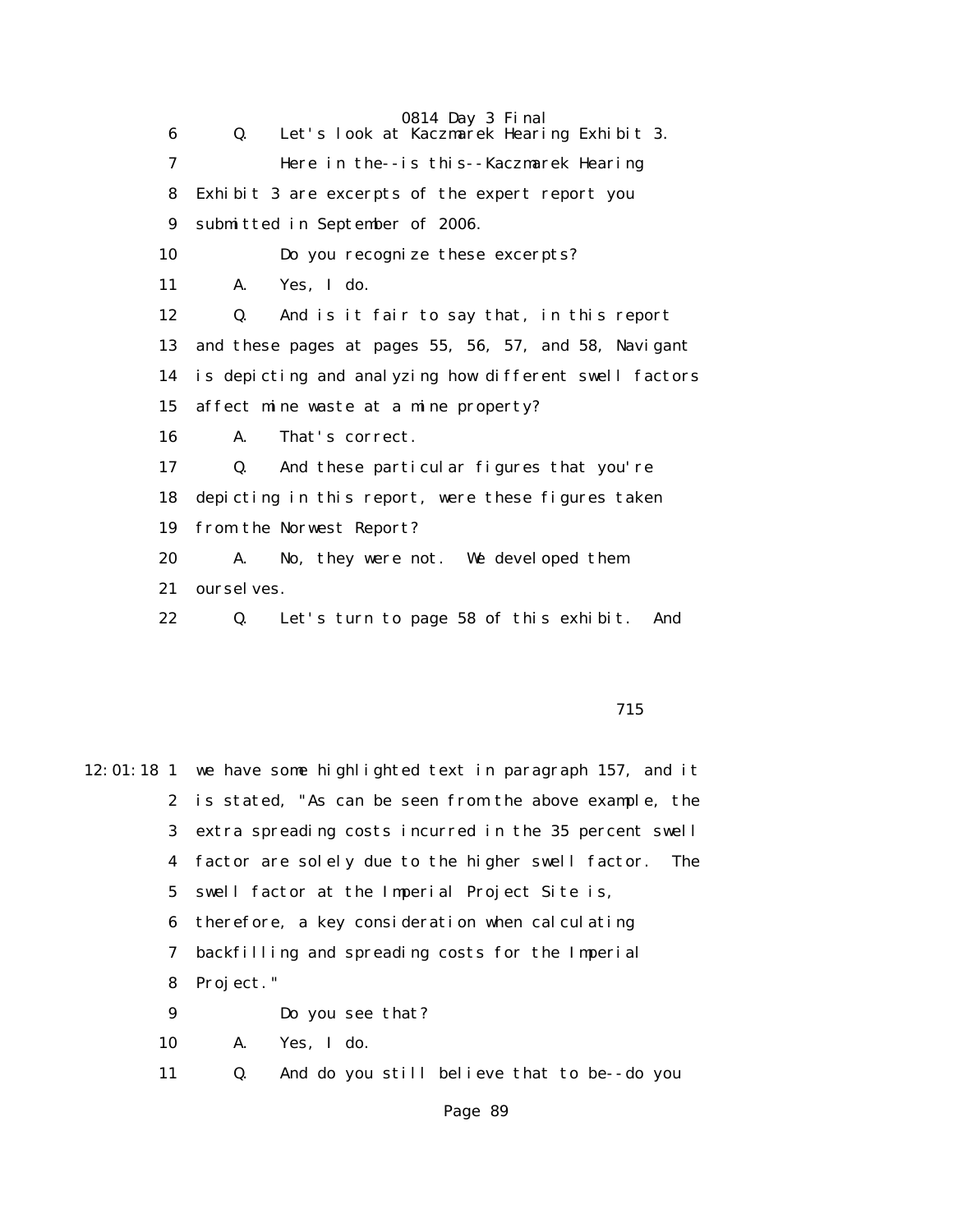6 Q. Let's look at Kaczmarek Hearing Exhibit 3.

7 Here in the--is this--Kaczmarek Hearing

8 Exhibit 3 are excerpts of the expert report you

9 submitted in September of 2006.

10 Do you recognize these excerpts?

11 A. Yes, I do.

12 Q. And is it fair to say that, in this report

13 and these pages at pages 55, 56, 57, and 58, Navigant

14 is depicting and analyzing how different swell factors

15 affect mine waste at a mine property?

16 A. That's correct.

17 Q. And these particular figures that you're

18 depicting in this report, were these figures taken

19 from the Norwest Report?

20 A. No, they were not. We developed them

21 ourselves.

22 Q. Let's turn to page 58 of this exhibit. And

715

12:01:18 1 we have some highlighted text in paragraph 157, and it

2 is stated, "As can be seen from the above example, the

3 extra spreading costs incurred in the 35 percent swell

4 factor are solely due to the higher swell factor. The

5 swell factor at the Imperial Project Site is,

6 therefore, a key consideration when calculating

7 backfilling and spreading costs for the Imperial

8 Project."

9 Do you see that?

10 A. Yes, I do.

11 Q. And do you still believe that to be--do you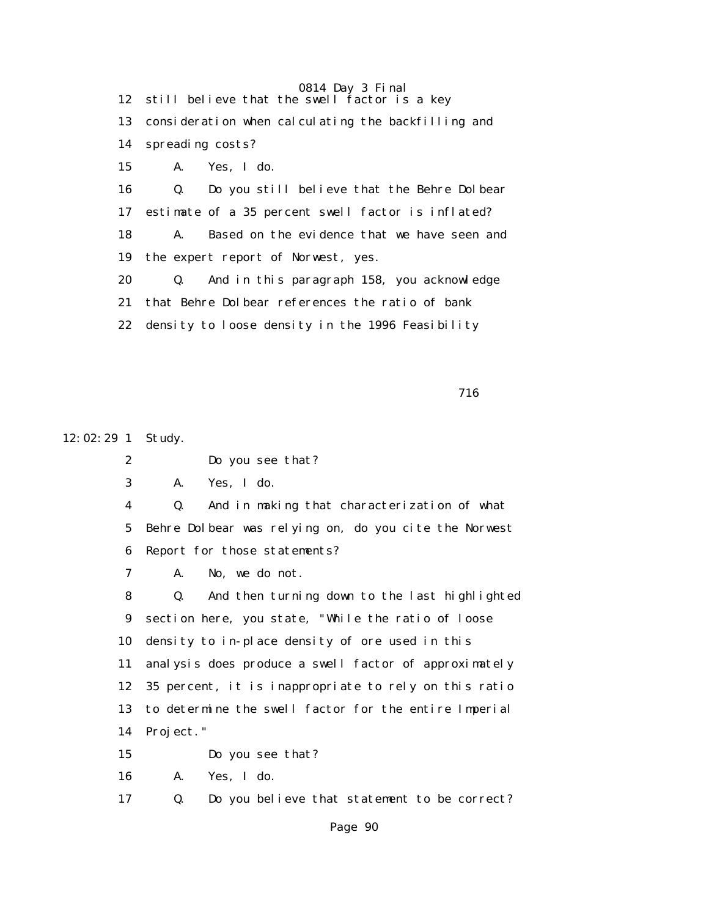12 still believe that the swell factor is a key

13 consideration when calculating the backfilling and

14 spreading costs?

15 A. Yes, I do.

16 Q. Do you still believe that the Behre Dolbear

17 estimate of a 35 percent swell factor is inflated?

18 A. Based on the evidence that we have seen and

19 the expert report of Norwest, yes.

20 Q. And in this paragraph 158, you acknowledge

21 that Behre Dolbear references the ratio of bank

22 density to loose density in the 1996 Feasibility

716

12:02:29 1 Study.

2 Do you see that?

3 A. Yes, I do.

4 Q. And in making that characterization of what

5 Behre Dolbear was relying on, do you cite the Norwest

6 Report for those statements?

7 A. No, we do not.

8 Q. And then turning down to the last highlighted

9 section here, you state, "While the ratio of loose

10 density to in-place density of ore used in this

11 analysis does produce a swell factor of approximately

12 35 percent, it is inappropriate to rely on this ratio

13 to determine the swell factor for the entire Imperial

14 Project."

15 Do you see that?

16 A. Yes, I do.

17 Q. Do you believe that statement to be correct?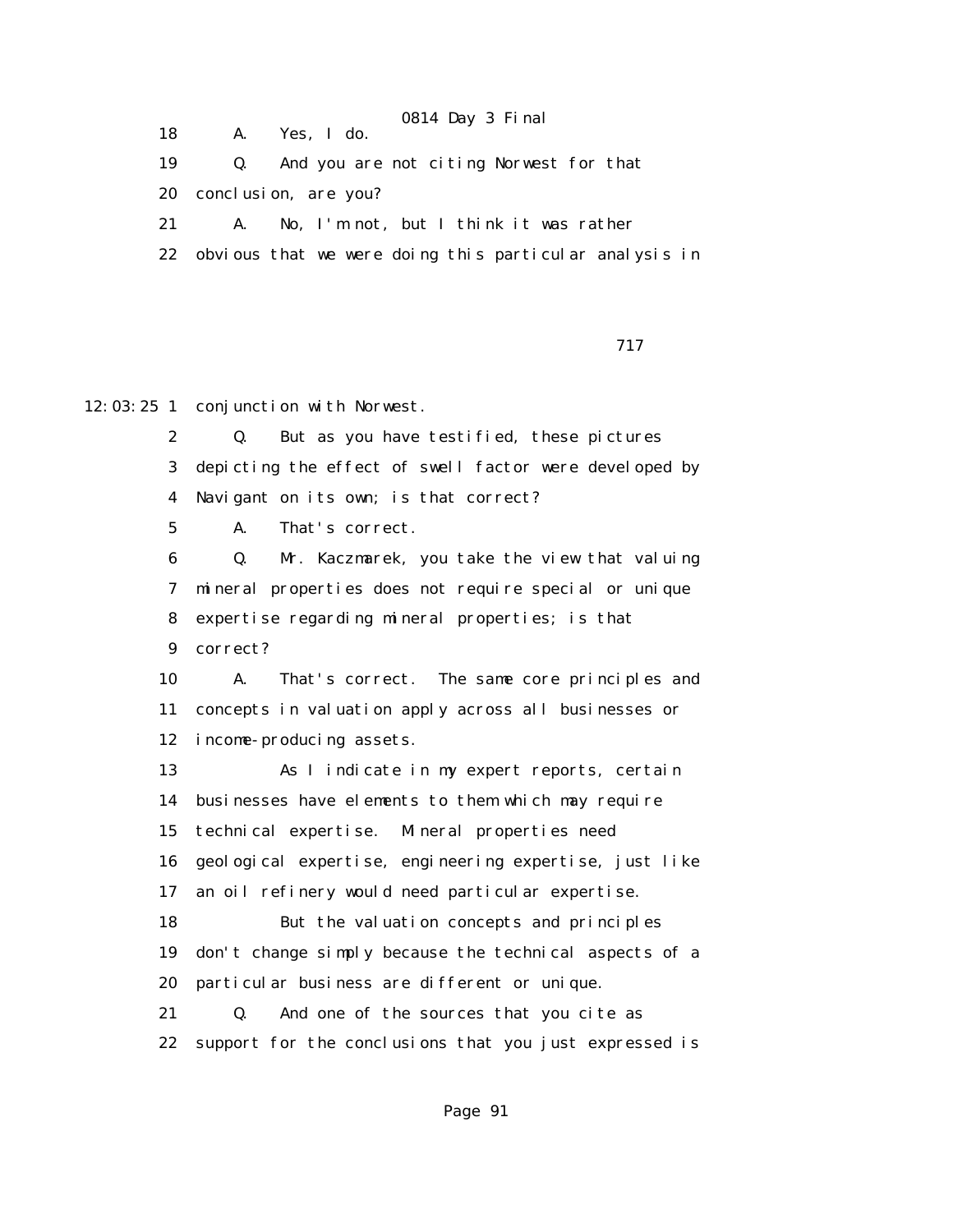18 A. Yes, I do.

19 Q. And you are not citing Norwest for that

20 conclusion, are you?

21 A. No, I'm not, but I think it was rather

22 obvious that we were doing this particular analysis in

717

12:03:25 1 conjunction with Norwest.

2 Q. But as you have testified, these pictures

3 depicting the effect of swell factor were developed by

4 Navigant on its own; is that correct?

5 A. That's correct.

6 Q. Mr. Kaczmarek, you take the view that valuing

7 mineral properties does not require special or unique

8 expertise regarding mineral properties; is that

9 correct?

10 A. That's correct. The same core principles and

11 concepts in valuation apply across all businesses or

12 income-producing assets.

13 As I indicate in my expert reports, certain

14 businesses have elements to them which may require

15 technical expertise. Mineral properties need

16 geological expertise, engineering expertise, just like

17 an oil refinery would need particular expertise.

18 But the valuation concepts and principles

19 don't change simply because the technical aspects of a

20 particular business are different or unique.

21 Q. And one of the sources that you cite as

22 support for the conclusions that you just expressed is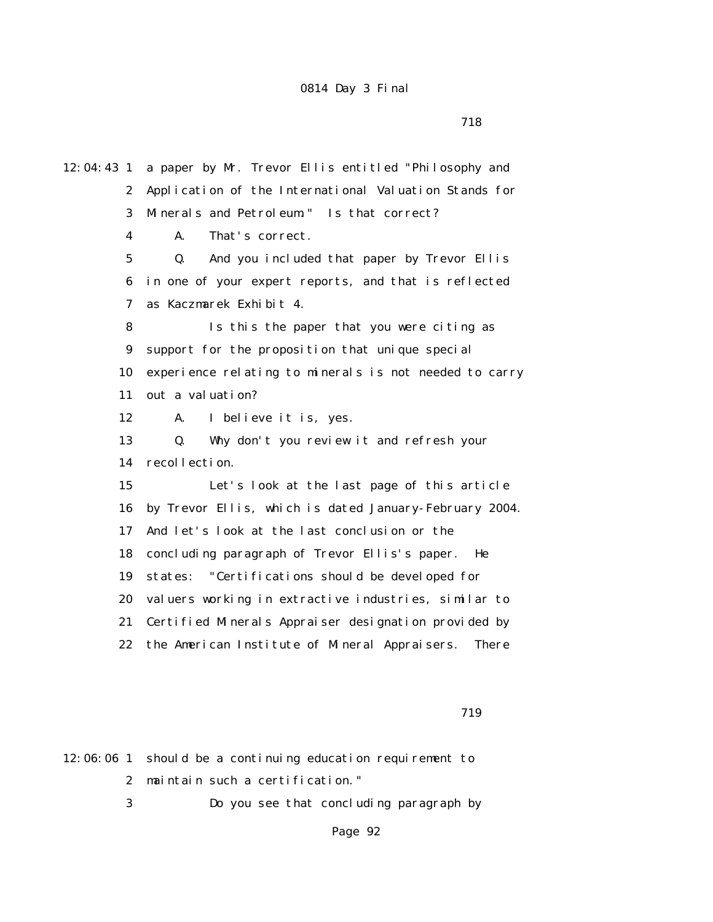718

12:04:43 1 a paper by Mr. Trevor Ellis entitled "Philosophy and
2 Application of the International Valuation Stands for
3 Minerals and Petroleum." Is that correct?
4 A. That's correct.
5 Q. And you included that paper by Trevor Ellis
6 in one of your expert reports, and that is reflected
7 as Kaczmarek Exhibit 4.
8 Is this the paper that you were citing as
9 support for the proposition that unique special
10 experience relating to minerals is not needed to carry
11 out a valuation?
12 A. I believe it is, yes.
13 Q. Why don't you review it and refresh your
14 recollection.
15 Let's look at the last page of this article
16 by Trevor Ellis, which is dated January-February 2004.
17 And let's look at the last conclusion or the
18 concluding paragraph of Trevor Ellis's paper. He
19 states: "Certifications should be developed for
20 valuers working in extractive industries, similar to
21 Certified Minerals Appraiser designation provided by
22 the American Institute of Mineral Appraisers. There

719

12:06:06 1 should be a continuing education requirement to
2 maintain such a certification."
3 Do you see that concluding paragraph by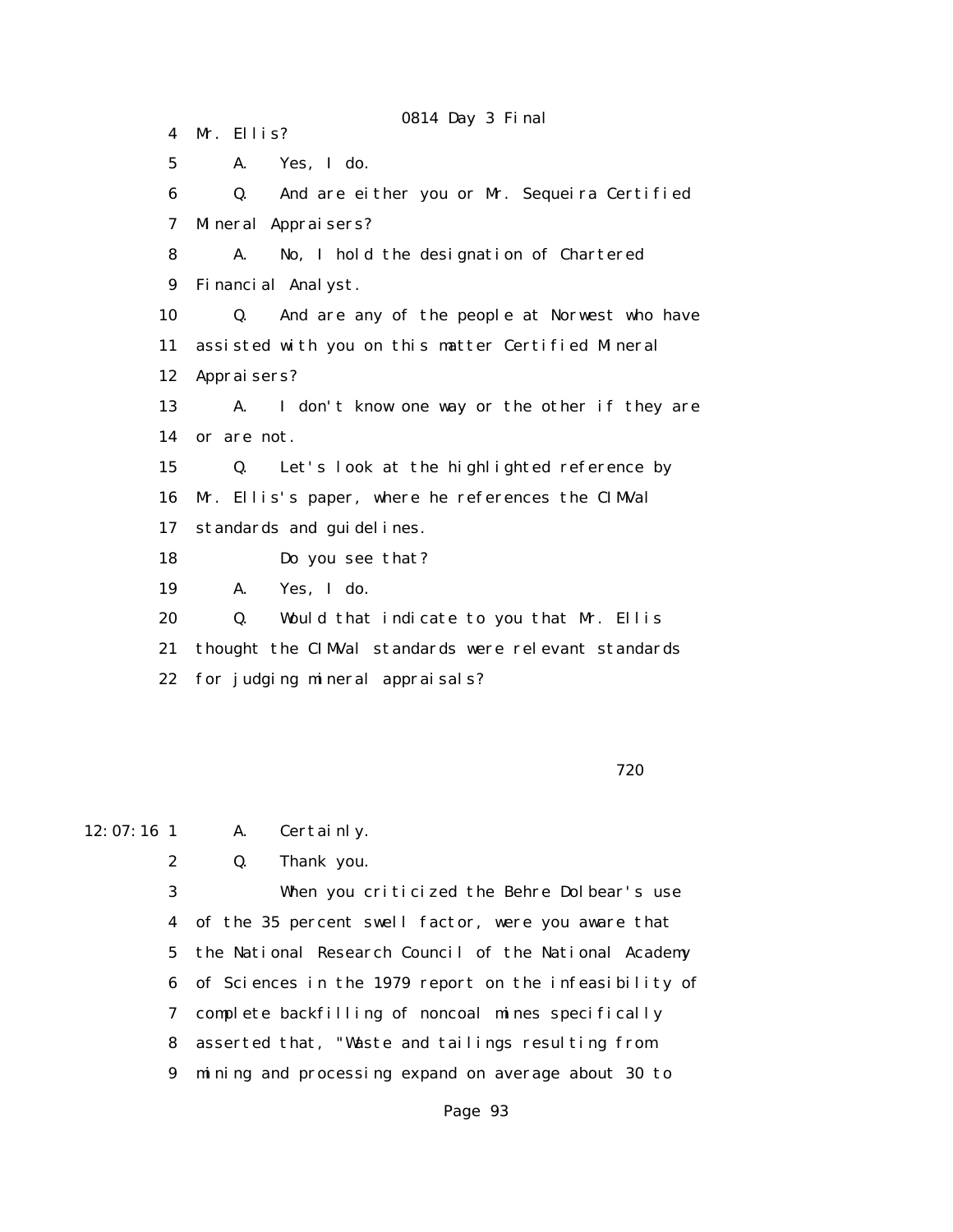4 Mr. Ellis?

5 A. Yes, I do.

6 Q. And are either you or Mr. Sequeira Certified

7 Mineral Appraisers?

8 A. No, I hold the designation of Chartered

9 Financial Analyst.

10 Q. And are any of the people at Norwest who have

11 assisted with you on this matter Certified Mineral

12 Appraisers?

13 A. I don't know one way or the other if they are

14 or are not.

15 Q. Let's look at the highlighted reference by

16 Mr. Ellis's paper, where he references the CIMVal

17 standards and guidelines.

18 Do you see that?

19 A. Yes, I do.

20 Q. Would that indicate to you that Mr. Ellis

21 thought the CIMVal standards were relevant standards

22 for judging mineral appraisals?

720

12:07:16 1 A. Certainly.

2 Q. Thank you.

3 When you criticized the Behre Dolbear's use

4 of the 35 percent swell factor, were you aware that

5 the National Research Council of the National Academy

6 of Sciences in the 1979 report on the infeasibility of

7 complete backfilling of noncoal mines specifically

8 asserted that, "Waste and tailings resulting from

9 mining and processing expand on average about 30 to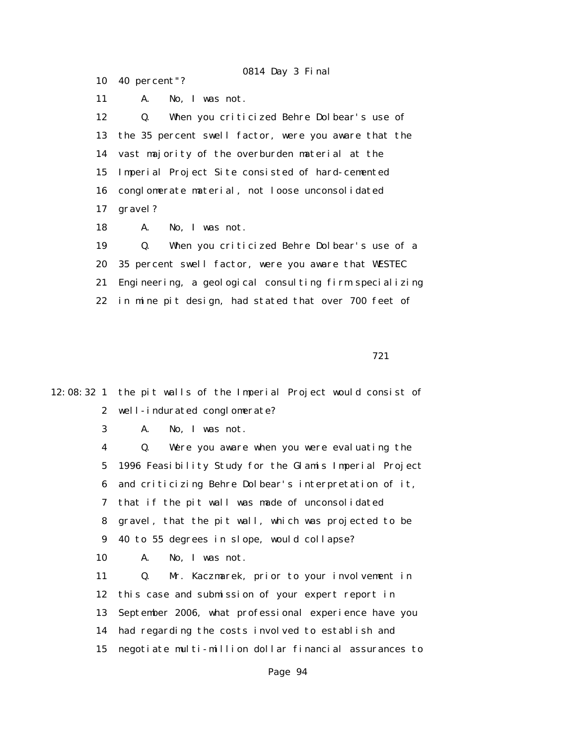10 40 percent"?

11 A. No, I was not.

12 Q. When you criticized Behre Dolbear's use of

13 the 35 percent swell factor, were you aware that the

14 vast majority of the overburden material at the

15 Imperial Project Site consisted of hard-cemented

16 conglomerate material, not loose unconsolidated

17 gravel?

18 A. No, I was not.

19 Q. When you criticized Behre Dolbear's use of a

20 35 percent swell factor, were you aware that WESTEC

21 Engineering, a geological consulting firm specializing

22 in mine pit design, had stated that over 700 feet of

721

12:08:32 1 the pit walls of the Imperial Project would consist of

2 well-indurated conglomerate?

3 A. No, I was not.

4 Q. Were you aware when you were evaluating the

5 1996 Feasibility Study for the Glamis Imperial Project

6 and criticizing Behre Dolbear's interpretation of it,

7 that if the pit wall was made of unconsolidated

8 gravel, that the pit wall, which was projected to be

9 40 to 55 degrees in slope, would collapse?

10 A. No, I was not.

11 Q. Mr. Kaczmarek, prior to your involvement in

12 this case and submission of your expert report in

13 September 2006, what professional experience have you

14 had regarding the costs involved to establish and

15 negotiate multi-million dollar financial assurances to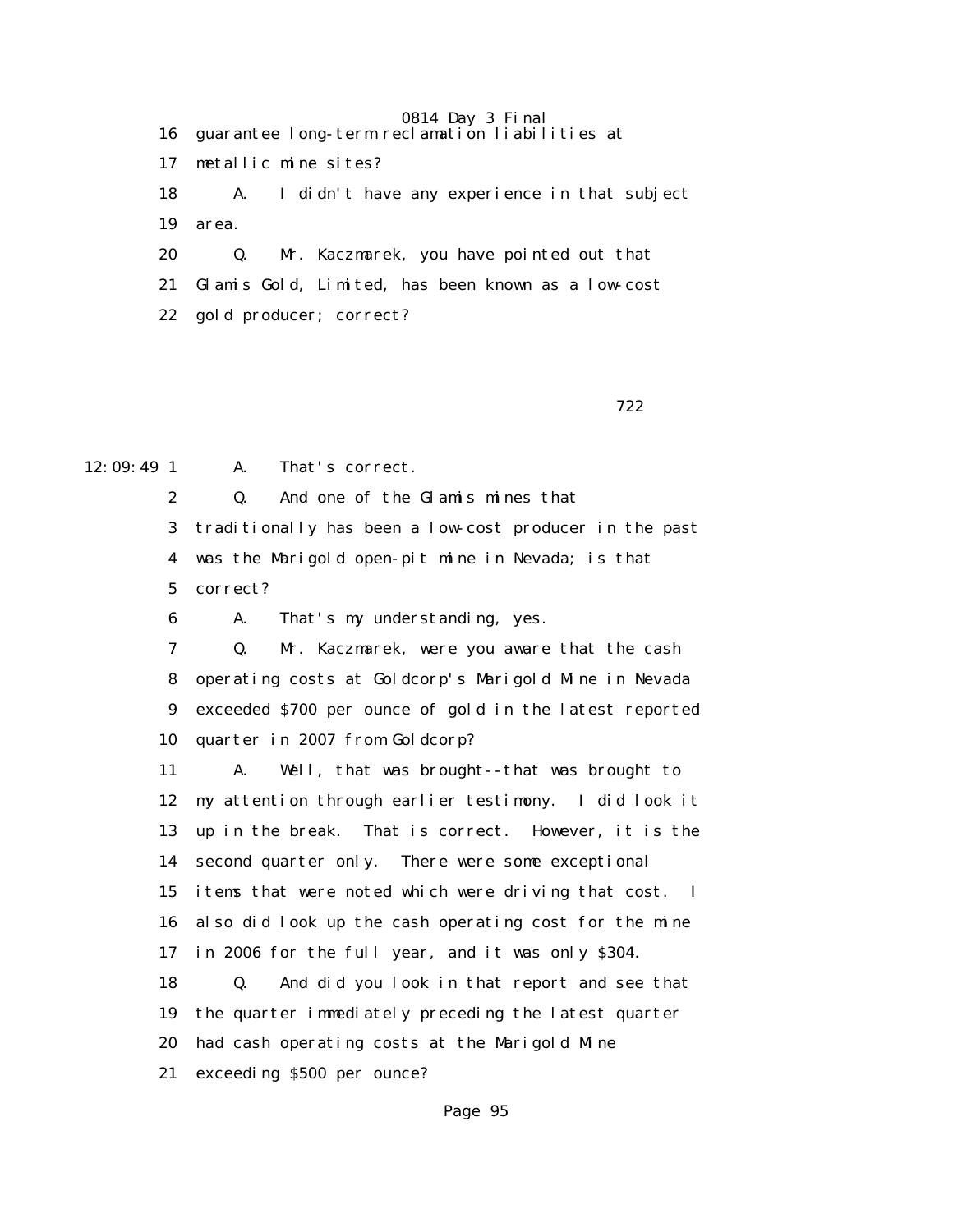16 guarantee long-term reclamation liabilities at

17 metallic mine sites?

18 A. I didn't have any experience in that subject

19 area.

20 Q. Mr. Kaczmarek, you have pointed out that

21 Glamis Gold, Limited, has been known as a low-cost

22 gold producer; correct?

722

12:09:49 1 A. That's correct.

2 Q. And one of the Glamis mines that

3 traditionally has been a low-cost producer in the past

4 was the Marigold open-pit mine in Nevada; is that

5 correct?

6 A. That's my understanding, yes.

7 Q. Mr. Kaczmarek, were you aware that the cash

8 operating costs at Goldcorp's Marigold Mine in Nevada

9 exceeded $700 per ounce of gold in the latest reported

10 quarter in 2007 from Goldcorp?

11 A. Well, that was brought--that was brought to

12 my attention through earlier testimony. I did look it

13 up in the break. That is correct. However, it is the

14 second quarter only. There were some exceptional

15 items that were noted which were driving that cost. I

16 also did look up the cash operating cost for the mine

17 in 2006 for the full year, and it was only $304.

18 Q. And did you look in that report and see that

19 the quarter immediately preceding the latest quarter

20 had cash operating costs at the Marigold Mine

21 exceeding $500 per ounce?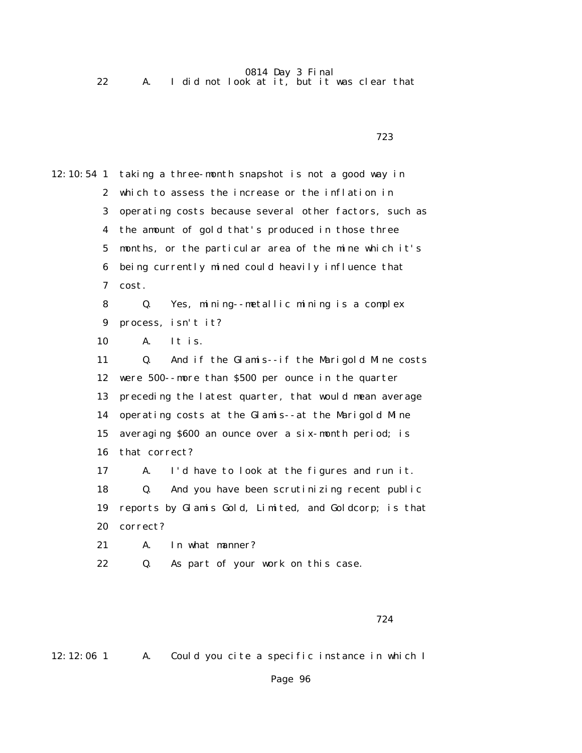22 A. I did not look at it, but it was clear that

12:10:54 1 taking a three-month snapshot is not a good way in
2 which to assess the increase or the inflation in
3 operating costs because several other factors, such as
4 the amount of gold that's produced in those three
5 months, or the particular area of the mine which it's
6 being currently mined could heavily influence that
7 cost.
8 Q. Yes, mining--metallic mining is a complex
9 process, isn't it?
10 A. It is.
11 Q. And if the Glamis--if the Marigold Mine costs
12 were 500--more than $500 per ounce in the quarter
13 preceding the latest quarter, that would mean average
14 operating costs at the Glamis--at the Marigold Mine
15 averaging $600 an ounce over a six-month period; is
16 that correct?
17 A. I'd have to look at the figures and run it.
18 Q. And you have been scrutinizing recent public
19 reports by Glamis Gold, Limited, and Goldcorp; is that
20 correct?
21 A. In what manner?
22 Q. As part of your work on this case.

12:12:06 1 A. Could you cite a specific instance in which I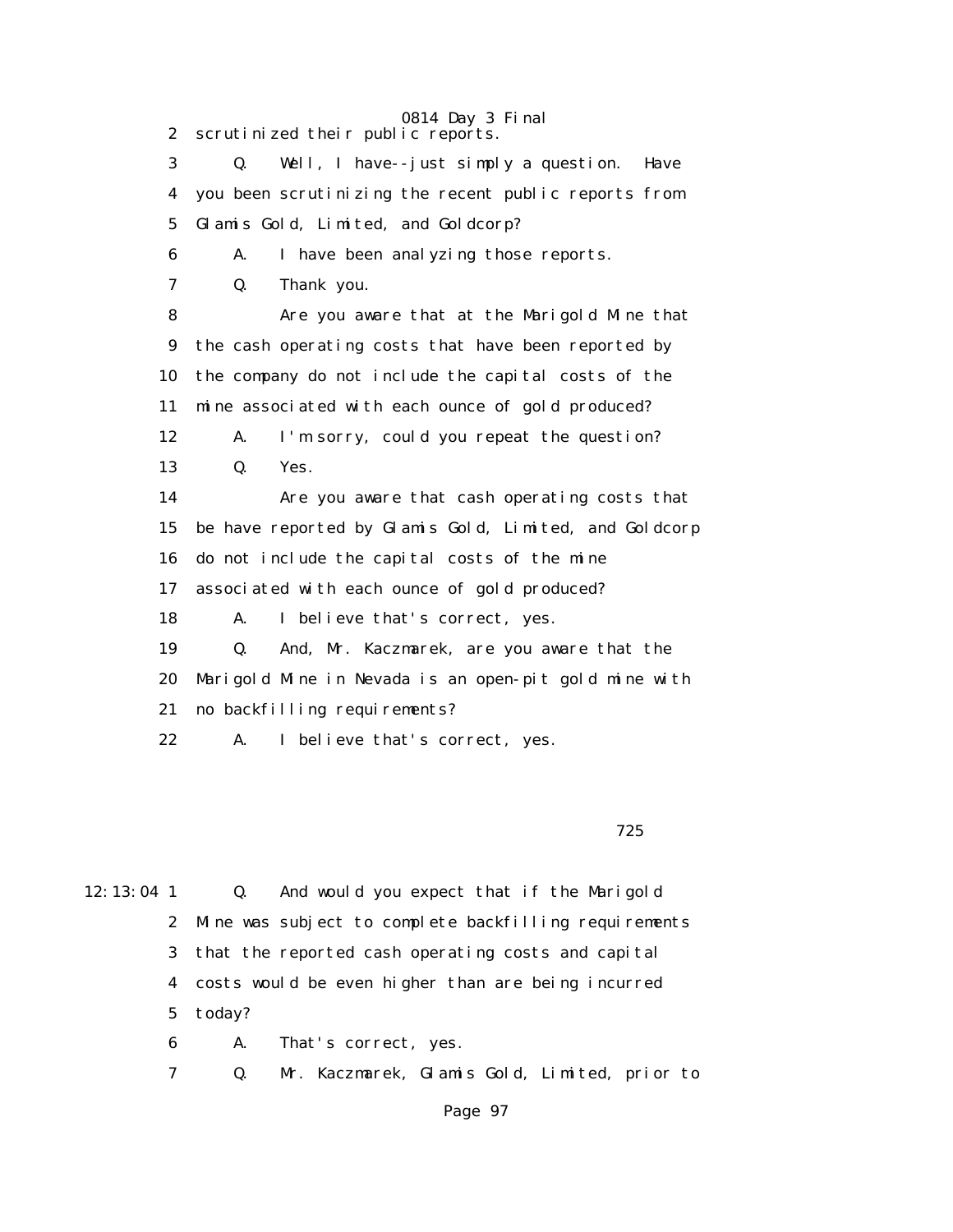2 scrutinized their public reports.

3 Q. Well, I have--just simply a question. Have

4 you been scrutinizing the recent public reports from

5 Glamis Gold, Limited, and Goldcorp?

6 A. I have been analyzing those reports.

7 Q. Thank you.

8 Are you aware that at the Marigold Mine that

9 the cash operating costs that have been reported by

10 the company do not include the capital costs of the

11 mine associated with each ounce of gold produced?

12 A. I'm sorry, could you repeat the question?

13 Q. Yes.

14 Are you aware that cash operating costs that

15 be have reported by Glamis Gold, Limited, and Goldcorp

16 do not include the capital costs of the mine

17 associated with each ounce of gold produced?

18 A. I believe that's correct, yes.

19 Q. And, Mr. Kaczmarek, are you aware that the

20 Marigold Mine in Nevada is an open-pit gold mine with

21 no backfilling requirements?

22 A. I believe that's correct, yes.

725

12:13:04 1 Q. And would you expect that if the Marigold

2 Mine was subject to complete backfilling requirements

3 that the reported cash operating costs and capital

4 costs would be even higher than are being incurred

5 today?

6 A. That's correct, yes.

7 Q. Mr. Kaczmarek, Glamis Gold, Limited, prior to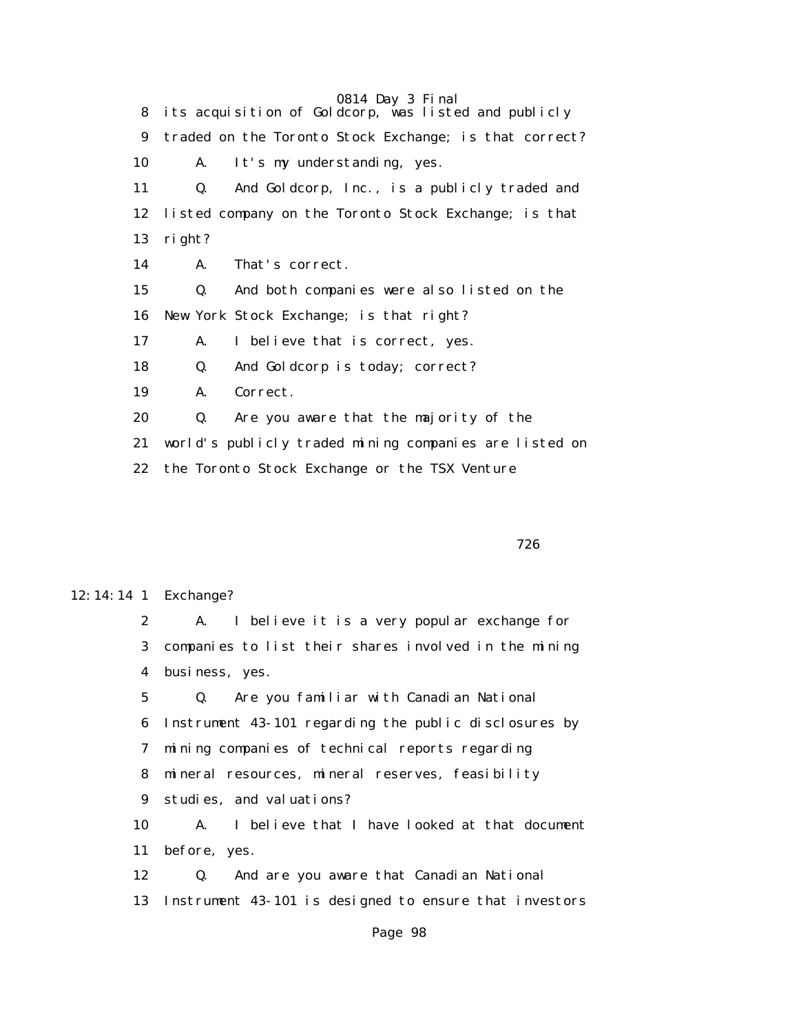8 its acquisition of Goldcorp, was listed and publicly
9 traded on the Toronto Stock Exchange; is that correct?
10 A. It's my understanding, yes.
11 Q. And Goldcorp, Inc., is a publicly traded and
12 listed company on the Toronto Stock Exchange; is that
13 right?
14 A. That's correct.
15 Q. And both companies were also listed on the
16 New York Stock Exchange; is that right?
17 A. I believe that is correct, yes.
18 Q. And Goldcorp is today; correct?
19 A. Correct.
20 Q. Are you aware that the majority of the
21 world's publicly traded mining companies are listed on
22 the Toronto Stock Exchange or the TSX Venture

726

12:14:14 1 Exchange?
2 A. I believe it is a very popular exchange for
3 companies to list their shares involved in the mining
4 business, yes.
5 Q. Are you familiar with Canadian National
6 Instrument 43-101 regarding the public disclosures by
7 mining companies of technical reports regarding
8 mineral resources, mineral reserves, feasibility
9 studies, and valuations?
10 A. I believe that I have looked at that document
11 before, yes.
12 Q. And are you aware that Canadian National
13 Instrument 43-101 is designed to ensure that investors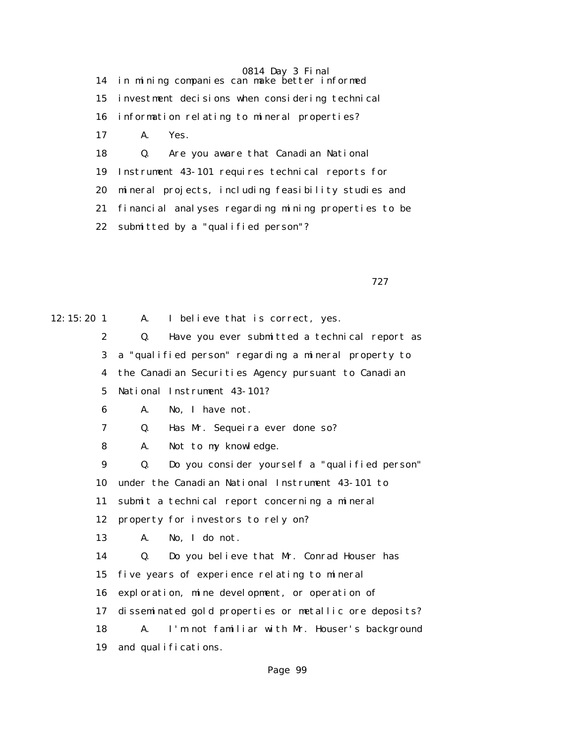14 in mining companies can make better informed
15 investment decisions when considering technical
16 information relating to mineral properties?
17 A. Yes.
18 Q. Are you aware that Canadian National
19 Instrument 43-101 requires technical reports for
20 mineral projects, including feasibility studies and
21 financial analyses regarding mining properties to be
22 submitted by a "qualified person"?

727

12:15:20 1 A. I believe that is correct, yes.
2 Q. Have you ever submitted a technical report as
3 a "qualified person" regarding a mineral property to
4 the Canadian Securities Agency pursuant to Canadian
5 National Instrument 43-101?
6 A. No, I have not.
7 Q. Has Mr. Sequeira ever done so?
8 A. Not to my knowledge.
9 Q. Do you consider yourself a "qualified person"
10 under the Canadian National Instrument 43-101 to
11 submit a technical report concerning a mineral
12 property for investors to rely on?
13 A. No, I do not.
14 Q. Do you believe that Mr. Conrad Houser has
15 five years of experience relating to mineral
16 exploration, mine development, or operation of
17 disseminated gold properties or metallic ore deposits?
18 A. I'm not familiar with Mr. Houser's background
19 and qualifications.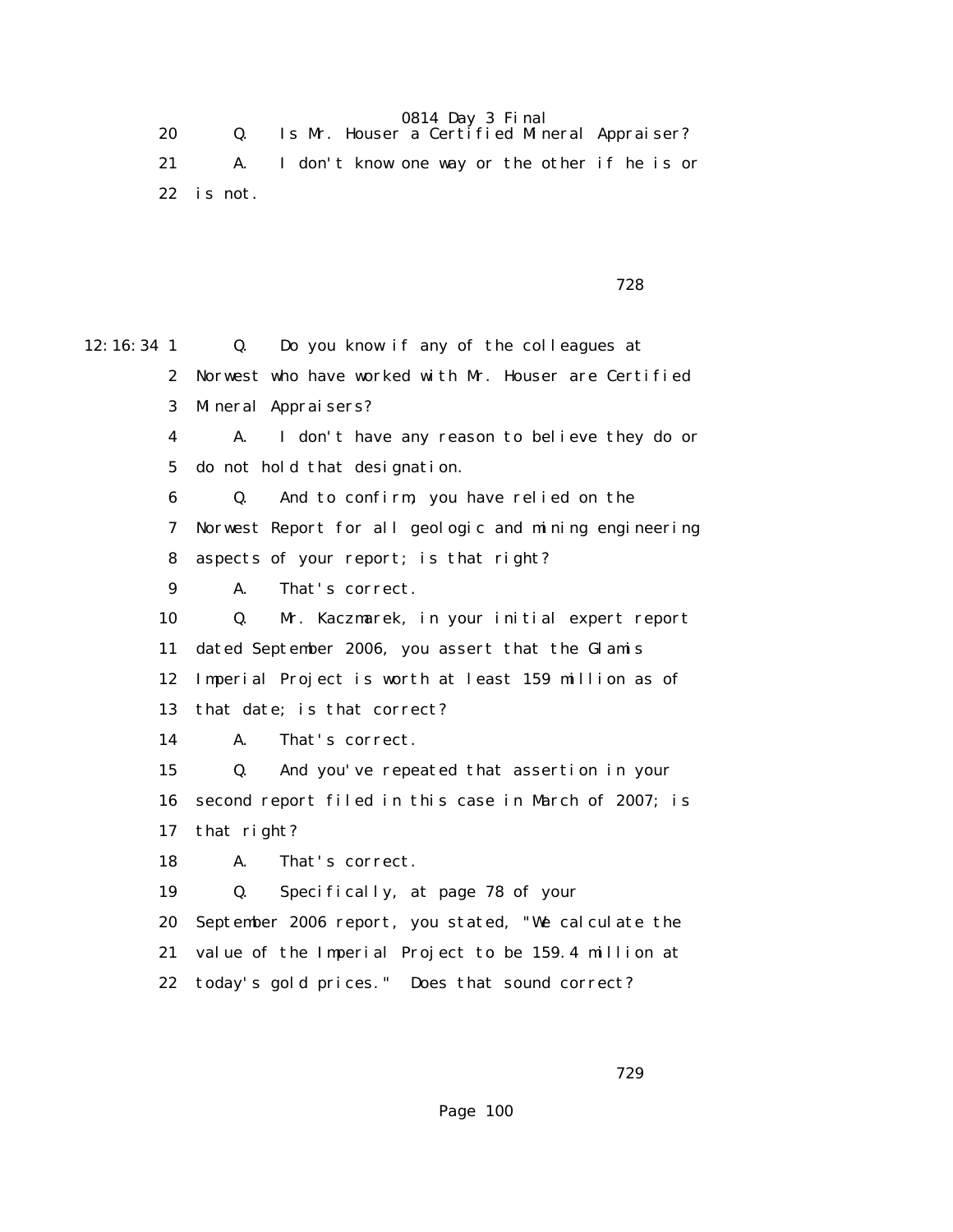20 Q. Is Mr. Houser a Certified Mineral Appraiser?

21 A. I don't know one way or the other if he is or

22 is not.

728

12:16:34 1 Q. Do you know if any of the colleagues at

2 Norwest who have worked with Mr. Houser are Certified

3 Mineral Appraisers?

4 A. I don't have any reason to believe they do or

5 do not hold that designation.

6 Q. And to confirm, you have relied on the

7 Norwest Report for all geologic and mining engineering

8 aspects of your report; is that right?

9 A. That's correct.

10 Q. Mr. Kaczmarek, in your initial expert report

11 dated September 2006, you assert that the Glamis

12 Imperial Project is worth at least 159 million as of

13 that date; is that correct?

14 A. That's correct.

15 Q. And you've repeated that assertion in your

16 second report filed in this case in March of 2007; is

17 that right?

18 A. That's correct.

19 Q. Specifically, at page 78 of your

20 September 2006 report, you stated, "We calculate the

21 value of the Imperial Project to be 159.4 million at

22 today's gold prices." Does that sound correct?

729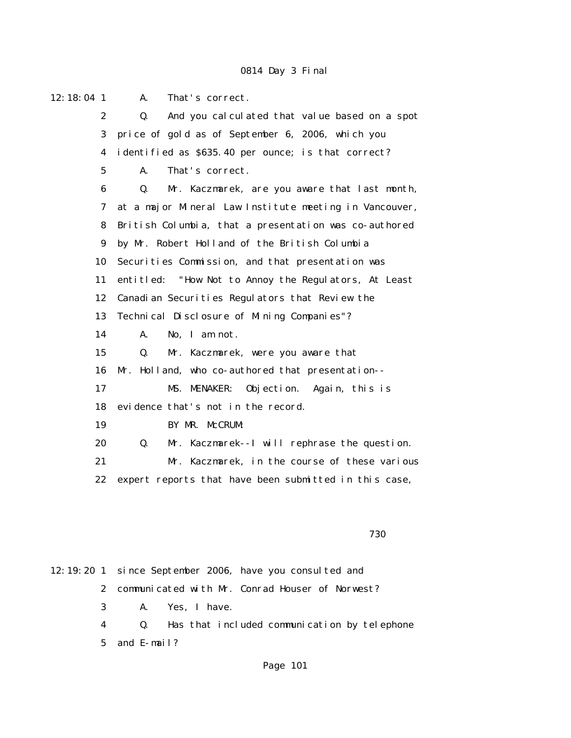12:18:04 1 A. That's correct.

2 Q. And you calculated that value based on a spot

3 price of gold as of September 6, 2006, which you

4 identified as $635.40 per ounce; is that correct?

5 A. That's correct.

6 Q. Mr. Kaczmarek, are you aware that last month,

7 at a major Mineral Law Institute meeting in Vancouver,

8 British Columbia, that a presentation was co-authored

9 by Mr. Robert Holland of the British Columbia

10 Securities Commission, and that presentation was

11 entitled: "How Not to Annoy the Regulators, At Least

12 Canadian Securities Regulators that Review the

13 Technical Disclosure of Mining Companies"?

14 A. No, I am not.

15 Q. Mr. Kaczmarek, were you aware that

16 Mr. Holland, who co-authored that presentation--

17 MS. MENAKER: Objection. Again, this is

18 evidence that's not in the record.

19 BY MR. McCRUM:

20 Q. Mr. Kaczmarek--I will rephrase the question.

21 Mr. Kaczmarek, in the course of these various

22 expert reports that have been submitted in this case,

730

12:19:20 1 since September 2006, have you consulted and

2 communicated with Mr. Conrad Houser of Norwest?

3 A. Yes, I have.

4 Q. Has that included communication by telephone

5 and E-mail?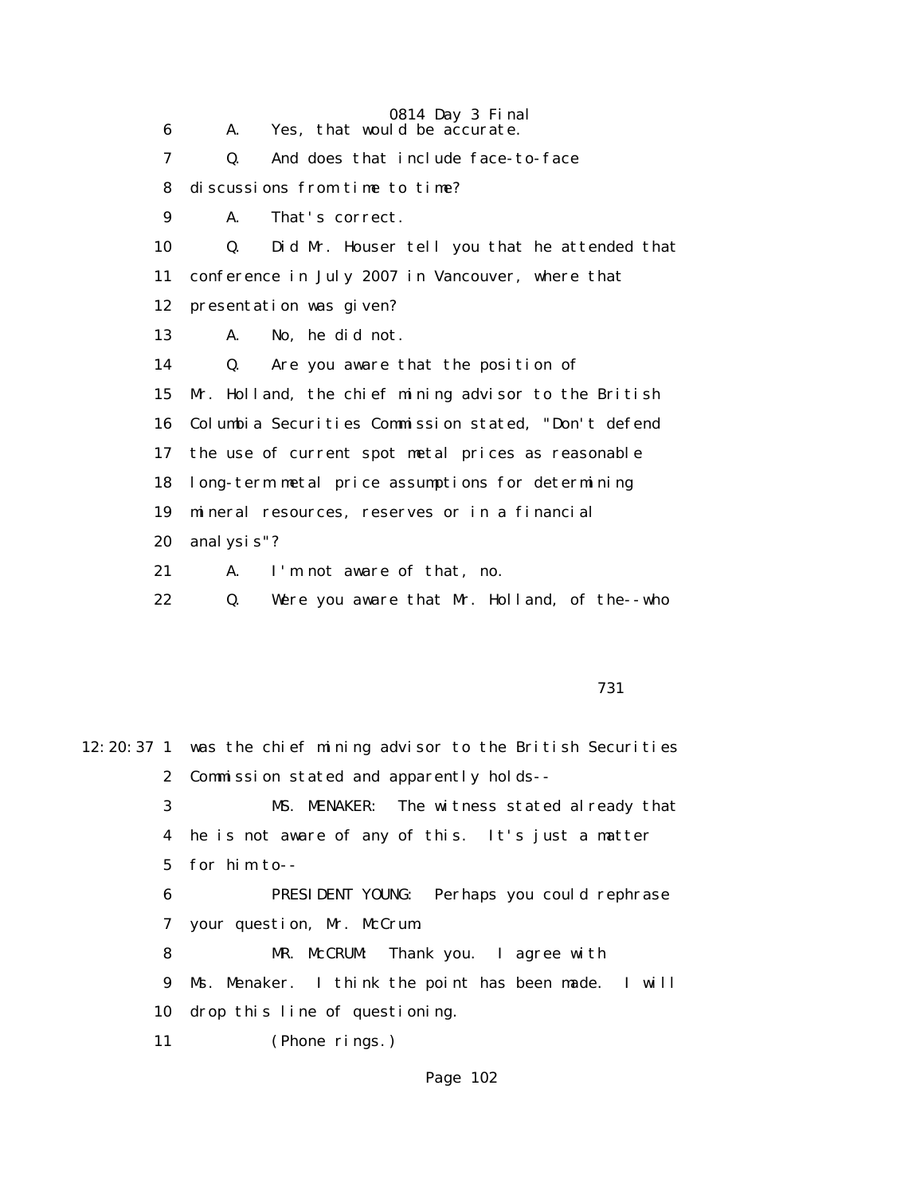6 A. Yes, that would be accurate.

7 Q. And does that include face-to-face

8 discussions from time to time?

9 A. That's correct.

10 Q. Did Mr. Houser tell you that he attended that

11 conference in July 2007 in Vancouver, where that

12 presentation was given?

13 A. No, he did not.

14 Q. Are you aware that the position of

15 Mr. Holland, the chief mining advisor to the British

16 Columbia Securities Commission stated, "Don't defend

17 the use of current spot metal prices as reasonable

18 long-term metal price assumptions for determining

19 mineral resources, reserves or in a financial

20 analysis"?

21 A. I'm not aware of that, no.

22 Q. Were you aware that Mr. Holland, of the--who

731

12:20:37 1 was the chief mining advisor to the British Securities

2 Commission stated and apparently holds--

3 MS. MENAKER: The witness stated already that

4 he is not aware of any of this. It's just a matter

5 for him to--

6 PRESIDENT YOUNG: Perhaps you could rephrase

7 your question, Mr. McCrum.

8 MR. McCRUM: Thank you. I agree with

9 Ms. Menaker. I think the point has been made. I will

10 drop this line of questioning.

11 (Phone rings.)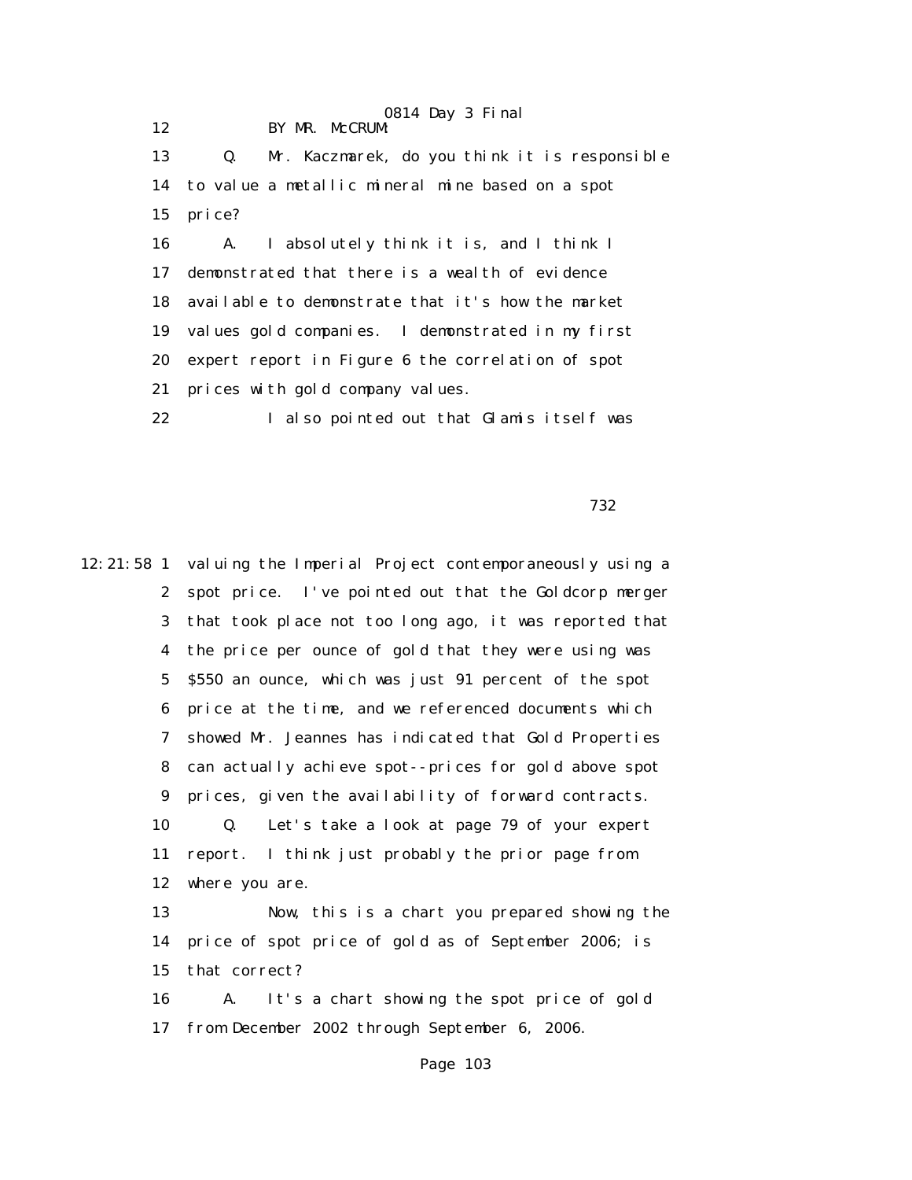12 BY MR. McCRUM:

13 Q. Mr. Kaczmarek, do you think it is responsible

14 to value a metallic mineral mine based on a spot

15 price?

16 A. I absolutely think it is, and I think I

17 demonstrated that there is a wealth of evidence

18 available to demonstrate that it's how the market

19 values gold companies. I demonstrated in my first

20 expert report in Figure 6 the correlation of spot

21 prices with gold company values.

22 I also pointed out that Glamis itself was

732

12:21:58 1 valuing the Imperial Project contemporaneously using a

2 spot price. I've pointed out that the Goldcorp merger

3 that took place not too long ago, it was reported that

4 the price per ounce of gold that they were using was

5 $550 an ounce, which was just 91 percent of the spot

6 price at the time, and we referenced documents which

7 showed Mr. Jeannes has indicated that Gold Properties

8 can actually achieve spot--prices for gold above spot

9 prices, given the availability of forward contracts.

10 Q. Let's take a look at page 79 of your expert

11 report. I think just probably the prior page from

12 where you are.

13 Now, this is a chart you prepared showing the

14 price of spot price of gold as of September 2006; is

15 that correct?

16 A. It's a chart showing the spot price of gold

17 from December 2002 through September 6, 2006.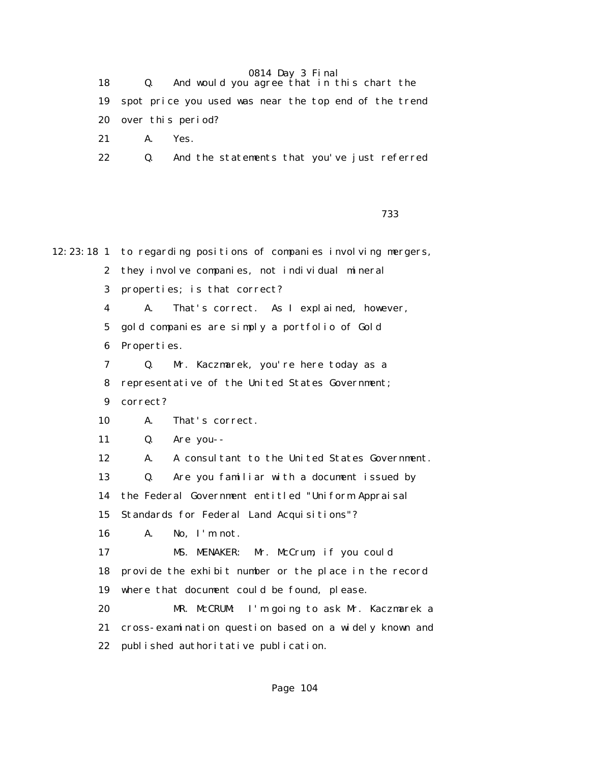18 Q. And would you agree that in this chart the

19 spot price you used was near the top end of the trend

20 over this period?

21 A. Yes.

22 Q. And the statements that you've just referred

733

12:23:18 1 to regarding positions of companies involving mergers,

2 they involve companies, not individual mineral

3 properties; is that correct?

4 A. That's correct. As I explained, however,

5 gold companies are simply a portfolio of Gold

6 Properties.

7 Q. Mr. Kaczmarek, you're here today as a

8 representative of the United States Government;

9 correct?

10 A. That's correct.

11 Q. Are you--

12 A. A consultant to the United States Government.

13 Q. Are you familiar with a document issued by

14 the Federal Government entitled "Uniform Appraisal

15 Standards for Federal Land Acquisitions"?

16 A. No, I'm not.

17 MS. MENAKER: Mr. McCrum, if you could

18 provide the exhibit number or the place in the record

19 where that document could be found, please.

20 MR. McCRUM: I'm going to ask Mr. Kaczmarek a

21 cross-examination question based on a widely known and

22 published authoritative publication.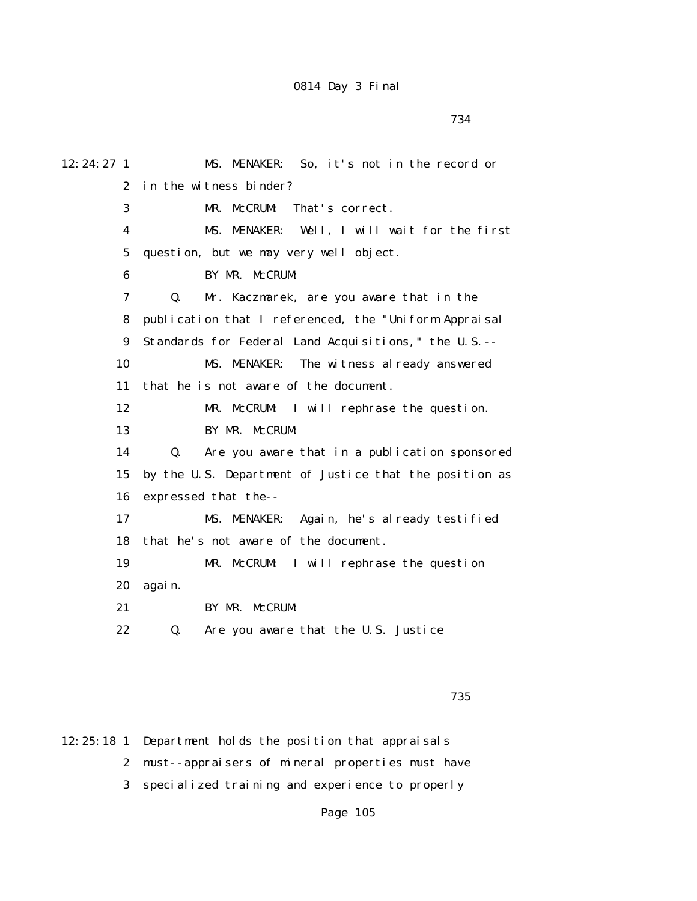12:24:27 1 MS. MENAKER: So, it's not in the record or
2 in the witness binder?
3 MR. McCRUM: That's correct.
4 MS. MENAKER: Well, I will wait for the first
5 question, but we may very well object.
6 BY MR. McCRUM:
7 Q. Mr. Kaczmarek, are you aware that in the
8 publication that I referenced, the "Uniform Appraisal
9 Standards for Federal Land Acquisitions," the U.S.--
10 MS. MENAKER: The witness already answered
11 that he is not aware of the document.
12 MR. McCRUM: I will rephrase the question.
13 BY MR. McCRUM:
14 Q. Are you aware that in a publication sponsored
15 by the U.S. Department of Justice that the position as
16 expressed that the--
17 MS. MENAKER: Again, he's already testified
18 that he's not aware of the document.
19 MR. McCRUM: I will rephrase the question
20 again.
21 BY MR. McCRUM:
22 Q. Are you aware that the U.S. Justice

735

12:25:18 1 Department holds the position that appraisals
2 must--appraisers of mineral properties must have
3 specialized training and experience to properly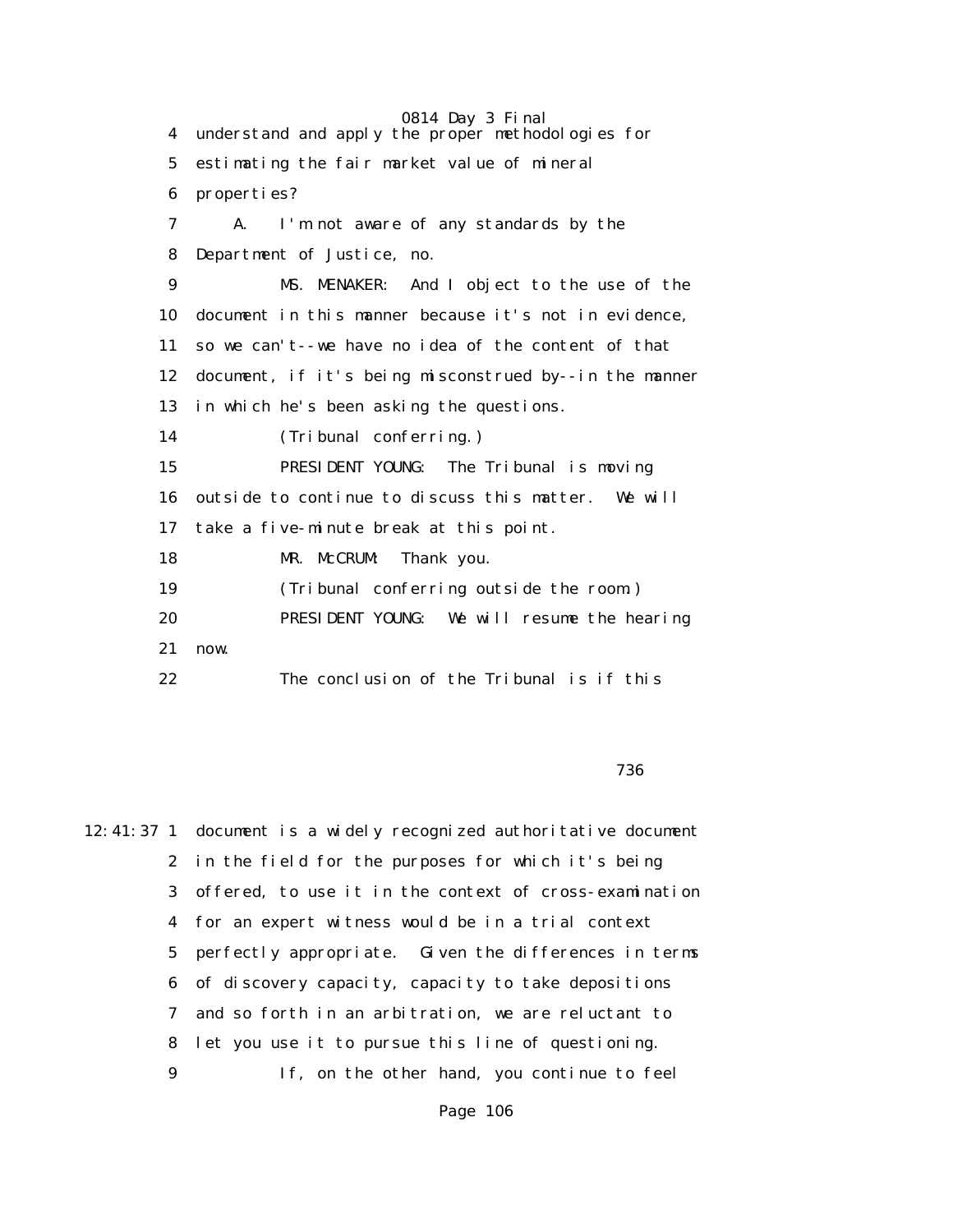understand and apply the proper methodologies for estimating the fair market value of mineral properties?

A. I'm not aware of any standards by the Department of Justice, no.

MS. MENAKER: And I object to the use of the document in this manner because it's not in evidence, so we can't--we have no idea of the content of that document, if it's being misconstrued by--in the manner in which he's been asking the questions.

(Tribunal conferring.)

PRESIDENT YOUNG: The Tribunal is moving outside to continue to discuss this matter. We will take a five-minute break at this point.

MR. McCRUM: Thank you.

(Tribunal conferring outside the room.)

PRESIDENT YOUNG: We will resume the hearing now.

The conclusion of the Tribunal is if this document is a widely recognized authoritative document in the field for the purposes for which it's being offered, to use it in the context of cross-examination for an expert witness would be in a trial context perfectly appropriate. Given the differences in terms of discovery capacity, capacity to take depositions and so forth in an arbitration, we are reluctant to let you use it to pursue this line of questioning.

If, on the other hand, you continue to feel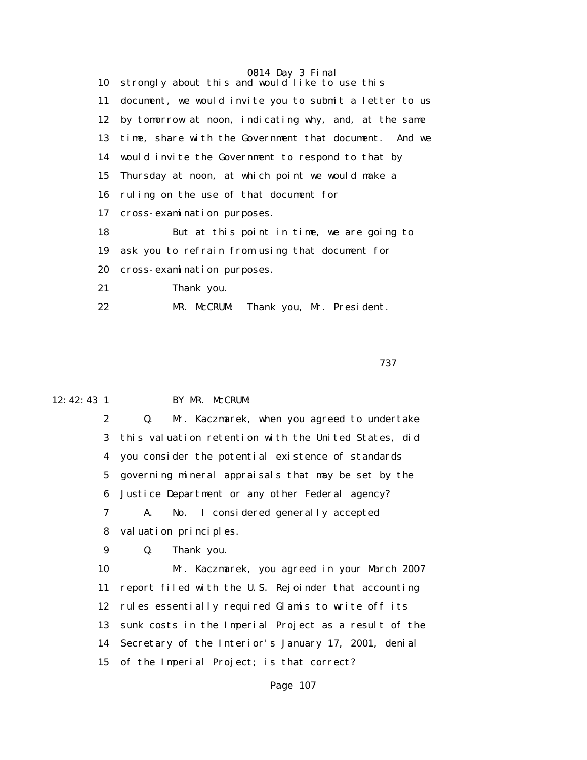10 strongly about this and would like to use this
11 document, we would invite you to submit a letter to us
12 by tomorrow at noon, indicating why, and, at the same
13 time, share with the Government that document. And we
14 would invite the Government to respond to that by
15 Thursday at noon, at which point we would make a
16 ruling on the use of that document for
17 cross-examination purposes.
18 But at this point in time, we are going to
19 ask you to refrain from using that document for
20 cross-examination purposes.
21 Thank you.
22 MR. McCRUM: Thank you, Mr. President.

737

12:42:43 1 BY MR. McCRUM:
2 Q. Mr. Kaczmarek, when you agreed to undertake
3 this valuation retention with the United States, did
4 you consider the potential existence of standards
5 governing mineral appraisals that may be set by the
6 Justice Department or any other Federal agency?
7 A. No. I considered generally accepted
8 valuation principles.
9 Q. Thank you.
10 Mr. Kaczmarek, you agreed in your March 2007
11 report filed with the U.S. Rejoinder that accounting
12 rules essentially required Glamis to write off its
13 sunk costs in the Imperial Project as a result of the
14 Secretary of the Interior's January 17, 2001, denial
15 of the Imperial Project; is that correct?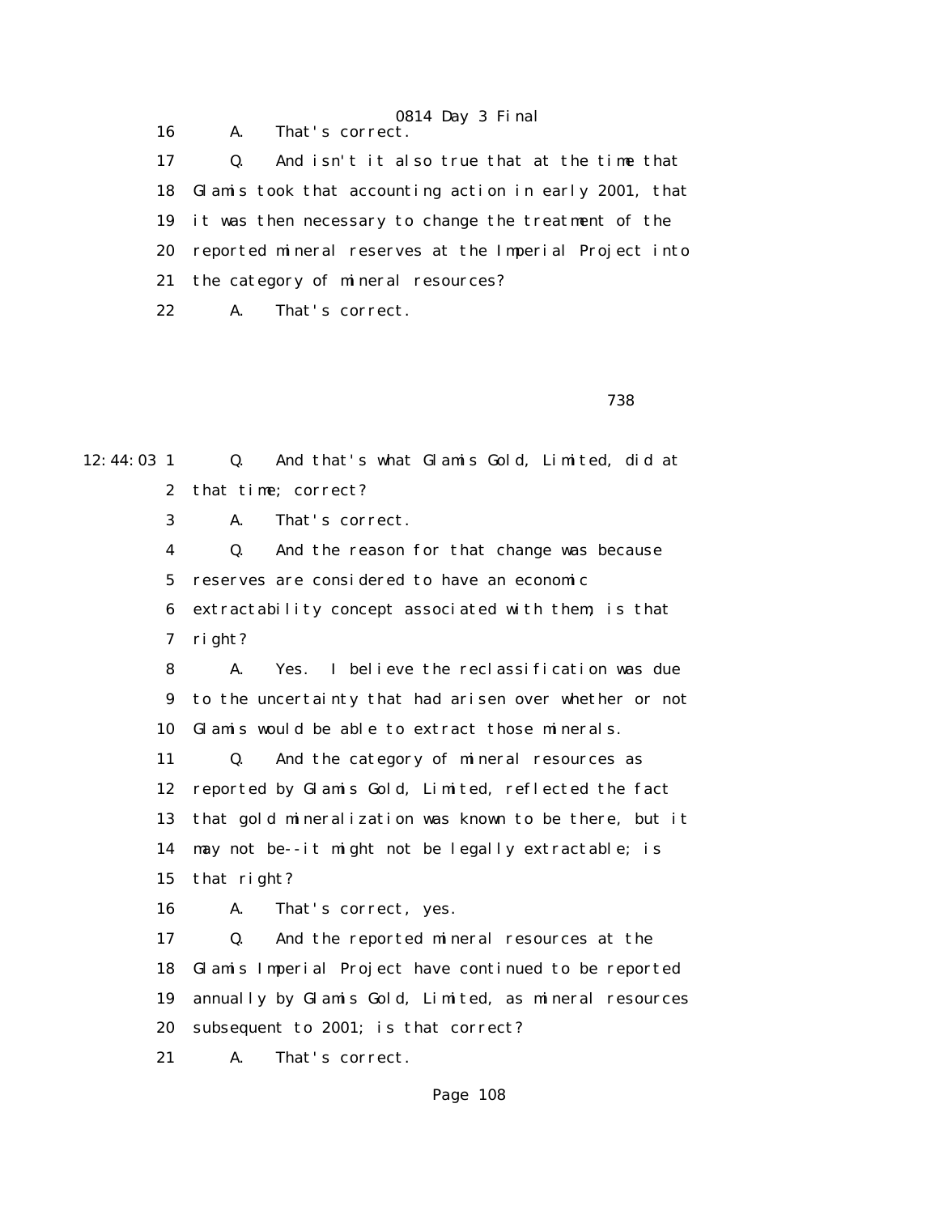16 A. That's correct.

17 Q. And isn't it also true that at the time that

18 Glamis took that accounting action in early 2001, that

19 it was then necessary to change the treatment of the

20 reported mineral reserves at the Imperial Project into

21 the category of mineral resources?

22 A. That's correct.

738

12:44:03 1 Q. And that's what Glamis Gold, Limited, did at

2 that time; correct?

3 A. That's correct.

4 Q. And the reason for that change was because

5 reserves are considered to have an economic

6 extractability concept associated with them; is that

7 right?

8 A. Yes. I believe the reclassification was due

9 to the uncertainty that had arisen over whether or not

10 Glamis would be able to extract those minerals.

11 Q. And the category of mineral resources as

12 reported by Glamis Gold, Limited, reflected the fact

13 that gold mineralization was known to be there, but it

14 may not be--it might not be legally extractable; is

15 that right?

16 A. That's correct, yes.

17 Q. And the reported mineral resources at the

18 Glamis Imperial Project have continued to be reported

19 annually by Glamis Gold, Limited, as mineral resources

20 subsequent to 2001; is that correct?

21 A. That's correct.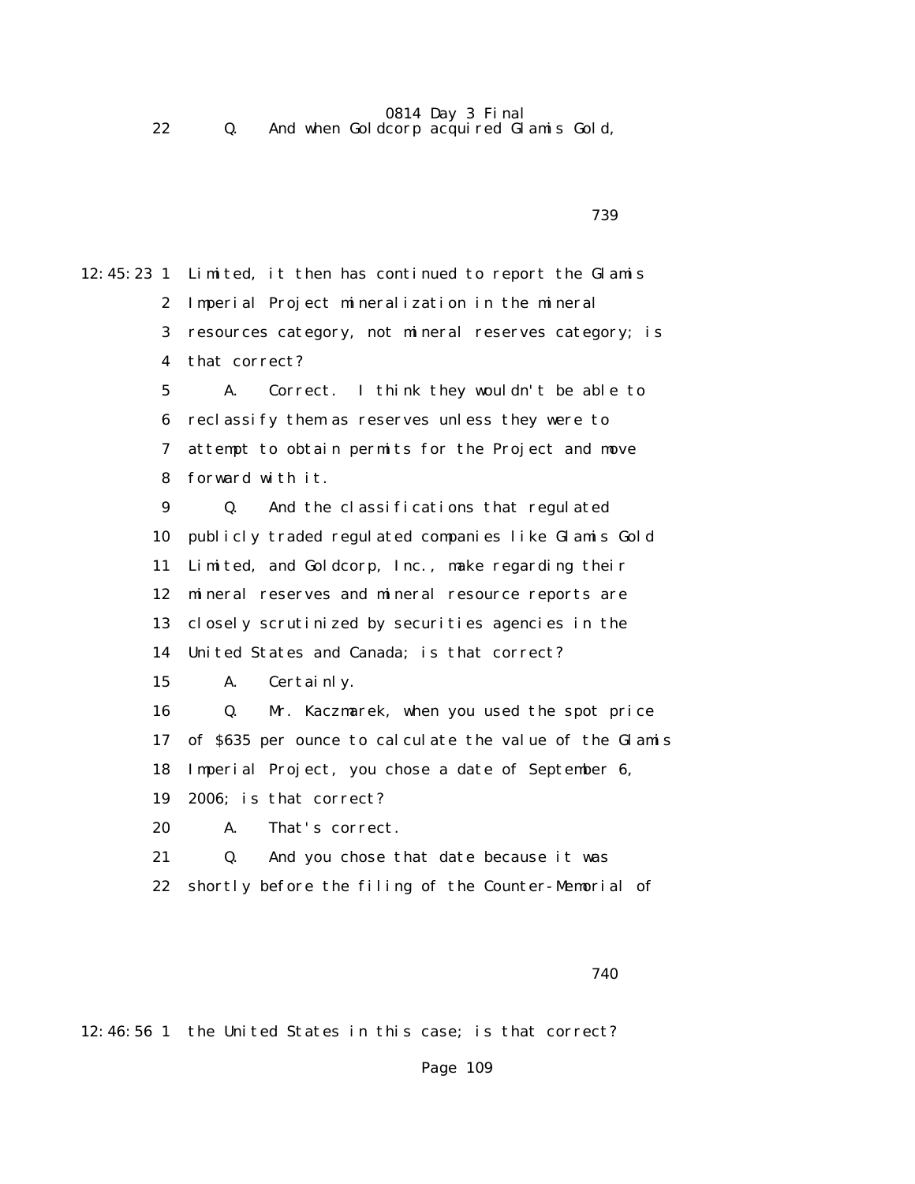22 Q. And when Goldcorp acquired Glamis Gold,

739

12:45:23 1 Limited, it then has continued to report the Glamis
2 Imperial Project mineralization in the mineral
3 resources category, not mineral reserves category; is
4 that correct?
5 A. Correct. I think they wouldn't be able to
6 reclassify them as reserves unless they were to
7 attempt to obtain permits for the Project and move
8 forward with it.
9 Q. And the classifications that regulated
10 publicly traded regulated companies like Glamis Gold
11 Limited, and Goldcorp, Inc., make regarding their
12 mineral reserves and mineral resource reports are
13 closely scrutinized by securities agencies in the
14 United States and Canada; is that correct?
15 A. Certainly.
16 Q. Mr. Kaczmarek, when you used the spot price
17 of $635 per ounce to calculate the value of the Glamis
18 Imperial Project, you chose a date of September 6,
19 2006; is that correct?
20 A. That's correct.
21 Q. And you chose that date because it was
22 shortly before the filing of the Counter-Memorial of

740

12:46:56 1 the United States in this case; is that correct?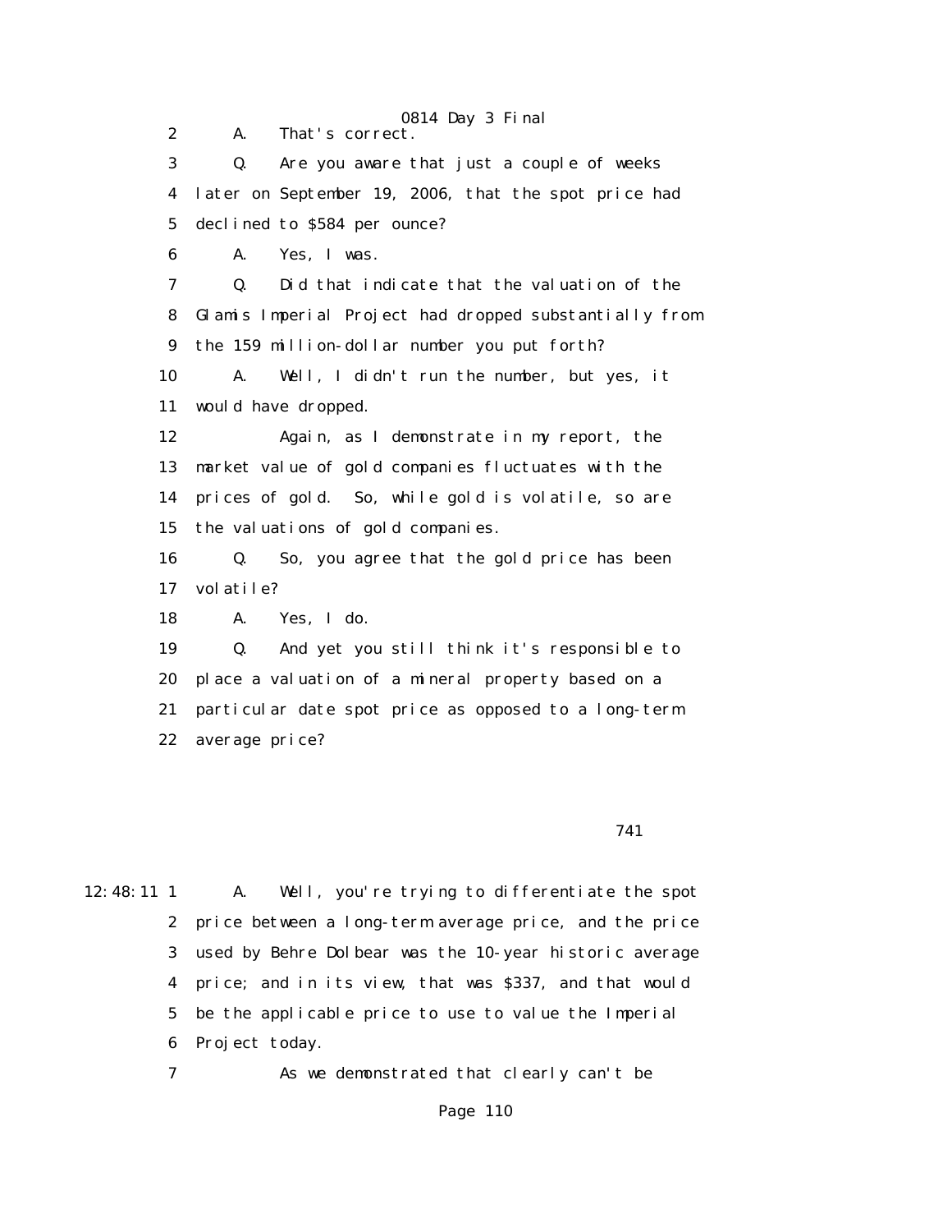2 A. That's correct.

3 Q. Are you aware that just a couple of weeks

4 later on September 19, 2006, that the spot price had

5 declined to $584 per ounce?

6 A. Yes, I was.

7 Q. Did that indicate that the valuation of the

8 Glamis Imperial Project had dropped substantially from

9 the 159 million-dollar number you put forth?

10 A. Well, I didn't run the number, but yes, it

11 would have dropped.

12 Again, as I demonstrate in my report, the

13 market value of gold companies fluctuates with the

14 prices of gold. So, while gold is volatile, so are

15 the valuations of gold companies.

16 Q. So, you agree that the gold price has been

17 volatile?

18 A. Yes, I do.

19 Q. And yet you still think it's responsible to

20 place a valuation of a mineral property based on a

21 particular date spot price as opposed to a long-term

22 average price?

741

12:48:11 1 A. Well, you're trying to differentiate the spot

2 price between a long-term average price, and the price

3 used by Behre Dolbear was the 10-year historic average

4 price; and in its view, that was $337, and that would

5 be the applicable price to use to value the Imperial

6 Project today.

7 As we demonstrated that clearly can't be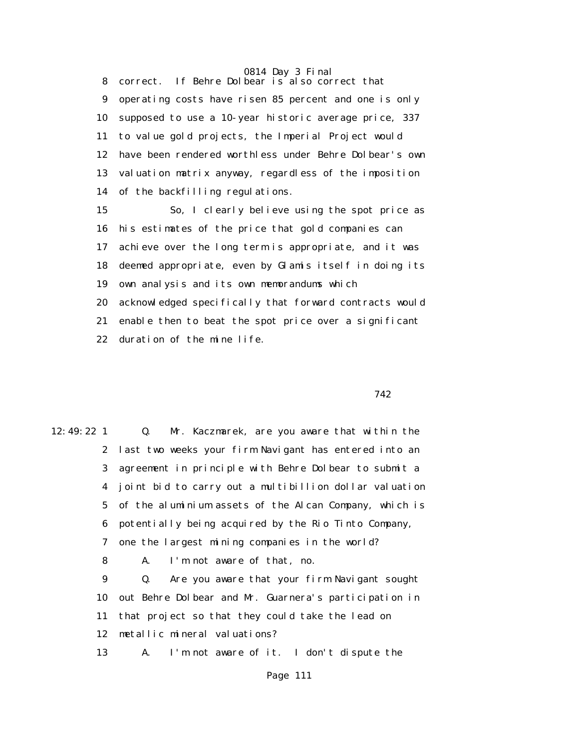8 correct. If Behre Dolbear is also correct that
9 operating costs have risen 85 percent and one is only
10 supposed to use a 10-year historic average price, 337
11 to value gold projects, the Imperial Project would
12 have been rendered worthless under Behre Dolbear's own
13 valuation matrix anyway, regardless of the imposition
14 of the backfilling regulations.
15 So, I clearly believe using the spot price as
16 his estimates of the price that gold companies can
17 achieve over the long term is appropriate, and it was
18 deemed appropriate, even by Glamis itself in doing its
19 own analysis and its own memorandums which
20 acknowledged specifically that forward contracts would
21 enable then to beat the spot price over a significant
22 duration of the mine life.

742

12:49:22 1 Q. Mr. Kaczmarek, are you aware that within the
2 last two weeks your firm Navigant has entered into an
3 agreement in principle with Behre Dolbear to submit a
4 joint bid to carry out a multibillion dollar valuation
5 of the aluminium assets of the Alcan Company, which is
6 potentially being acquired by the Rio Tinto Company,
7 one the largest mining companies in the world?
8 A. I'm not aware of that, no.
9 Q. Are you aware that your firm Navigant sought
10 out Behre Dolbear and Mr. Guarnera's participation in
11 that project so that they could take the lead on
12 metallic mineral valuations?
13 A. I'm not aware of it. I don't dispute the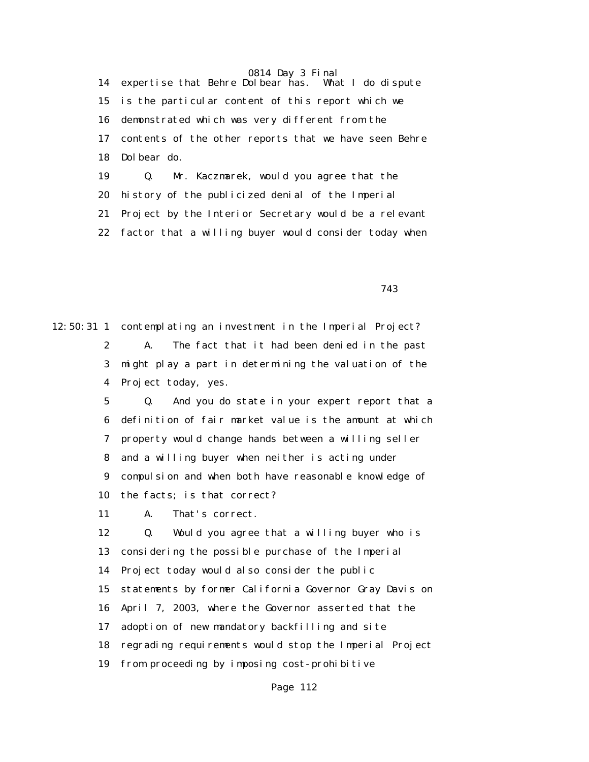14 expertise that Behre Dolbear has. What I do dispute
15 is the particular content of this report which we
16 demonstrated which was very different from the
17 contents of the other reports that we have seen Behre
18 Dolbear do.
19 Q. Mr. Kaczmarek, would you agree that the
20 history of the publicized denial of the Imperial
21 Project by the Interior Secretary would be a relevant
22 factor that a willing buyer would consider today when

743

12:50:31 1 contemplating an investment in the Imperial Project?
2 A. The fact that it had been denied in the past
3 might play a part in determining the valuation of the
4 Project today, yes.
5 Q. And you do state in your expert report that a
6 definition of fair market value is the amount at which
7 property would change hands between a willing seller
8 and a willing buyer when neither is acting under
9 compulsion and when both have reasonable knowledge of
10 the facts; is that correct?
11 A. That's correct.
12 Q. Would you agree that a willing buyer who is
13 considering the possible purchase of the Imperial
14 Project today would also consider the public
15 statements by former California Governor Gray Davis on
16 April 7, 2003, where the Governor asserted that the
17 adoption of new mandatory backfilling and site
18 regrading requirements would stop the Imperial Project
19 from proceeding by imposing cost-prohibitive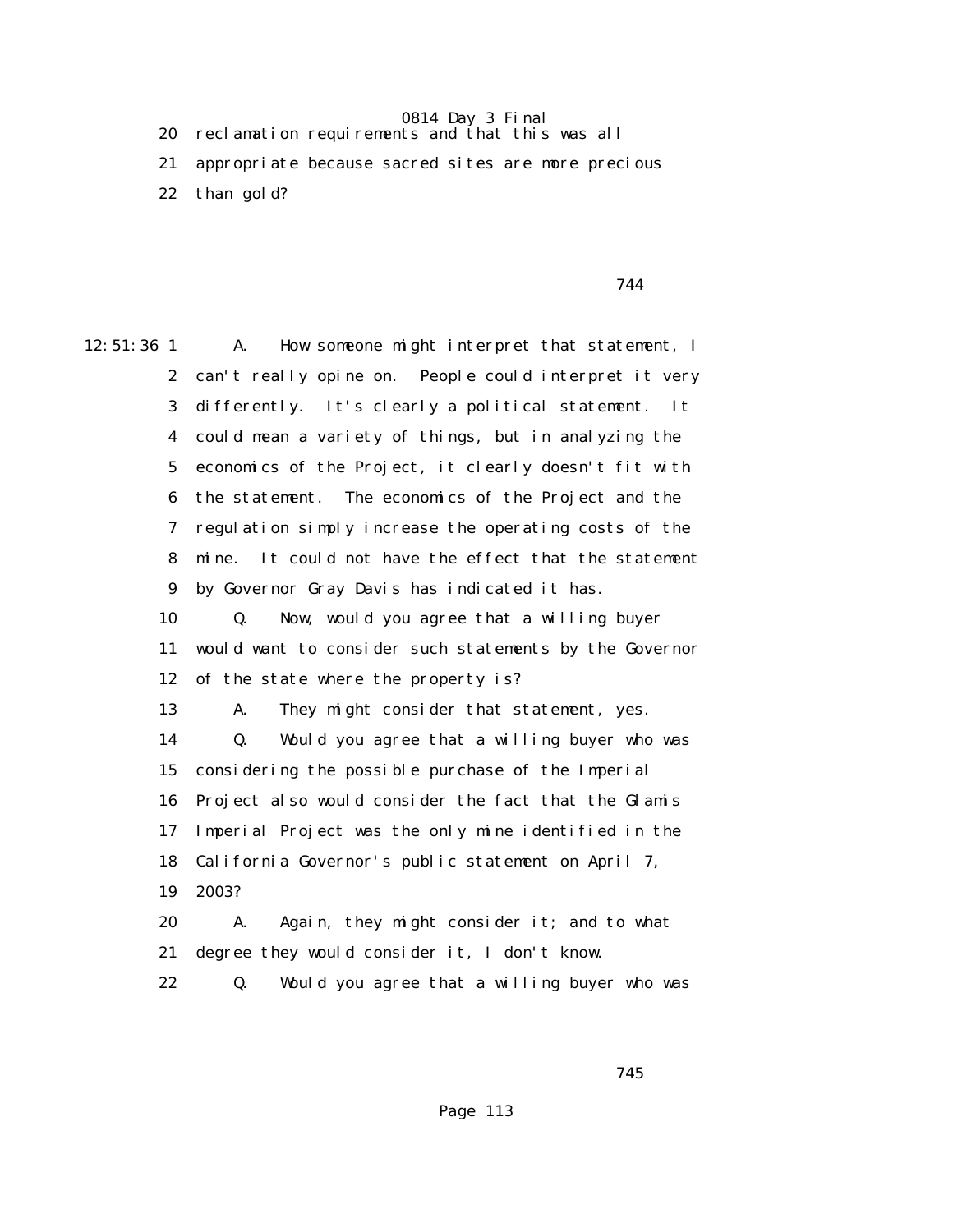20 reclamation requirements and that this was all
21 appropriate because sacred sites are more precious
22 than gold?

744

12:51:36 1 A. How someone might interpret that statement, I
2 can't really opine on. People could interpret it very
3 differently. It's clearly a political statement. It
4 could mean a variety of things, but in analyzing the
5 economics of the Project, it clearly doesn't fit with
6 the statement. The economics of the Project and the
7 regulation simply increase the operating costs of the
8 mine. It could not have the effect that the statement
9 by Governor Gray Davis has indicated it has.
10 Q. Now, would you agree that a willing buyer
11 would want to consider such statements by the Governor
12 of the state where the property is?
13 A. They might consider that statement, yes.
14 Q. Would you agree that a willing buyer who was
15 considering the possible purchase of the Imperial
16 Project also would consider the fact that the Glamis
17 Imperial Project was the only mine identified in the
18 California Governor's public statement on April 7,
19 2003?
20 A. Again, they might consider it; and to what
21 degree they would consider it, I don't know.
22 Q. Would you agree that a willing buyer who was

745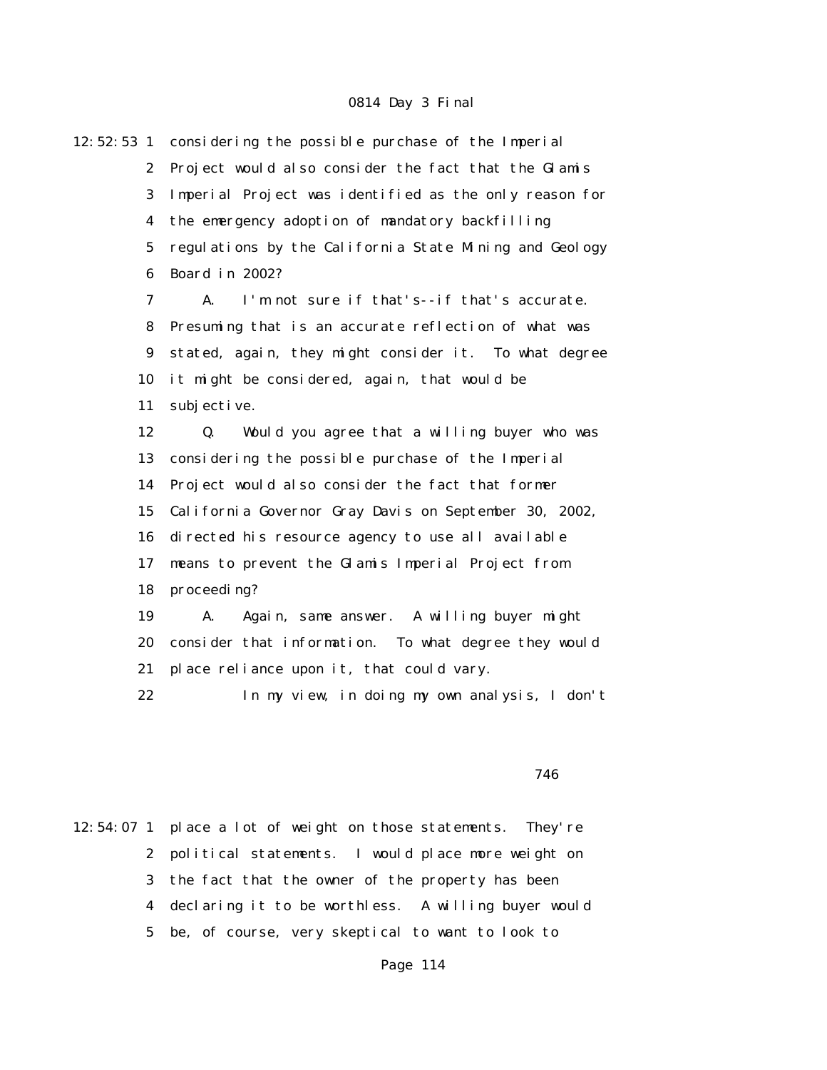12:52:53 1 considering the possible purchase of the Imperial
2 Project would also consider the fact that the Glamis
3 Imperial Project was identified as the only reason for
4 the emergency adoption of mandatory backfilling
5 regulations by the California State Mining and Geology
6 Board in 2002?

7 A. I'm not sure if that's--if that's accurate.
8 Presuming that is an accurate reflection of what was
9 stated, again, they might consider it. To what degree
10 it might be considered, again, that would be
11 subjective.

12 Q. Would you agree that a willing buyer who was
13 considering the possible purchase of the Imperial
14 Project would also consider the fact that former
15 California Governor Gray Davis on September 30, 2002,
16 directed his resource agency to use all available
17 means to prevent the Glamis Imperial Project from
18 proceeding?

19 A. Again, same answer. A willing buyer might
20 consider that information. To what degree they would
21 place reliance upon it, that could vary.

22 In my view, in doing my own analysis, I don't

746

12:54:07 1 place a lot of weight on those statements. They're
2 political statements. I would place more weight on
3 the fact that the owner of the property has been
4 declaring it to be worthless. A willing buyer would
5 be, of course, very skeptical to want to look to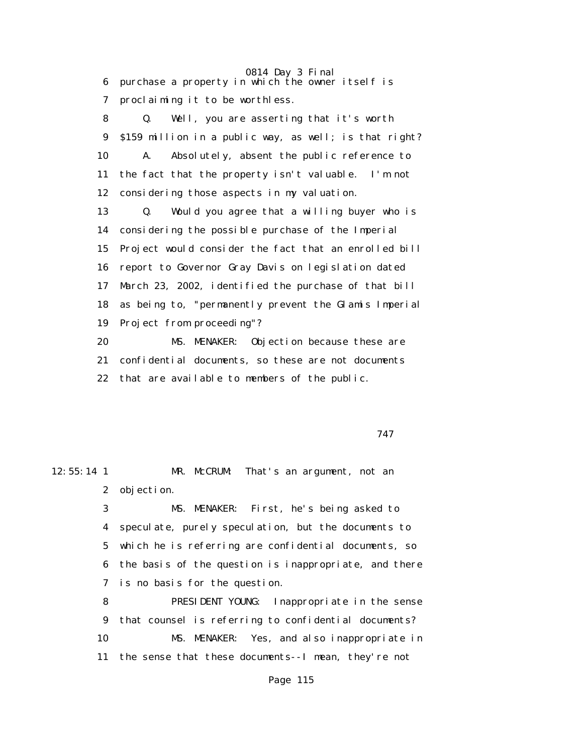6 purchase a property in which the owner itself is

7 proclaiming it to be worthless.

8 Q. Well, you are asserting that it's worth

9 $159 million in a public way, as well; is that right?

10 A. Absolutely, absent the public reference to

11 the fact that the property isn't valuable. I'm not

12 considering those aspects in my valuation.

13 Q. Would you agree that a willing buyer who is

14 considering the possible purchase of the Imperial

15 Project would consider the fact that an enrolled bill

16 report to Governor Gray Davis on legislation dated

17 March 23, 2002, identified the purchase of that bill

18 as being to, "permanently prevent the Glamis Imperial

19 Project from proceeding"?

20 MS. MENAKER: Objection because these are

21 confidential documents, so these are not documents

22 that are available to members of the public.

747

12:55:14 1 MR. McCRUM: That's an argument, not an

2 objection.

3 MS. MENAKER: First, he's being asked to

4 speculate, purely speculation, but the documents to

5 which he is referring are confidential documents, so

6 the basis of the question is inappropriate, and there

7 is no basis for the question.

8 PRESIDENT YOUNG: Inappropriate in the sense

9 that counsel is referring to confidential documents?

10 MS. MENAKER: Yes, and also inappropriate in

11 the sense that these documents--I mean, they're not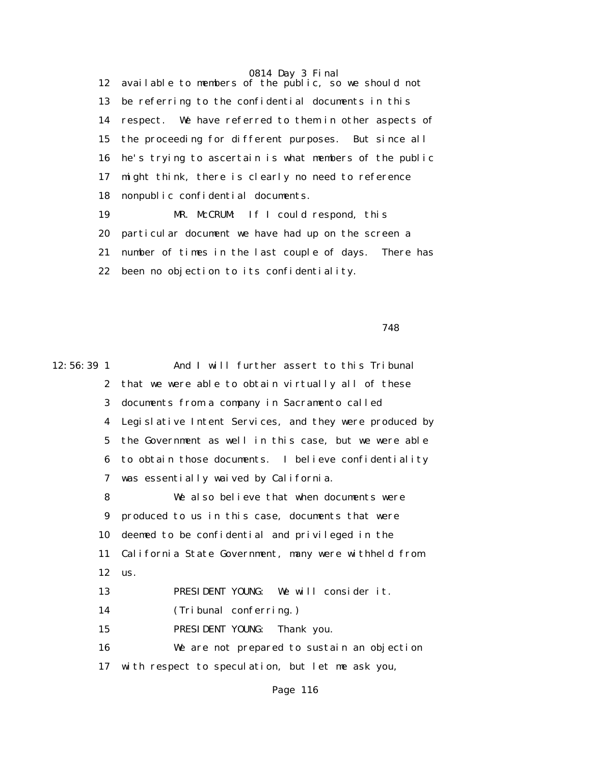12 available to members of the public, so we should not
13 be referring to the confidential documents in this
14 respect. We have referred to them in other aspects of
15 the proceeding for different purposes. But since all
16 he's trying to ascertain is what members of the public
17 might think, there is clearly no need to reference
18 nonpublic confidential documents.

19 MR. McCRUM: If I could respond, this
20 particular document we have had up on the screen a
21 number of times in the last couple of days. There has
22 been no objection to its confidentiality.

748

12:56:39 1 And I will further assert to this Tribunal
2 that we were able to obtain virtually all of these
3 documents from a company in Sacramento called
4 Legislative Intent Services, and they were produced by
5 the Government as well in this case, but we were able
6 to obtain those documents. I believe confidentiality
7 was essentially waived by California.

8 We also believe that when documents were
9 produced to us in this case, documents that were
10 deemed to be confidential and privileged in the
11 California State Government, many were withheld from
12 us.

13 PRESIDENT YOUNG: We will consider it.

14 (Tribunal conferring.)

15 PRESIDENT YOUNG: Thank you.

16 We are not prepared to sustain an objection
17 with respect to speculation, but let me ask you,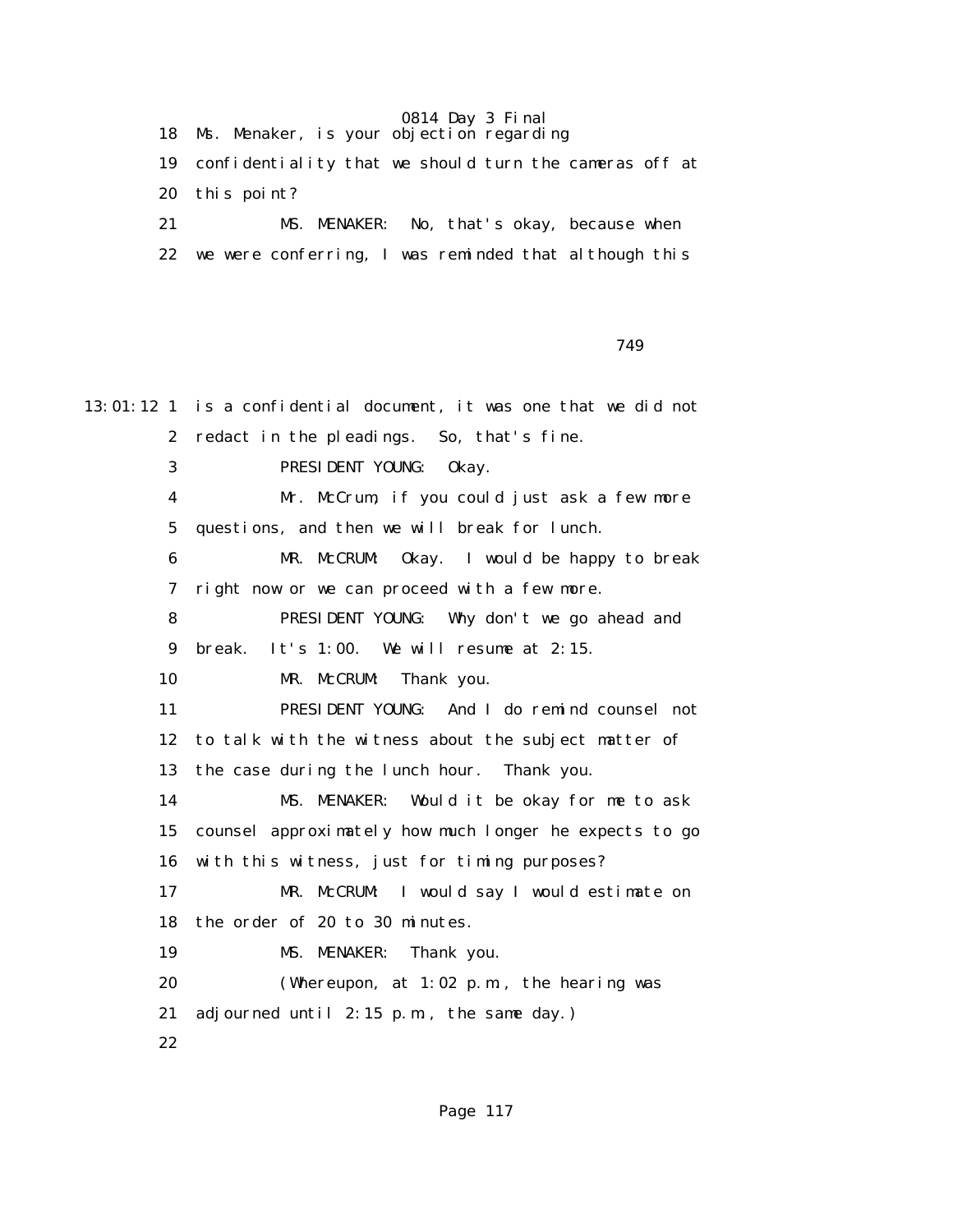18 Ms. Menaker, is your objection regarding

19 confidentiality that we should turn the cameras off at

20 this point?

21 MS. MENAKER: No, that's okay, because when

22 we were conferring, I was reminded that although this

749

13:01:12 1 is a confidential document, it was one that we did not

2 redact in the pleadings. So, that's fine.

3 PRESIDENT YOUNG: Okay.

4 Mr. McCrum, if you could just ask a few more

5 questions, and then we will break for lunch.

6 MR. McCRUM: Okay. I would be happy to break

7 right now or we can proceed with a few more.

8 PRESIDENT YOUNG: Why don't we go ahead and

9 break. It's 1:00. We will resume at 2:15.

10 MR. McCRUM: Thank you.

11 PRESIDENT YOUNG: And I do remind counsel not

12 to talk with the witness about the subject matter of

13 the case during the lunch hour. Thank you.

14 MS. MENAKER: Would it be okay for me to ask

15 counsel approximately how much longer he expects to go

16 with this witness, just for timing purposes?

17 MR. McCRUM: I would say I would estimate on

18 the order of 20 to 30 minutes.

19 MS. MENAKER: Thank you.

20 (Whereupon, at 1:02 p.m., the hearing was

21 adjourned until 2:15 p.m., the same day.)

22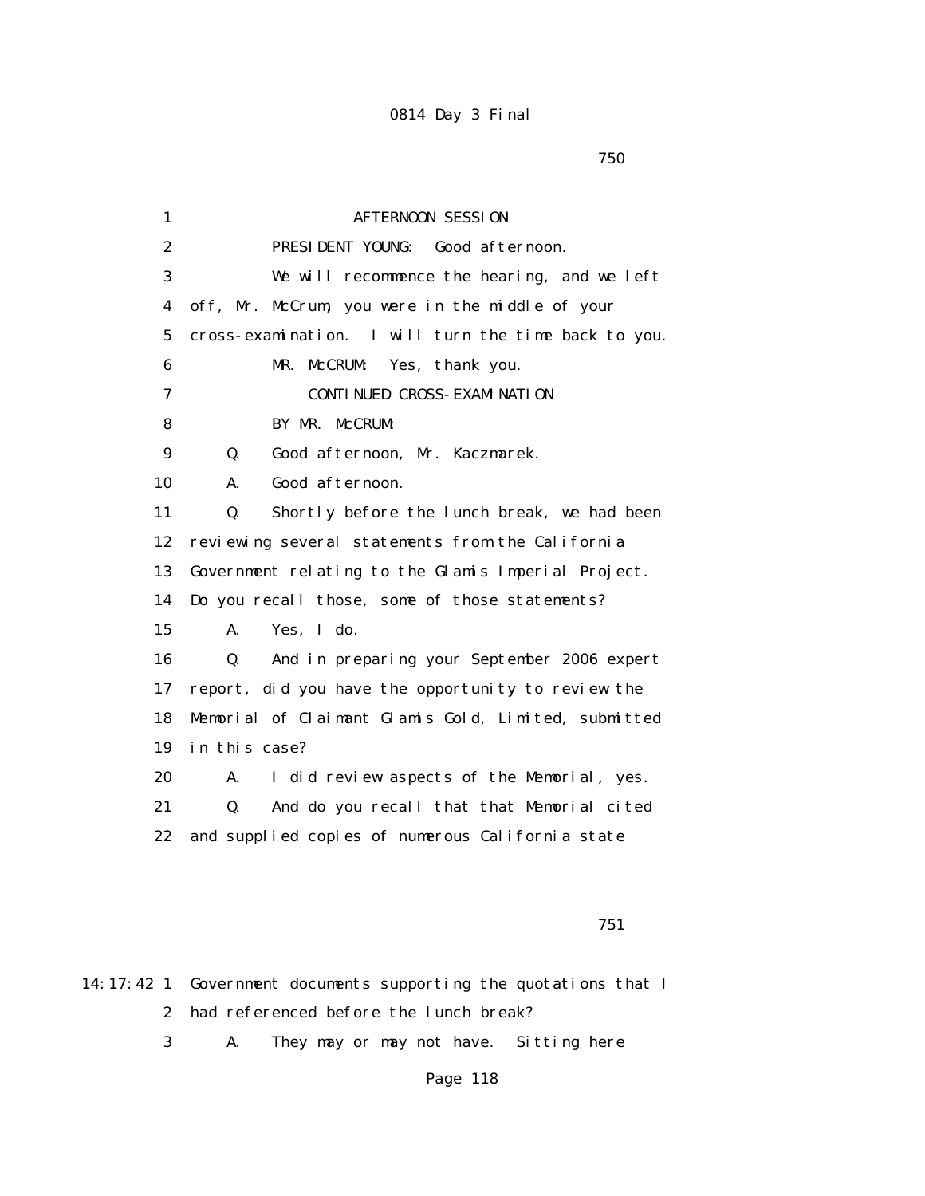AFTERNOON SESSION

PRESIDENT YOUNG: Good afternoon.

We will recommence the hearing, and we left off, Mr. McCrum, you were in the middle of your cross-examination. I will turn the time back to you.

MR. McCRUM: Yes, thank you.

CONTINUED CROSS-EXAMINATION

BY MR. McCRUM:

Q. Good afternoon, Mr. Kaczmarek.

A. Good afternoon.

Q. Shortly before the lunch break, we had been reviewing several statements from the California Government relating to the Glamis Imperial Project. Do you recall those, some of those statements?

A. Yes, I do.

Q. And in preparing your September 2006 expert report, did you have the opportunity to review the Memorial of Claimant Glamis Gold, Limited, submitted in this case?

A. I did review aspects of the Memorial, yes.

Q. And do you recall that that Memorial cited and supplied copies of numerous California state Government documents supporting the quotations that I had referenced before the lunch break?

A. They may or may not have. Sitting here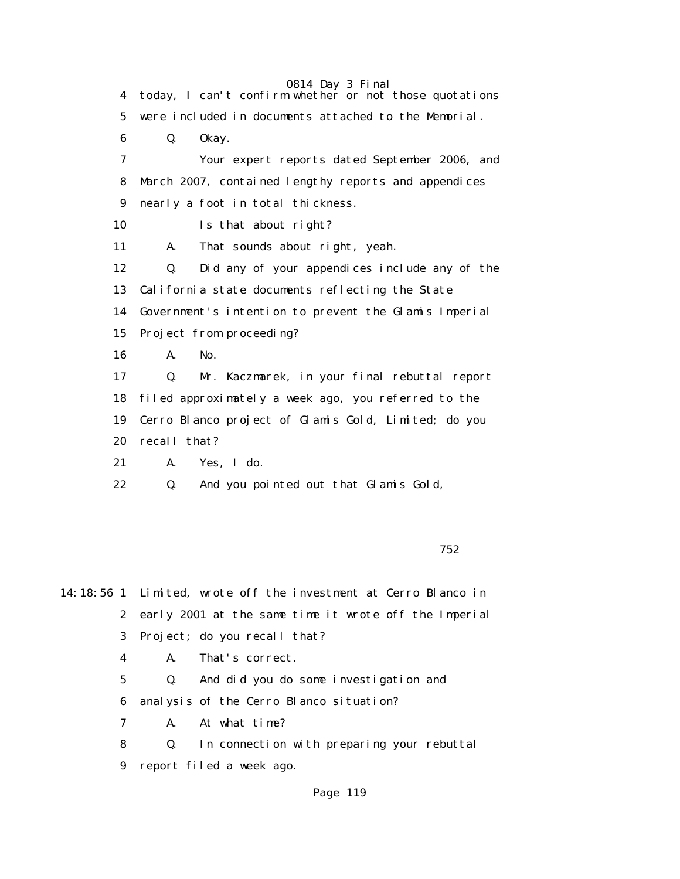4 today, I can't confirm whether or not those quotations
5 were included in documents attached to the Memorial.
6 Q. Okay.
7 Your expert reports dated September 2006, and
8 March 2007, contained lengthy reports and appendices
9 nearly a foot in total thickness.
10 Is that about right?
11 A. That sounds about right, yeah.
12 Q. Did any of your appendices include any of the
13 California state documents reflecting the State
14 Government's intention to prevent the Glamis Imperial
15 Project from proceeding?
16 A. No.
17 Q. Mr. Kaczmarek, in your final rebuttal report
18 filed approximately a week ago, you referred to the
19 Cerro Blanco project of Glamis Gold, Limited; do you
20 recall that?
21 A. Yes, I do.
22 Q. And you pointed out that Glamis Gold,

752

14:18:56 1 Limited, wrote off the investment at Cerro Blanco in
2 early 2001 at the same time it wrote off the Imperial
3 Project; do you recall that?
4 A. That's correct.
5 Q. And did you do some investigation and
6 analysis of the Cerro Blanco situation?
7 A. At what time?
8 Q. In connection with preparing your rebuttal
9 report filed a week ago.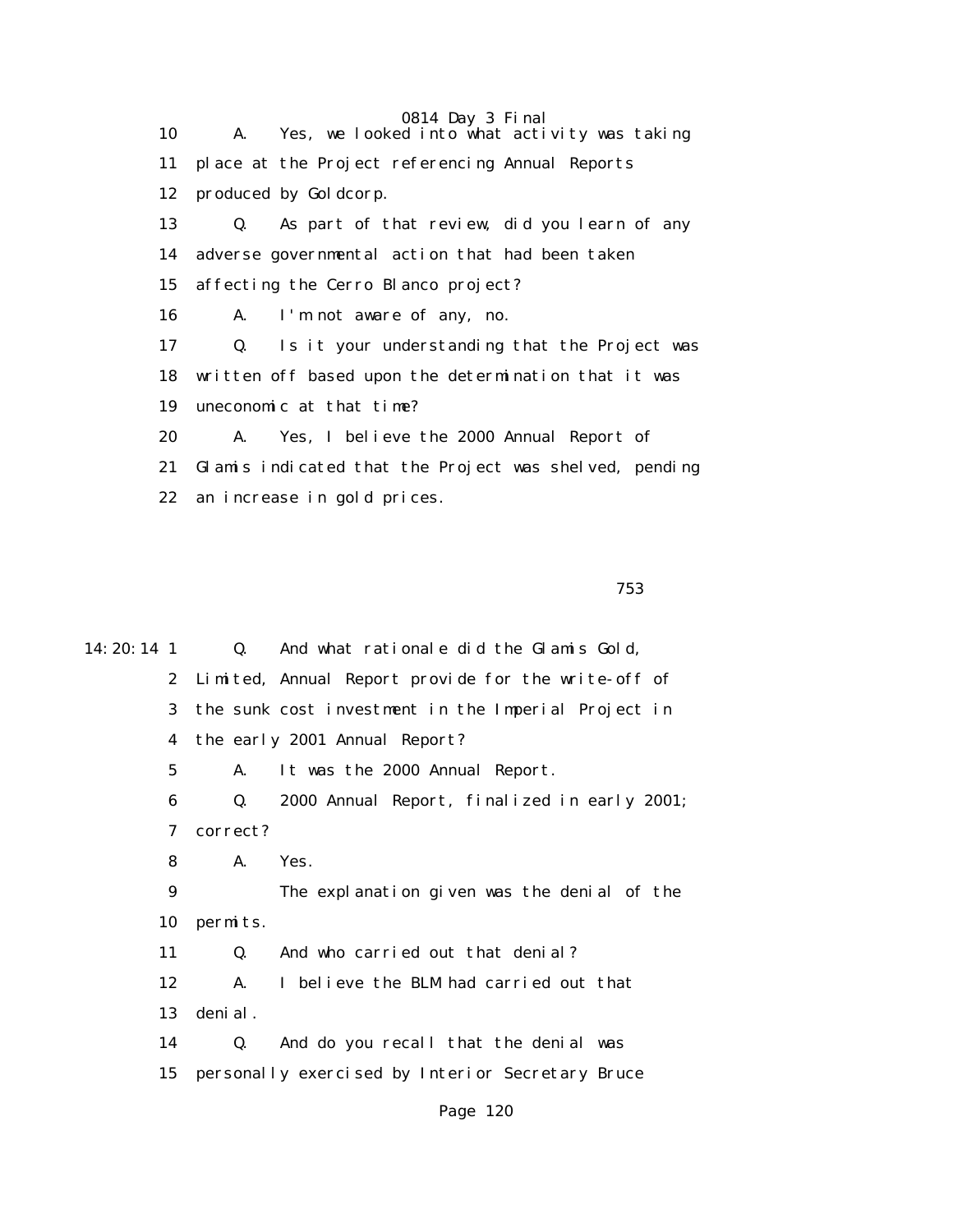10 A. Yes, we looked into what activity was taking
11 place at the Project referencing Annual Reports
12 produced by Goldcorp.
13 Q. As part of that review, did you learn of any
14 adverse governmental action that had been taken
15 affecting the Cerro Blanco project?
16 A. I'm not aware of any, no.
17 Q. Is it your understanding that the Project was
18 written off based upon the determination that it was
19 uneconomic at that time?
20 A. Yes, I believe the 2000 Annual Report of
21 Glamis indicated that the Project was shelved, pending
22 an increase in gold prices.

753

14:20:14 1 Q. And what rationale did the Glamis Gold,
2 Limited, Annual Report provide for the write-off of
3 the sunk cost investment in the Imperial Project in
4 the early 2001 Annual Report?
5 A. It was the 2000 Annual Report.
6 Q. 2000 Annual Report, finalized in early 2001;
7 correct?
8 A. Yes.
9 The explanation given was the denial of the
10 permits.
11 Q. And who carried out that denial?
12 A. I believe the BLM had carried out that
13 denial.
14 Q. And do you recall that the denial was
15 personally exercised by Interior Secretary Bruce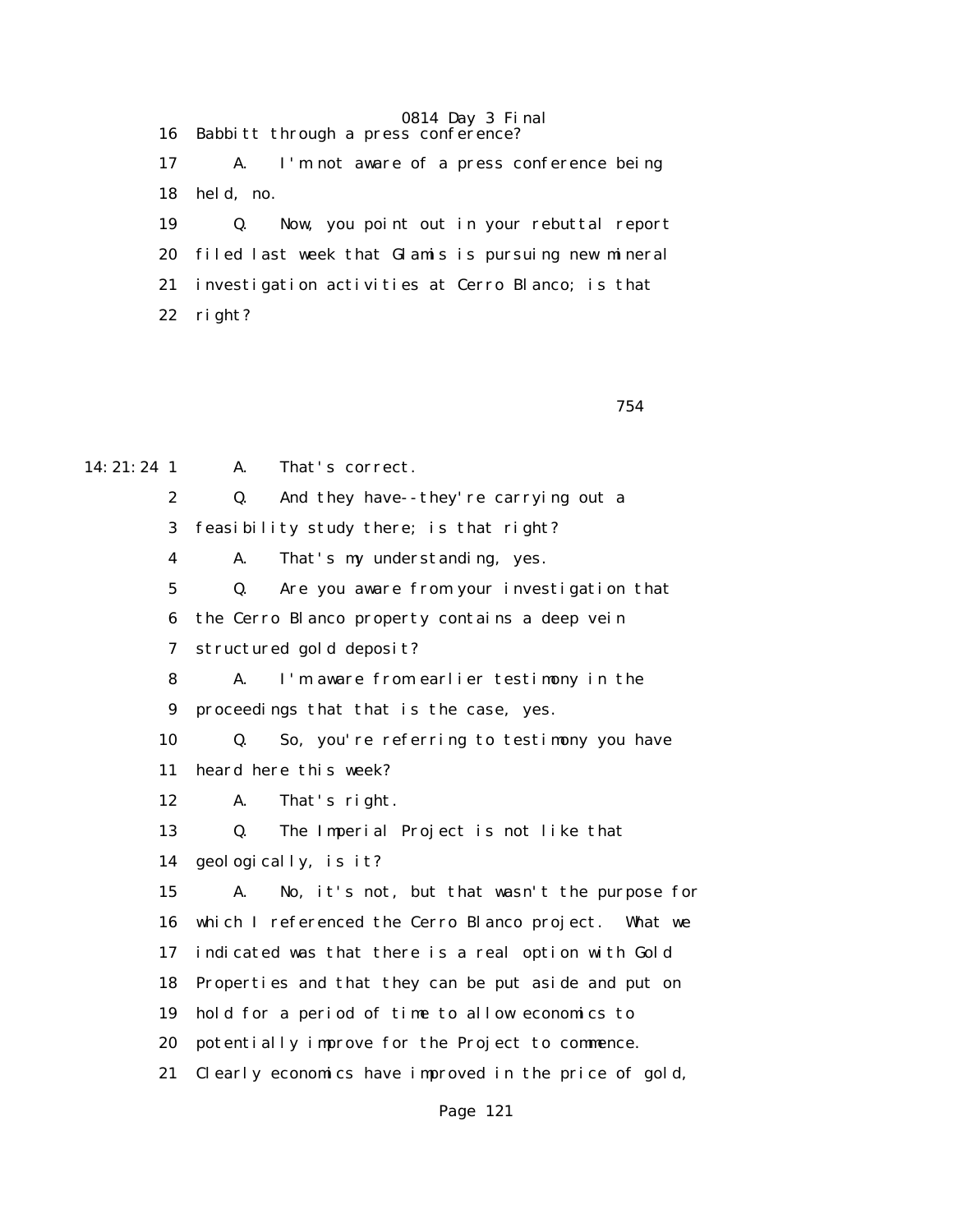16 Babbitt through a press conference?

17 A. I'm not aware of a press conference being

18 held, no.

19 Q. Now, you point out in your rebuttal report

20 filed last week that Glamis is pursuing new mineral

21 investigation activities at Cerro Blanco; is that

22 right?

754

14:21:24 1 A. That's correct.

2 Q. And they have--they're carrying out a

3 feasibility study there; is that right?

4 A. That's my understanding, yes.

5 Q. Are you aware from your investigation that

6 the Cerro Blanco property contains a deep vein

7 structured gold deposit?

8 A. I'm aware from earlier testimony in the

9 proceedings that that is the case, yes.

10 Q. So, you're referring to testimony you have

11 heard here this week?

12 A. That's right.

13 Q. The Imperial Project is not like that

14 geologically, is it?

15 A. No, it's not, but that wasn't the purpose for

16 which I referenced the Cerro Blanco project. What we

17 indicated was that there is a real option with Gold

18 Properties and that they can be put aside and put on

19 hold for a period of time to allow economics to

20 potentially improve for the Project to commence.

21 Clearly economics have improved in the price of gold,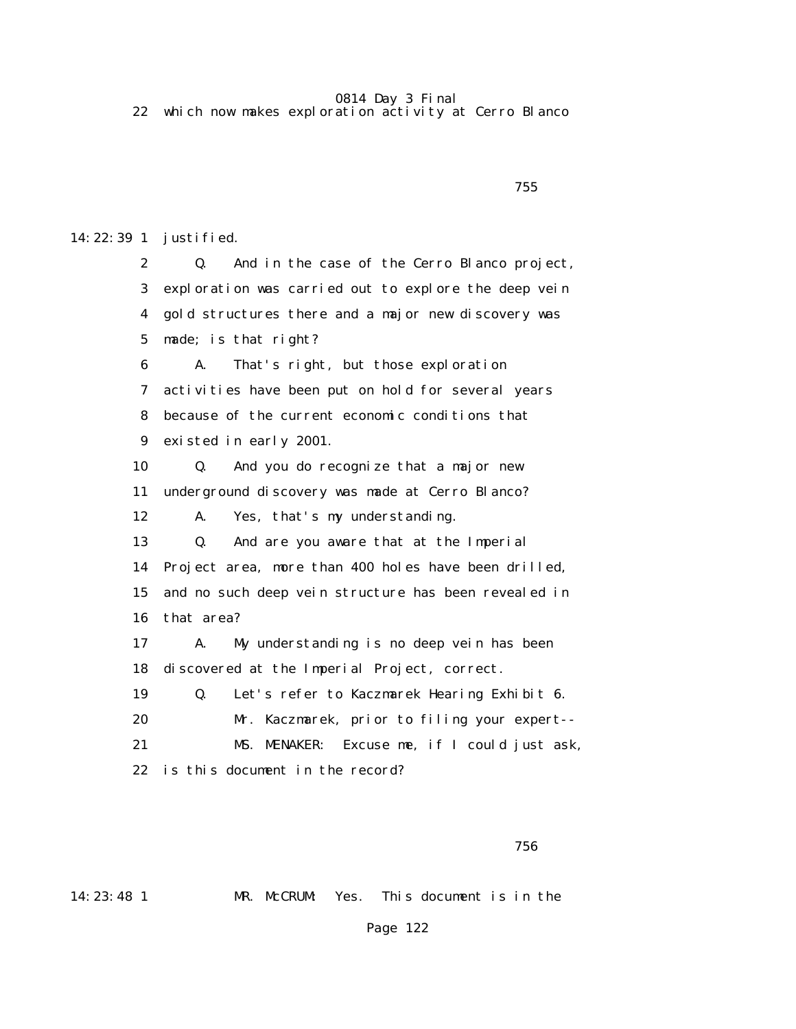22 which now makes exploration activity at Cerro Blanco

14:22:39 1 justified.

2 Q. And in the case of the Cerro Blanco project,

3 exploration was carried out to explore the deep vein

4 gold structures there and a major new discovery was

5 made; is that right?

6 A. That's right, but those exploration

7 activities have been put on hold for several years

8 because of the current economic conditions that

9 existed in early 2001.

10 Q. And you do recognize that a major new

11 underground discovery was made at Cerro Blanco?

12 A. Yes, that's my understanding.

13 Q. And are you aware that at the Imperial

14 Project area, more than 400 holes have been drilled,

15 and no such deep vein structure has been revealed in

16 that area?

17 A. My understanding is no deep vein has been

18 discovered at the Imperial Project, correct.

19 Q. Let's refer to Kaczmarek Hearing Exhibit 6.

20 Mr. Kaczmarek, prior to filing your expert--

21 MS. MENAKER: Excuse me, if I could just ask,

22 is this document in the record?

14:23:48 1 MR. McCRUM: Yes. This document is in the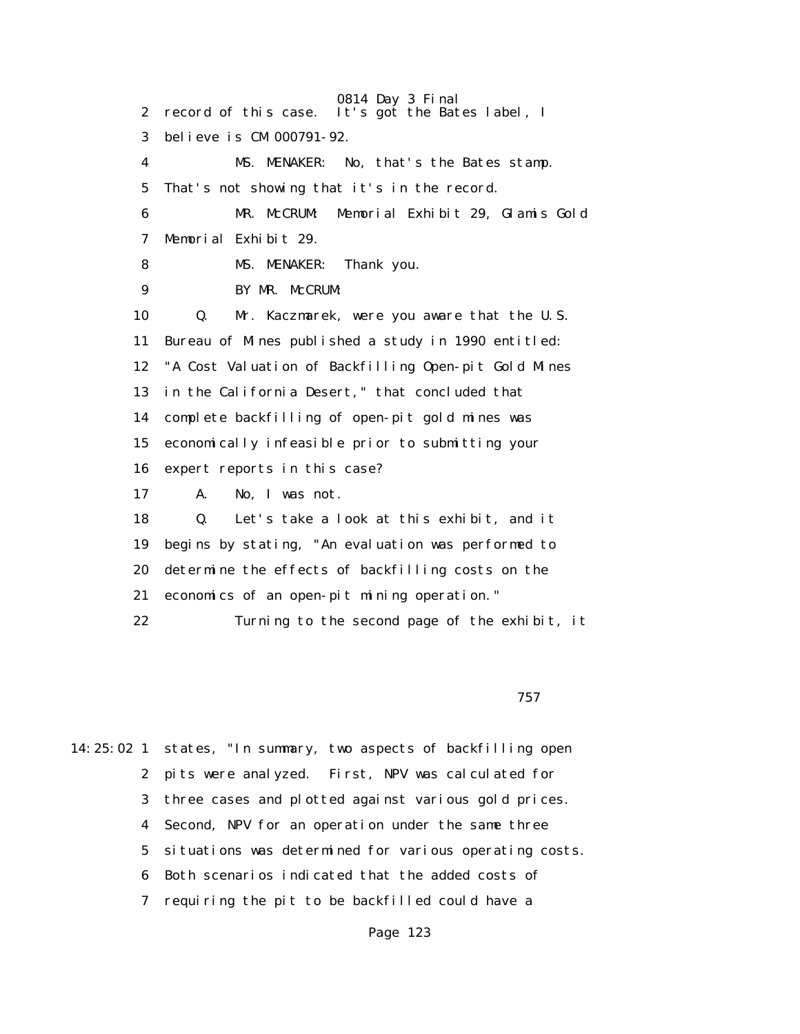2 record of this case. It's got the Bates label, I

3 believe is CM 000791-92.

4 MS. MENAKER: No, that's the Bates stamp.

5 That's not showing that it's in the record.

6 MR. McCRUM: Memorial Exhibit 29, Glamis Gold

7 Memorial Exhibit 29.

8 MS. MENAKER: Thank you.

9 BY MR. McCRUM:

10 Q. Mr. Kaczmarek, were you aware that the U.S.

11 Bureau of Mines published a study in 1990 entitled:

12 "A Cost Valuation of Backfilling Open-pit Gold Mines

13 in the California Desert," that concluded that

14 complete backfilling of open-pit gold mines was

15 economically infeasible prior to submitting your

16 expert reports in this case?

17 A. No, I was not.

18 Q. Let's take a look at this exhibit, and it

19 begins by stating, "An evaluation was performed to

20 determine the effects of backfilling costs on the

21 economics of an open-pit mining operation."

22 Turning to the second page of the exhibit, it

757

14:25:02 1 states, "In summary, two aspects of backfilling open

2 pits were analyzed. First, NPV was calculated for

3 three cases and plotted against various gold prices.

4 Second, NPV for an operation under the same three

5 situations was determined for various operating costs.

6 Both scenarios indicated that the added costs of

7 requiring the pit to be backfilled could have a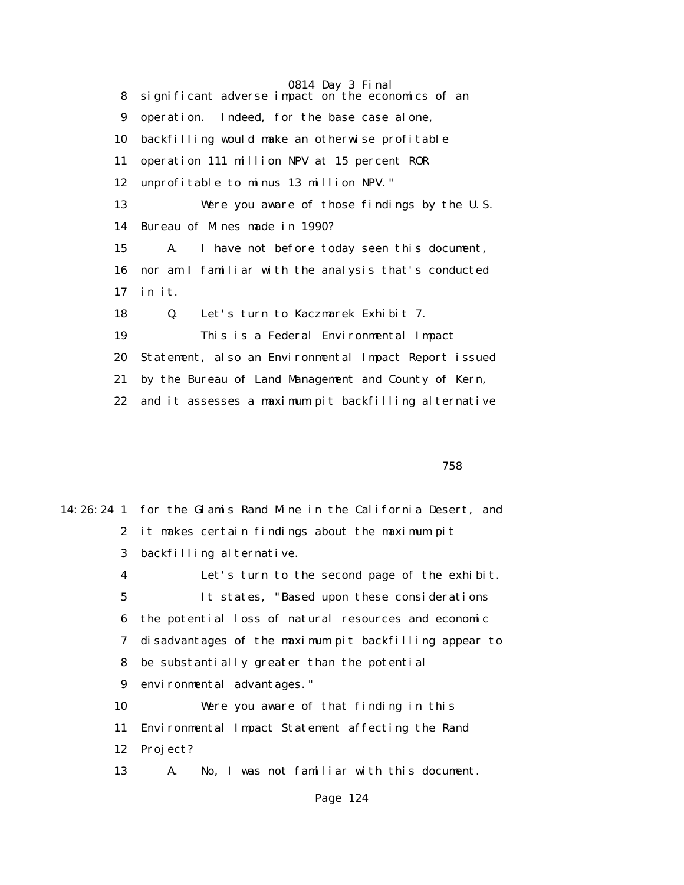8 significant adverse impact on the economics of an
9 operation. Indeed, for the base case alone,
10 backfilling would make an otherwise profitable
11 operation 111 million NPV at 15 percent ROR
12 unprofitable to minus 13 million NPV."
13 Were you aware of those findings by the U.S.
14 Bureau of Mines made in 1990?
15 A. I have not before today seen this document,
16 nor am I familiar with the analysis that's conducted
17 in it.
18 Q. Let's turn to Kaczmarek Exhibit 7.
19 This is a Federal Environmental Impact
20 Statement, also an Environmental Impact Report issued
21 by the Bureau of Land Management and County of Kern,
22 and it assesses a maximum pit backfilling alternative

758

14:26:24 1 for the Glamis Rand Mine in the California Desert, and
2 it makes certain findings about the maximum pit
3 backfilling alternative.
4 Let's turn to the second page of the exhibit.
5 It states, "Based upon these considerations
6 the potential loss of natural resources and economic
7 disadvantages of the maximum pit backfilling appear to
8 be substantially greater than the potential
9 environmental advantages."
10 Were you aware of that finding in this
11 Environmental Impact Statement affecting the Rand
12 Project?
13 A. No, I was not familiar with this document.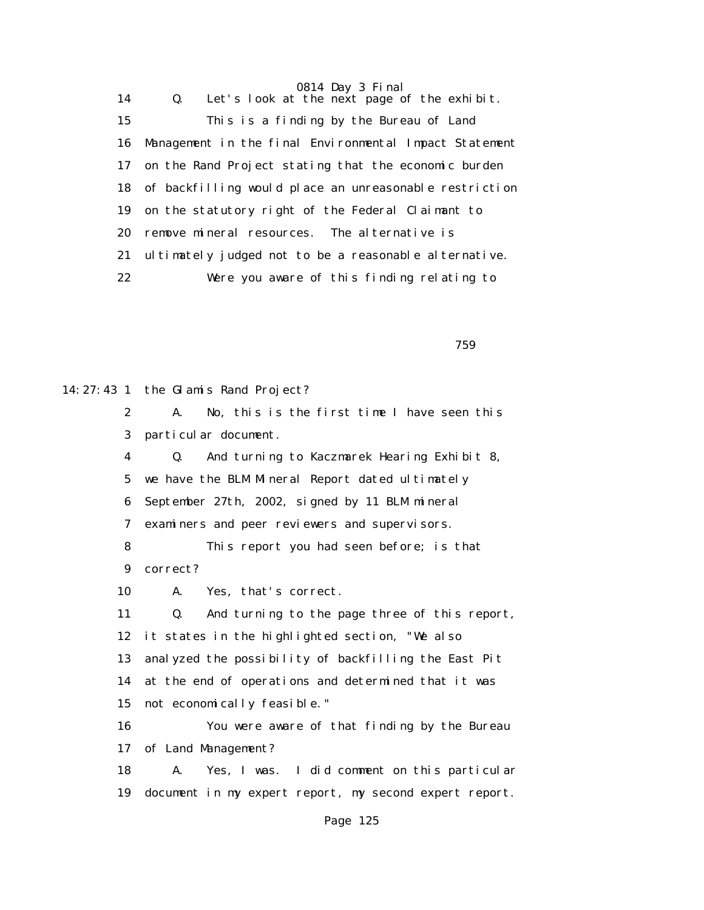14 Q. Let's look at the next page of the exhibit.

15 This is a finding by the Bureau of Land

16 Management in the final Environmental Impact Statement

17 on the Rand Project stating that the economic burden

18 of backfilling would place an unreasonable restriction

19 on the statutory right of the Federal Claimant to

20 remove mineral resources. The alternative is

21 ultimately judged not to be a reasonable alternative.

22 Were you aware of this finding relating to

759

14:27:43 1 the Glamis Rand Project?

2 A. No, this is the first time I have seen this

3 particular document.

4 Q. And turning to Kaczmarek Hearing Exhibit 8,

5 we have the BLM Mineral Report dated ultimately

6 September 27th, 2002, signed by 11 BLM mineral

7 examiners and peer reviewers and supervisors.

8 This report you had seen before; is that

9 correct?

10 A. Yes, that's correct.

11 Q. And turning to the page three of this report,

12 it states in the highlighted section, "We also

13 analyzed the possibility of backfilling the East Pit

14 at the end of operations and determined that it was

15 not economically feasible."

16 You were aware of that finding by the Bureau

17 of Land Management?

18 A. Yes, I was. I did comment on this particular

19 document in my expert report, my second expert report.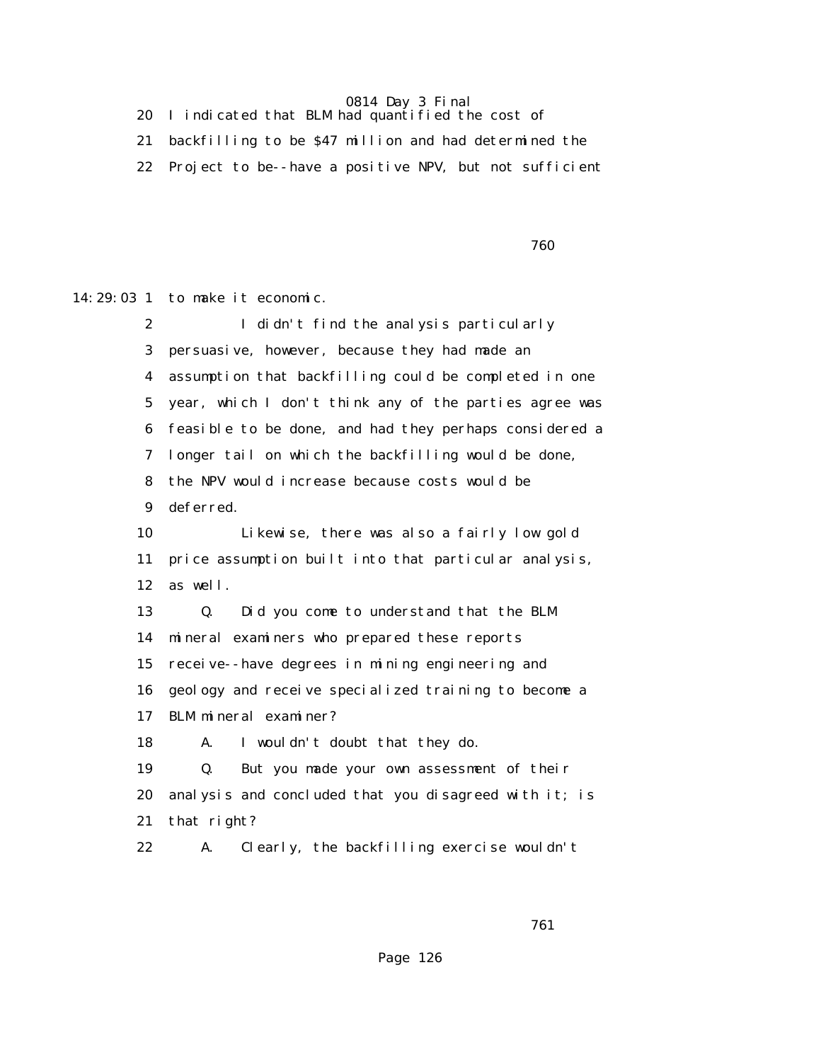20 I indicated that BLM had quantified the cost of

21 backfilling to be $47 million and had determined the

22 Project to be--have a positive NPV, but not sufficient

760

14:29:03 1 to make it economic.

2 I didn't find the analysis particularly

3 persuasive, however, because they had made an

4 assumption that backfilling could be completed in one

5 year, which I don't think any of the parties agree was

6 feasible to be done, and had they perhaps considered a

7 longer tail on which the backfilling would be done,

8 the NPV would increase because costs would be

9 deferred.

10 Likewise, there was also a fairly low gold

11 price assumption built into that particular analysis,

12 as well.

13 Q. Did you come to understand that the BLM

14 mineral examiners who prepared these reports

15 receive--have degrees in mining engineering and

16 geology and receive specialized training to become a

17 BLM mineral examiner?

18 A. I wouldn't doubt that they do.

19 Q. But you made your own assessment of their

20 analysis and concluded that you disagreed with it; is

21 that right?

22 A. Clearly, the backfilling exercise wouldn't

761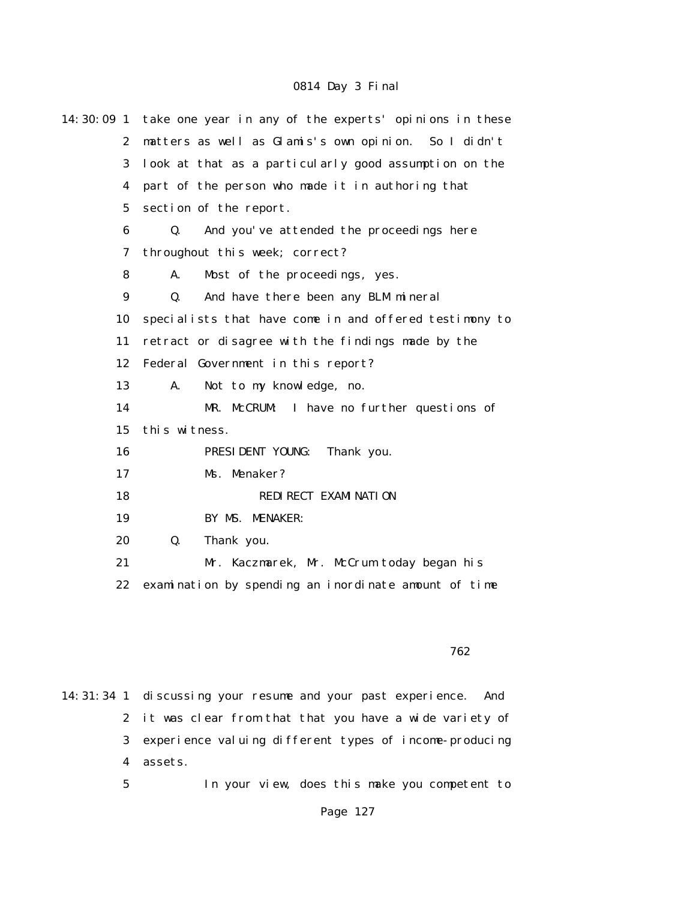take one year in any of the experts' opinions in these matters as well as Glamis's own opinion. So I didn't look at that as a particularly good assumption on the part of the person who made it in authoring that section of the report.

Q. And you've attended the proceedings here throughout this week; correct?

A. Most of the proceedings, yes.

Q. And have there been any BLM mineral specialists that have come in and offered testimony to retract or disagree with the findings made by the Federal Government in this report?

A. Not to my knowledge, no.

MR. McCRUM: I have no further questions of this witness.

PRESIDENT YOUNG: Thank you.

Ms. Menaker?

REDIRECT EXAMINATION

BY MS. MENAKER:

Q. Thank you.

Mr. Kaczmarek, Mr. McCrum today began his examination by spending an inordinate amount of time discussing your resume and your past experience. And it was clear from that that you have a wide variety of experience valuing different types of income-producing assets.

In your view, does this make you competent to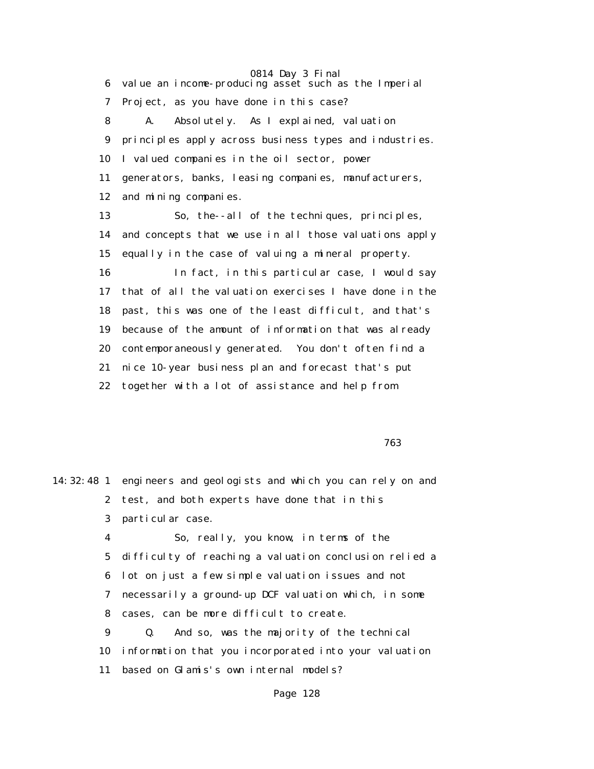6 value an income-producing asset such as the Imperial
7 Project, as you have done in this case?
8 A. Absolutely. As I explained, valuation
9 principles apply across business types and industries.
10 I valued companies in the oil sector, power
11 generators, banks, leasing companies, manufacturers,
12 and mining companies.
13 So, the--all of the techniques, principles,
14 and concepts that we use in all those valuations apply
15 equally in the case of valuing a mineral property.
16 In fact, in this particular case, I would say
17 that of all the valuation exercises I have done in the
18 past, this was one of the least difficult, and that's
19 because of the amount of information that was already
20 contemporaneously generated. You don't often find a
21 nice 10-year business plan and forecast that's put
22 together with a lot of assistance and help from

763

14:32:48 1 engineers and geologists and which you can rely on and
2 test, and both experts have done that in this
3 particular case.
4 So, really, you know, in terms of the
5 difficulty of reaching a valuation conclusion relied a
6 lot on just a few simple valuation issues and not
7 necessarily a ground-up DCF valuation which, in some
8 cases, can be more difficult to create.
9 Q. And so, was the majority of the technical
10 information that you incorporated into your valuation
11 based on Glamis's own internal models?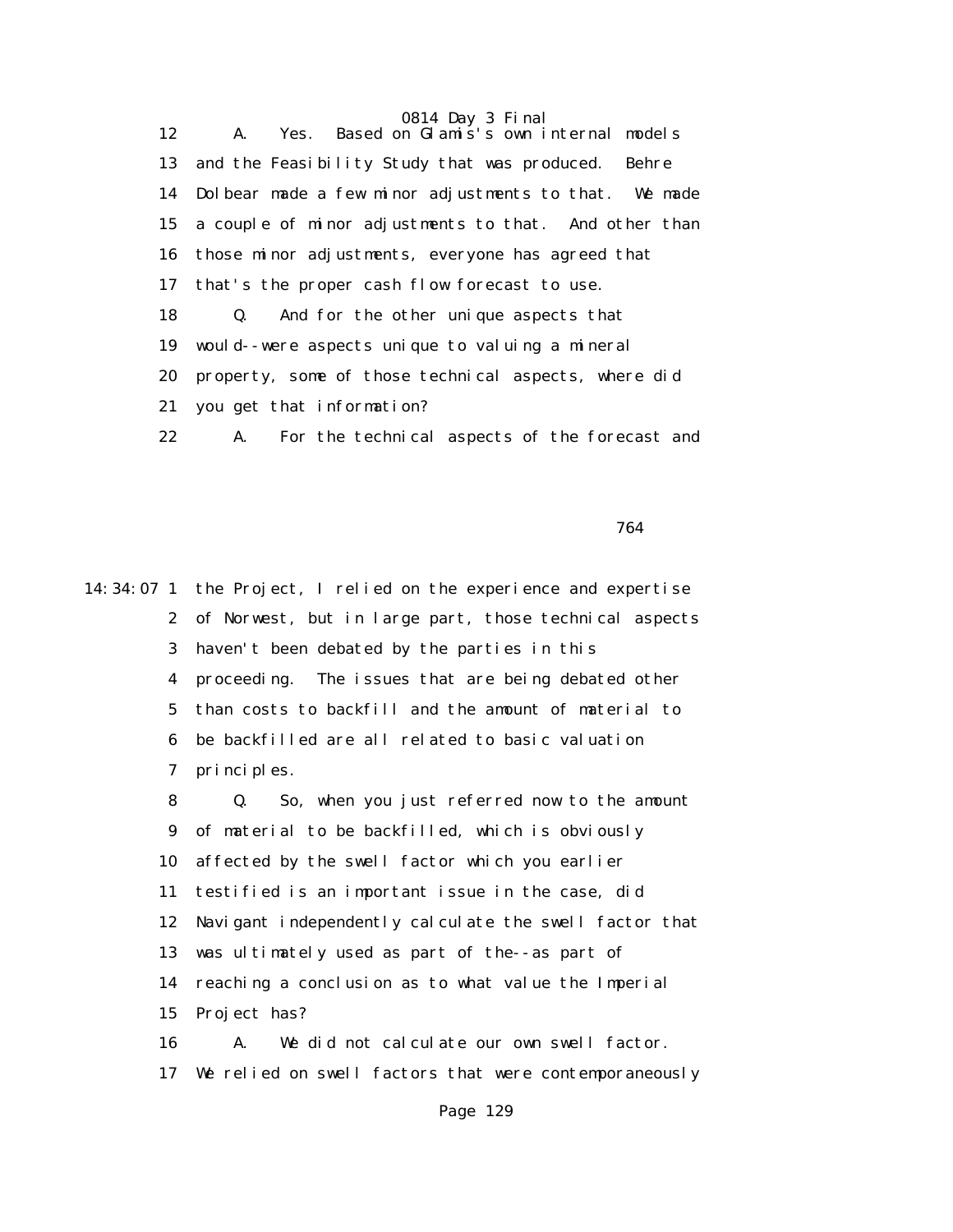12 A. Yes. Based on Glamis's own internal models
13 and the Feasibility Study that was produced. Behre
14 Dolbear made a few minor adjustments to that. We made
15 a couple of minor adjustments to that. And other than
16 those minor adjustments, everyone has agreed that
17 that's the proper cash flow forecast to use.
18 Q. And for the other unique aspects that
19 would--were aspects unique to valuing a mineral
20 property, some of those technical aspects, where did
21 you get that information?
22 A. For the technical aspects of the forecast and

764

14:34:07 1 the Project, I relied on the experience and expertise
2 of Norwest, but in large part, those technical aspects
3 haven't been debated by the parties in this
4 proceeding. The issues that are being debated other
5 than costs to backfill and the amount of material to
6 be backfilled are all related to basic valuation
7 principles.
8 Q. So, when you just referred now to the amount
9 of material to be backfilled, which is obviously
10 affected by the swell factor which you earlier
11 testified is an important issue in the case, did
12 Navigant independently calculate the swell factor that
13 was ultimately used as part of the--as part of
14 reaching a conclusion as to what value the Imperial
15 Project has?
16 A. We did not calculate our own swell factor.
17 We relied on swell factors that were contemporaneously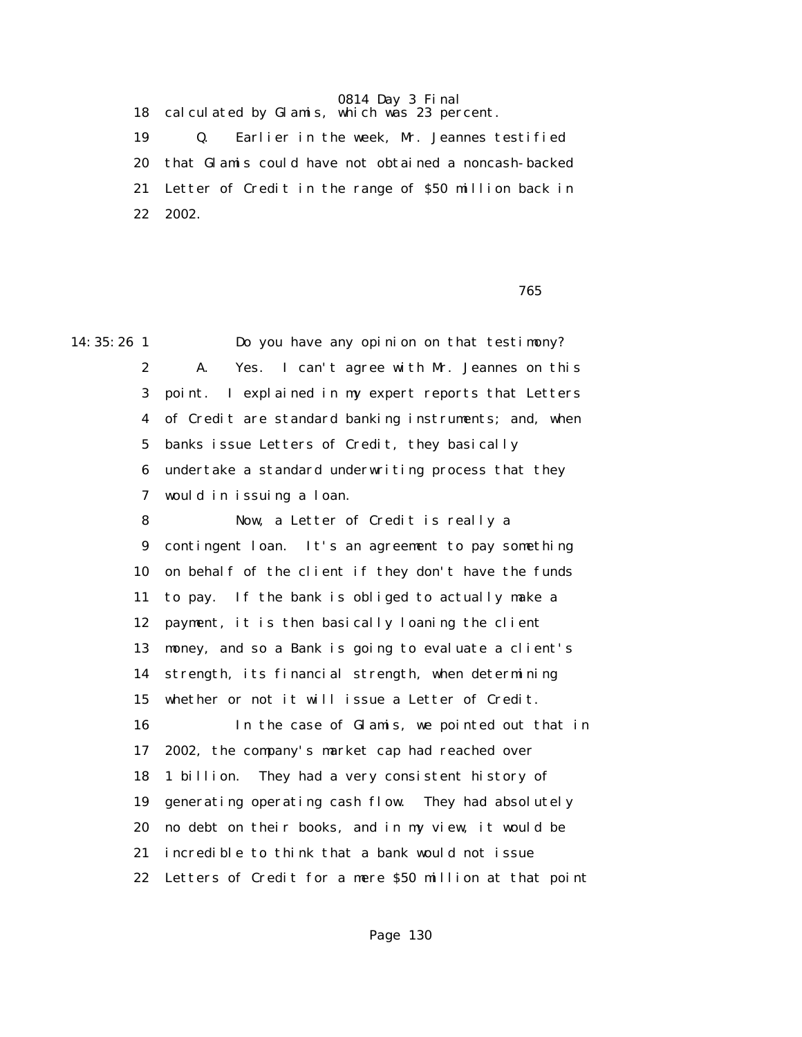18 calculated by Glamis, which was 23 percent.

19 Q. Earlier in the week, Mr. Jeannes testified

20 that Glamis could have not obtained a noncash-backed

21 Letter of Credit in the range of $50 million back in

22 2002.

765

14:35:26 1 Do you have any opinion on that testimony?

2 A. Yes. I can't agree with Mr. Jeannes on this

3 point. I explained in my expert reports that Letters

4 of Credit are standard banking instruments; and, when

5 banks issue Letters of Credit, they basically

6 undertake a standard underwriting process that they

7 would in issuing a loan.

8 Now, a Letter of Credit is really a

9 contingent loan. It's an agreement to pay something

10 on behalf of the client if they don't have the funds

11 to pay. If the bank is obliged to actually make a

12 payment, it is then basically loaning the client

13 money, and so a Bank is going to evaluate a client's

14 strength, its financial strength, when determining

15 whether or not it will issue a Letter of Credit.

16 In the case of Glamis, we pointed out that in

17 2002, the company's market cap had reached over

18 1 billion. They had a very consistent history of

19 generating operating cash flow. They had absolutely

20 no debt on their books, and in my view, it would be

21 incredible to think that a bank would not issue

22 Letters of Credit for a mere $50 million at that point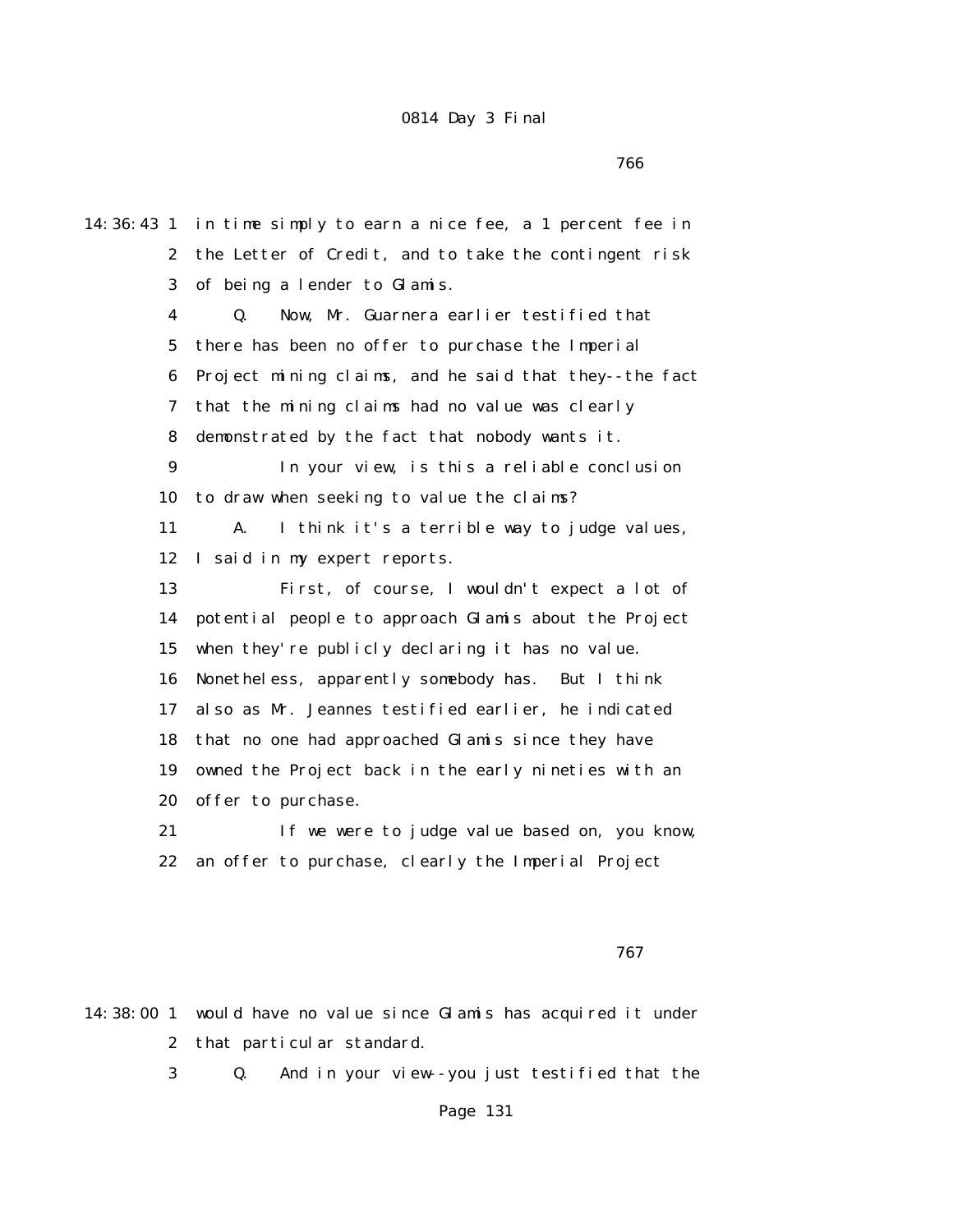766

14:36:43 1 in time simply to earn a nice fee, a 1 percent fee in
2 the Letter of Credit, and to take the contingent risk
3 of being a lender to Glamis.

4 Q. Now, Mr. Guarnera earlier testified that
5 there has been no offer to purchase the Imperial
6 Project mining claims, and he said that they--the fact
7 that the mining claims had no value was clearly
8 demonstrated by the fact that nobody wants it.

9 In your view, is this a reliable conclusion
10 to draw when seeking to value the claims?

11 A. I think it's a terrible way to judge values,
12 I said in my expert reports.

13 First, of course, I wouldn't expect a lot of
14 potential people to approach Glamis about the Project
15 when they're publicly declaring it has no value.
16 Nonetheless, apparently somebody has. But I think
17 also as Mr. Jeannes testified earlier, he indicated
18 that no one had approached Glamis since they have
19 owned the Project back in the early nineties with an
20 offer to purchase.

21 If we were to judge value based on, you know,
22 an offer to purchase, clearly the Imperial Project

767

14:38:00 1 would have no value since Glamis has acquired it under
2 that particular standard.

3 Q. And in your view--you just testified that the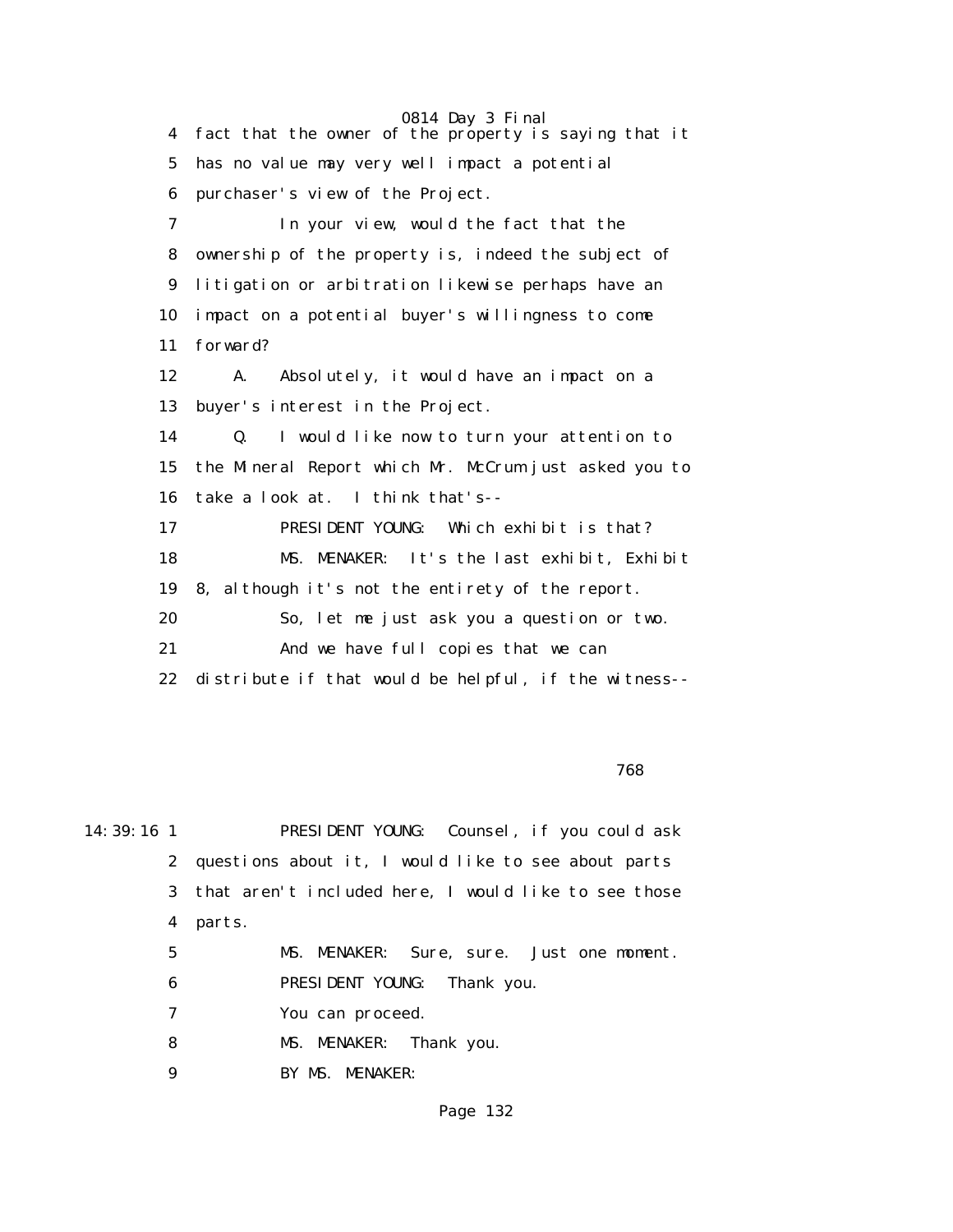4 fact that the owner of the property is saying that it
5 has no value may very well impact a potential
6 purchaser's view of the Project.
7 In your view, would the fact that the
8 ownership of the property is, indeed the subject of
9 litigation or arbitration likewise perhaps have an
10 impact on a potential buyer's willingness to come
11 forward?
12 A. Absolutely, it would have an impact on a
13 buyer's interest in the Project.
14 Q. I would like now to turn your attention to
15 the Mineral Report which Mr. McCrum just asked you to
16 take a look at. I think that's--
17 PRESIDENT YOUNG: Which exhibit is that?
18 MS. MENAKER: It's the last exhibit, Exhibit
19 8, although it's not the entirety of the report.
20 So, let me just ask you a question or two.
21 And we have full copies that we can
22 distribute if that would be helpful, if the witness--

768

14:39:16 1 PRESIDENT YOUNG: Counsel, if you could ask
2 questions about it, I would like to see about parts
3 that aren't included here, I would like to see those
4 parts.
5 MS. MENAKER: Sure, sure. Just one moment.
6 PRESIDENT YOUNG: Thank you.
7 You can proceed.
8 MS. MENAKER: Thank you.
9 BY MS. MENAKER: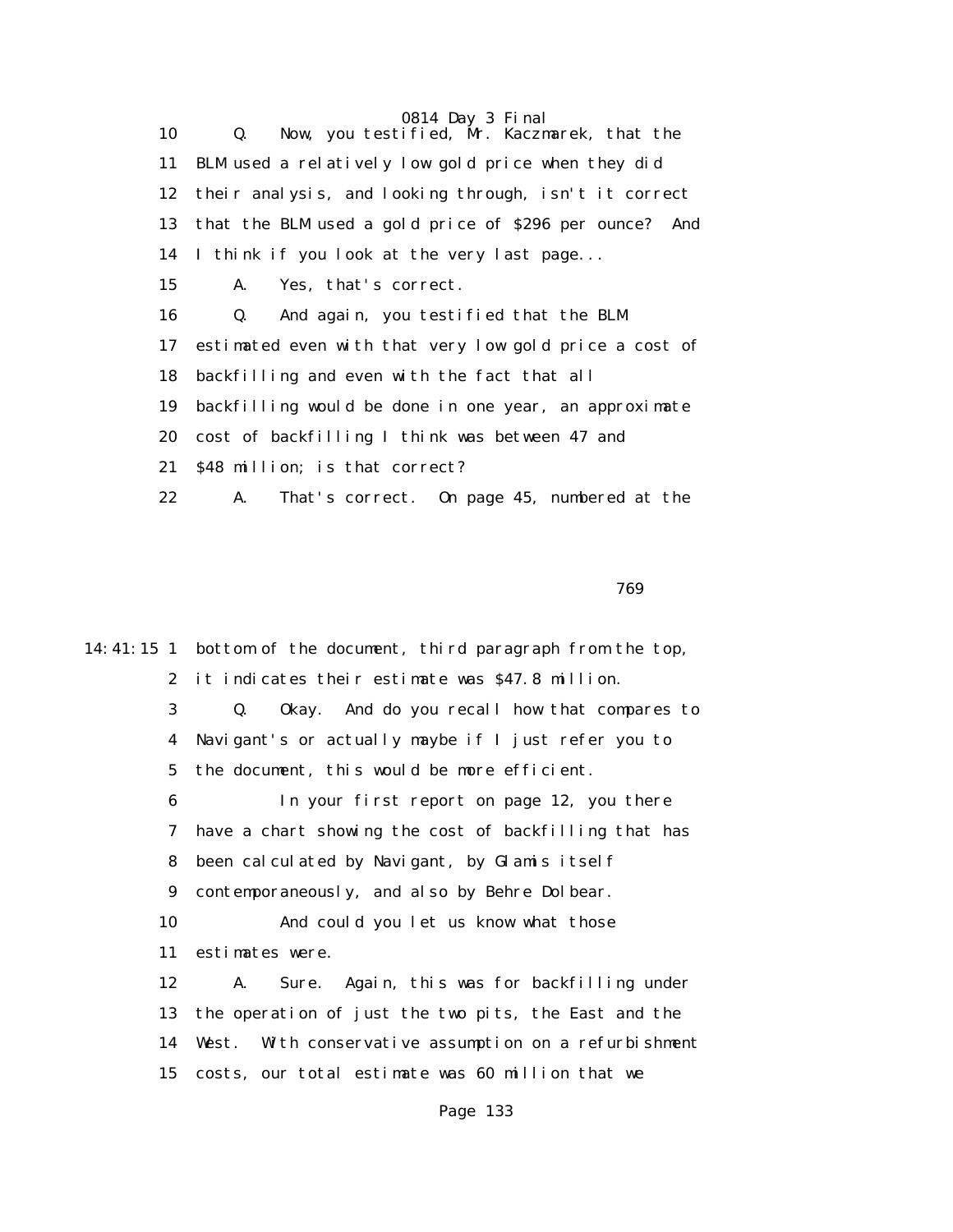10 Q. Now, you testified, Mr. Kaczmarek, that the

11 BLM used a relatively low gold price when they did

12 their analysis, and looking through, isn't it correct

13 that the BLM used a gold price of $296 per ounce? And

14 I think if you look at the very last page...

15 A. Yes, that's correct.

16 Q. And again, you testified that the BLM

17 estimated even with that very low gold price a cost of

18 backfilling and even with the fact that all

19 backfilling would be done in one year, an approximate

20 cost of backfilling I think was between 47 and

21 $48 million; is that correct?

22 A. That's correct. On page 45, numbered at the

769

14:41:15 1 bottom of the document, third paragraph from the top,

2 it indicates their estimate was $47.8 million.

3 Q. Okay. And do you recall how that compares to

4 Navigant's or actually maybe if I just refer you to

5 the document, this would be more efficient.

6 In your first report on page 12, you there

7 have a chart showing the cost of backfilling that has

8 been calculated by Navigant, by Glamis itself

9 contemporaneously, and also by Behre Dolbear.

10 And could you let us know what those

11 estimates were.

12 A. Sure. Again, this was for backfilling under

13 the operation of just the two pits, the East and the

14 West. With conservative assumption on a refurbishment

15 costs, our total estimate was 60 million that we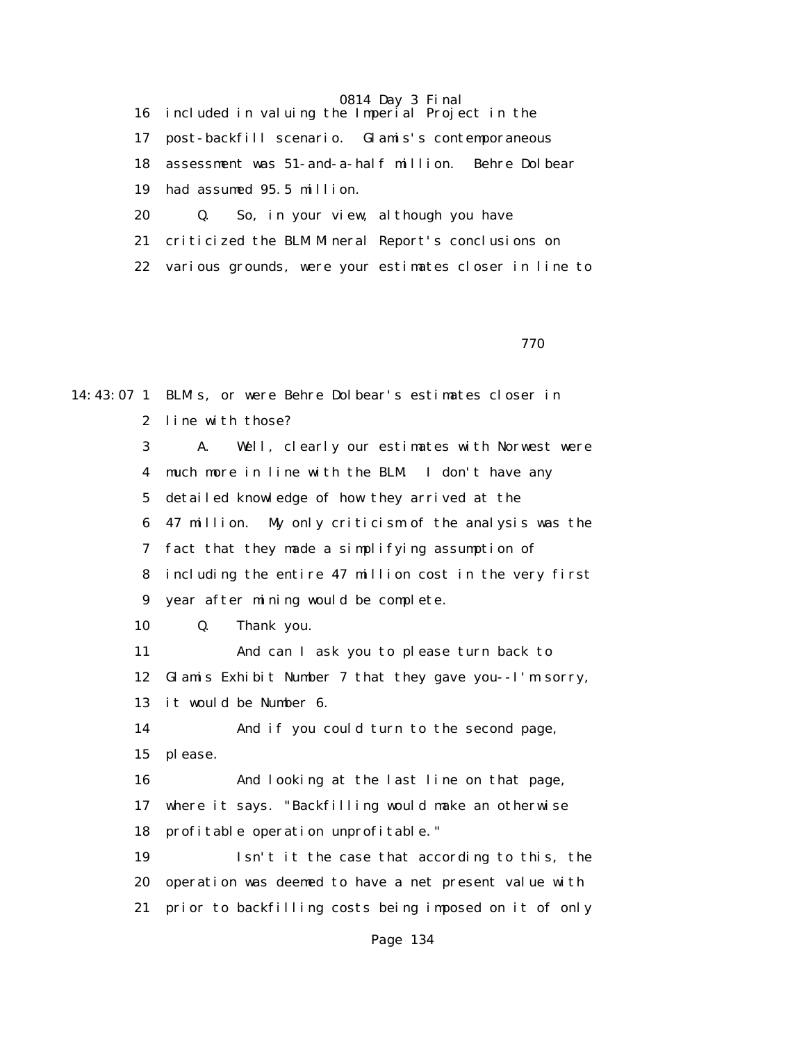16 included in valuing the Imperial Project in the
17 post-backfill scenario. Glamis's contemporaneous
18 assessment was 51-and-a-half million. Behre Dolbear
19 had assumed 95.5 million.
20 Q. So, in your view, although you have
21 criticized the BLM Mineral Report's conclusions on
22 various grounds, were your estimates closer in line to

770

14:43:07 1 BLM's, or were Behre Dolbear's estimates closer in
2 line with those?
3 A. Well, clearly our estimates with Norwest were
4 much more in line with the BLM. I don't have any
5 detailed knowledge of how they arrived at the
6 47 million. My only criticism of the analysis was the
7 fact that they made a simplifying assumption of
8 including the entire 47 million cost in the very first
9 year after mining would be complete.
10 Q. Thank you.
11 And can I ask you to please turn back to
12 Glamis Exhibit Number 7 that they gave you--I'm sorry,
13 it would be Number 6.
14 And if you could turn to the second page,
15 please.
16 And looking at the last line on that page,
17 where it says. "Backfilling would make an otherwise
18 profitable operation unprofitable."
19 Isn't it the case that according to this, the
20 operation was deemed to have a net present value with
21 prior to backfilling costs being imposed on it of only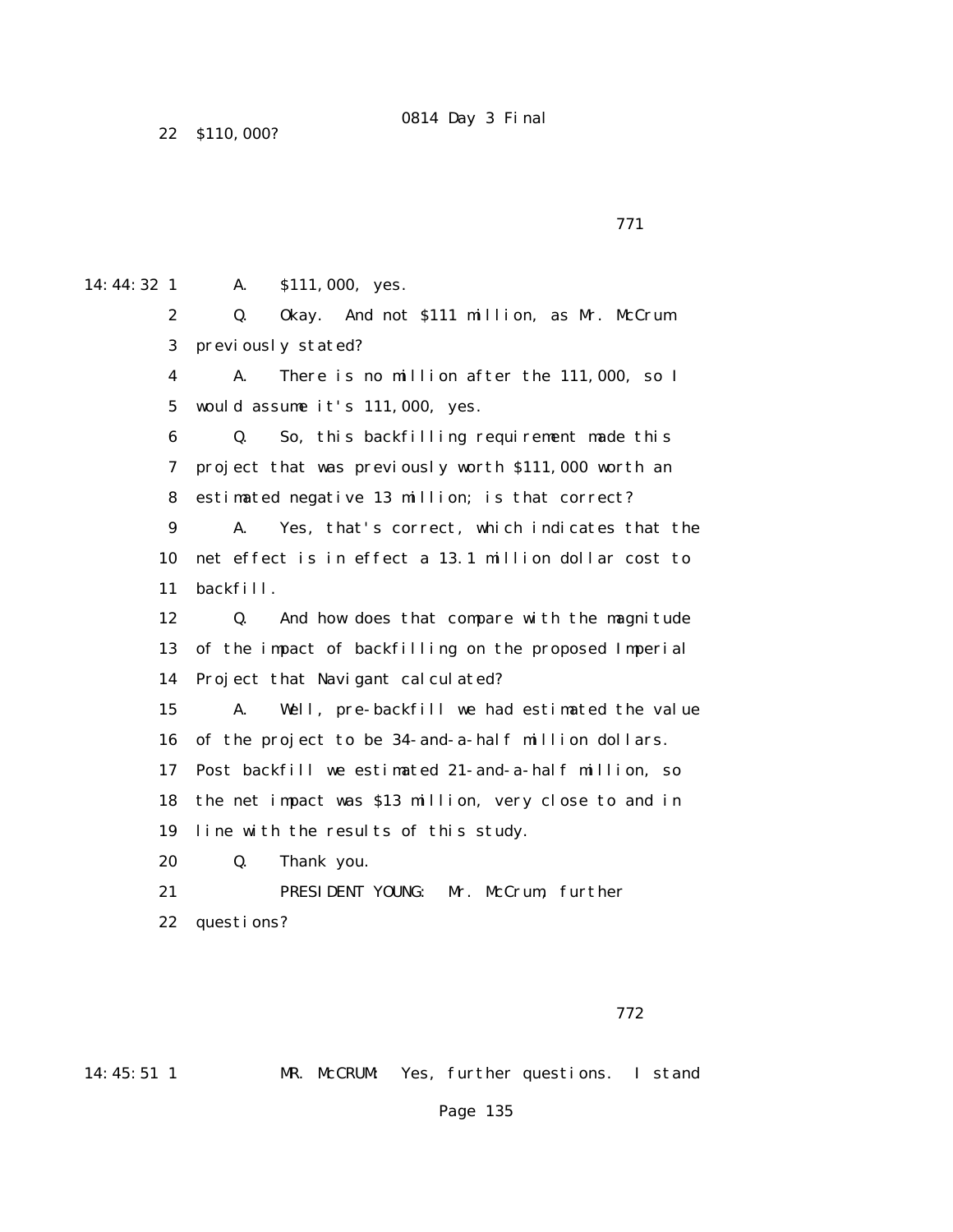0814 Day 3 Final

22 $110,000?

771

14:44:32 1 A. $111,000, yes.

2 Q. Okay. And not $111 million, as Mr. McCrum

3 previously stated?

4 A. There is no million after the 111,000, so I

5 would assume it's 111,000, yes.

6 Q. So, this backfilling requirement made this

7 project that was previously worth $111,000 worth an

8 estimated negative 13 million; is that correct?

9 A. Yes, that's correct, which indicates that the

10 net effect is in effect a 13.1 million dollar cost to

11 backfill.

12 Q. And how does that compare with the magnitude

13 of the impact of backfilling on the proposed Imperial

14 Project that Navigant calculated?

15 A. Well, pre-backfill we had estimated the value

16 of the project to be 34-and-a-half million dollars.

17 Post backfill we estimated 21-and-a-half million, so

18 the net impact was $13 million, very close to and in

19 line with the results of this study.

20 Q. Thank you.

21 PRESIDENT YOUNG: Mr. McCrum, further

22 questions?

772

14:45:51 1 MR. McCRUM: Yes, further questions. I stand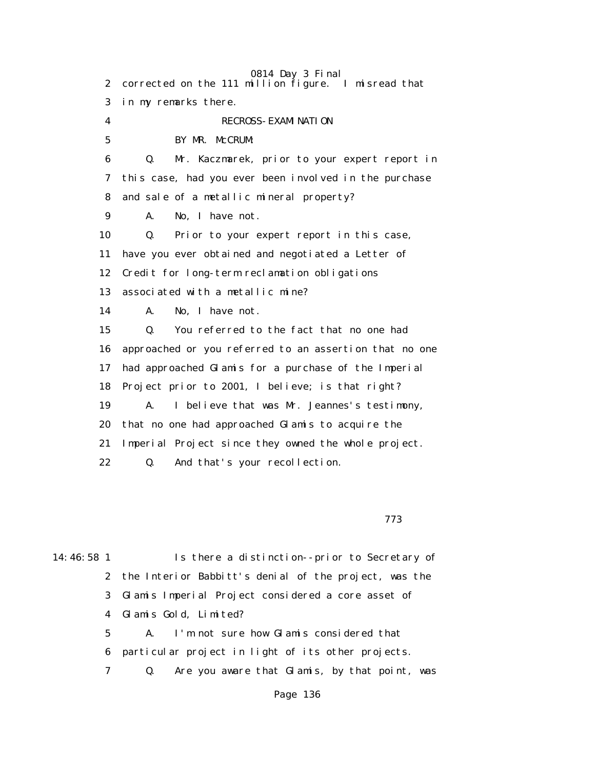2 corrected on the 111 million figure. I misread that

3 in my remarks there.

4 RECROSS-EXAMINATION

5 BY MR. McCRUM:

6 Q. Mr. Kaczmarek, prior to your expert report in

7 this case, had you ever been involved in the purchase

8 and sale of a metallic mineral property?

9 A. No, I have not.

10 Q. Prior to your expert report in this case,

11 have you ever obtained and negotiated a Letter of

12 Credit for long-term reclamation obligations

13 associated with a metallic mine?

14 A. No, I have not.

15 Q. You referred to the fact that no one had

16 approached or you referred to an assertion that no one

17 had approached Glamis for a purchase of the Imperial

18 Project prior to 2001, I believe; is that right?

19 A. I believe that was Mr. Jeannes's testimony,

20 that no one had approached Glamis to acquire the

21 Imperial Project since they owned the whole project.

22 Q. And that's your recollection.

773

14:46:58 1 Is there a distinction--prior to Secretary of

2 the Interior Babbitt's denial of the project, was the

3 Glamis Imperial Project considered a core asset of

4 Glamis Gold, Limited?

5 A. I'm not sure how Glamis considered that

6 particular project in light of its other projects.

7 Q. Are you aware that Glamis, by that point, was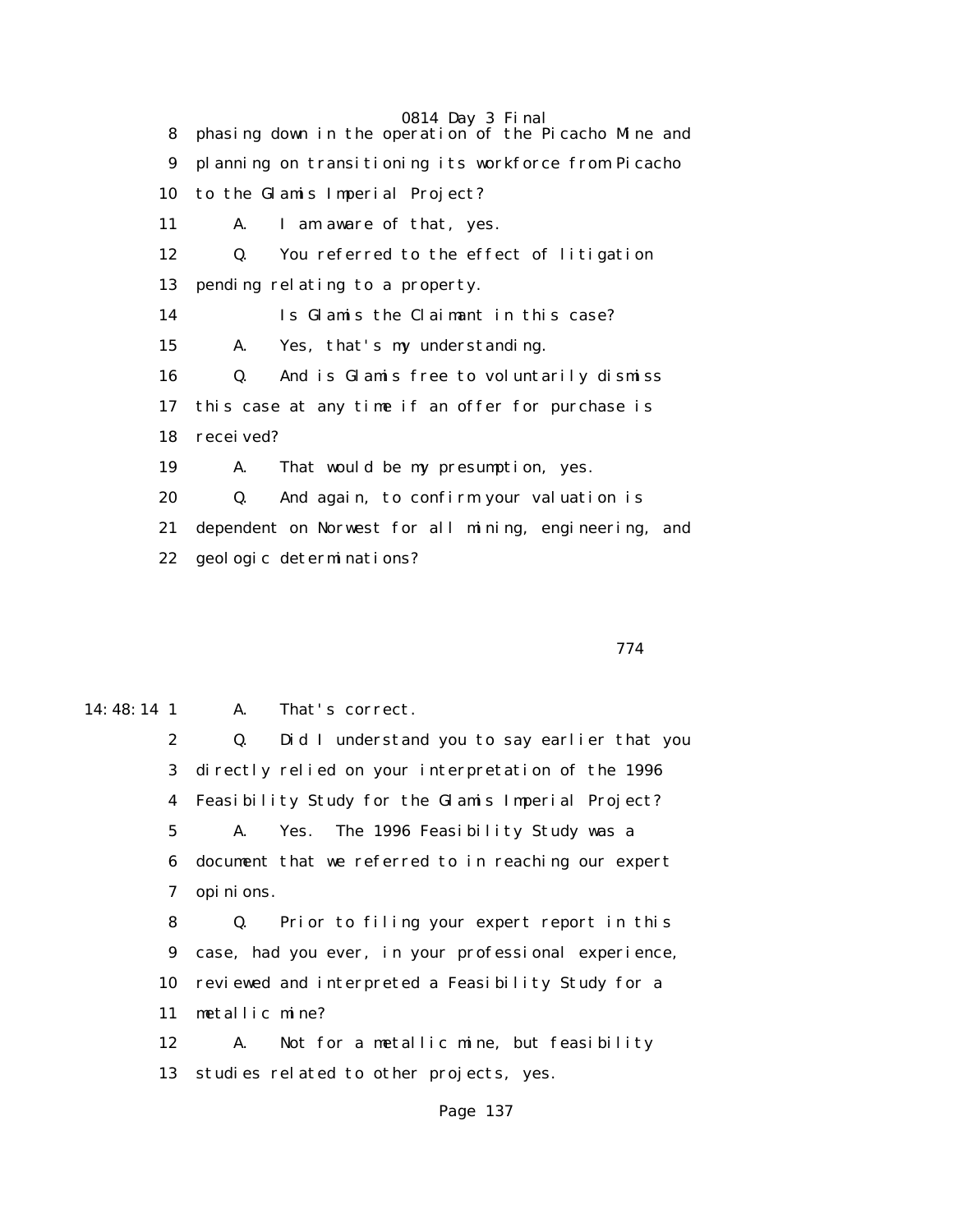8 phasing down in the operation of the Picacho Mine and

9 planning on transitioning its workforce from Picacho

10 to the Glamis Imperial Project?

11 A. I am aware of that, yes.

12 Q. You referred to the effect of litigation

13 pending relating to a property.

14 Is Glamis the Claimant in this case?

15 A. Yes, that's my understanding.

16 Q. And is Glamis free to voluntarily dismiss

17 this case at any time if an offer for purchase is

18 received?

19 A. That would be my presumption, yes.

20 Q. And again, to confirm your valuation is

21 dependent on Norwest for all mining, engineering, and

22 geologic determinations?

774

14:48:14 1 A. That's correct.

2 Q. Did I understand you to say earlier that you

3 directly relied on your interpretation of the 1996

4 Feasibility Study for the Glamis Imperial Project?

5 A. Yes. The 1996 Feasibility Study was a

6 document that we referred to in reaching our expert

7 opinions.

8 Q. Prior to filing your expert report in this

9 case, had you ever, in your professional experience,

10 reviewed and interpreted a Feasibility Study for a

11 metallic mine?

12 A. Not for a metallic mine, but feasibility

13 studies related to other projects, yes.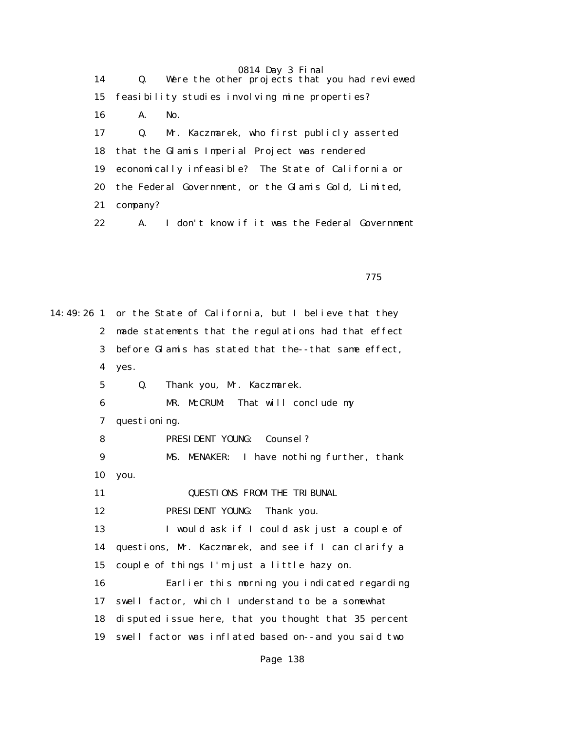14 Q. Were the other projects that you had reviewed

15 feasibility studies involving mine properties?

16 A. No.

17 Q. Mr. Kaczmarek, who first publicly asserted

18 that the Glamis Imperial Project was rendered

19 economically infeasible? The State of California or

20 the Federal Government, or the Glamis Gold, Limited,

21 company?

22 A. I don't know if it was the Federal Government

775

14:49:26 1 or the State of California, but I believe that they

2 made statements that the regulations had that effect

3 before Glamis has stated that the--that same effect,

4 yes.

5 Q. Thank you, Mr. Kaczmarek.

6 MR. McCRUM: That will conclude my

7 questioning.

8 PRESIDENT YOUNG: Counsel?

9 MS. MENAKER: I have nothing further, thank

10 you.

11 QUESTIONS FROM THE TRIBUNAL

12 PRESIDENT YOUNG: Thank you.

13 I would ask if I could ask just a couple of

14 questions, Mr. Kaczmarek, and see if I can clarify a

15 couple of things I'm just a little hazy on.

16 Earlier this morning you indicated regarding

17 swell factor, which I understand to be a somewhat

18 disputed issue here, that you thought that 35 percent

19 swell factor was inflated based on--and you said two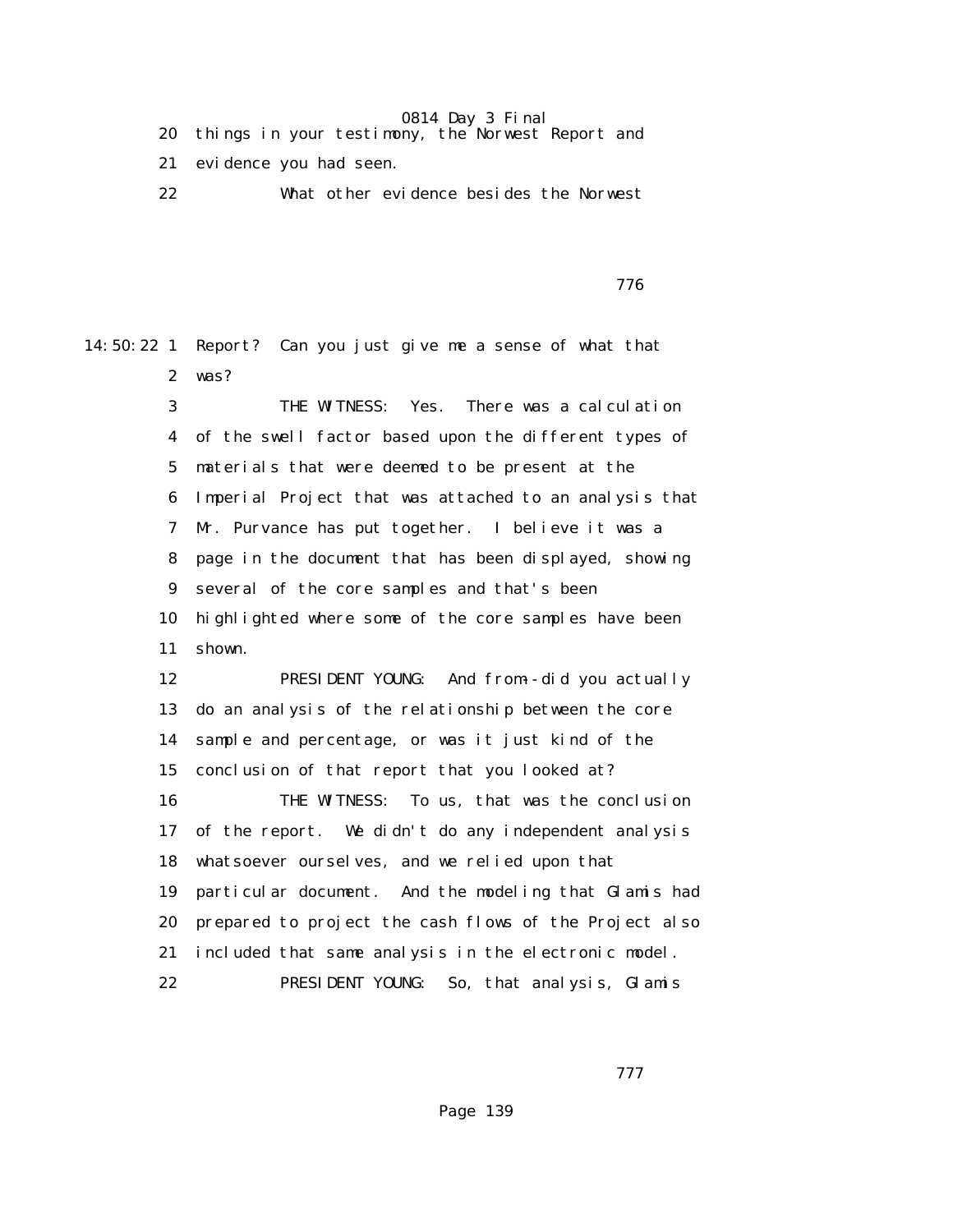20 things in your testimony, the Norwest Report and

21 evidence you had seen.

22 What other evidence besides the Norwest

14:50:22 1 Report? Can you just give me a sense of what that

2 was?

3 THE WITNESS: Yes. There was a calculation

4 of the swell factor based upon the different types of

5 materials that were deemed to be present at the

6 Imperial Project that was attached to an analysis that

7 Mr. Purvance has put together. I believe it was a

8 page in the document that has been displayed, showing

9 several of the core samples and that's been

10 highlighted where some of the core samples have been

11 shown.

12 PRESIDENT YOUNG: And from--did you actually

13 do an analysis of the relationship between the core

14 sample and percentage, or was it just kind of the

15 conclusion of that report that you looked at?

16 THE WITNESS: To us, that was the conclusion

17 of the report. We didn't do any independent analysis

18 whatsoever ourselves, and we relied upon that

19 particular document. And the modeling that Glamis had

20 prepared to project the cash flows of the Project also

21 included that same analysis in the electronic model.

22 PRESIDENT YOUNG: So, that analysis, Glamis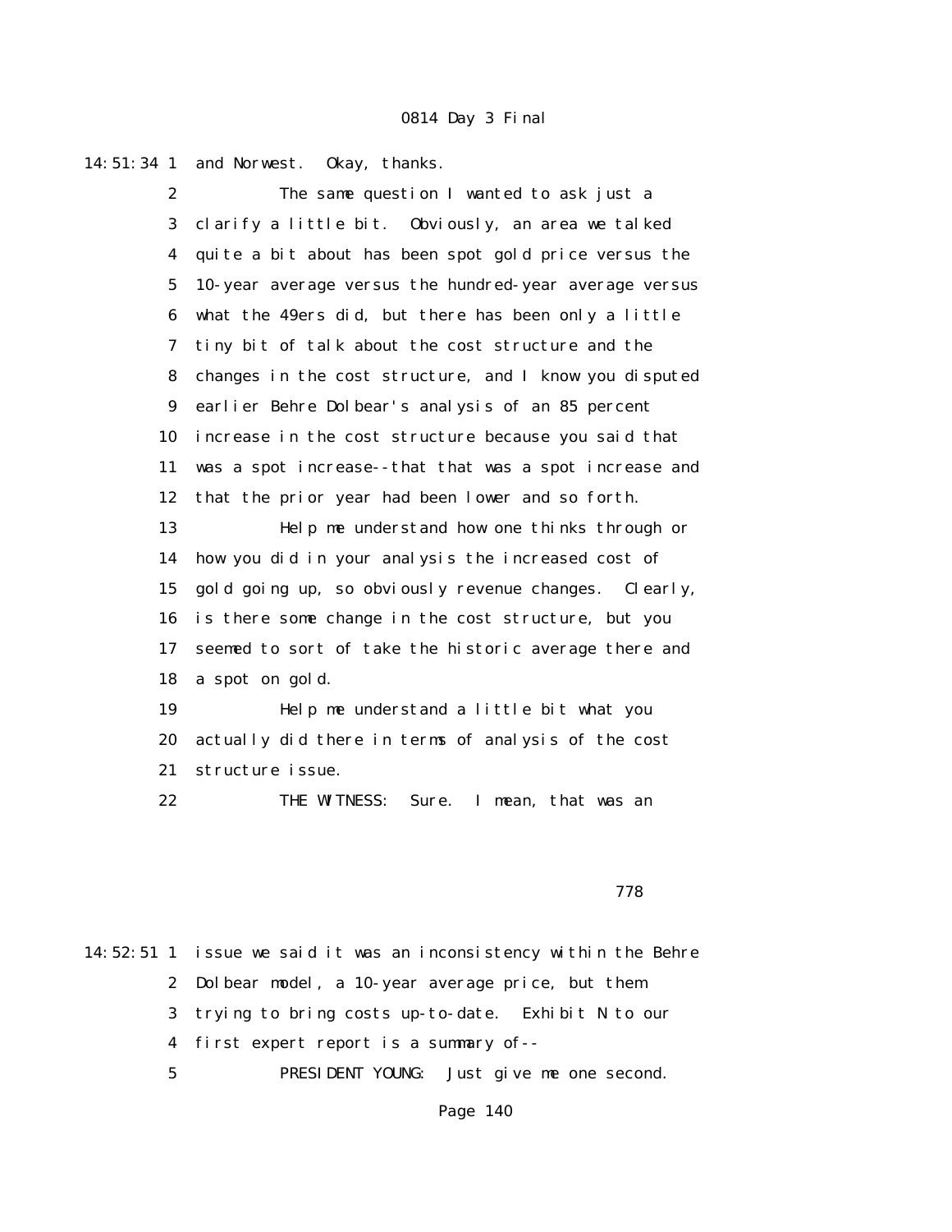14:51:34 1 and Norwest. Okay, thanks.

2 The same question I wanted to ask just a

3 clarify a little bit. Obviously, an area we talked

4 quite a bit about has been spot gold price versus the

5 10-year average versus the hundred-year average versus

6 what the 49ers did, but there has been only a little

7 tiny bit of talk about the cost structure and the

8 changes in the cost structure, and I know you disputed

9 earlier Behre Dolbear's analysis of an 85 percent

10 increase in the cost structure because you said that

11 was a spot increase--that that was a spot increase and

12 that the prior year had been lower and so forth.

13 Help me understand how one thinks through or

14 how you did in your analysis the increased cost of

15 gold going up, so obviously revenue changes. Clearly,

16 is there some change in the cost structure, but you

17 seemed to sort of take the historic average there and

18 a spot on gold.

19 Help me understand a little bit what you

20 actually did there in terms of analysis of the cost

21 structure issue.

22 THE WITNESS: Sure. I mean, that was an

778

14:52:51 1 issue we said it was an inconsistency within the Behre

2 Dolbear model, a 10-year average price, but them

3 trying to bring costs up-to-date. Exhibit N to our

4 first expert report is a summary of--

5 PRESIDENT YOUNG: Just give me one second.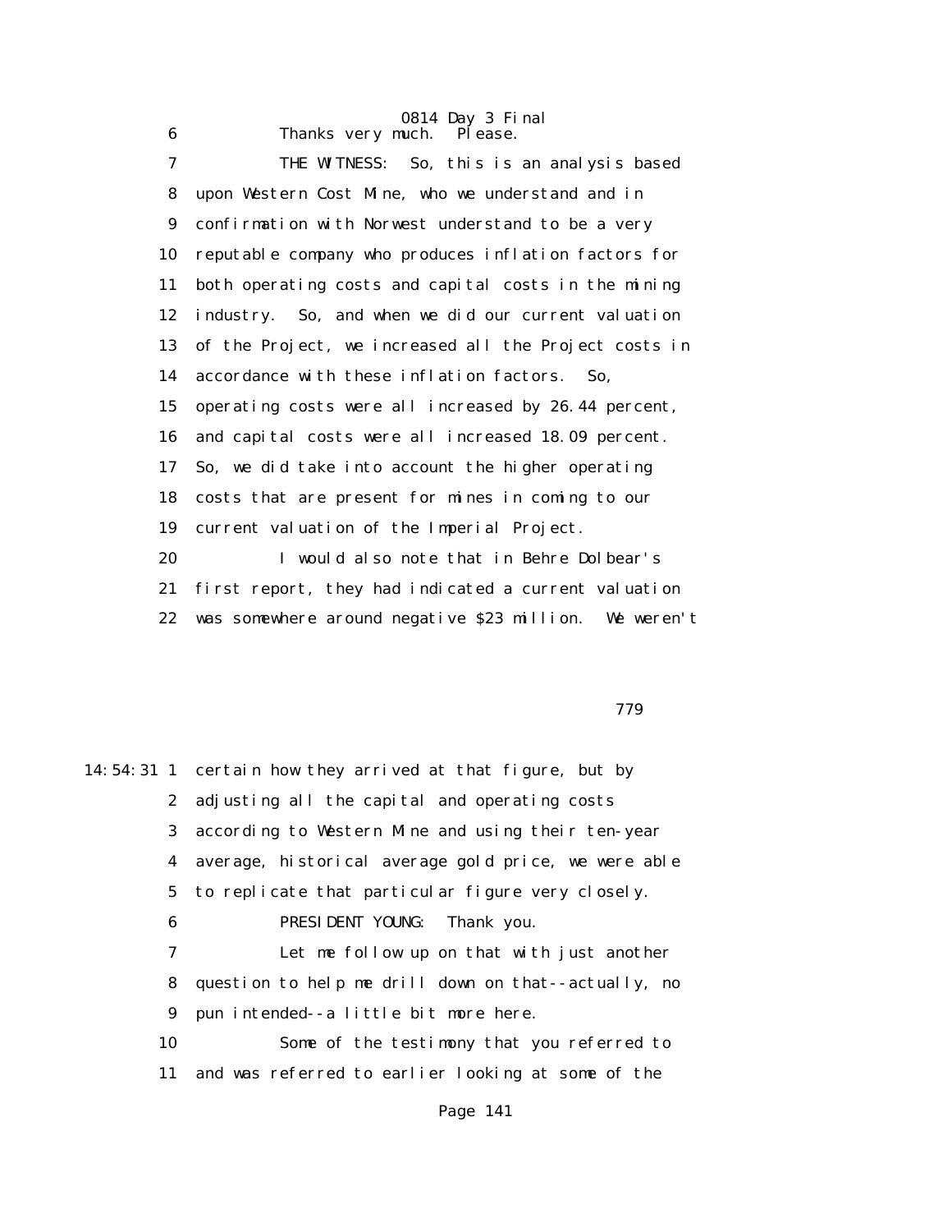6 Thanks very much. Please.

7 THE WITNESS: So, this is an analysis based

8 upon Western Cost Mine, who we understand and in

9 confirmation with Norwest understand to be a very

10 reputable company who produces inflation factors for

11 both operating costs and capital costs in the mining

12 industry. So, and when we did our current valuation

13 of the Project, we increased all the Project costs in

14 accordance with these inflation factors. So,

15 operating costs were all increased by 26.44 percent,

16 and capital costs were all increased 18.09 percent.

17 So, we did take into account the higher operating

18 costs that are present for mines in coming to our

19 current valuation of the Imperial Project.

20 I would also note that in Behre Dolbear's

21 first report, they had indicated a current valuation

22 was somewhere around negative $23 million. We weren't

779

14:54:31 1 certain how they arrived at that figure, but by

2 adjusting all the capital and operating costs

3 according to Western Mine and using their ten-year

4 average, historical average gold price, we were able

5 to replicate that particular figure very closely.

6 PRESIDENT YOUNG: Thank you.

7 Let me follow up on that with just another

8 question to help me drill down on that--actually, no

9 pun intended--a little bit more here.

10 Some of the testimony that you referred to

11 and was referred to earlier looking at some of the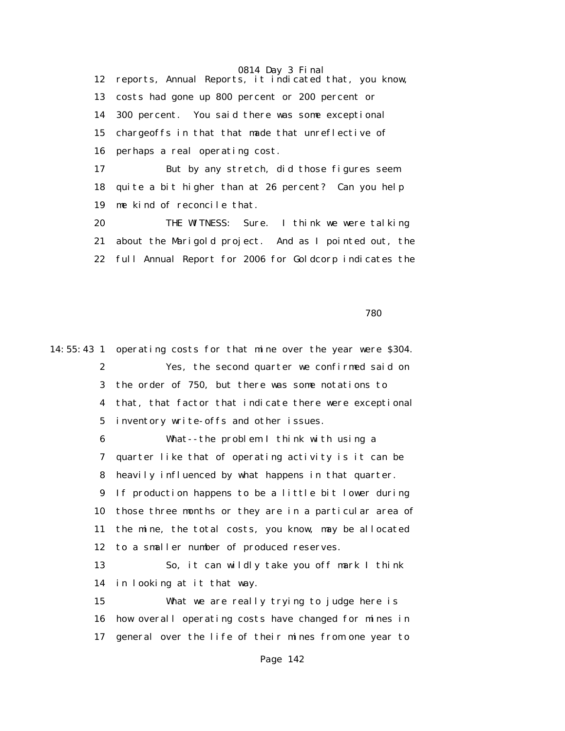12 reports, Annual Reports, it indicated that, you know,

13 costs had gone up 800 percent or 200 percent or

14 300 percent. You said there was some exceptional

15 chargeoffs in that that made that unreflective of

16 perhaps a real operating cost.

17 But by any stretch, did those figures seem

18 quite a bit higher than at 26 percent? Can you help

19 me kind of reconcile that.

20 THE WITNESS: Sure. I think we were talking

21 about the Marigold project. And as I pointed out, the

22 full Annual Report for 2006 for Goldcorp indicates the

780

14:55:43 1 operating costs for that mine over the year were $304.

2 Yes, the second quarter we confirmed said on

3 the order of 750, but there was some notations to

4 that, that factor that indicate there were exceptional

5 inventory write-offs and other issues.

6 What--the problem I think with using a

7 quarter like that of operating activity is it can be

8 heavily influenced by what happens in that quarter.

9 If production happens to be a little bit lower during

10 those three months or they are in a particular area of

11 the mine, the total costs, you know, may be allocated

12 to a smaller number of produced reserves.

13 So, it can wildly take you off mark I think

14 in looking at it that way.

15 What we are really trying to judge here is

16 how overall operating costs have changed for mines in

17 general over the life of their mines from one year to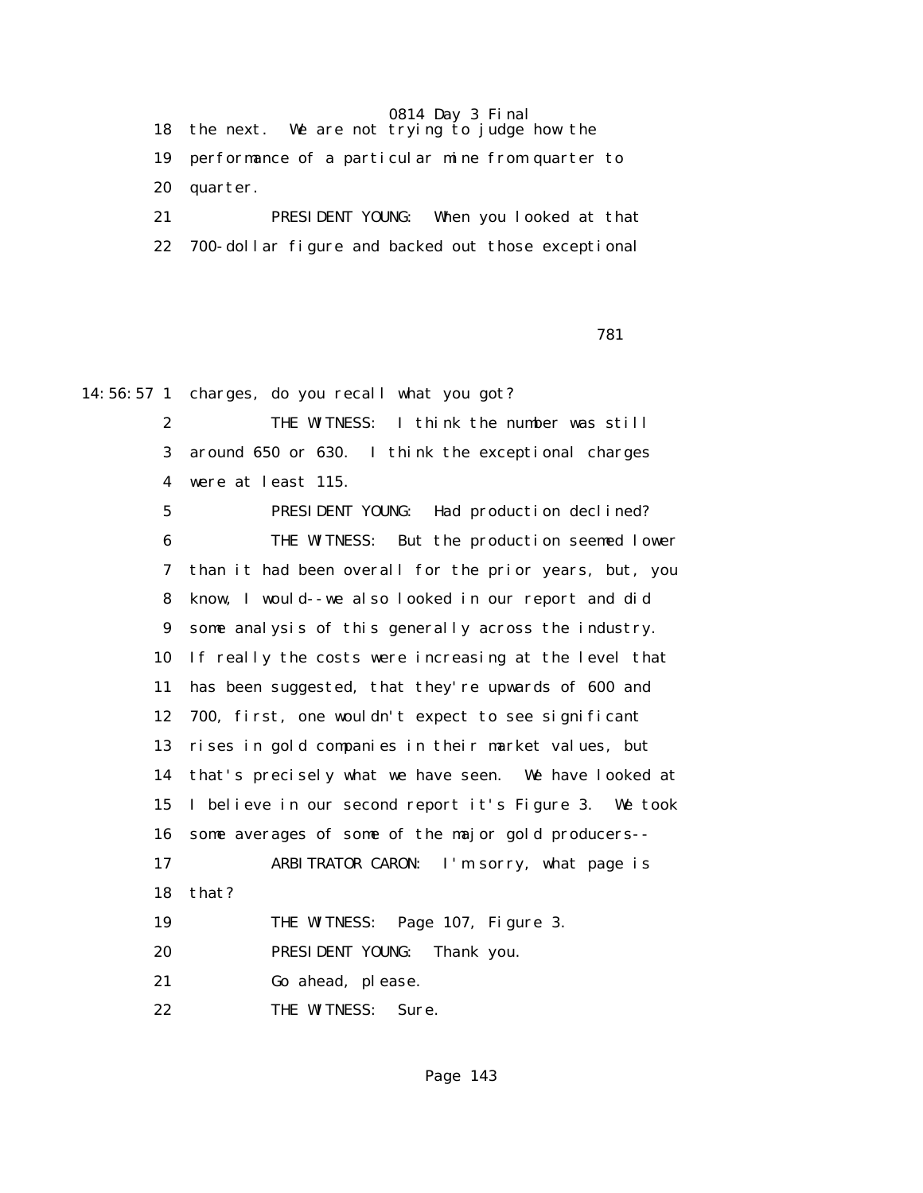18 the next. We are not trying to judge how the

19 performance of a particular mine from quarter to

20 quarter.

21 PRESIDENT YOUNG: When you looked at that

22 700-dollar figure and backed out those exceptional

781

14:56:57 1 charges, do you recall what you got?

2 THE WITNESS: I think the number was still

3 around 650 or 630. I think the exceptional charges

4 were at least 115.

5 PRESIDENT YOUNG: Had production declined?

6 THE WITNESS: But the production seemed lower

7 than it had been overall for the prior years, but, you

8 know, I would--we also looked in our report and did

9 some analysis of this generally across the industry.

10 If really the costs were increasing at the level that

11 has been suggested, that they're upwards of 600 and

12 700, first, one wouldn't expect to see significant

13 rises in gold companies in their market values, but

14 that's precisely what we have seen. We have looked at

15 I believe in our second report it's Figure 3. We took

16 some averages of some of the major gold producers--

17 ARBITRATOR CARON: I'm sorry, what page is

18 that?

19 THE WITNESS: Page 107, Figure 3.

20 PRESIDENT YOUNG: Thank you.

21 Go ahead, please.

22 THE WITNESS: Sure.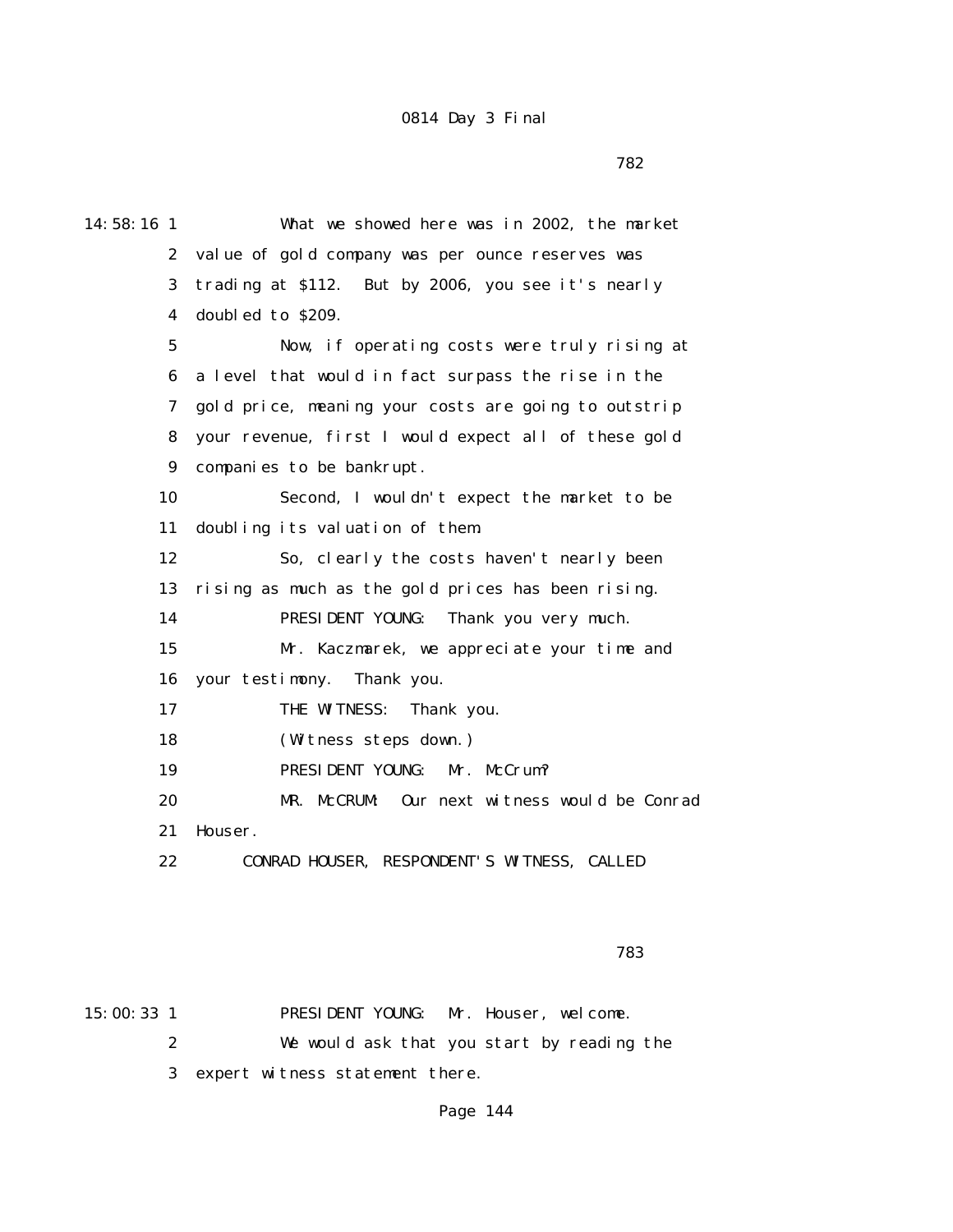0814 Day 3 Final

782

14:58:16 1 What we showed here was in 2002, the market
2 value of gold company was per ounce reserves was
3 trading at $112. But by 2006, you see it's nearly
4 doubled to $209.
5 Now, if operating costs were truly rising at
6 a level that would in fact surpass the rise in the
7 gold price, meaning your costs are going to outstrip
8 your revenue, first I would expect all of these gold
9 companies to be bankrupt.
10 Second, I wouldn't expect the market to be
11 doubling its valuation of them.
12 So, clearly the costs haven't nearly been
13 rising as much as the gold prices has been rising.
14 PRESIDENT YOUNG: Thank you very much.
15 Mr. Kaczmarek, we appreciate your time and
16 your testimony. Thank you.
17 THE WITNESS: Thank you.
18 (Witness steps down.)
19 PRESIDENT YOUNG: Mr. McCrum?
20 MR. McCRUM: Our next witness would be Conrad
21 Houser.
22 CONRAD HOUSER, RESPONDENT'S WITNESS, CALLED

783

15:00:33 1 PRESIDENT YOUNG: Mr. Houser, welcome.
2 We would ask that you start by reading the
3 expert witness statement there.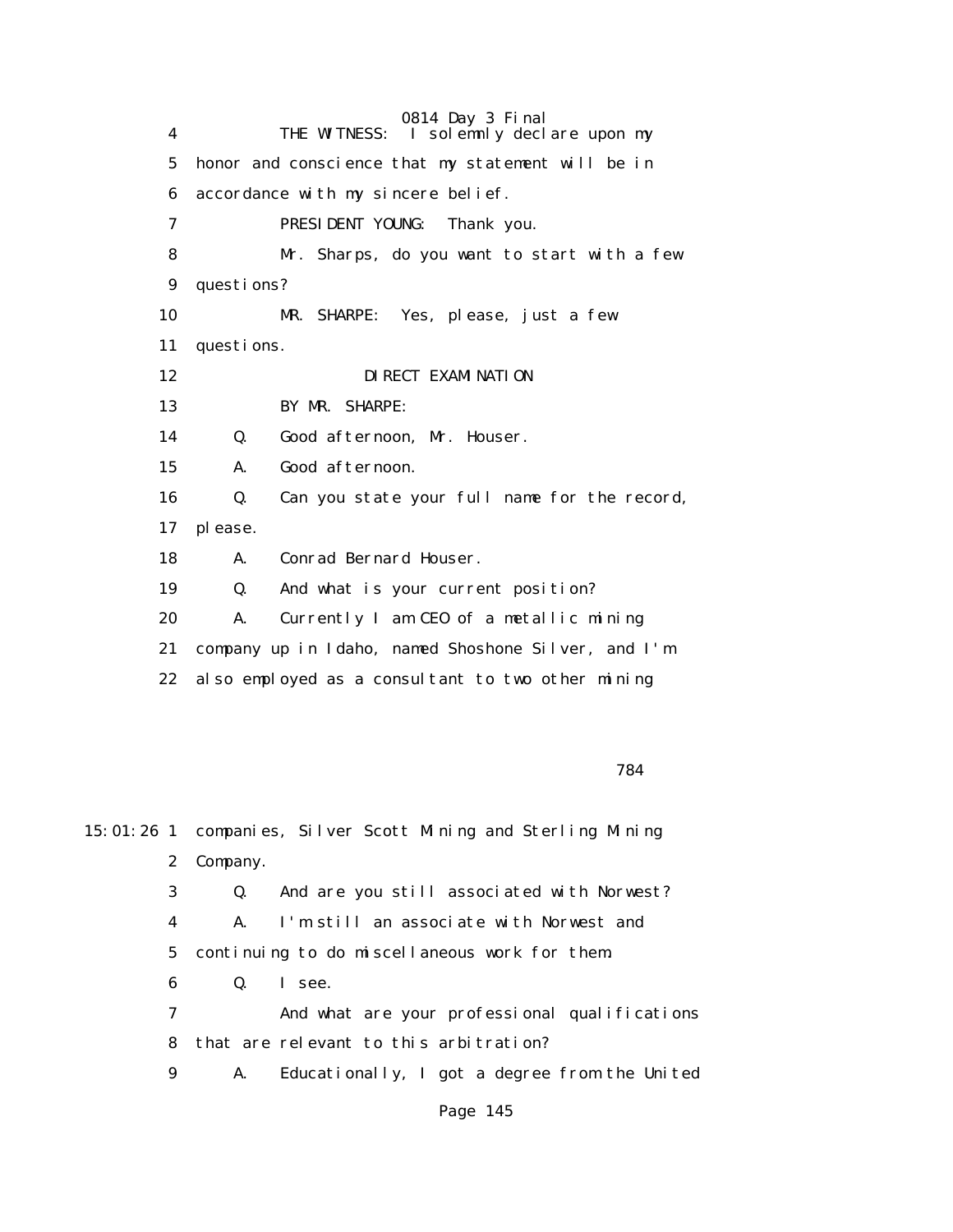4 THE WITNESS: I solemnly declare upon my
5 honor and conscience that my statement will be in
6 accordance with my sincere belief.
7 PRESIDENT YOUNG: Thank you.
8 Mr. Sharps, do you want to start with a few
9 questions?
10 MR. SHARPE: Yes, please, just a few
11 questions.
12 DIRECT EXAMINATION
13 BY MR. SHARPE:
14 Q. Good afternoon, Mr. Houser.
15 A. Good afternoon.
16 Q. Can you state your full name for the record,
17 please.
18 A. Conrad Bernard Houser.
19 Q. And what is your current position?
20 A. Currently I am CEO of a metallic mining
21 company up in Idaho, named Shoshone Silver, and I'm
22 also employed as a consultant to two other mining

784

15:01:26 1 companies, Silver Scott Mining and Sterling Mining
2 Company.
3 Q. And are you still associated with Norwest?
4 A. I'm still an associate with Norwest and
5 continuing to do miscellaneous work for them.
6 Q. I see.
7 And what are your professional qualifications
8 that are relevant to this arbitration?
9 A. Educationally, I got a degree from the United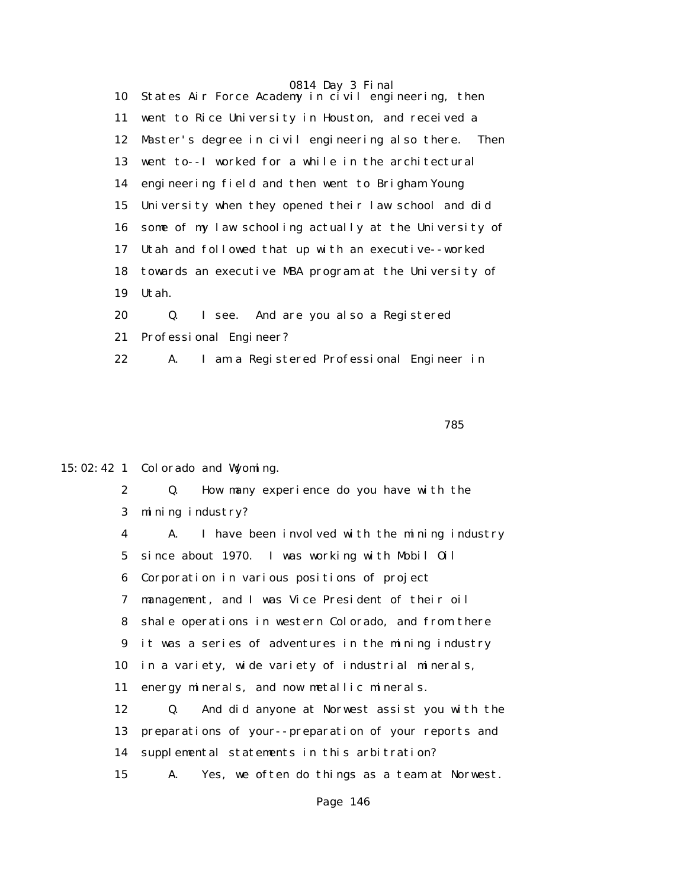10 States Air Force Academy in civil engineering, then
11 went to Rice University in Houston, and received a
12 Master's degree in civil engineering also there. Then
13 went to--I worked for a while in the architectural
14 engineering field and then went to Brigham Young
15 University when they opened their law school and did
16 some of my law schooling actually at the University of
17 Utah and followed that up with an executive--worked
18 towards an executive MBA program at the University of
19 Utah.
20 Q. I see. And are you also a Registered
21 Professional Engineer?
22 A. I am a Registered Professional Engineer in

785

15:02:42 1 Colorado and Wyoming.
2 Q. How many experience do you have with the
3 mining industry?
4 A. I have been involved with the mining industry
5 since about 1970. I was working with Mobil Oil
6 Corporation in various positions of project
7 management, and I was Vice President of their oil
8 shale operations in western Colorado, and from there
9 it was a series of adventures in the mining industry
10 in a variety, wide variety of industrial minerals,
11 energy minerals, and now metallic minerals.
12 Q. And did anyone at Norwest assist you with the
13 preparations of your--preparation of your reports and
14 supplemental statements in this arbitration?
15 A. Yes, we often do things as a team at Norwest.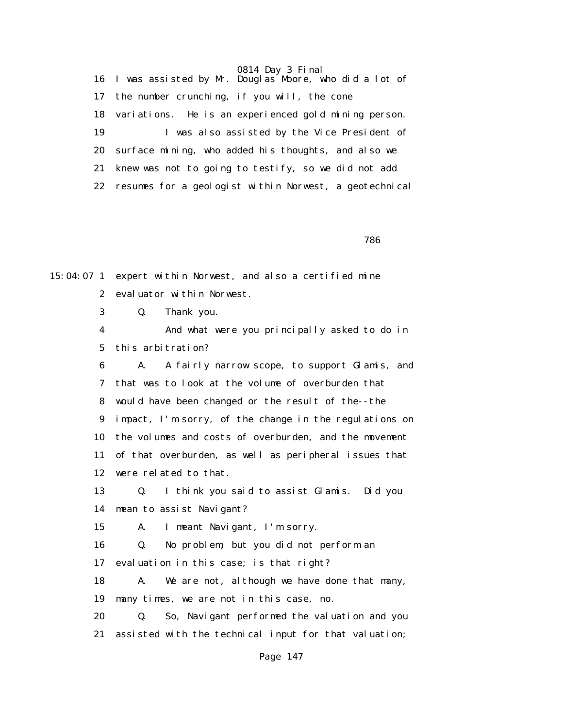16 I was assisted by Mr. Douglas Moore, who did a lot of
17 the number crunching, if you will, the cone
18 variations. He is an experienced gold mining person.
19 I was also assisted by the Vice President of
20 surface mining, who added his thoughts, and also we
21 knew was not to going to testify, so we did not add
22 resumes for a geologist within Norwest, a geotechnical

786

15:04:07 1 expert within Norwest, and also a certified mine
2 evaluator within Norwest.
3 Q. Thank you.
4 And what were you principally asked to do in
5 this arbitration?
6 A. A fairly narrow scope, to support Glamis, and
7 that was to look at the volume of overburden that
8 would have been changed or the result of the--the
9 impact, I'm sorry, of the change in the regulations on
10 the volumes and costs of overburden, and the movement
11 of that overburden, as well as peripheral issues that
12 were related to that.
13 Q. I think you said to assist Glamis. Did you
14 mean to assist Navigant?
15 A. I meant Navigant, I'm sorry.
16 Q. No problem, but you did not perform an
17 evaluation in this case; is that right?
18 A. We are not, although we have done that many,
19 many times, we are not in this case, no.
20 Q. So, Navigant performed the valuation and you
21 assisted with the technical input for that valuation;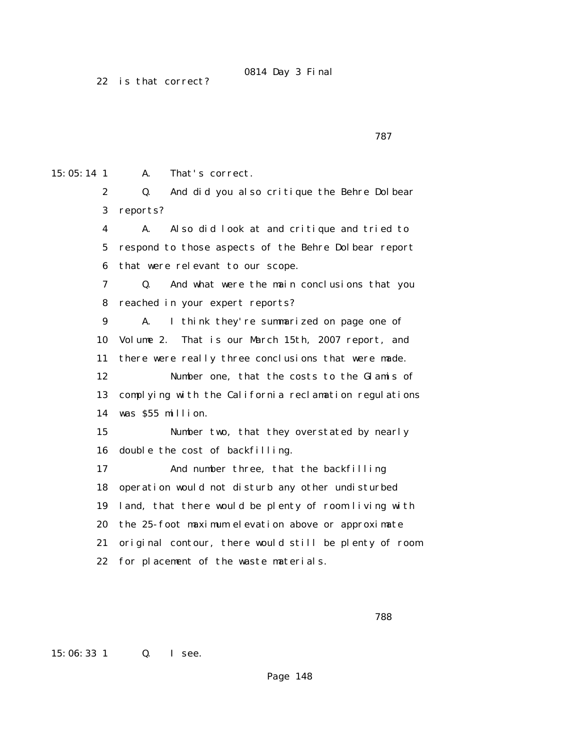22 is that correct?

787

15:05:14 1 A. That's correct.

2 Q. And did you also critique the Behre Dolbear

3 reports?

4 A. Also did look at and critique and tried to

5 respond to those aspects of the Behre Dolbear report

6 that were relevant to our scope.

7 Q. And what were the main conclusions that you

8 reached in your expert reports?

9 A. I think they're summarized on page one of

10 Volume 2. That is our March 15th, 2007 report, and

11 there were really three conclusions that were made.

12 Number one, that the costs to the Glamis of

13 complying with the California reclamation regulations

14 was $55 million.

15 Number two, that they overstated by nearly

16 double the cost of backfilling.

17 And number three, that the backfilling

18 operation would not disturb any other undisturbed

19 land, that there would be plenty of room living with

20 the 25-foot maximum elevation above or approximate

21 original contour, there would still be plenty of room

22 for placement of the waste materials.

788

15:06:33 1 Q. I see.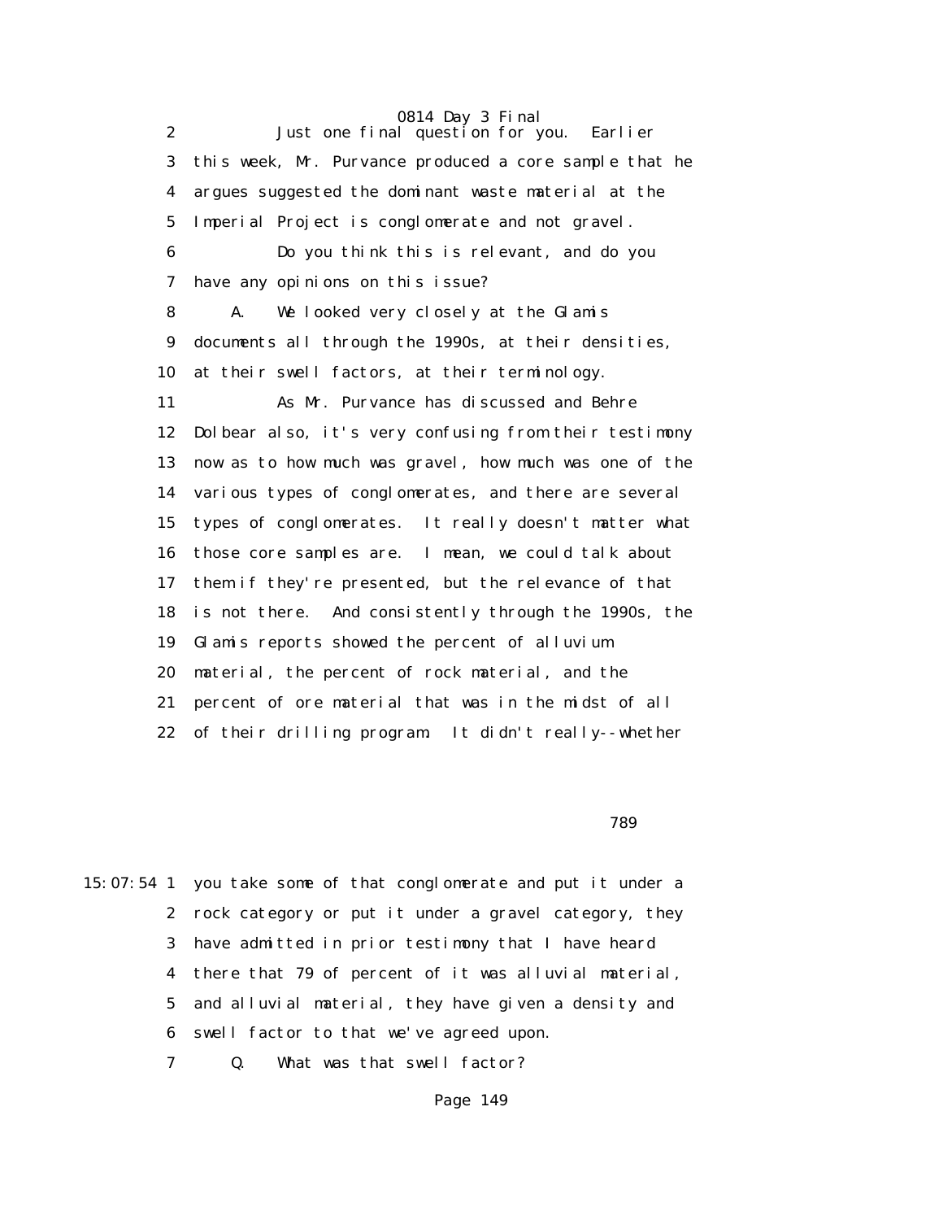2 Just one final question for you. Earlier
3 this week, Mr. Purvance produced a core sample that he
4 argues suggested the dominant waste material at the
5 Imperial Project is conglomerate and not gravel.
6 Do you think this is relevant, and do you
7 have any opinions on this issue?
8 A. We looked very closely at the Glamis
9 documents all through the 1990s, at their densities,
10 at their swell factors, at their terminology.
11 As Mr. Purvance has discussed and Behre
12 Dolbear also, it's very confusing from their testimony
13 now as to how much was gravel, how much was one of the
14 various types of conglomerates, and there are several
15 types of conglomerates. It really doesn't matter what
16 those core samples are. I mean, we could talk about
17 them if they're presented, but the relevance of that
18 is not there. And consistently through the 1990s, the
19 Glamis reports showed the percent of alluvium
20 material, the percent of rock material, and the
21 percent of ore material that was in the midst of all
22 of their drilling program. It didn't really--whether

789

15:07:54 1 you take some of that conglomerate and put it under a
2 rock category or put it under a gravel category, they
3 have admitted in prior testimony that I have heard
4 there that 79 of percent of it was alluvial material,
5 and alluvial material, they have given a density and
6 swell factor to that we've agreed upon.
7 Q. What was that swell factor?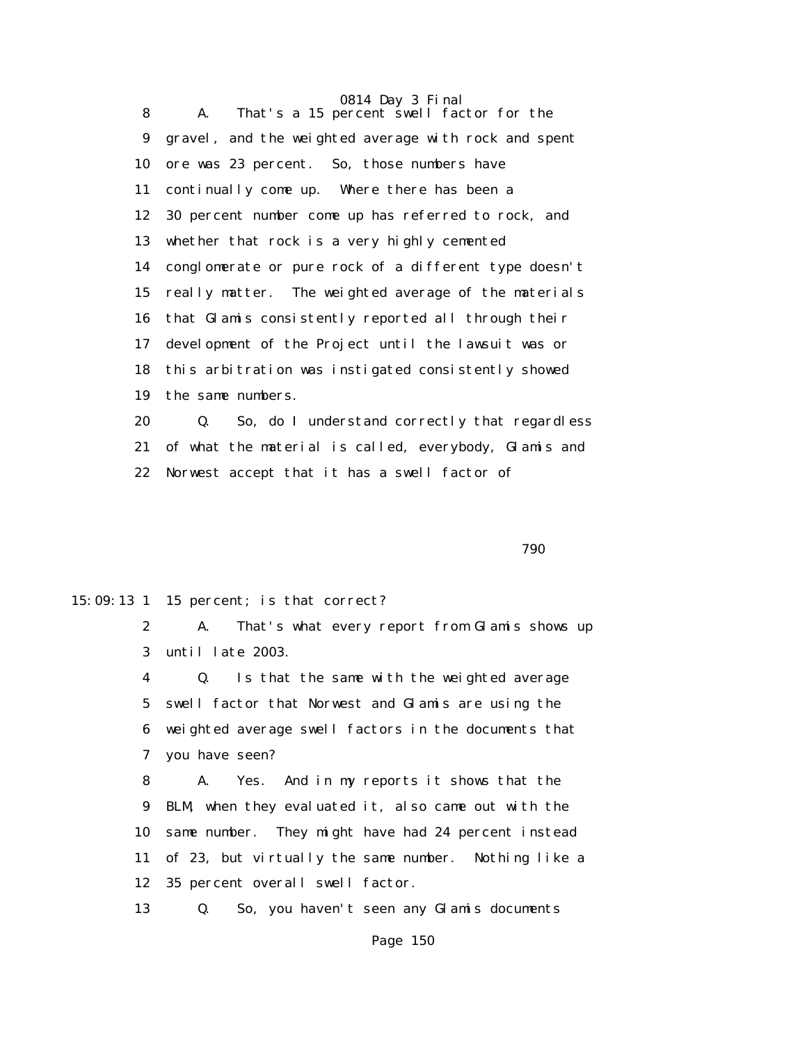8 A. That's a 15 percent swell factor for the
9 gravel, and the weighted average with rock and spent
10 ore was 23 percent. So, those numbers have
11 continually come up. Where there has been a
12 30 percent number come up has referred to rock, and
13 whether that rock is a very highly cemented
14 conglomerate or pure rock of a different type doesn't
15 really matter. The weighted average of the materials
16 that Glamis consistently reported all through their
17 development of the Project until the lawsuit was or
18 this arbitration was instigated consistently showed
19 the same numbers.
20 Q. So, do I understand correctly that regardless
21 of what the material is called, everybody, Glamis and
22 Norwest accept that it has a swell factor of

790

15:09:13 1 15 percent; is that correct?
2 A. That's what every report from Glamis shows up
3 until late 2003.
4 Q. Is that the same with the weighted average
5 swell factor that Norwest and Glamis are using the
6 weighted average swell factors in the documents that
7 you have seen?
8 A. Yes. And in my reports it shows that the
9 BLM, when they evaluated it, also came out with the
10 same number. They might have had 24 percent instead
11 of 23, but virtually the same number. Nothing like a
12 35 percent overall swell factor.
13 Q. So, you haven't seen any Glamis documents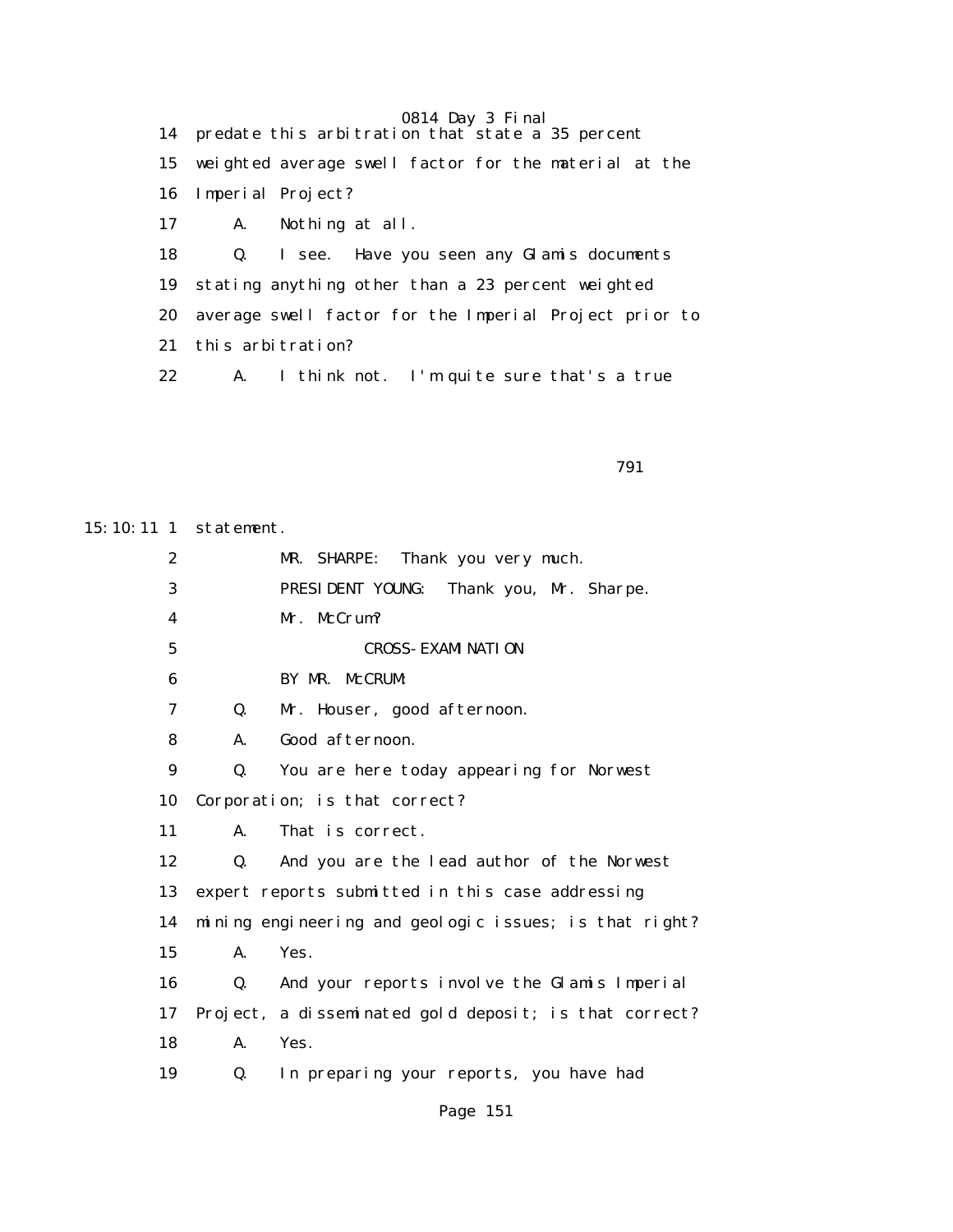14 predate this arbitration that state a 35 percent

15 weighted average swell factor for the material at the

16 Imperial Project?

17 A. Nothing at all.

18 Q. I see. Have you seen any Glamis documents

19 stating anything other than a 23 percent weighted

20 average swell factor for the Imperial Project prior to

21 this arbitration?

22 A. I think not. I'm quite sure that's a true

791

15:10:11 1 statement.

2 MR. SHARPE: Thank you very much.

3 PRESIDENT YOUNG: Thank you, Mr. Sharpe.

4 Mr. McCrum?

5 CROSS-EXAMINATION

6 BY MR. McCRUM:

7 Q. Mr. Houser, good afternoon.

8 A. Good afternoon.

9 Q. You are here today appearing for Norwest

10 Corporation; is that correct?

11 A. That is correct.

12 Q. And you are the lead author of the Norwest

13 expert reports submitted in this case addressing

14 mining engineering and geologic issues; is that right?

15 A. Yes.

16 Q. And your reports involve the Glamis Imperial

17 Project, a disseminated gold deposit; is that correct?

18 A. Yes.

19 Q. In preparing your reports, you have had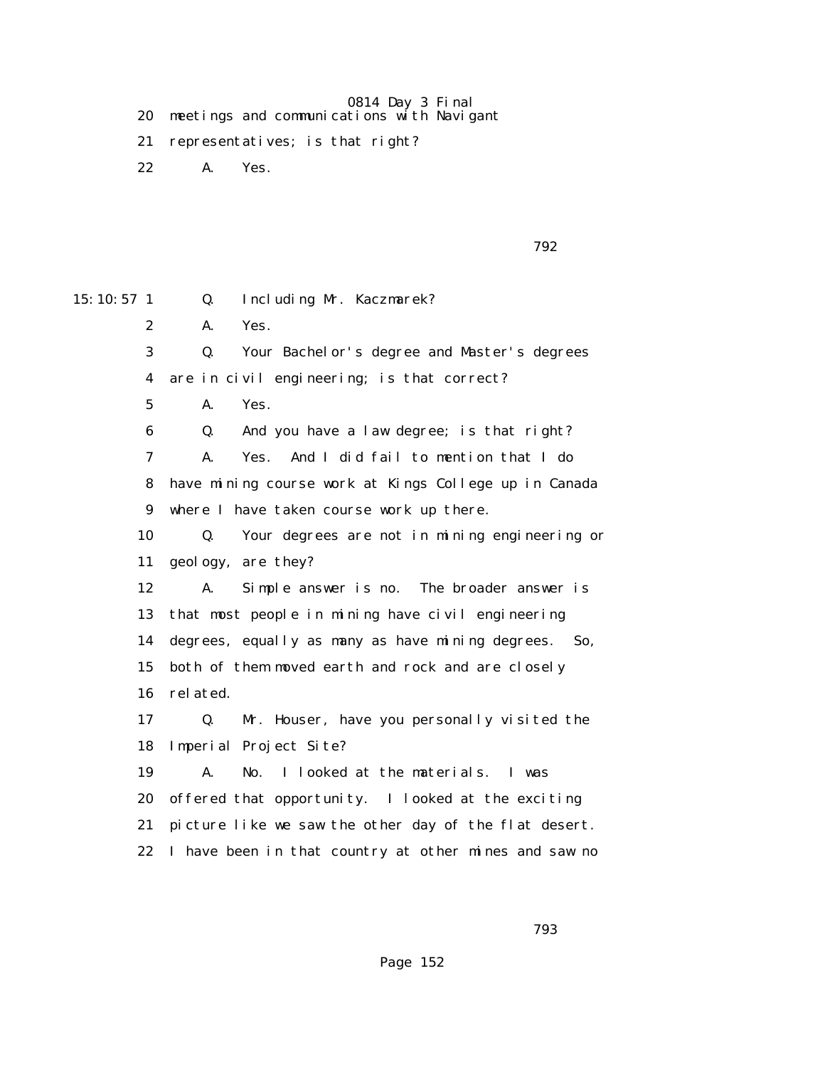20 meetings and communications with Navigant

21 representatives; is that right?

22 A. Yes.

15:10:57 1 Q. Including Mr. Kaczmarek?

2 A. Yes.

3 Q. Your Bachelor's degree and Master's degrees

4 are in civil engineering; is that correct?

5 A. Yes.

6 Q. And you have a law degree; is that right?

7 A. Yes. And I did fail to mention that I do

8 have mining course work at Kings College up in Canada

9 where I have taken course work up there.

10 Q. Your degrees are not in mining engineering or

11 geology, are they?

12 A. Simple answer is no. The broader answer is

13 that most people in mining have civil engineering

14 degrees, equally as many as have mining degrees. So,

15 both of them moved earth and rock and are closely

16 related.

17 Q. Mr. Houser, have you personally visited the

18 Imperial Project Site?

19 A. No. I looked at the materials. I was

20 offered that opportunity. I looked at the exciting

21 picture like we saw the other day of the flat desert.

22 I have been in that country at other mines and saw no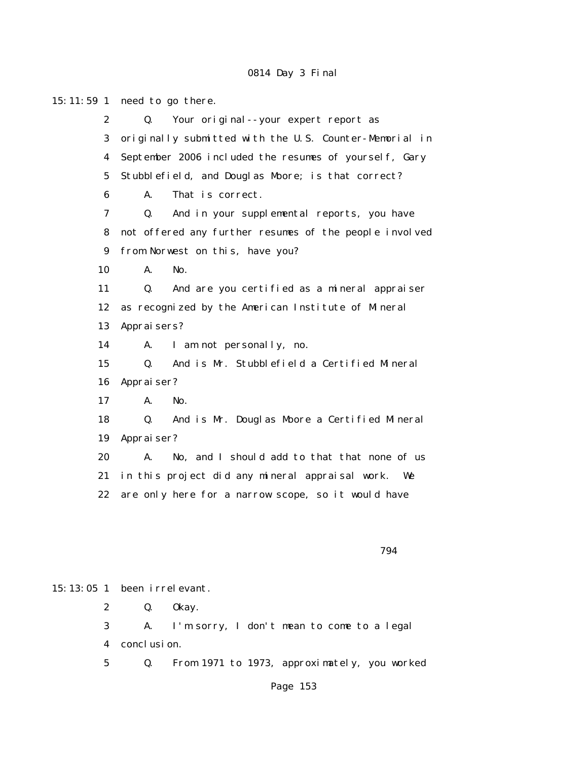15:11:59 1 need to go there.

2 Q. Your original--your expert report as

3 originally submitted with the U.S. Counter-Memorial in

4 September 2006 included the resumes of yourself, Gary

5 Stubblefield, and Douglas Moore; is that correct?

6 A. That is correct.

7 Q. And in your supplemental reports, you have

8 not offered any further resumes of the people involved

9 from Norwest on this, have you?

10 A. No.

11 Q. And are you certified as a mineral appraiser

12 as recognized by the American Institute of Mineral

13 Appraisers?

14 A. I am not personally, no.

15 Q. And is Mr. Stubblefield a Certified Mineral

16 Appraiser?

17 A. No.

18 Q. And is Mr. Douglas Moore a Certified Mineral

19 Appraiser?

20 A. No, and I should add to that that none of us

21 in this project did any mineral appraisal work. We

22 are only here for a narrow scope, so it would have

794

15:13:05 1 been irrelevant.

2 Q. Okay.

3 A. I'm sorry, I don't mean to come to a legal

4 conclusion.

5 Q. From 1971 to 1973, approximately, you worked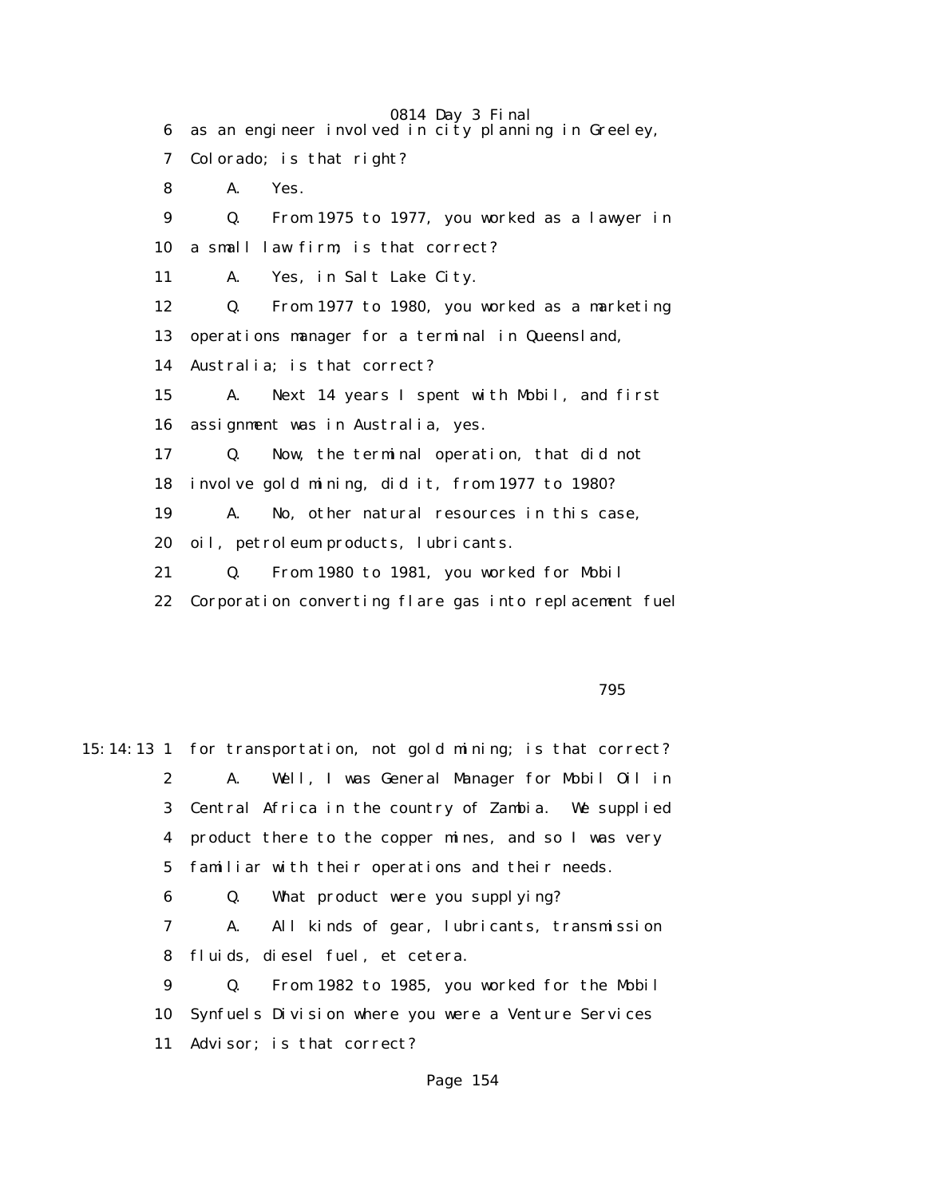6 as an engineer involved in city planning in Greeley,

7 Colorado; is that right?

8 A. Yes.

9 Q. From 1975 to 1977, you worked as a lawyer in

10 a small law firm; is that correct?

11 A. Yes, in Salt Lake City.

12 Q. From 1977 to 1980, you worked as a marketing

13 operations manager for a terminal in Queensland,

14 Australia; is that correct?

15 A. Next 14 years I spent with Mobil, and first

16 assignment was in Australia, yes.

17 Q. Now, the terminal operation, that did not

18 involve gold mining, did it, from 1977 to 1980?

19 A. No, other natural resources in this case,

20 oil, petroleum products, lubricants.

21 Q. From 1980 to 1981, you worked for Mobil

22 Corporation converting flare gas into replacement fuel

795

15:14:13 1 for transportation, not gold mining; is that correct?

2 A. Well, I was General Manager for Mobil Oil in

3 Central Africa in the country of Zambia. We supplied

4 product there to the copper mines, and so I was very

5 familiar with their operations and their needs.

6 Q. What product were you supplying?

7 A. All kinds of gear, lubricants, transmission

8 fluids, diesel fuel, et cetera.

9 Q. From 1982 to 1985, you worked for the Mobil

10 Synfuels Division where you were a Venture Services

11 Advisor; is that correct?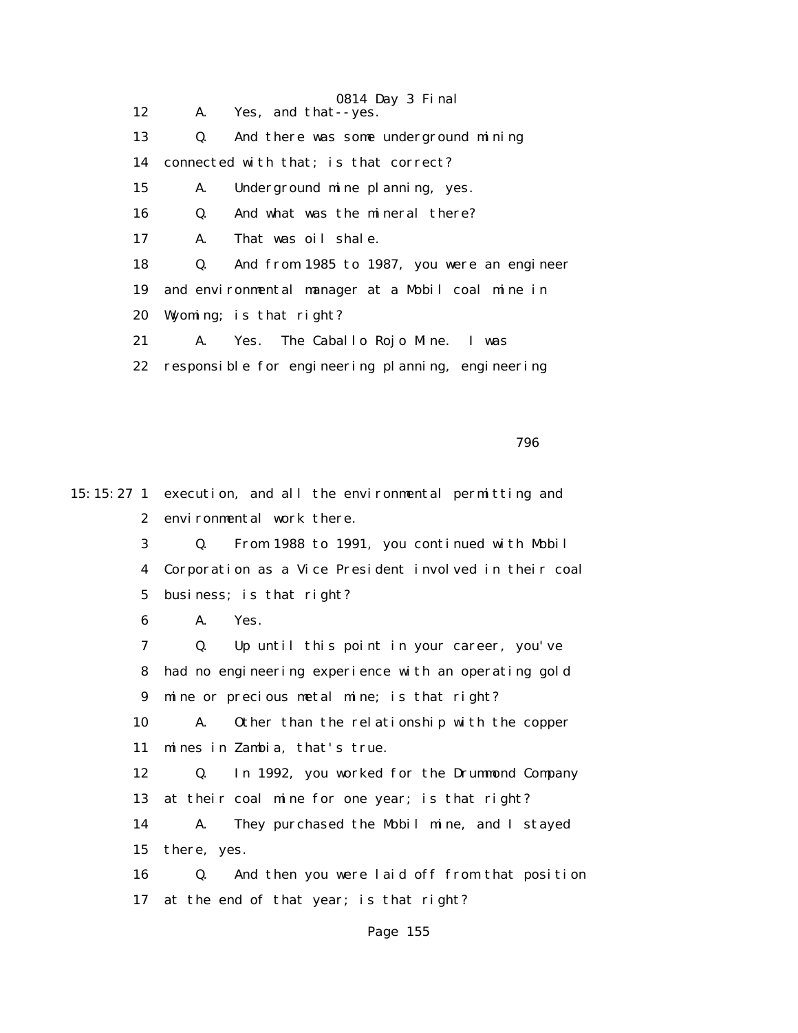12 A. Yes, and that--yes.

13 Q. And there was some underground mining

14 connected with that; is that correct?

15 A. Underground mine planning, yes.

16 Q. And what was the mineral there?

17 A. That was oil shale.

18 Q. And from 1985 to 1987, you were an engineer

19 and environmental manager at a Mobil coal mine in

20 Wyoming; is that right?

21 A. Yes. The Caballo Rojo Mine. I was

22 responsible for engineering planning, engineering

796

15:15:27 1 execution, and all the environmental permitting and

2 environmental work there.

3 Q. From 1988 to 1991, you continued with Mobil

4 Corporation as a Vice President involved in their coal

5 business; is that right?

6 A. Yes.

7 Q. Up until this point in your career, you've

8 had no engineering experience with an operating gold

9 mine or precious metal mine; is that right?

10 A. Other than the relationship with the copper

11 mines in Zambia, that's true.

12 Q. In 1992, you worked for the Drummond Company

13 at their coal mine for one year; is that right?

14 A. They purchased the Mobil mine, and I stayed

15 there, yes.

16 Q. And then you were laid off from that position

17 at the end of that year; is that right?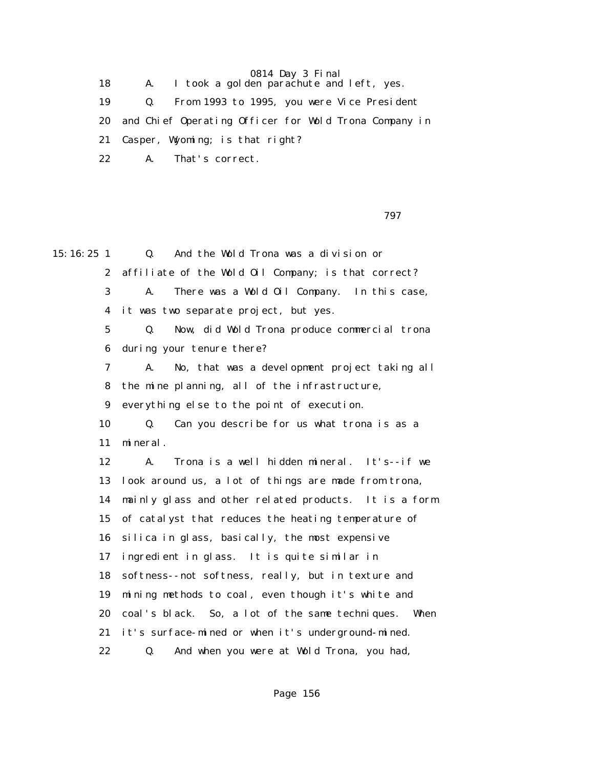18 A. I took a golden parachute and left, yes.

19 Q. From 1993 to 1995, you were Vice President

20 and Chief Operating Officer for Wold Trona Company in

21 Casper, Wyoming; is that right?

22 A. That's correct.

797

15:16:25 1 Q. And the Wold Trona was a division or

2 affiliate of the Wold Oil Company; is that correct?

3 A. There was a Wold Oil Company. In this case,

4 it was two separate project, but yes.

5 Q. Now, did Wold Trona produce commercial trona

6 during your tenure there?

7 A. No, that was a development project taking all

8 the mine planning, all of the infrastructure,

9 everything else to the point of execution.

10 Q. Can you describe for us what trona is as a

11 mineral.

12 A. Trona is a well hidden mineral. It's--if we

13 look around us, a lot of things are made from trona,

14 mainly glass and other related products. It is a form

15 of catalyst that reduces the heating temperature of

16 silica in glass, basically, the most expensive

17 ingredient in glass. It is quite similar in

18 softness--not softness, really, but in texture and

19 mining methods to coal, even though it's white and

20 coal's black. So, a lot of the same techniques. When

21 it's surface-mined or when it's underground-mined.

22 Q. And when you were at Wold Trona, you had,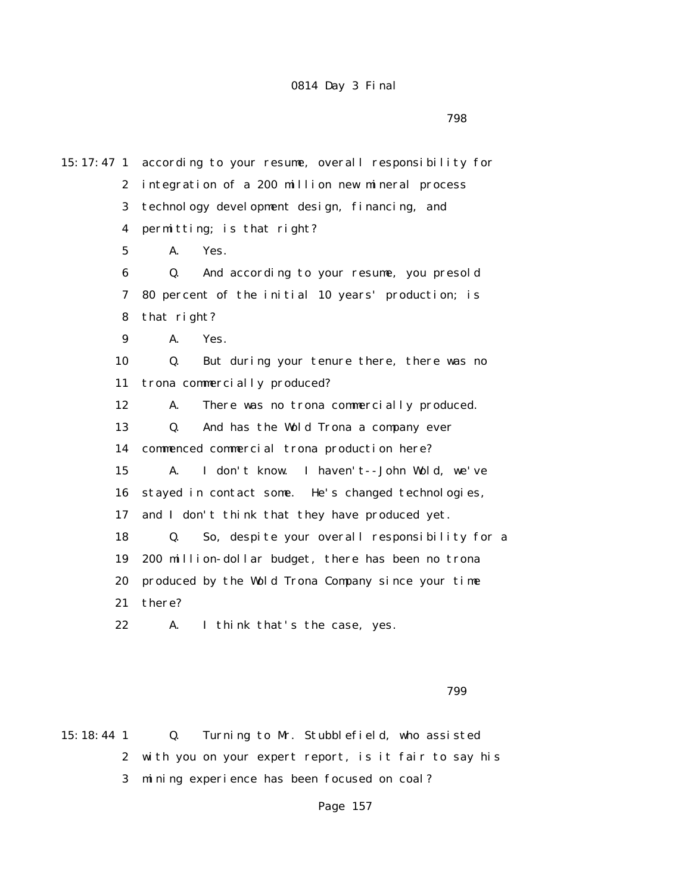0814 Day 3 Final

798

15:17:47 1 according to your resume, overall responsibility for
2 integration of a 200 million new mineral process
3 technology development design, financing, and
4 permitting; is that right?
5 A. Yes.
6 Q. And according to your resume, you presold
7 80 percent of the initial 10 years' production; is
8 that right?
9 A. Yes.
10 Q. But during your tenure there, there was no
11 trona commercially produced?
12 A. There was no trona commercially produced.
13 Q. And has the Wold Trona a company ever
14 commenced commercial trona production here?
15 A. I don't know. I haven't--John Wold, we've
16 stayed in contact some. He's changed technologies,
17 and I don't think that they have produced yet.
18 Q. So, despite your overall responsibility for a
19 200 million-dollar budget, there has been no trona
20 produced by the Wold Trona Company since your time
21 there?
22 A. I think that's the case, yes.

799

15:18:44 1 Q. Turning to Mr. Stubblefield, who assisted
2 with you on your expert report, is it fair to say his
3 mining experience has been focused on coal?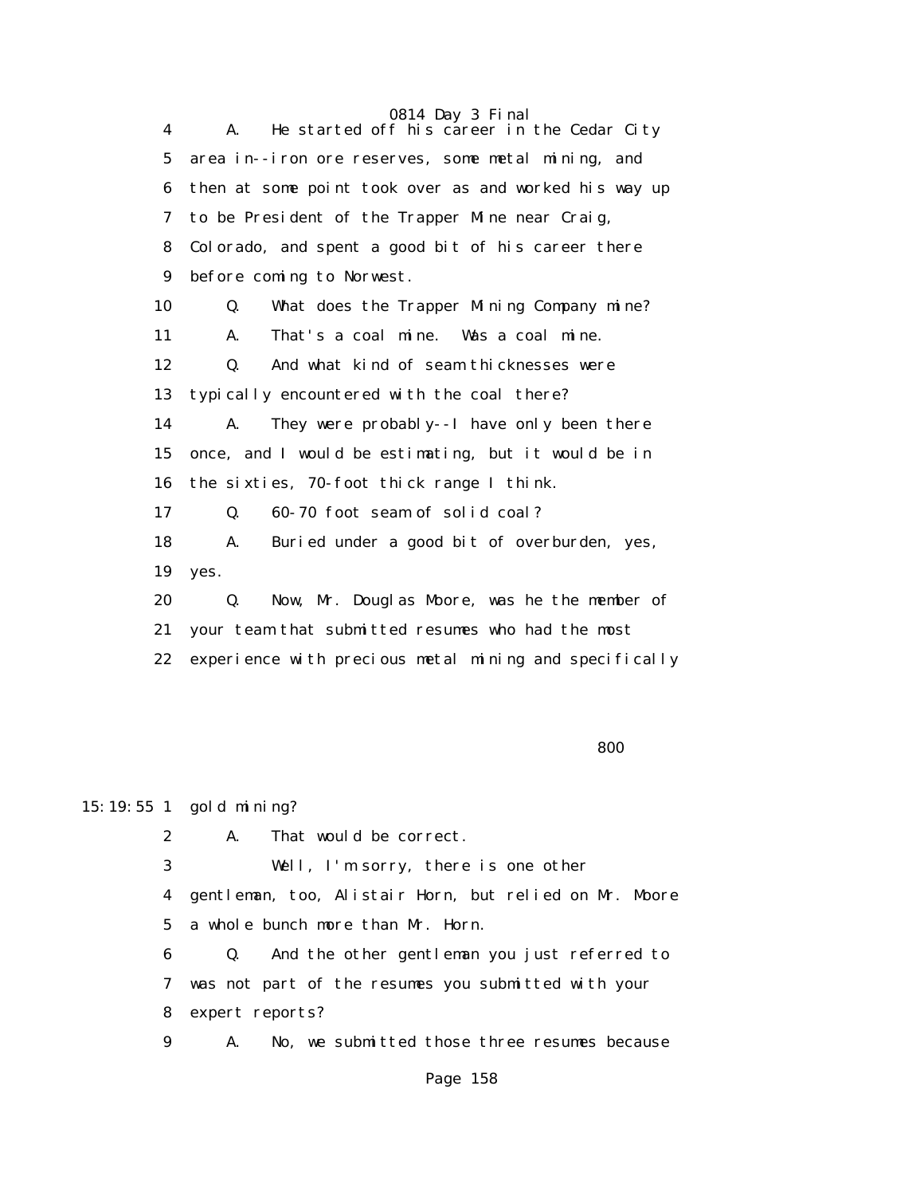4 A. He started off his career in the Cedar City
5 area in--iron ore reserves, some metal mining, and
6 then at some point took over as and worked his way up
7 to be President of the Trapper Mine near Craig,
8 Colorado, and spent a good bit of his career there
9 before coming to Norwest.
10 Q. What does the Trapper Mining Company mine?
11 A. That's a coal mine. Was a coal mine.
12 Q. And what kind of seam thicknesses were
13 typically encountered with the coal there?
14 A. They were probably--I have only been there
15 once, and I would be estimating, but it would be in
16 the sixties, 70-foot thick range I think.
17 Q. 60-70 foot seam of solid coal?
18 A. Buried under a good bit of overburden, yes,
19 yes.
20 Q. Now, Mr. Douglas Moore, was he the member of
21 your team that submitted resumes who had the most
22 experience with precious metal mining and specifically

800

15:19:55 1 gold mining?
2 A. That would be correct.
3 Well, I'm sorry, there is one other
4 gentleman, too, Alistair Horn, but relied on Mr. Moore
5 a whole bunch more than Mr. Horn.
6 Q. And the other gentleman you just referred to
7 was not part of the resumes you submitted with your
8 expert reports?
9 A. No, we submitted those three resumes because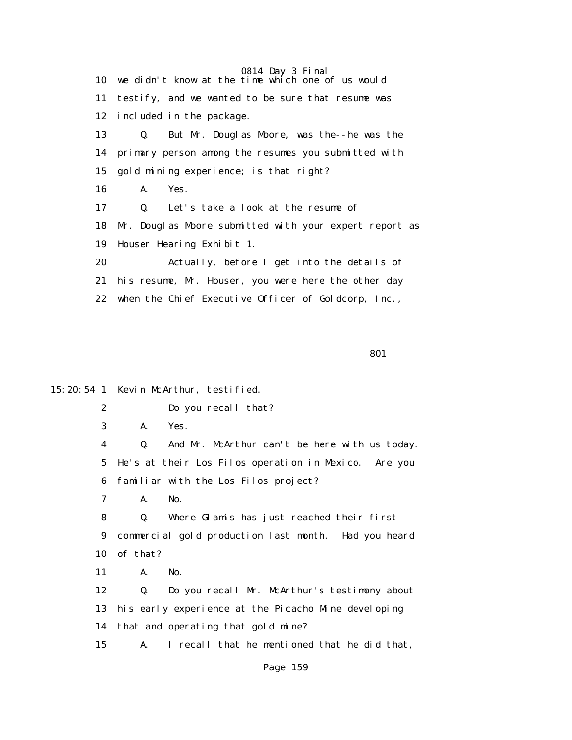10 we didn't know at the time which one of us would

11 testify, and we wanted to be sure that resume was

12 included in the package.

13 Q. But Mr. Douglas Moore, was the--he was the

14 primary person among the resumes you submitted with

15 gold mining experience; is that right?

16 A. Yes.

17 Q. Let's take a look at the resume of

18 Mr. Douglas Moore submitted with your expert report as

19 Houser Hearing Exhibit 1.

20 Actually, before I get into the details of

21 his resume, Mr. Houser, you were here the other day

22 when the Chief Executive Officer of Goldcorp, Inc.,

801

15:20:54 1 Kevin McArthur, testified.

2 Do you recall that?

3 A. Yes.

4 Q. And Mr. McArthur can't be here with us today.

5 He's at their Los Filos operation in Mexico. Are you

6 familiar with the Los Filos project?

7 A. No.

8 Q. Where Glamis has just reached their first

9 commercial gold production last month. Had you heard

10 of that?

11 A. No.

12 Q. Do you recall Mr. McArthur's testimony about

13 his early experience at the Picacho Mine developing

14 that and operating that gold mine?

15 A. I recall that he mentioned that he did that,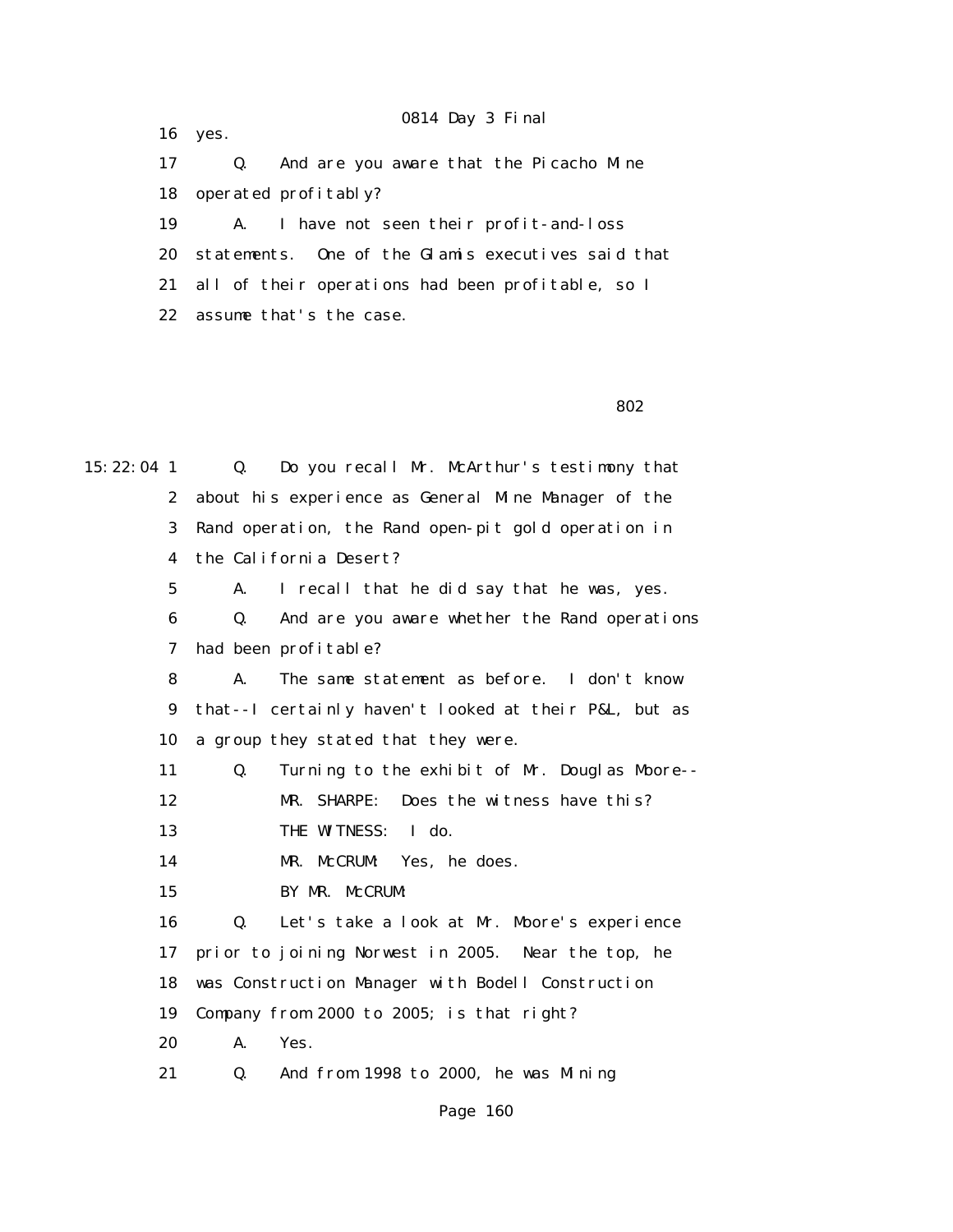16 yes.

17 Q. And are you aware that the Picacho Mine

18 operated profitably?

19 A. I have not seen their profit-and-loss

20 statements. One of the Glamis executives said that

21 all of their operations had been profitable, so I

22 assume that's the case.

802

15:22:04 1 Q. Do you recall Mr. McArthur's testimony that

2 about his experience as General Mine Manager of the

3 Rand operation, the Rand open-pit gold operation in

4 the California Desert?

5 A. I recall that he did say that he was, yes.

6 Q. And are you aware whether the Rand operations

7 had been profitable?

8 A. The same statement as before. I don't know

9 that--I certainly haven't looked at their P&L, but as

10 a group they stated that they were.

11 Q. Turning to the exhibit of Mr. Douglas Moore--

12 MR. SHARPE: Does the witness have this?

13 THE WITNESS: I do.

14 MR. McCRUM: Yes, he does.

15 BY MR. McCRUM:

16 Q. Let's take a look at Mr. Moore's experience

17 prior to joining Norwest in 2005. Near the top, he

18 was Construction Manager with Bodell Construction

19 Company from 2000 to 2005; is that right?

20 A. Yes.

21 Q. And from 1998 to 2000, he was Mining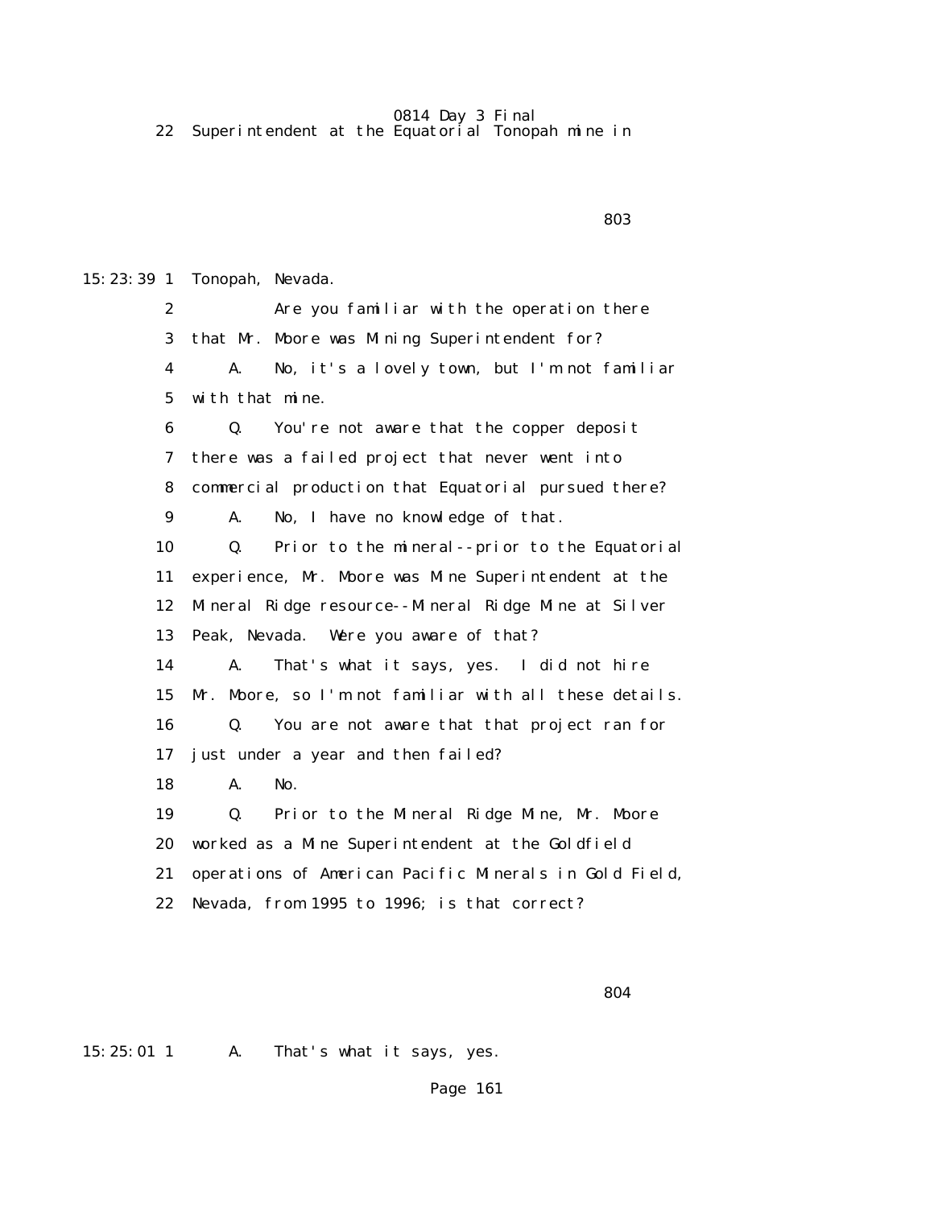22 Superintendent at the Equatorial Tonopah mine in

803

15:23:39 1 Tonopah, Nevada.

2 Are you familiar with the operation there

3 that Mr. Moore was Mining Superintendent for?

4 A. No, it's a lovely town, but I'm not familiar

5 with that mine.

6 Q. You're not aware that the copper deposit

7 there was a failed project that never went into

8 commercial production that Equatorial pursued there?

9 A. No, I have no knowledge of that.

10 Q. Prior to the mineral--prior to the Equatorial

11 experience, Mr. Moore was Mine Superintendent at the

12 Mineral Ridge resource--Mineral Ridge Mine at Silver

13 Peak, Nevada. Were you aware of that?

14 A. That's what it says, yes. I did not hire

15 Mr. Moore, so I'm not familiar with all these details.

16 Q. You are not aware that that project ran for

17 just under a year and then failed?

18 A. No.

19 Q. Prior to the Mineral Ridge Mine, Mr. Moore

20 worked as a Mine Superintendent at the Goldfield

21 operations of American Pacific Minerals in Gold Field,

22 Nevada, from 1995 to 1996; is that correct?

804

15:25:01 1 A. That's what it says, yes.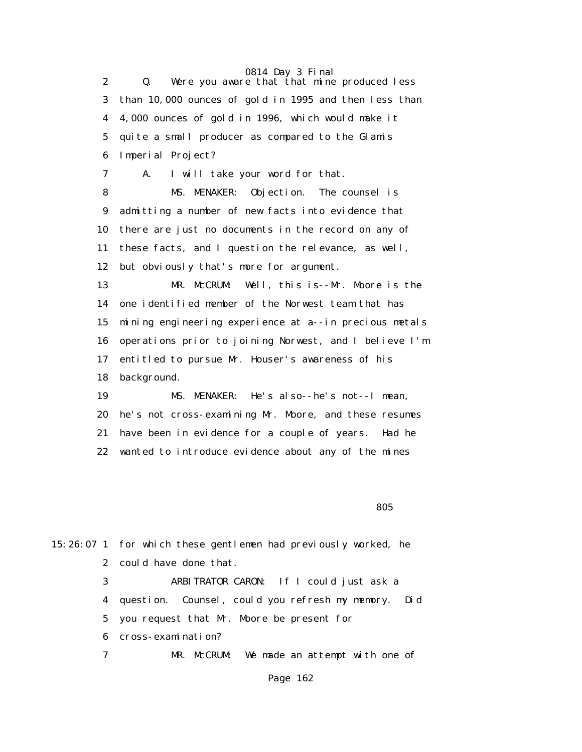2 Q. Were you aware that that mine produced less
3 than 10,000 ounces of gold in 1995 and then less than
4 4,000 ounces of gold in 1996, which would make it
5 quite a small producer as compared to the Glamis
6 Imperial Project?
7 A. I will take your word for that.
8 MS. MENAKER: Objection. The counsel is
9 admitting a number of new facts into evidence that
10 there are just no documents in the record on any of
11 these facts, and I question the relevance, as well,
12 but obviously that's more for argument.
13 MR. McCRUM: Well, this is--Mr. Moore is the
14 one identified member of the Norwest team that has
15 mining engineering experience at a--in precious metals
16 operations prior to joining Norwest, and I believe I'm
17 entitled to pursue Mr. Houser's awareness of his
18 background.
19 MS. MENAKER: He's also--he's not--I mean,
20 he's not cross-examining Mr. Moore, and these resumes
21 have been in evidence for a couple of years. Had he
22 wanted to introduce evidence about any of the mines

805

15:26:07 1 for which these gentlemen had previously worked, he
2 could have done that.
3 ARBITRATOR CARON: If I could just ask a
4 question. Counsel, could you refresh my memory. Did
5 you request that Mr. Moore be present for
6 cross-examination?
7 MR. McCRUM: We made an attempt with one of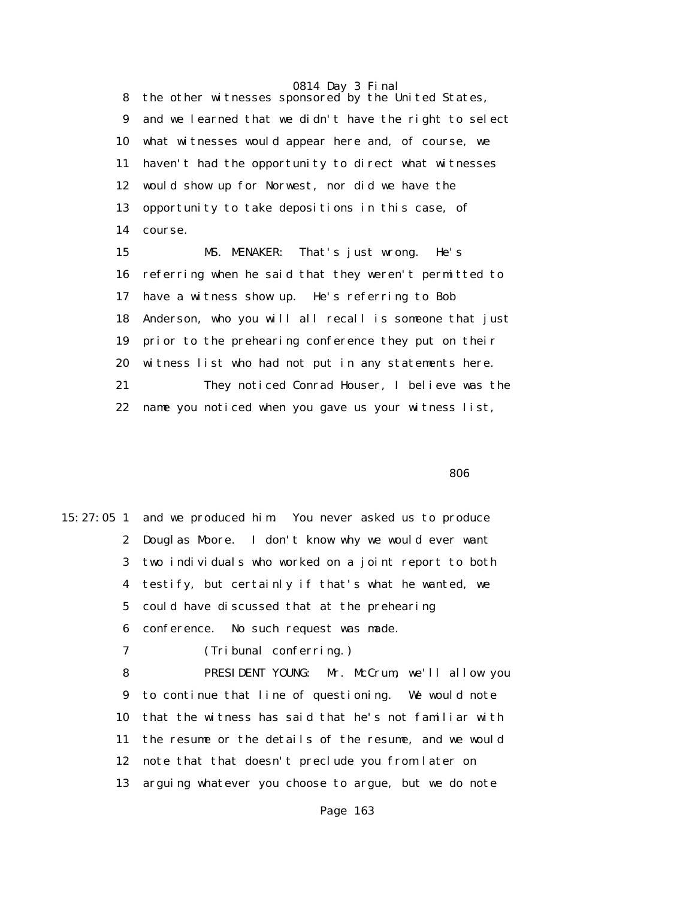8 the other witnesses sponsored by the United States,
9 and we learned that we didn't have the right to select
10 what witnesses would appear here and, of course, we
11 haven't had the opportunity to direct what witnesses
12 would show up for Norwest, nor did we have the
13 opportunity to take depositions in this case, of
14 course.

15 MS. MENAKER: That's just wrong. He's
16 referring when he said that they weren't permitted to
17 have a witness show up. He's referring to Bob
18 Anderson, who you will all recall is someone that just
19 prior to the prehearing conference they put on their
20 witness list who had not put in any statements here.
21 They noticed Conrad Houser, I believe was the
22 name you noticed when you gave us your witness list,

806

15:27:05 1 and we produced him. You never asked us to produce
2 Douglas Moore. I don't know why we would ever want
3 two individuals who worked on a joint report to both
4 testify, but certainly if that's what he wanted, we
5 could have discussed that at the prehearing
6 conference. No such request was made.
7 (Tribunal conferring.)
8 PRESIDENT YOUNG: Mr. McCrum, we'll allow you
9 to continue that line of questioning. We would note
10 that the witness has said that he's not familiar with
11 the resume or the details of the resume, and we would
12 note that that doesn't preclude you from later on
13 arguing whatever you choose to argue, but we do note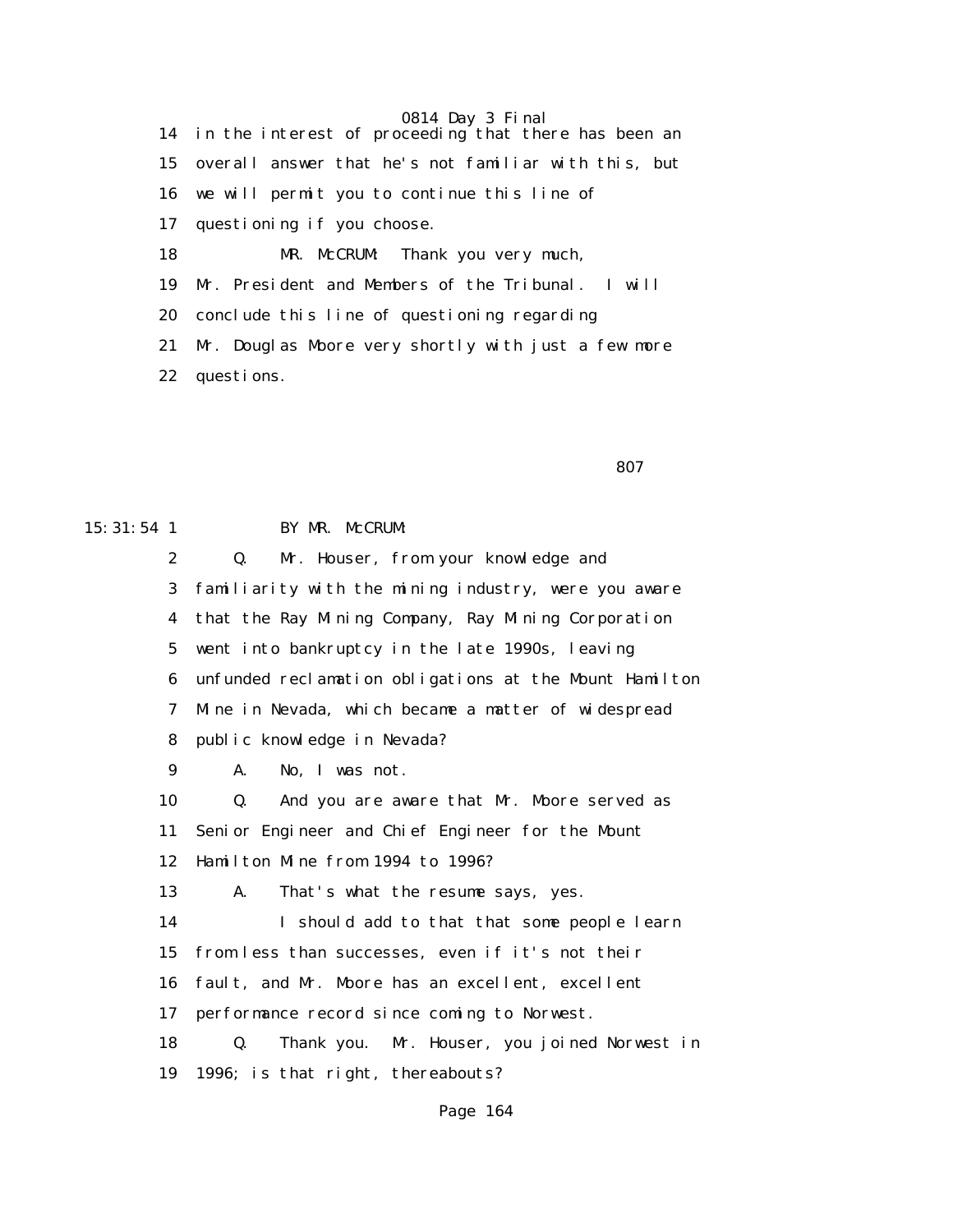14 in the interest of proceeding that there has been an
15 overall answer that he's not familiar with this, but
16 we will permit you to continue this line of
17 questioning if you choose.

18 MR. McCRUM: Thank you very much,
19 Mr. President and Members of the Tribunal. I will
20 conclude this line of questioning regarding
21 Mr. Douglas Moore very shortly with just a few more
22 questions.

807

15:31:54 1 BY MR. McCRUM:

2 Q. Mr. Houser, from your knowledge and
3 familiarity with the mining industry, were you aware
4 that the Ray Mining Company, Ray Mining Corporation
5 went into bankruptcy in the late 1990s, leaving
6 unfunded reclamation obligations at the Mount Hamilton
7 Mine in Nevada, which became a matter of widespread
8 public knowledge in Nevada?

9 A. No, I was not.

10 Q. And you are aware that Mr. Moore served as
11 Senior Engineer and Chief Engineer for the Mount
12 Hamilton Mine from 1994 to 1996?

13 A. That's what the resume says, yes.

14 I should add to that that some people learn
15 from less than successes, even if it's not their
16 fault, and Mr. Moore has an excellent, excellent
17 performance record since coming to Norwest.

18 Q. Thank you. Mr. Houser, you joined Norwest in
19 1996; is that right, thereabouts?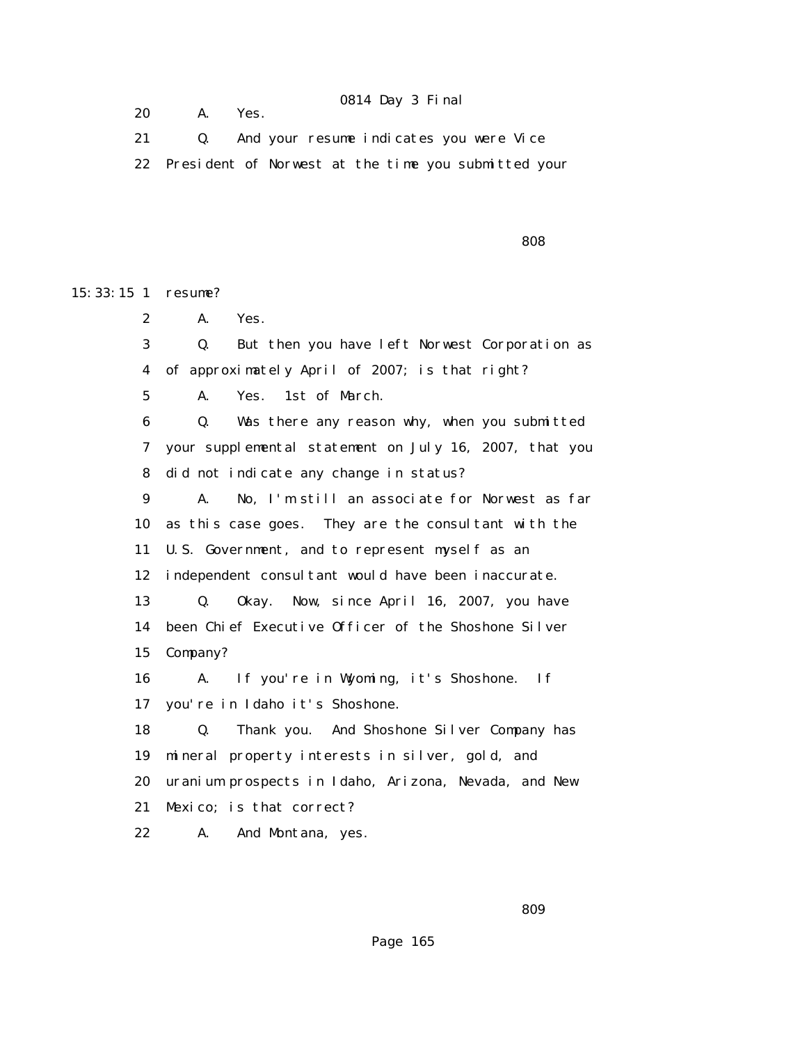20      A.    Yes.

21      Q.    And your resume indicates you were Vice

22  President of Norwest at the time you submitted your

808

15:33:15 1  resume?

2      A.    Yes.

3      Q.    But then you have left Norwest Corporation as

4  of approximately April of 2007; is that right?

5      A.    Yes.  1st of March.

6      Q.    Was there any reason why, when you submitted

7  your supplemental statement on July 16, 2007, that you

8  did not indicate any change in status?

9      A.    No, I'm still an associate for Norwest as far

10  as this case goes.  They are the consultant with the

11  U.S. Government, and to represent myself as an

12  independent consultant would have been inaccurate.

13      Q.    Okay.  Now, since April 16, 2007, you have

14  been Chief Executive Officer of the Shoshone Silver

15  Company?

16      A.    If you're in Wyoming, it's Shoshone.  If

17  you're in Idaho it's Shoshone.

18      Q.    Thank you.  And Shoshone Silver Company has

19  mineral property interests in silver, gold, and

20  uranium prospects in Idaho, Arizona, Nevada, and New

21  Mexico; is that correct?

22      A.    And Montana, yes.

809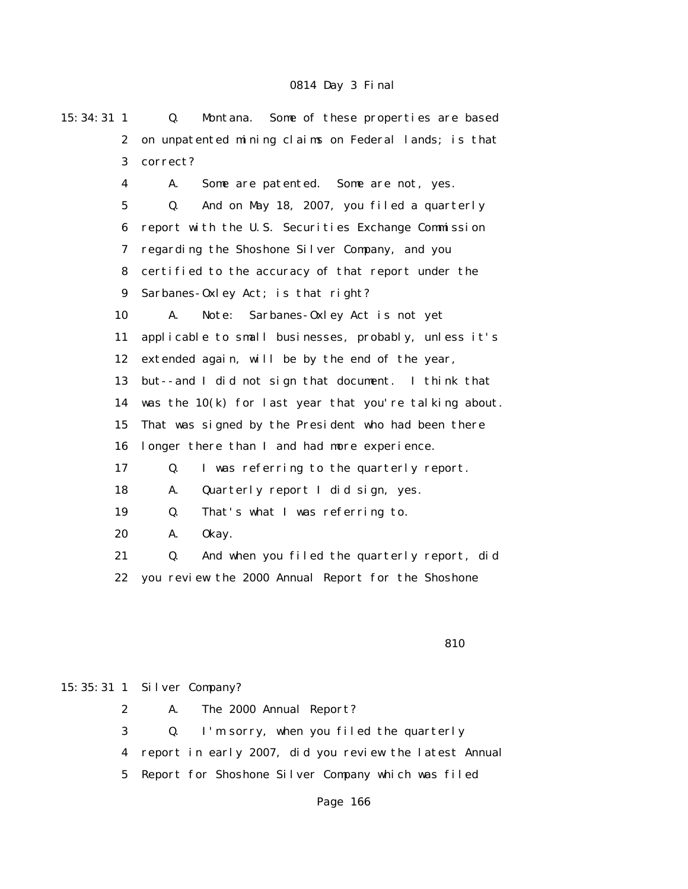15:34:31 1 Q. Montana. Some of these properties are based
2 on unpatented mining claims on Federal lands; is that
3 correct?
4 A. Some are patented. Some are not, yes.
5 Q. And on May 18, 2007, you filed a quarterly
6 report with the U.S. Securities Exchange Commission
7 regarding the Shoshone Silver Company, and you
8 certified to the accuracy of that report under the
9 Sarbanes-Oxley Act; is that right?
10 A. Note: Sarbanes-Oxley Act is not yet
11 applicable to small businesses, probably, unless it's
12 extended again, will be by the end of the year,
13 but--and I did not sign that document. I think that
14 was the 10(k) for last year that you're talking about.
15 That was signed by the President who had been there
16 longer there than I and had more experience.
17 Q. I was referring to the quarterly report.
18 A. Quarterly report I did sign, yes.
19 Q. That's what I was referring to.
20 A. Okay.
21 Q. And when you filed the quarterly report, did
22 you review the 2000 Annual Report for the Shoshone

810

15:35:31 1 Silver Company?
2 A. The 2000 Annual Report?
3 Q. I'm sorry, when you filed the quarterly
4 report in early 2007, did you review the latest Annual
5 Report for Shoshone Silver Company which was filed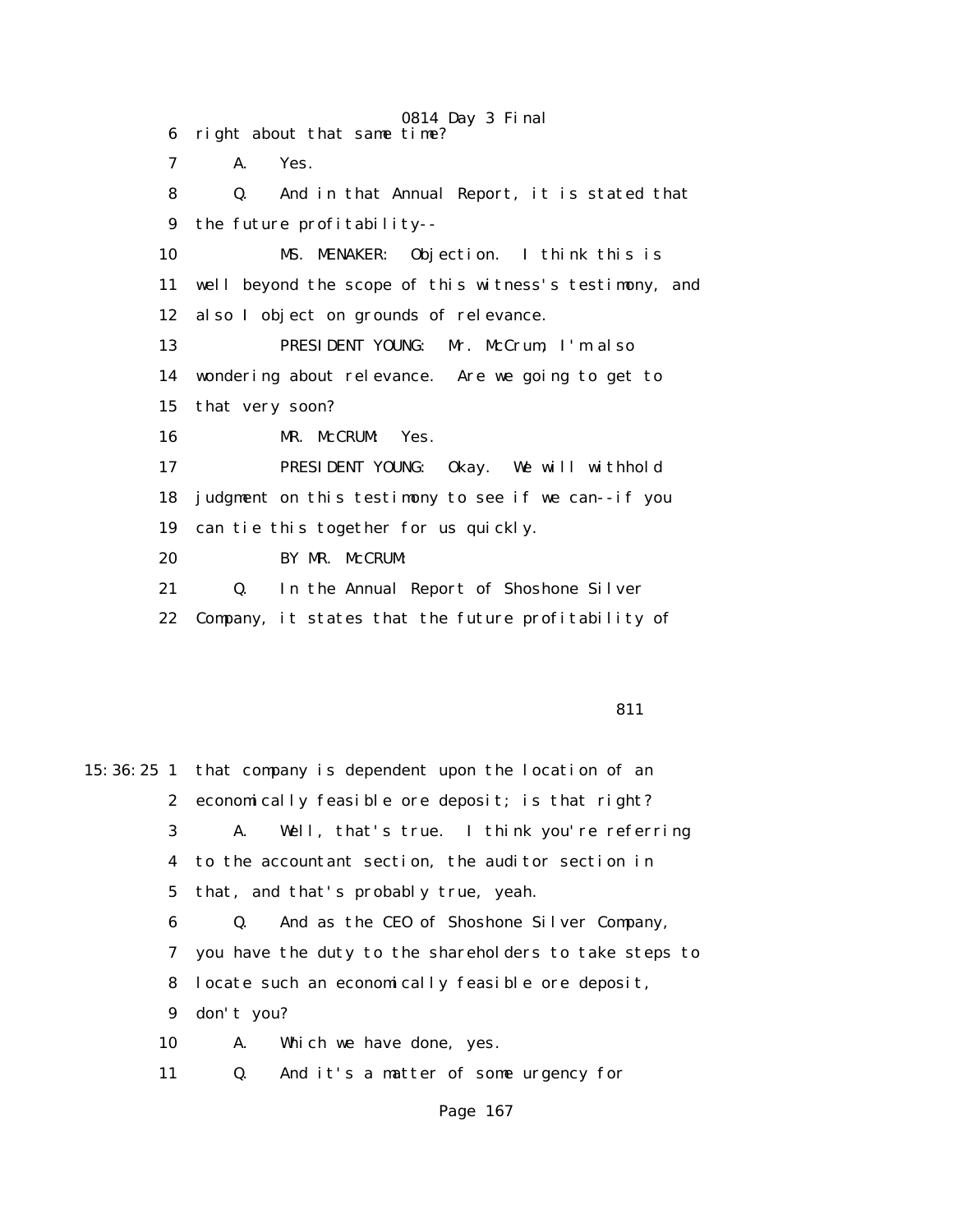6 right about that same time?

7 A. Yes.

8 Q. And in that Annual Report, it is stated that

9 the future profitability--

10 MS. MENAKER: Objection. I think this is

11 well beyond the scope of this witness's testimony, and

12 also I object on grounds of relevance.

13 PRESIDENT YOUNG: Mr. McCrum, I'm also

14 wondering about relevance. Are we going to get to

15 that very soon?

16 MR. McCRUM: Yes.

17 PRESIDENT YOUNG: Okay. We will withhold

18 judgment on this testimony to see if we can--if you

19 can tie this together for us quickly.

20 BY MR. McCRUM:

21 Q. In the Annual Report of Shoshone Silver

22 Company, it states that the future profitability of

811

15:36:25 1 that company is dependent upon the location of an

2 economically feasible ore deposit; is that right?

3 A. Well, that's true. I think you're referring

4 to the accountant section, the auditor section in

5 that, and that's probably true, yeah.

6 Q. And as the CEO of Shoshone Silver Company,

7 you have the duty to the shareholders to take steps to

8 locate such an economically feasible ore deposit,

9 don't you?

10 A. Which we have done, yes.

11 Q. And it's a matter of some urgency for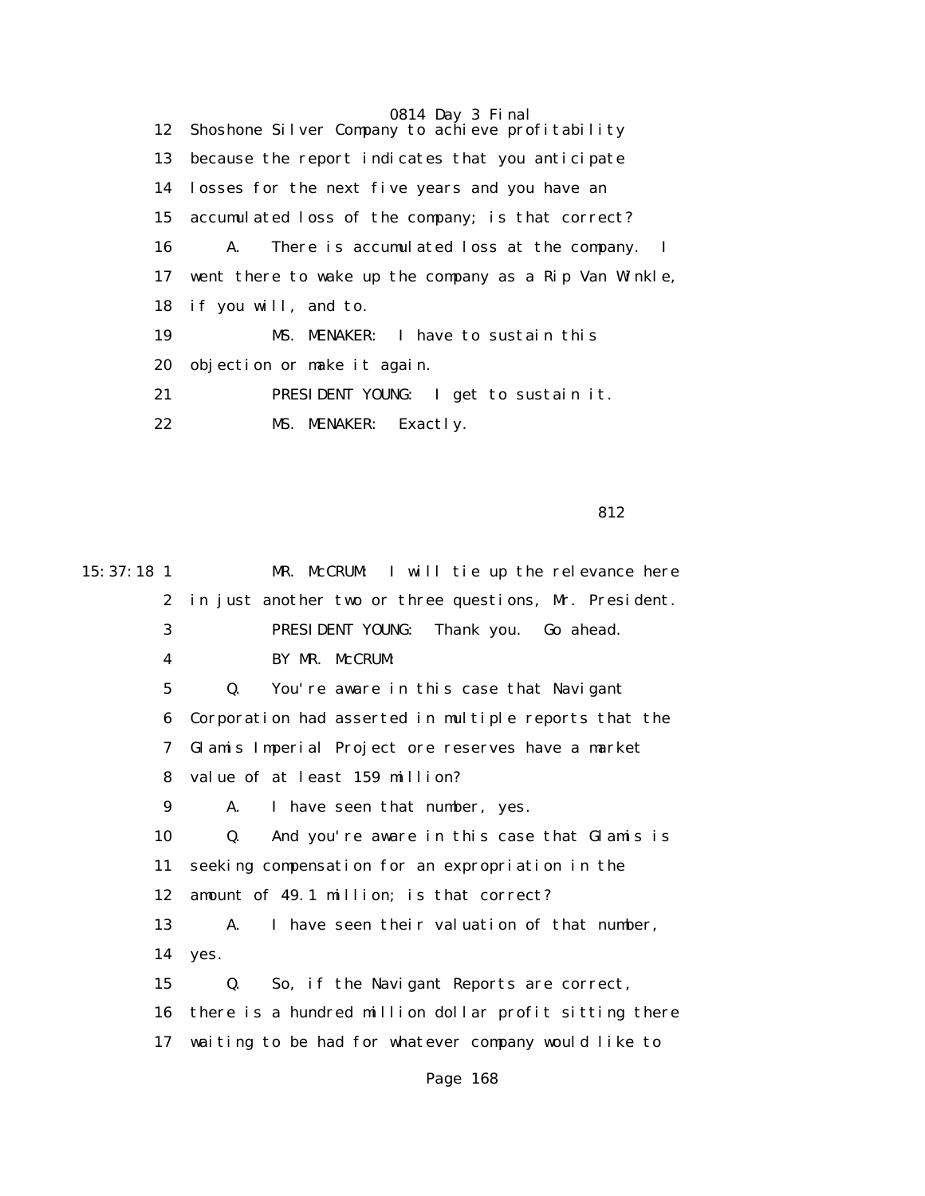12 Shoshone Silver Company to achieve profitability
13 because the report indicates that you anticipate
14 losses for the next five years and you have an
15 accumulated loss of the company; is that correct?
16 A. There is accumulated loss at the company. I
17 went there to wake up the company as a Rip Van Winkle,
18 if you will, and to.
19 MS. MENAKER: I have to sustain this
20 objection or make it again.
21 PRESIDENT YOUNG: I get to sustain it.
22 MS. MENAKER: Exactly.

812

15:37:18 1 MR. McCRUM: I will tie up the relevance here
2 in just another two or three questions, Mr. President.
3 PRESIDENT YOUNG: Thank you. Go ahead.
4 BY MR. McCRUM:
5 Q. You're aware in this case that Navigant
6 Corporation had asserted in multiple reports that the
7 Glamis Imperial Project ore reserves have a market
8 value of at least 159 million?
9 A. I have seen that number, yes.
10 Q. And you're aware in this case that Glamis is
11 seeking compensation for an expropriation in the
12 amount of 49.1 million; is that correct?
13 A. I have seen their valuation of that number,
14 yes.
15 Q. So, if the Navigant Reports are correct,
16 there is a hundred million dollar profit sitting there
17 waiting to be had for whatever company would like to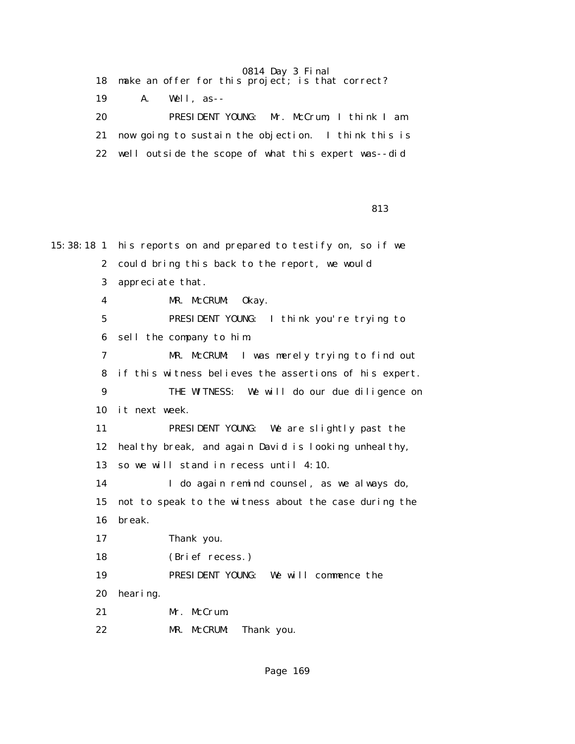18 make an offer for this project; is that correct?

19 A. Well, as--

20 PRESIDENT YOUNG: Mr. McCrum, I think I am

21 now going to sustain the objection. I think this is

22 well outside the scope of what this expert was--did

813

15:38:18 1 his reports on and prepared to testify on, so if we

2 could bring this back to the report, we would

3 appreciate that.

4 MR. McCRUM: Okay.

5 PRESIDENT YOUNG: I think you're trying to

6 sell the company to him.

7 MR. McCRUM: I was merely trying to find out

8 if this witness believes the assertions of his expert.

9 THE WITNESS: We will do our due diligence on

10 it next week.

11 PRESIDENT YOUNG: We are slightly past the

12 healthy break, and again David is looking unhealthy,

13 so we will stand in recess until 4:10.

14 I do again remind counsel, as we always do,

15 not to speak to the witness about the case during the

16 break.

17 Thank you.

18 (Brief recess.)

19 PRESIDENT YOUNG: We will commence the

20 hearing.

21 Mr. McCrum.

22 MR. McCRUM: Thank you.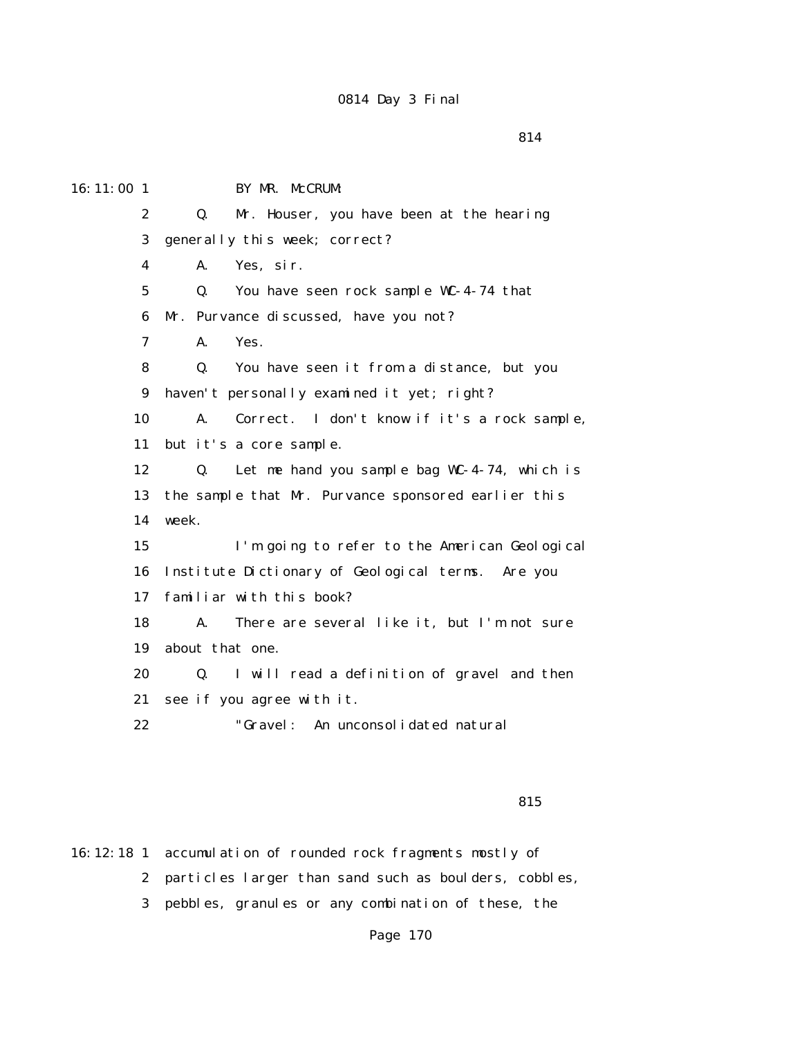16:11:00 1 BY MR. McCRUM:

2 Q. Mr. Houser, you have been at the hearing

3 generally this week; correct?

4 A. Yes, sir.

5 Q. You have seen rock sample WC-4-74 that

6 Mr. Purvance discussed, have you not?

7 A. Yes.

8 Q. You have seen it from a distance, but you

9 haven't personally examined it yet; right?

10 A. Correct. I don't know if it's a rock sample,

11 but it's a core sample.

12 Q. Let me hand you sample bag WC-4-74, which is

13 the sample that Mr. Purvance sponsored earlier this

14 week.

15 I'm going to refer to the American Geological

16 Institute Dictionary of Geological terms. Are you

17 familiar with this book?

18 A. There are several like it, but I'm not sure

19 about that one.

20 Q. I will read a definition of gravel and then

21 see if you agree with it.

22 "Gravel: An unconsolidated natural

815

16:12:18 1 accumulation of rounded rock fragments mostly of

2 particles larger than sand such as boulders, cobbles,

3 pebbles, granules or any combination of these, the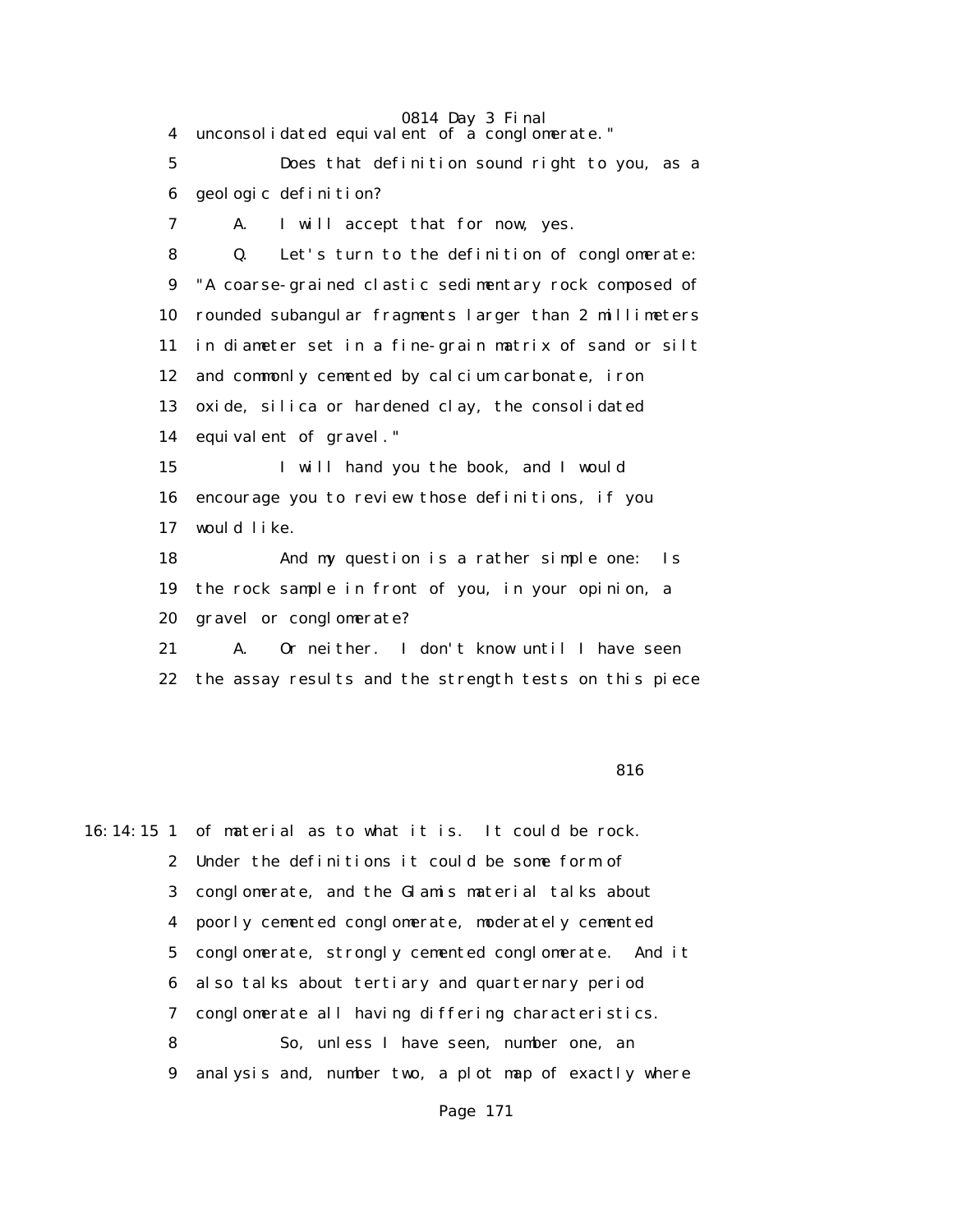4 unconsolidated equivalent of a conglomerate."

5 Does that definition sound right to you, as a

6 geologic definition?

7 A. I will accept that for now, yes.

8 Q. Let's turn to the definition of conglomerate:

9 "A coarse-grained clastic sedimentary rock composed of

10 rounded subangular fragments larger than 2 millimeters

11 in diameter set in a fine-grain matrix of sand or silt

12 and commonly cemented by calcium carbonate, iron

13 oxide, silica or hardened clay, the consolidated

14 equivalent of gravel."

15 I will hand you the book, and I would

16 encourage you to review those definitions, if you

17 would like.

18 And my question is a rather simple one: Is

19 the rock sample in front of you, in your opinion, a

20 gravel or conglomerate?

21 A. Or neither. I don't know until I have seen

22 the assay results and the strength tests on this piece

816

16:14:15 1 of material as to what it is. It could be rock.

2 Under the definitions it could be some form of

3 conglomerate, and the Glamis material talks about

4 poorly cemented conglomerate, moderately cemented

5 conglomerate, strongly cemented conglomerate. And it

6 also talks about tertiary and quarternary period

7 conglomerate all having differing characteristics.

8 So, unless I have seen, number one, an

9 analysis and, number two, a plot map of exactly where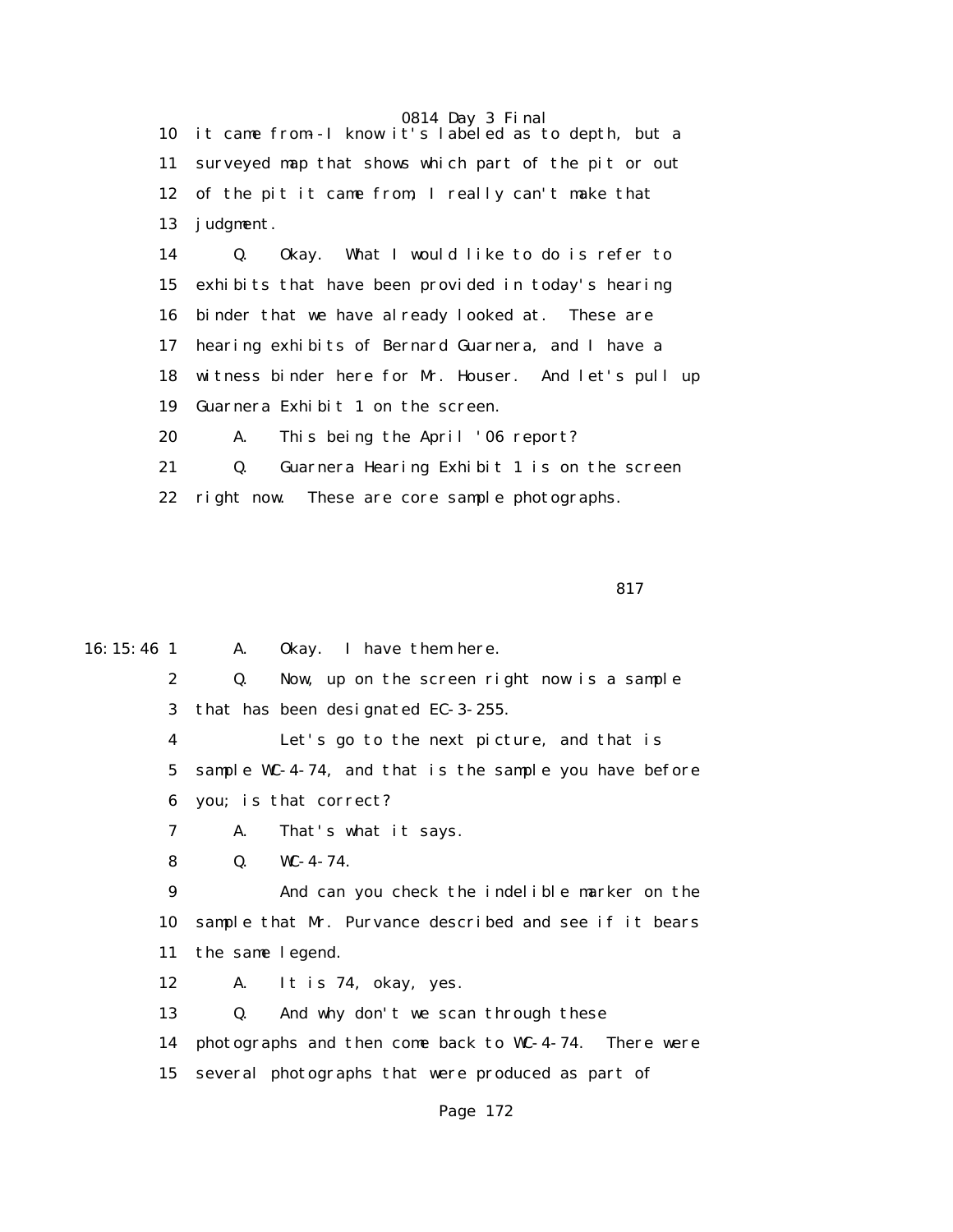10 it came from--I know it's labeled as to depth, but a

11 surveyed map that shows which part of the pit or out

12 of the pit it came from, I really can't make that

13 judgment.

14 Q. Okay. What I would like to do is refer to

15 exhibits that have been provided in today's hearing

16 binder that we have already looked at. These are

17 hearing exhibits of Bernard Guarnera, and I have a

18 witness binder here for Mr. Houser. And let's pull up

19 Guarnera Exhibit 1 on the screen.

20 A. This being the April '06 report?

21 Q. Guarnera Hearing Exhibit 1 is on the screen

22 right now. These are core sample photographs.

817

16:15:46 1 A. Okay. I have them here.

2 Q. Now, up on the screen right now is a sample

3 that has been designated EC-3-255.

4 Let's go to the next picture, and that is

5 sample WC-4-74, and that is the sample you have before

6 you; is that correct?

7 A. That's what it says.

8 Q. WC-4-74.

9 And can you check the indelible marker on the

10 sample that Mr. Purvance described and see if it bears

11 the same legend.

12 A. It is 74, okay, yes.

13 Q. And why don't we scan through these

14 photographs and then come back to WC-4-74. There were

15 several photographs that were produced as part of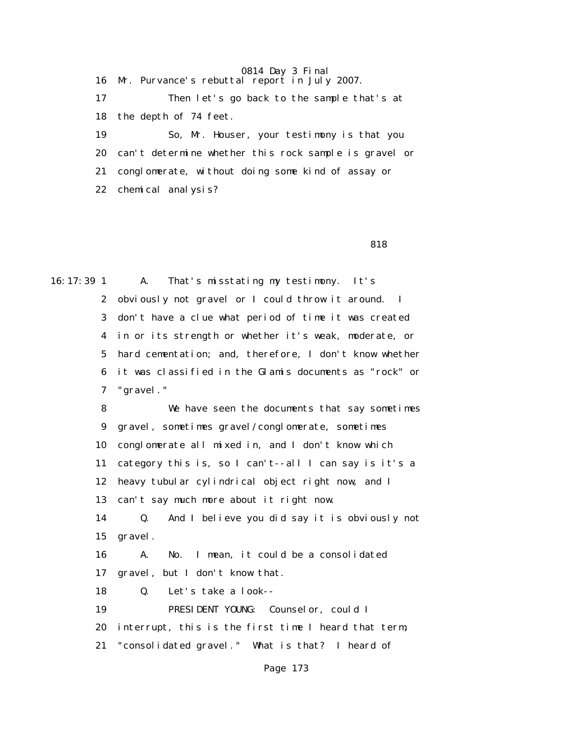16 Mr. Purvance's rebuttal report in July 2007.

17 Then let's go back to the sample that's at

18 the depth of 74 feet.

19 So, Mr. Houser, your testimony is that you

20 can't determine whether this rock sample is gravel or

21 conglomerate, without doing some kind of assay or

22 chemical analysis?

818

16:17:39 1 A. That's misstating my testimony. It's

2 obviously not gravel or I could throw it around. I

3 don't have a clue what period of time it was created

4 in or its strength or whether it's weak, moderate, or

5 hard cementation; and, therefore, I don't know whether

6 it was classified in the Glamis documents as "rock" or

7 "gravel."

8 We have seen the documents that say sometimes

9 gravel, sometimes gravel/conglomerate, sometimes

10 conglomerate all mixed in, and I don't know which

11 category this is, so I can't--all I can say is it's a

12 heavy tubular cylindrical object right now, and I

13 can't say much more about it right now.

14 Q. And I believe you did say it is obviously not

15 gravel.

16 A. No. I mean, it could be a consolidated

17 gravel, but I don't know that.

18 Q. Let's take a look--

19 PRESIDENT YOUNG: Counselor, could I

20 interrupt, this is the first time I heard that term,

21 "consolidated gravel." What is that? I heard of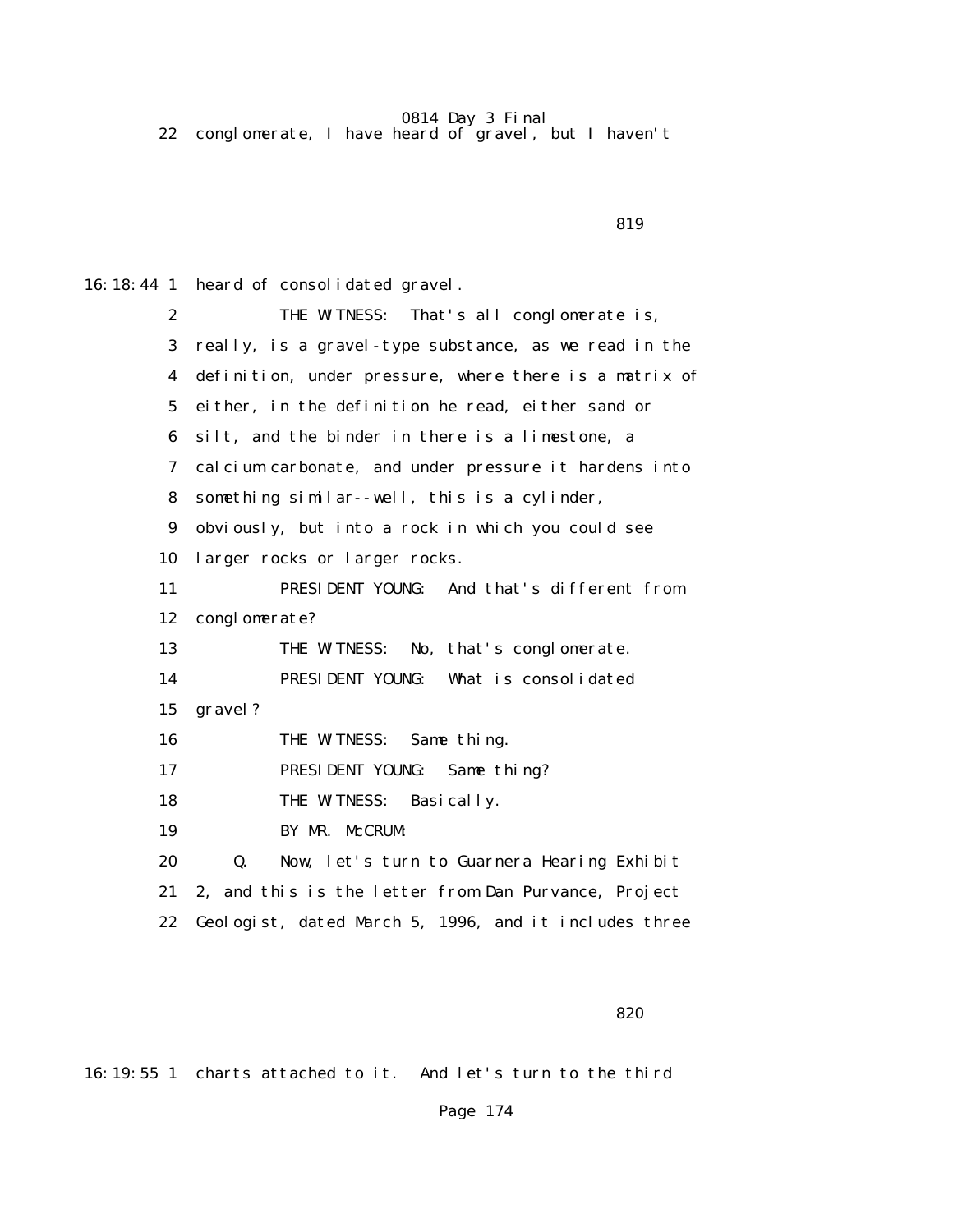22 conglomerate, I have heard of gravel, but I haven't

819

16:18:44 1 heard of consolidated gravel.

2 THE WITNESS: That's all conglomerate is,

3 really, is a gravel-type substance, as we read in the

4 definition, under pressure, where there is a matrix of

5 either, in the definition he read, either sand or

6 silt, and the binder in there is a limestone, a

7 calcium carbonate, and under pressure it hardens into

8 something similar--well, this is a cylinder,

9 obviously, but into a rock in which you could see

10 larger rocks or larger rocks.

11 PRESIDENT YOUNG: And that's different from

12 conglomerate?

13 THE WITNESS: No, that's conglomerate.

14 PRESIDENT YOUNG: What is consolidated

15 gravel?

16 THE WITNESS: Same thing.

17 PRESIDENT YOUNG: Same thing?

18 THE WITNESS: Basically.

19 BY MR. McCRUM:

20 Q. Now, let's turn to Guarnera Hearing Exhibit

21 2, and this is the letter from Dan Purvance, Project

22 Geologist, dated March 5, 1996, and it includes three

820

16:19:55 1 charts attached to it. And let's turn to the third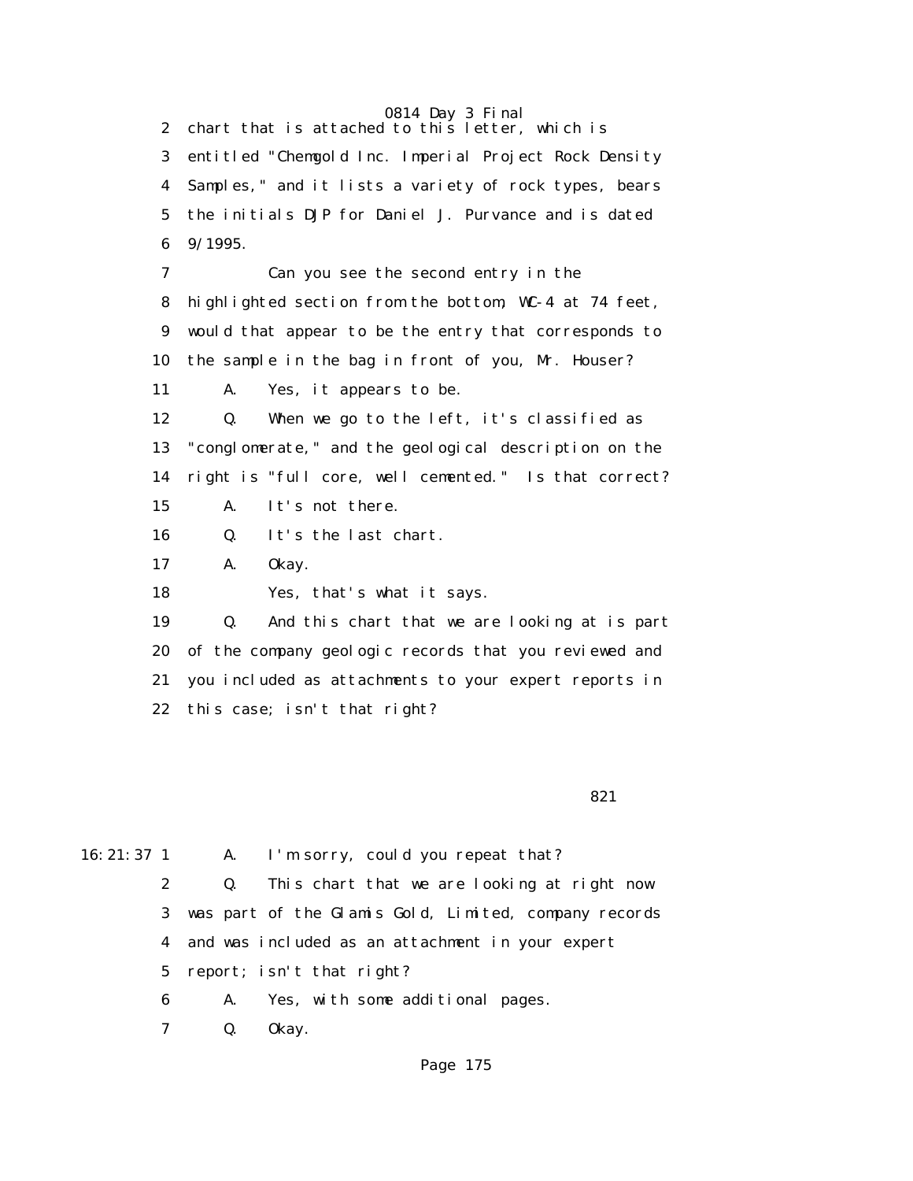2 chart that is attached to this letter, which is
3 entitled "Chemgold Inc. Imperial Project Rock Density
4 Samples," and it lists a variety of rock types, bears
5 the initials DJP for Daniel J. Purvance and is dated
6 9/1995.

7 Can you see the second entry in the
8 highlighted section from the bottom, WC-4 at 74 feet,
9 would that appear to be the entry that corresponds to
10 the sample in the bag in front of you, Mr. Houser?

11 A. Yes, it appears to be.

12 Q. When we go to the left, it's classified as
13 "conglomerate," and the geological description on the
14 right is "full core, well cemented." Is that correct?

15 A. It's not there.

16 Q. It's the last chart.

17 A. Okay.

18 Yes, that's what it says.

19 Q. And this chart that we are looking at is part
20 of the company geologic records that you reviewed and
21 you included as attachments to your expert reports in
22 this case; isn't that right?

821

16:21:37 1 A. I'm sorry, could you repeat that?

2 Q. This chart that we are looking at right now
3 was part of the Glamis Gold, Limited, company records
4 and was included as an attachment in your expert
5 report; isn't that right?

6 A. Yes, with some additional pages.

7 Q. Okay.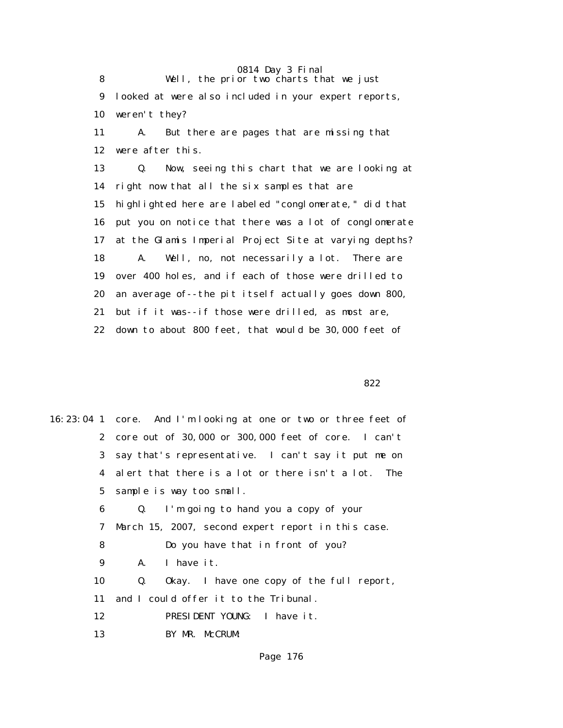8           Well, the prior two charts that we just
9   looked at were also included in your expert reports,
10  weren't they?
11      A.    But there are pages that are missing that
12  were after this.
13      Q.    Now, seeing this chart that we are looking at
14  right now that all the six samples that are
15  highlighted here are labeled "conglomerate," did that
16  put you on notice that there was a lot of conglomerate
17  at the Glamis Imperial Project Site at varying depths?
18      A.    Well, no, not necessarily a lot.  There are
19  over 400 holes, and if each of those were drilled to
20  an average of--the pit itself actually goes down 800,
21  but if it was--if those were drilled, as most are,
22  down to about 800 feet, that would be 30,000 feet of

822

16:23:04 1  core.  And I'm looking at one or two or three feet of
2  core out of 30,000 or 300,000 feet of core.  I can't
3  say that's representative.  I can't say it put me on
4  alert that there is a lot or there isn't a lot.  The
5  sample is way too small.
6      Q.    I'm going to hand you a copy of your
7  March 15, 2007, second expert report in this case.
8           Do you have that in front of you?
9      A.    I have it.
10      Q.    Okay.  I have one copy of the full report,
11  and I could offer it to the Tribunal.
12           PRESIDENT YOUNG:  I have it.
13           BY MR. McCRUM: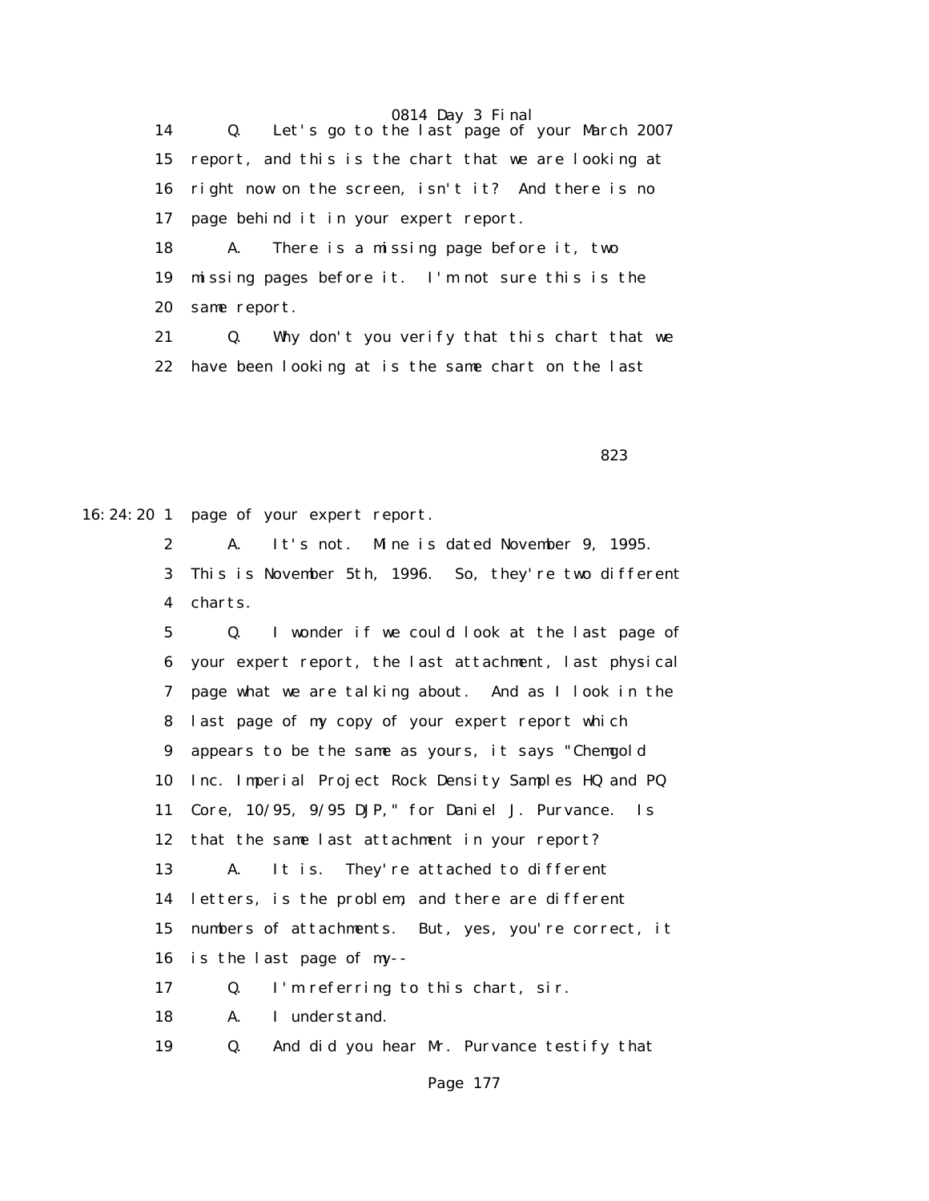14 Q. Let's go to the last page of your March 2007
15 report, and this is the chart that we are looking at
16 right now on the screen, isn't it? And there is no
17 page behind it in your expert report.
18 A. There is a missing page before it, two
19 missing pages before it. I'm not sure this is the
20 same report.
21 Q. Why don't you verify that this chart that we
22 have been looking at is the same chart on the last

823

16:24:20 1 page of your expert report.
2 A. It's not. Mine is dated November 9, 1995.
3 This is November 5th, 1996. So, they're two different
4 charts.
5 Q. I wonder if we could look at the last page of
6 your expert report, the last attachment, last physical
7 page what we are talking about. And as I look in the
8 last page of my copy of your expert report which
9 appears to be the same as yours, it says "Chemgold
10 Inc. Imperial Project Rock Density Samples HQ and PQ
11 Core, 10/95, 9/95 DJP," for Daniel J. Purvance. Is
12 that the same last attachment in your report?
13 A. It is. They're attached to different
14 letters, is the problem, and there are different
15 numbers of attachments. But, yes, you're correct, it
16 is the last page of my--
17 Q. I'm referring to this chart, sir.
18 A. I understand.
19 Q. And did you hear Mr. Purvance testify that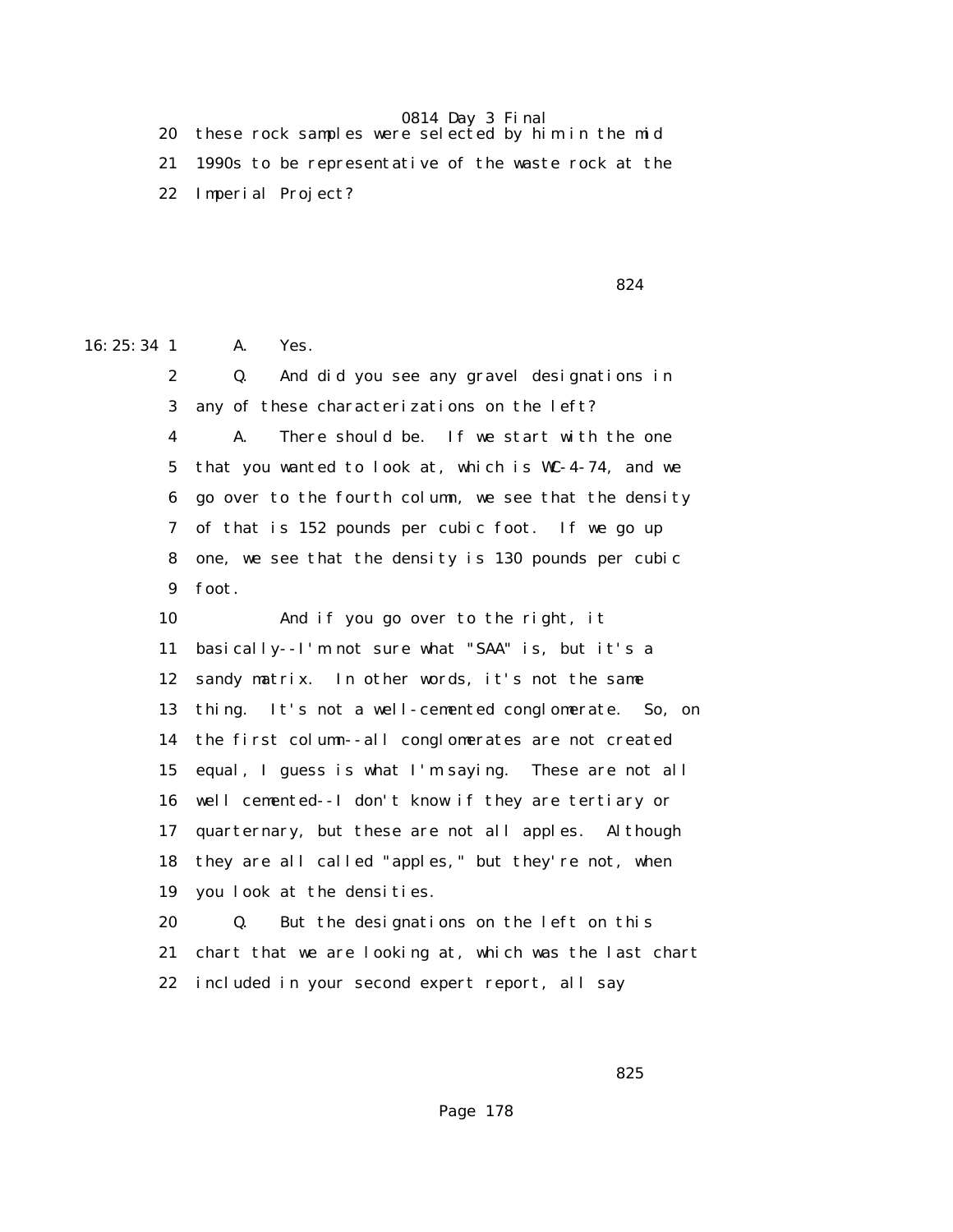20 these rock samples were selected by him in the mid

21 1990s to be representative of the waste rock at the

22 Imperial Project?

16:25:34 1 A. Yes.

2 Q. And did you see any gravel designations in

3 any of these characterizations on the left?

4 A. There should be. If we start with the one

5 that you wanted to look at, which is WC-4-74, and we

6 go over to the fourth column, we see that the density

7 of that is 152 pounds per cubic foot. If we go up

8 one, we see that the density is 130 pounds per cubic

9 foot.

10 And if you go over to the right, it

11 basically--I'm not sure what "SAA" is, but it's a

12 sandy matrix. In other words, it's not the same

13 thing. It's not a well-cemented conglomerate. So, on

14 the first column--all conglomerates are not created

15 equal, I guess is what I'm saying. These are not all

16 well cemented--I don't know if they are tertiary or

17 quarternary, but these are not all apples. Although

18 they are all called "apples," but they're not, when

19 you look at the densities.

20 Q. But the designations on the left on this

21 chart that we are looking at, which was the last chart

22 included in your second expert report, all say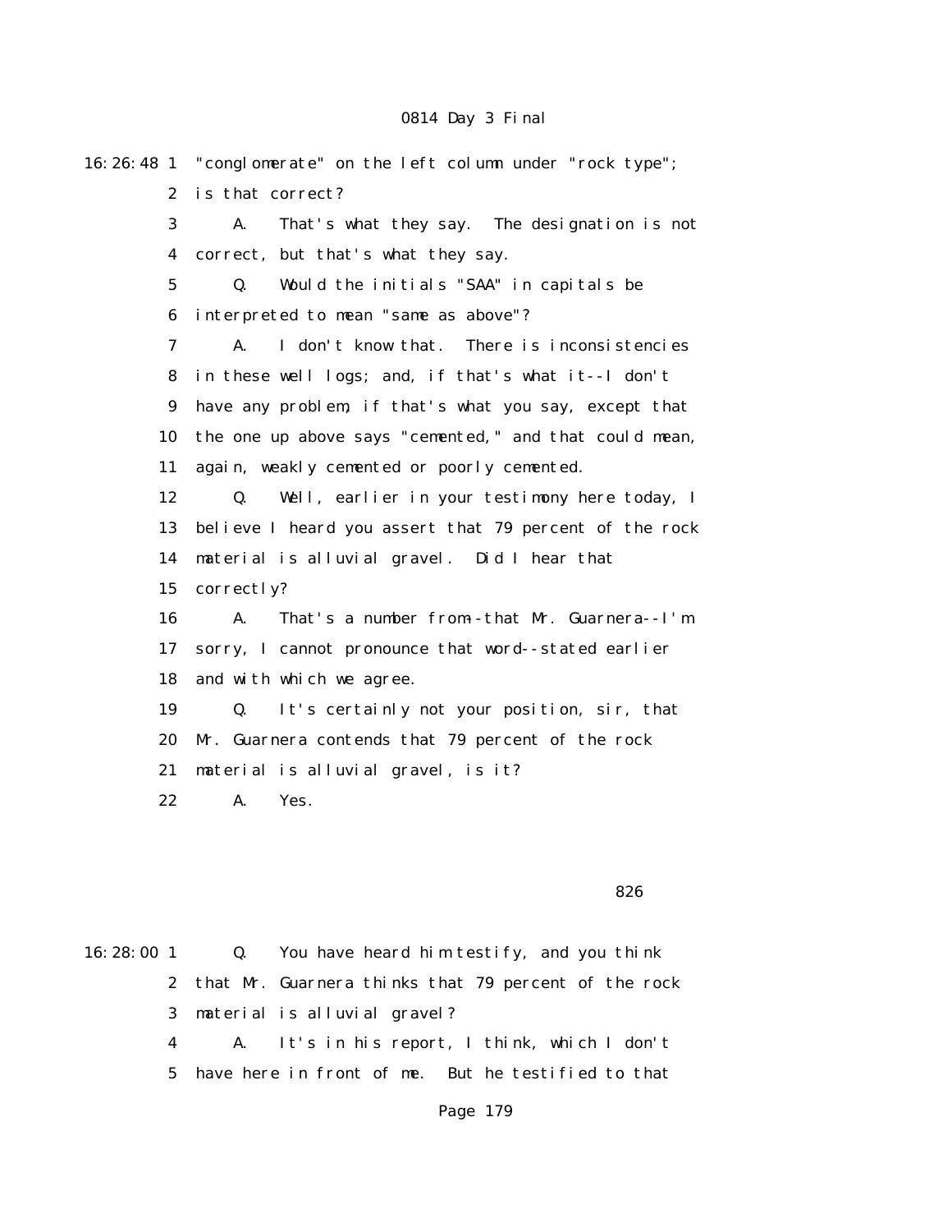16:26:48 1 "conglomerate" on the left column under "rock type";

2 is that correct?

3 A. That's what they say. The designation is not

4 correct, but that's what they say.

5 Q. Would the initials "SAA" in capitals be

6 interpreted to mean "same as above"?

7 A. I don't know that. There is inconsistencies

8 in these well logs; and, if that's what it--I don't

9 have any problem, if that's what you say, except that

10 the one up above says "cemented," and that could mean,

11 again, weakly cemented or poorly cemented.

12 Q. Well, earlier in your testimony here today, I

13 believe I heard you assert that 79 percent of the rock

14 material is alluvial gravel. Did I hear that

15 correctly?

16 A. That's a number from--that Mr. Guarnera--I'm

17 sorry, I cannot pronounce that word--stated earlier

18 and with which we agree.

19 Q. It's certainly not your position, sir, that

20 Mr. Guarnera contends that 79 percent of the rock

21 material is alluvial gravel, is it?

22 A. Yes.

826

16:28:00 1 Q. You have heard him testify, and you think

2 that Mr. Guarnera thinks that 79 percent of the rock

3 material is alluvial gravel?

4 A. It's in his report, I think, which I don't

5 have here in front of me. But he testified to that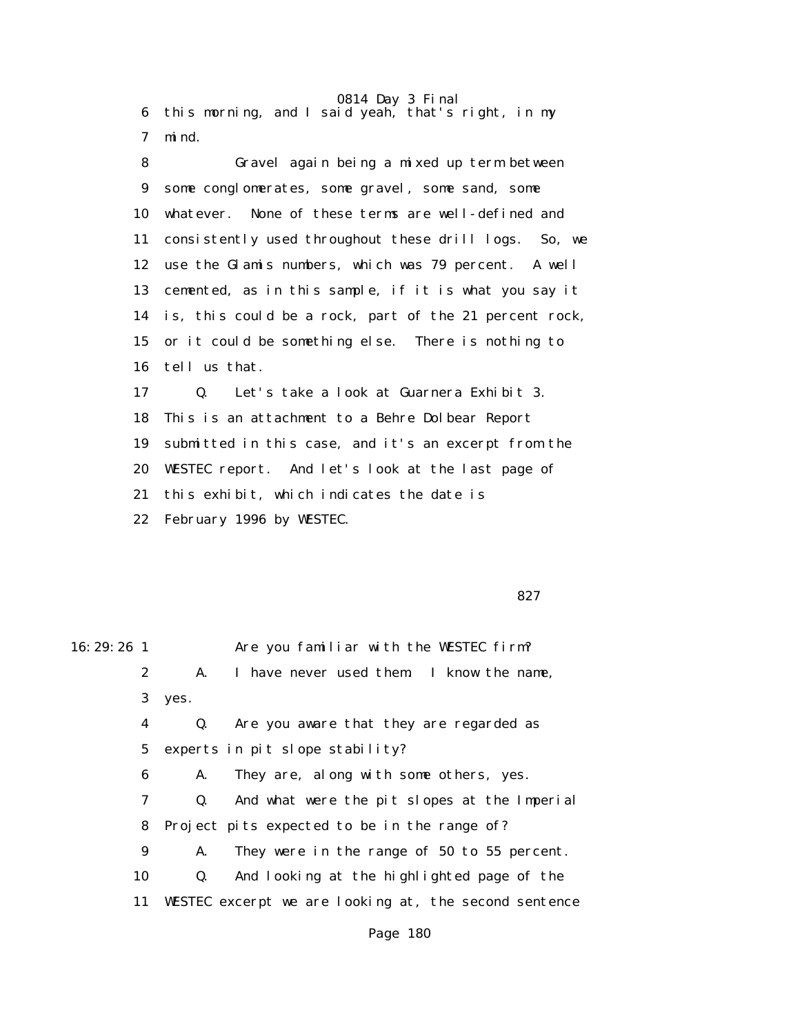6 this morning, and I said yeah, that's right, in my
7 mind.

8 Gravel again being a mixed up term between
9 some conglomerates, some gravel, some sand, some
10 whatever. None of these terms are well-defined and
11 consistently used throughout these drill logs. So, we
12 use the Glamis numbers, which was 79 percent. A well
13 cemented, as in this sample, if it is what you say it
14 is, this could be a rock, part of the 21 percent rock,
15 or it could be something else. There is nothing to
16 tell us that.

17 Q. Let's take a look at Guarnera Exhibit 3.
18 This is an attachment to a Behre Dolbear Report
19 submitted in this case, and it's an excerpt from the
20 WESTEC report. And let's look at the last page of
21 this exhibit, which indicates the date is
22 February 1996 by WESTEC.

827

16:29:26 1 Are you familiar with the WESTEC firm?

2 A. I have never used them. I know the name,
3 yes.

4 Q. Are you aware that they are regarded as
5 experts in pit slope stability?

6 A. They are, along with some others, yes.

7 Q. And what were the pit slopes at the Imperial
8 Project pits expected to be in the range of?

9 A. They were in the range of 50 to 55 percent.

10 Q. And looking at the highlighted page of the
11 WESTEC excerpt we are looking at, the second sentence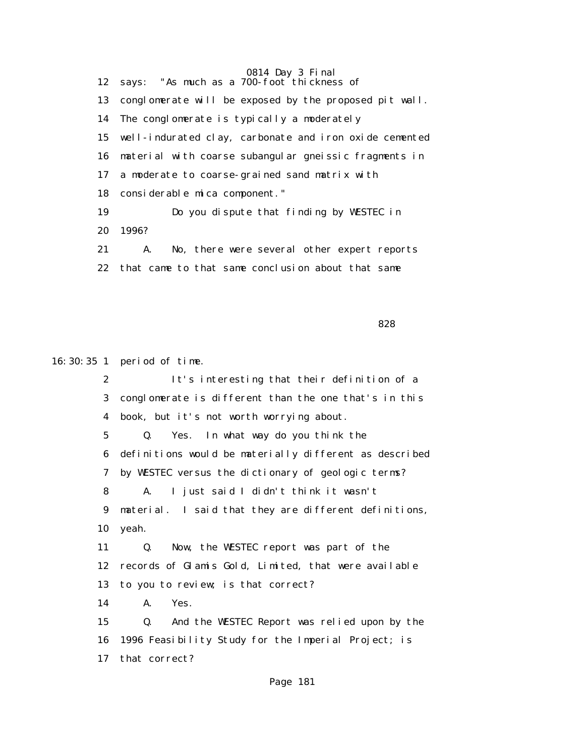12 says: "As much as a 700-foot thickness of

13 conglomerate will be exposed by the proposed pit wall.

14 The conglomerate is typically a moderately

15 well-indurated clay, carbonate and iron oxide cemented

16 material with coarse subangular gneissic fragments in

17 a moderate to coarse-grained sand matrix with

18 considerable mica component."

19 Do you dispute that finding by WESTEC in

20 1996?

21 A. No, there were several other expert reports

22 that came to that same conclusion about that same

828

16:30:35 1 period of time.

2 It's interesting that their definition of a

3 conglomerate is different than the one that's in this

4 book, but it's not worth worrying about.

5 Q. Yes. In what way do you think the

6 definitions would be materially different as described

7 by WESTEC versus the dictionary of geologic terms?

8 A. I just said I didn't think it wasn't

9 material. I said that they are different definitions,

10 yeah.

11 Q. Now, the WESTEC report was part of the

12 records of Glamis Gold, Limited, that were available

13 to you to review; is that correct?

14 A. Yes.

15 Q. And the WESTEC Report was relied upon by the

16 1996 Feasibility Study for the Imperial Project; is

17 that correct?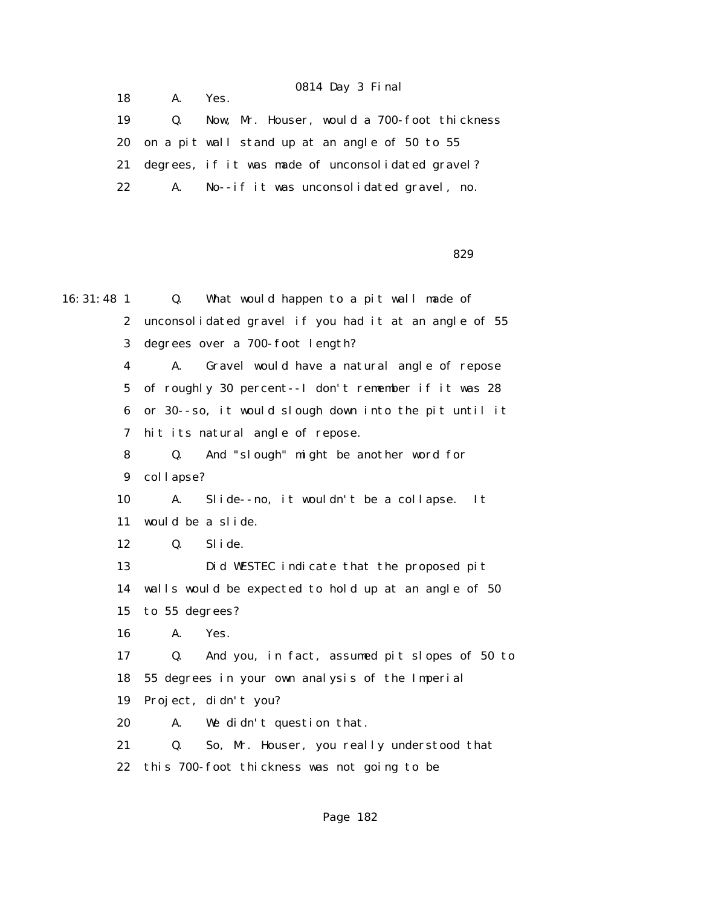18 A. Yes.

19 Q. Now, Mr. Houser, would a 700-foot thickness

20 on a pit wall stand up at an angle of 50 to 55

21 degrees, if it was made of unconsolidated gravel?

22 A. No--if it was unconsolidated gravel, no.

829

16:31:48 1 Q. What would happen to a pit wall made of

2 unconsolidated gravel if you had it at an angle of 55

3 degrees over a 700-foot length?

4 A. Gravel would have a natural angle of repose

5 of roughly 30 percent--I don't remember if it was 28

6 or 30--so, it would slough down into the pit until it

7 hit its natural angle of repose.

8 Q. And "slough" might be another word for

9 collapse?

10 A. Slide--no, it wouldn't be a collapse. It

11 would be a slide.

12 Q. Slide.

13 Did WESTEC indicate that the proposed pit

14 walls would be expected to hold up at an angle of 50

15 to 55 degrees?

16 A. Yes.

17 Q. And you, in fact, assumed pit slopes of 50 to

18 55 degrees in your own analysis of the Imperial

19 Project, didn't you?

20 A. We didn't question that.

21 Q. So, Mr. Houser, you really understood that

22 this 700-foot thickness was not going to be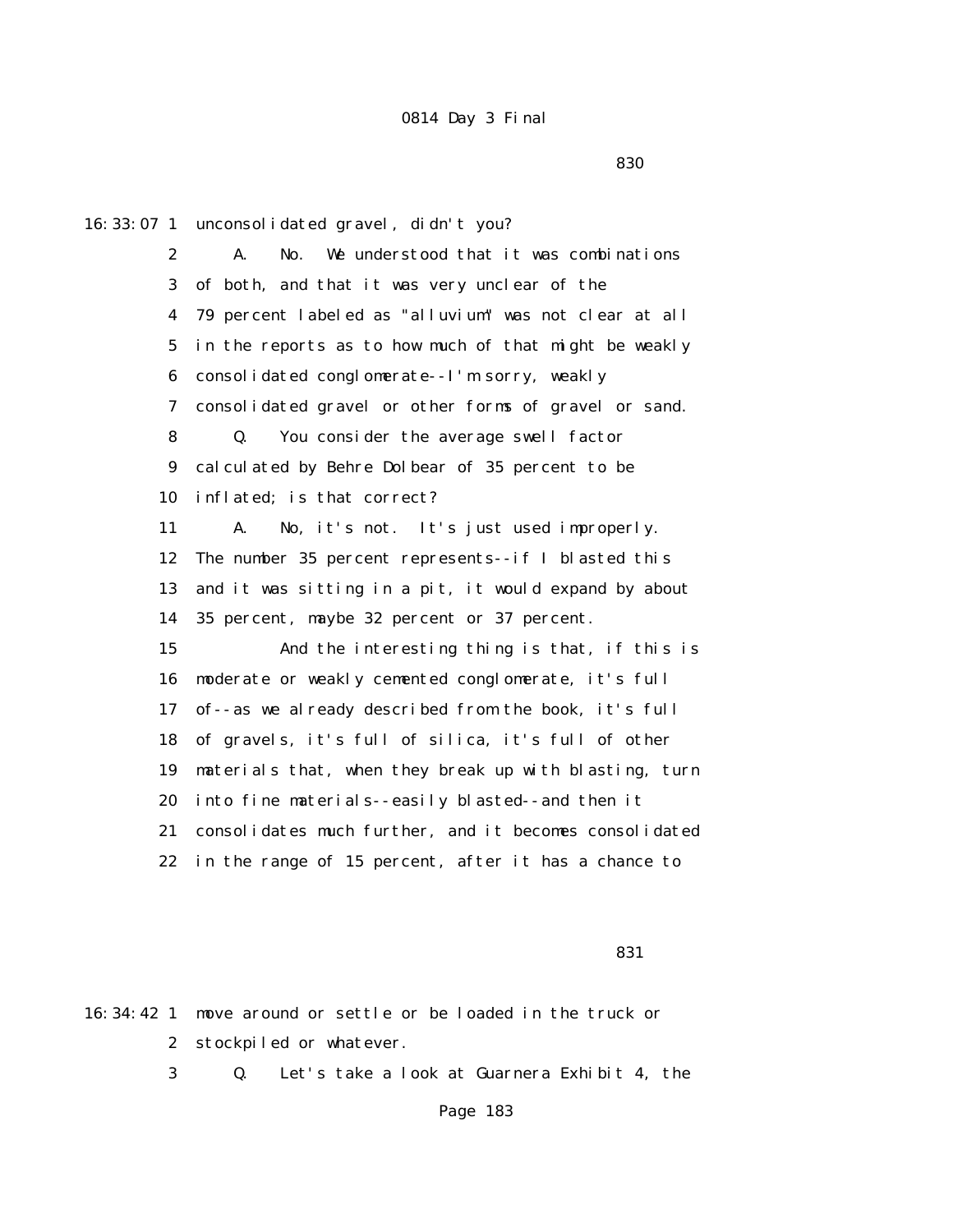16:33:07 1 unconsolidated gravel, didn't you?

2 A. No. We understood that it was combinations

3 of both, and that it was very unclear of the

4 79 percent labeled as "alluvium" was not clear at all

5 in the reports as to how much of that might be weakly

6 consolidated conglomerate--I'm sorry, weakly

7 consolidated gravel or other forms of gravel or sand.

8 Q. You consider the average swell factor

9 calculated by Behre Dolbear of 35 percent to be

10 inflated; is that correct?

11 A. No, it's not. It's just used improperly.

12 The number 35 percent represents--if I blasted this

13 and it was sitting in a pit, it would expand by about

14 35 percent, maybe 32 percent or 37 percent.

15 And the interesting thing is that, if this is

16 moderate or weakly cemented conglomerate, it's full

17 of--as we already described from the book, it's full

18 of gravels, it's full of silica, it's full of other

19 materials that, when they break up with blasting, turn

20 into fine materials--easily blasted--and then it

21 consolidates much further, and it becomes consolidated

22 in the range of 15 percent, after it has a chance to

16:34:42 1 move around or settle or be loaded in the truck or

2 stockpiled or whatever.

3 Q. Let's take a look at Guarnera Exhibit 4, the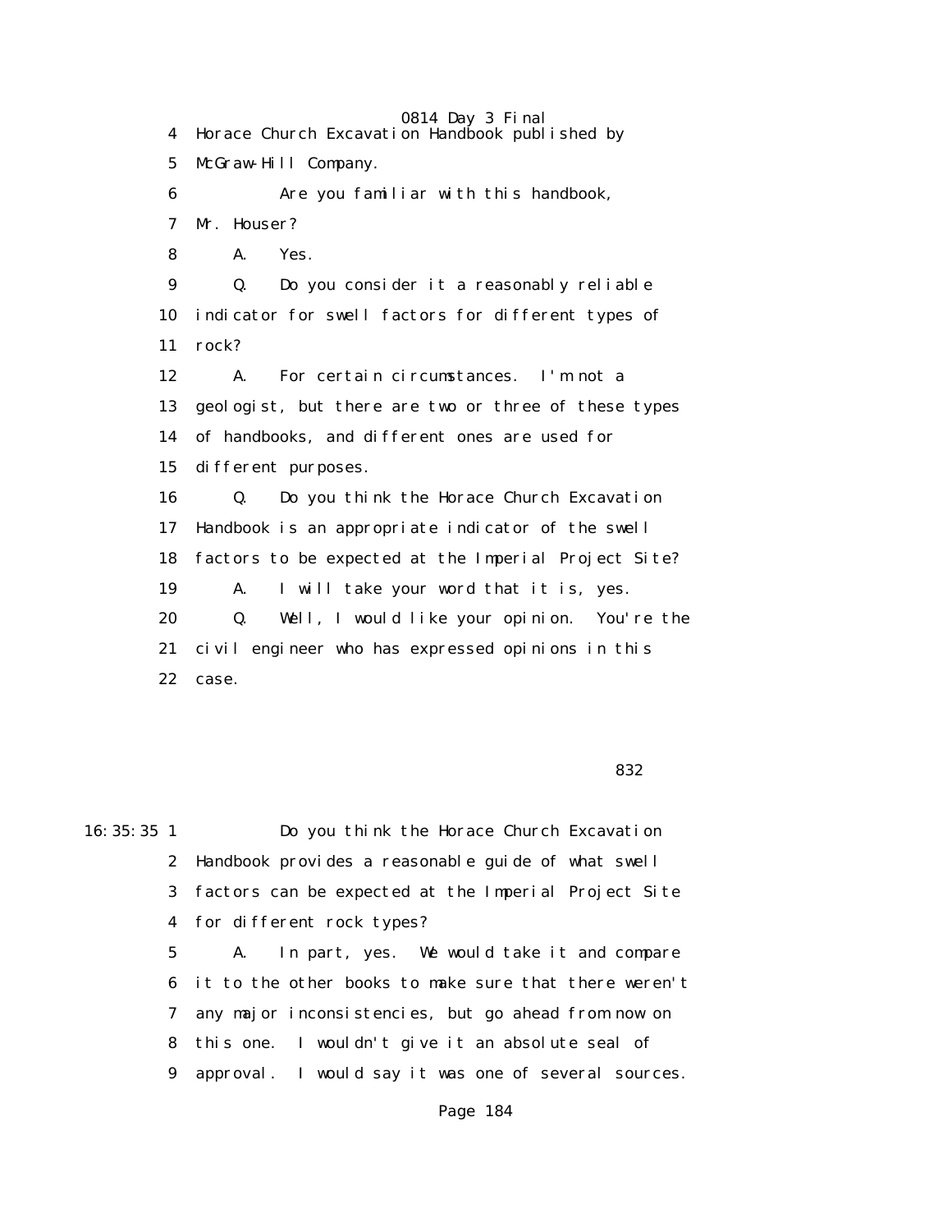4 Horace Church Excavation Handbook published by
5 McGraw-Hill Company.
6 Are you familiar with this handbook,
7 Mr. Houser?
8 A. Yes.
9 Q. Do you consider it a reasonably reliable
10 indicator for swell factors for different types of
11 rock?
12 A. For certain circumstances. I'm not a
13 geologist, but there are two or three of these types
14 of handbooks, and different ones are used for
15 different purposes.
16 Q. Do you think the Horace Church Excavation
17 Handbook is an appropriate indicator of the swell
18 factors to be expected at the Imperial Project Site?
19 A. I will take your word that it is, yes.
20 Q. Well, I would like your opinion. You're the
21 civil engineer who has expressed opinions in this
22 case.

832

16:35:35 1 Do you think the Horace Church Excavation
2 Handbook provides a reasonable guide of what swell
3 factors can be expected at the Imperial Project Site
4 for different rock types?
5 A. In part, yes. We would take it and compare
6 it to the other books to make sure that there weren't
7 any major inconsistencies, but go ahead from now on
8 this one. I wouldn't give it an absolute seal of
9 approval. I would say it was one of several sources.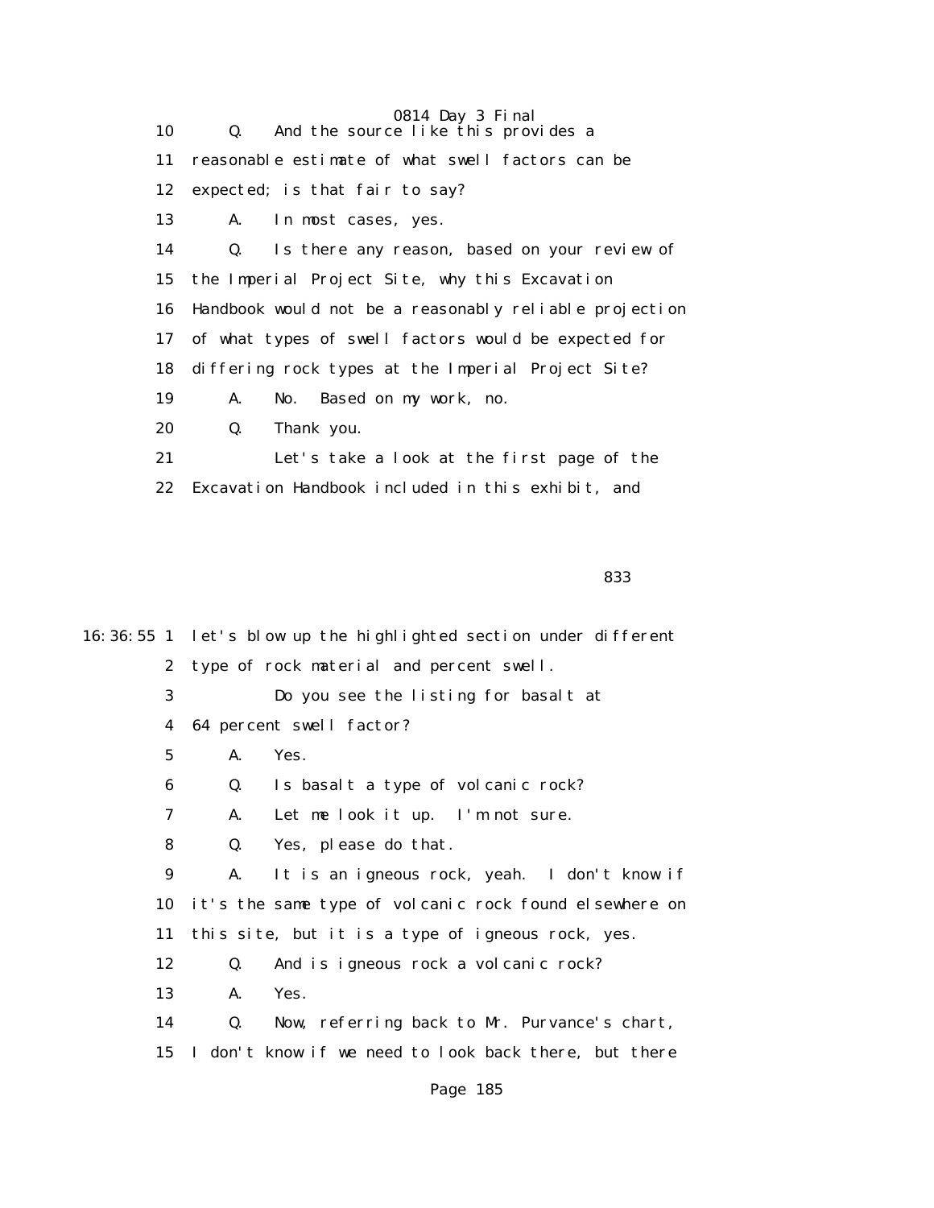10 Q. And the source like this provides a
11 reasonable estimate of what swell factors can be
12 expected; is that fair to say?
13 A. In most cases, yes.
14 Q. Is there any reason, based on your review of
15 the Imperial Project Site, why this Excavation
16 Handbook would not be a reasonably reliable projection
17 of what types of swell factors would be expected for
18 differing rock types at the Imperial Project Site?
19 A. No. Based on my work, no.
20 Q. Thank you.
21 Let's take a look at the first page of the
22 Excavation Handbook included in this exhibit, and

833

16:36:55 1 let's blow up the highlighted section under different
2 type of rock material and percent swell.
3 Do you see the listing for basalt at
4 64 percent swell factor?
5 A. Yes.
6 Q. Is basalt a type of volcanic rock?
7 A. Let me look it up. I'm not sure.
8 Q. Yes, please do that.
9 A. It is an igneous rock, yeah. I don't know if
10 it's the same type of volcanic rock found elsewhere on
11 this site, but it is a type of igneous rock, yes.
12 Q. And is igneous rock a volcanic rock?
13 A. Yes.
14 Q. Now, referring back to Mr. Purvance's chart,
15 I don't know if we need to look back there, but there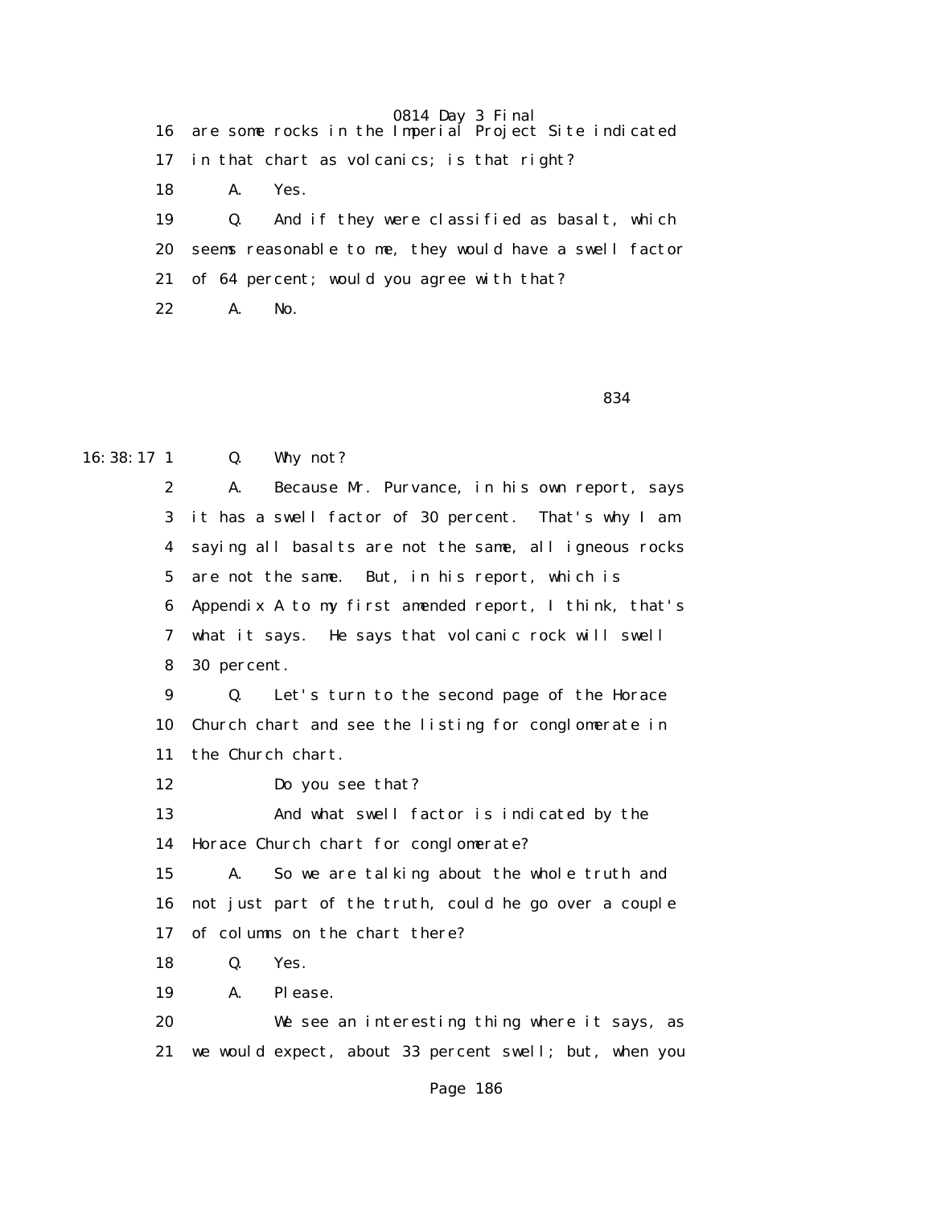16 are some rocks in the Imperial Project Site indicated
17 in that chart as volcanics; is that right?
18 A. Yes.
19 Q. And if they were classified as basalt, which
20 seems reasonable to me, they would have a swell factor
21 of 64 percent; would you agree with that?
22 A. No.

834

16:38:17 1 Q. Why not?
2 A. Because Mr. Purvance, in his own report, says
3 it has a swell factor of 30 percent. That's why I am
4 saying all basalts are not the same, all igneous rocks
5 are not the same. But, in his report, which is
6 Appendix A to my first amended report, I think, that's
7 what it says. He says that volcanic rock will swell
8 30 percent.
9 Q. Let's turn to the second page of the Horace
10 Church chart and see the listing for conglomerate in
11 the Church chart.
12 Do you see that?
13 And what swell factor is indicated by the
14 Horace Church chart for conglomerate?
15 A. So we are talking about the whole truth and
16 not just part of the truth, could he go over a couple
17 of columns on the chart there?
18 Q. Yes.
19 A. Please.
20 We see an interesting thing where it says, as
21 we would expect, about 33 percent swell; but, when you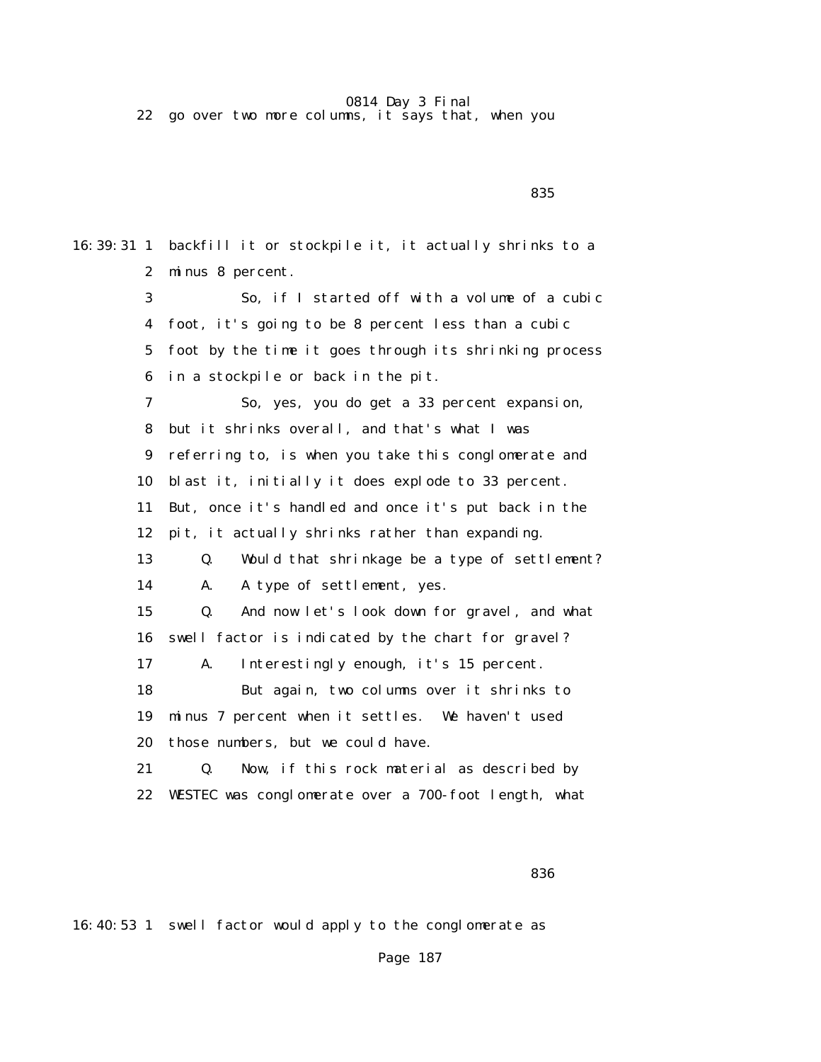22 go over two more columns, it says that, when you

835

16:39:31 1 backfill it or stockpile it, it actually shrinks to a
2 minus 8 percent.
3 So, if I started off with a volume of a cubic
4 foot, it's going to be 8 percent less than a cubic
5 foot by the time it goes through its shrinking process
6 in a stockpile or back in the pit.
7 So, yes, you do get a 33 percent expansion,
8 but it shrinks overall, and that's what I was
9 referring to, is when you take this conglomerate and
10 blast it, initially it does explode to 33 percent.
11 But, once it's handled and once it's put back in the
12 pit, it actually shrinks rather than expanding.
13 Q. Would that shrinkage be a type of settlement?
14 A. A type of settlement, yes.
15 Q. And now let's look down for gravel, and what
16 swell factor is indicated by the chart for gravel?
17 A. Interestingly enough, it's 15 percent.
18 But again, two columns over it shrinks to
19 minus 7 percent when it settles. We haven't used
20 those numbers, but we could have.
21 Q. Now, if this rock material as described by
22 WESTEC was conglomerate over a 700-foot length, what

836

16:40:53 1 swell factor would apply to the conglomerate as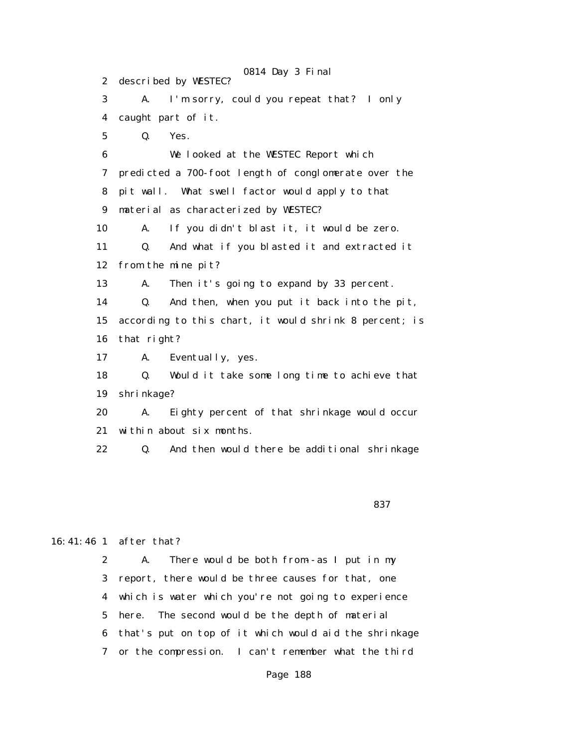2 described by WESTEC?

3 A. I'm sorry, could you repeat that? I only

4 caught part of it.

5 Q. Yes.

6 We looked at the WESTEC Report which

7 predicted a 700-foot length of conglomerate over the

8 pit wall. What swell factor would apply to that

9 material as characterized by WESTEC?

10 A. If you didn't blast it, it would be zero.

11 Q. And what if you blasted it and extracted it

12 from the mine pit?

13 A. Then it's going to expand by 33 percent.

14 Q. And then, when you put it back into the pit,

15 according to this chart, it would shrink 8 percent; is

16 that right?

17 A. Eventually, yes.

18 Q. Would it take some long time to achieve that

19 shrinkage?

20 A. Eighty percent of that shrinkage would occur

21 within about six months.

22 Q. And then would there be additional shrinkage

837

16:41:46 1 after that?

2 A. There would be both from--as I put in my

3 report, there would be three causes for that, one

4 which is water which you're not going to experience

5 here. The second would be the depth of material

6 that's put on top of it which would aid the shrinkage

7 or the compression. I can't remember what the third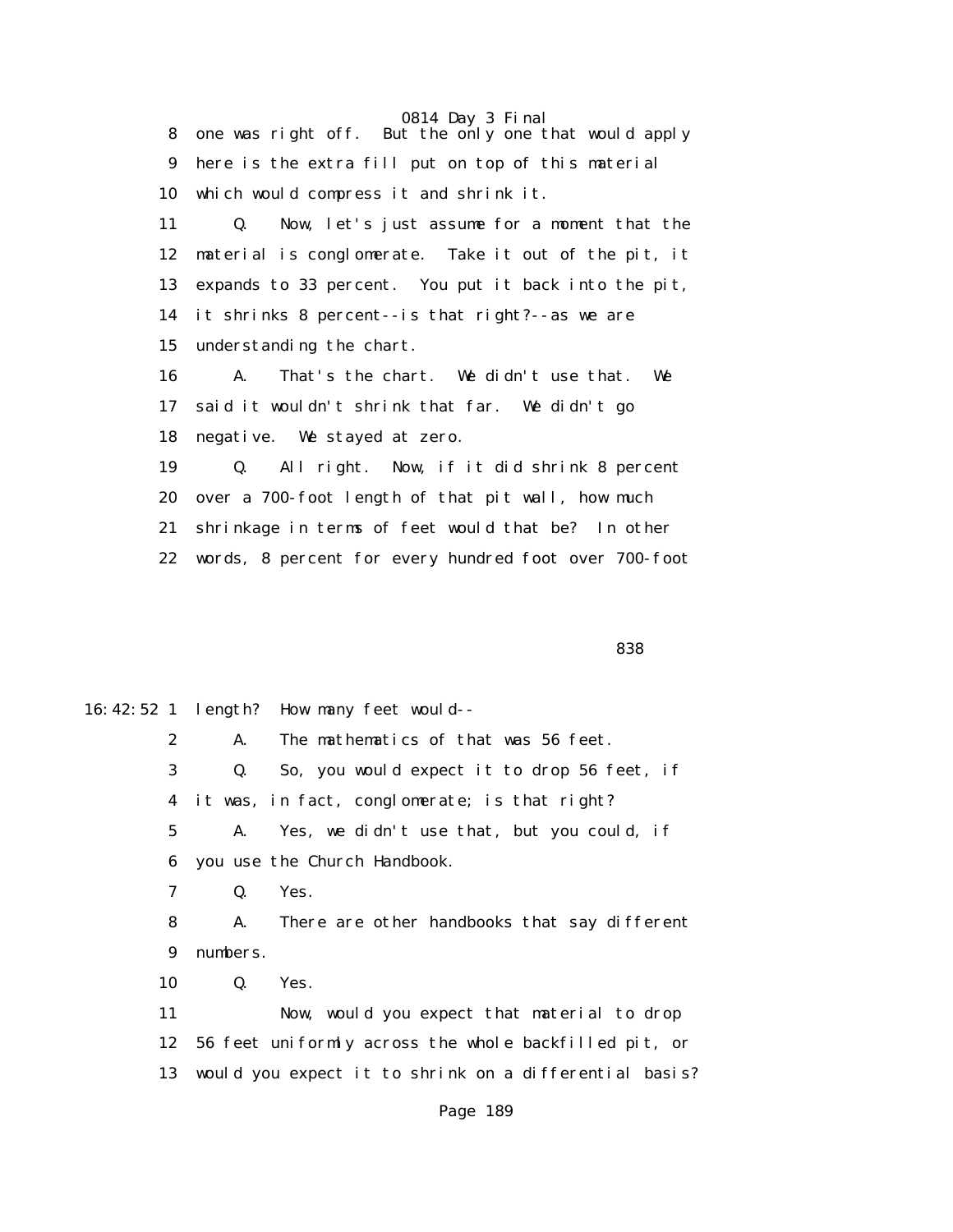8 one was right off. But the only one that would apply

9 here is the extra fill put on top of this material

10 which would compress it and shrink it.

11 Q. Now, let's just assume for a moment that the

12 material is conglomerate. Take it out of the pit, it

13 expands to 33 percent. You put it back into the pit,

14 it shrinks 8 percent--is that right?--as we are

15 understanding the chart.

16 A. That's the chart. We didn't use that. We

17 said it wouldn't shrink that far. We didn't go

18 negative. We stayed at zero.

19 Q. All right. Now, if it did shrink 8 percent

20 over a 700-foot length of that pit wall, how much

21 shrinkage in terms of feet would that be? In other

22 words, 8 percent for every hundred foot over 700-foot

838

16:42:52 1 length? How many feet would--

2 A. The mathematics of that was 56 feet.

3 Q. So, you would expect it to drop 56 feet, if

4 it was, in fact, conglomerate; is that right?

5 A. Yes, we didn't use that, but you could, if

6 you use the Church Handbook.

7 Q. Yes.

8 A. There are other handbooks that say different

9 numbers.

10 Q. Yes.

11 Now, would you expect that material to drop

12 56 feet uniformly across the whole backfilled pit, or

13 would you expect it to shrink on a differential basis?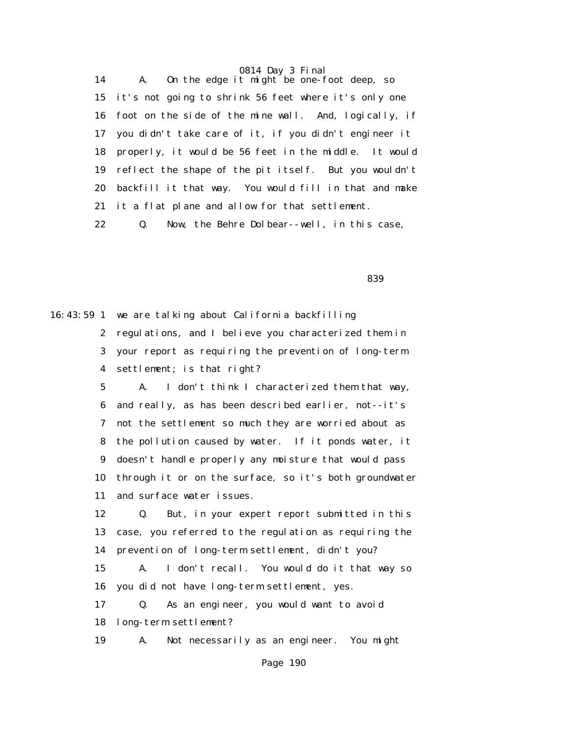14 A. On the edge it might be one-foot deep, so
15 it's not going to shrink 56 feet where it's only one
16 foot on the side of the mine wall. And, logically, if
17 you didn't take care of it, if you didn't engineer it
18 properly, it would be 56 feet in the middle. It would
19 reflect the shape of the pit itself. But you wouldn't
20 backfill it that way. You would fill in that and make
21 it a flat plane and allow for that settlement.
22 Q. Now, the Behre Dolbear--well, in this case,

839

16:43:59 1 we are talking about California backfilling
2 regulations, and I believe you characterized them in
3 your report as requiring the prevention of long-term
4 settlement; is that right?
5 A. I don't think I characterized them that way,
6 and really, as has been described earlier, not--it's
7 not the settlement so much they are worried about as
8 the pollution caused by water. If it ponds water, it
9 doesn't handle properly any moisture that would pass
10 through it or on the surface, so it's both groundwater
11 and surface water issues.
12 Q. But, in your expert report submitted in this
13 case, you referred to the regulation as requiring the
14 prevention of long-term settlement, didn't you?
15 A. I don't recall. You would do it that way so
16 you did not have long-term settlement, yes.
17 Q. As an engineer, you would want to avoid
18 long-term settlement?
19 A. Not necessarily as an engineer. You might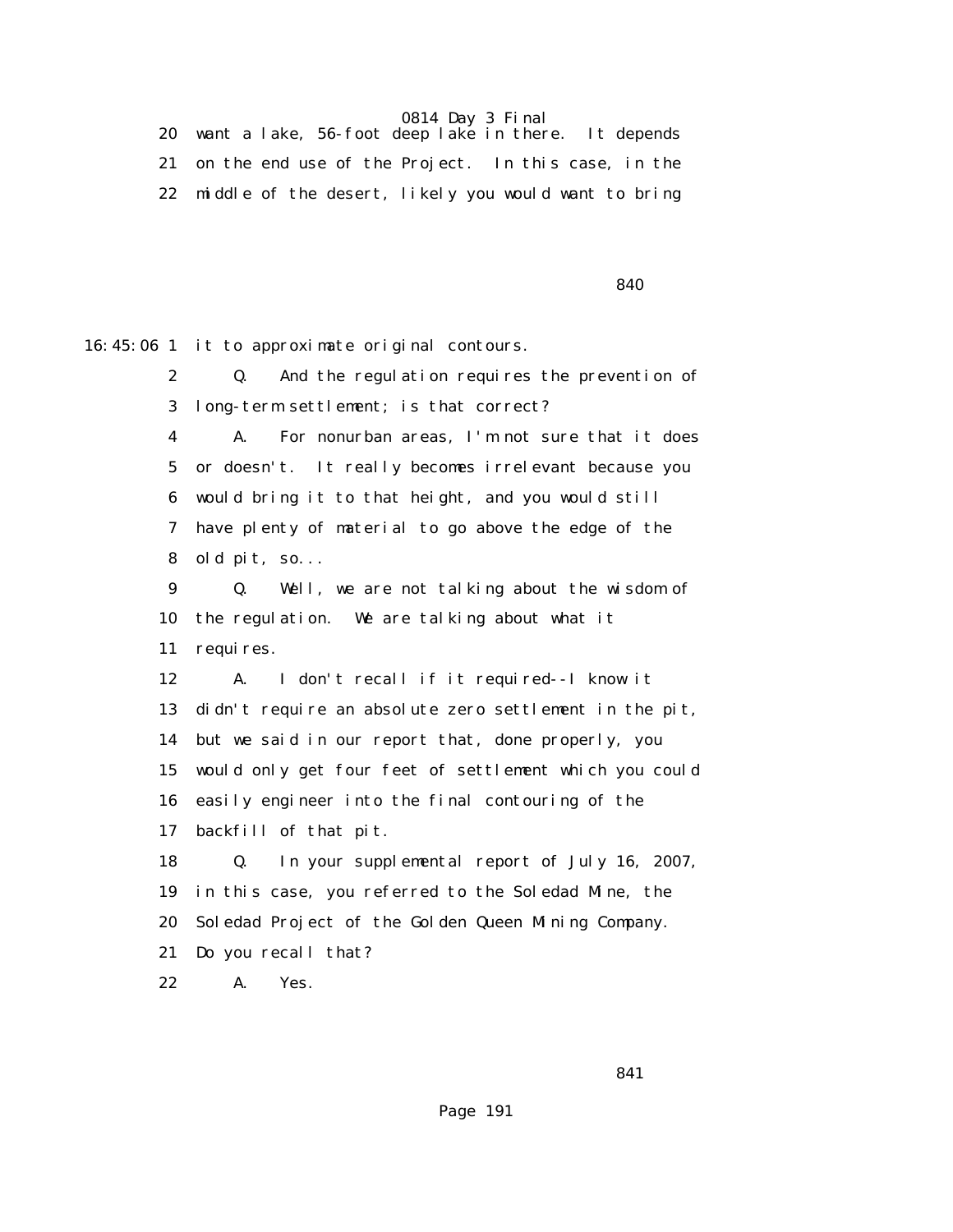20 want a lake, 56-foot deep lake in there. It depends

21 on the end use of the Project. In this case, in the

22 middle of the desert, likely you would want to bring

840

16:45:06 1 it to approximate original contours.

2 Q. And the regulation requires the prevention of

3 long-term settlement; is that correct?

4 A. For nonurban areas, I'm not sure that it does

5 or doesn't. It really becomes irrelevant because you

6 would bring it to that height, and you would still

7 have plenty of material to go above the edge of the

8 old pit, so...

9 Q. Well, we are not talking about the wisdom of

10 the regulation. We are talking about what it

11 requires.

12 A. I don't recall if it required--I know it

13 didn't require an absolute zero settlement in the pit,

14 but we said in our report that, done properly, you

15 would only get four feet of settlement which you could

16 easily engineer into the final contouring of the

17 backfill of that pit.

18 Q. In your supplemental report of July 16, 2007,

19 in this case, you referred to the Soledad Mine, the

20 Soledad Project of the Golden Queen Mining Company.

21 Do you recall that?

22 A. Yes.

841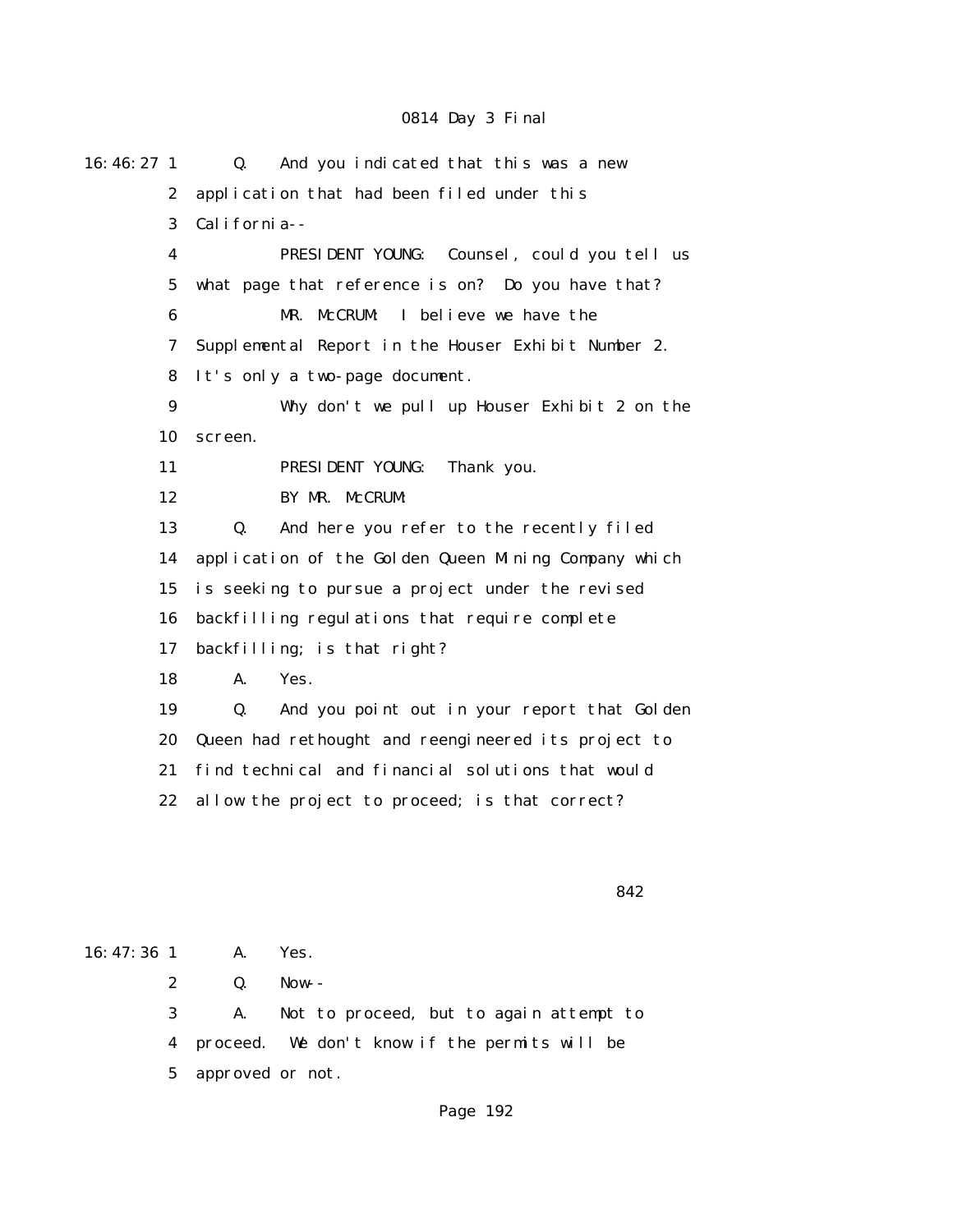16:46:27 1 Q. And you indicated that this was a new
2 application that had been filed under this
3 California--
4 PRESIDENT YOUNG: Counsel, could you tell us
5 what page that reference is on? Do you have that?
6 MR. McCRUM: I believe we have the
7 Supplemental Report in the Houser Exhibit Number 2.
8 It's only a two-page document.
9 Why don't we pull up Houser Exhibit 2 on the
10 screen.
11 PRESIDENT YOUNG: Thank you.
12 BY MR. McCRUM:
13 Q. And here you refer to the recently filed
14 application of the Golden Queen Mining Company which
15 is seeking to pursue a project under the revised
16 backfilling regulations that require complete
17 backfilling; is that right?
18 A. Yes.
19 Q. And you point out in your report that Golden
20 Queen had rethought and reengineered its project to
21 find technical and financial solutions that would
22 allow the project to proceed; is that correct?

842

16:47:36 1 A. Yes.
2 Q. Now--
3 A. Not to proceed, but to again attempt to
4 proceed. We don't know if the permits will be
5 approved or not.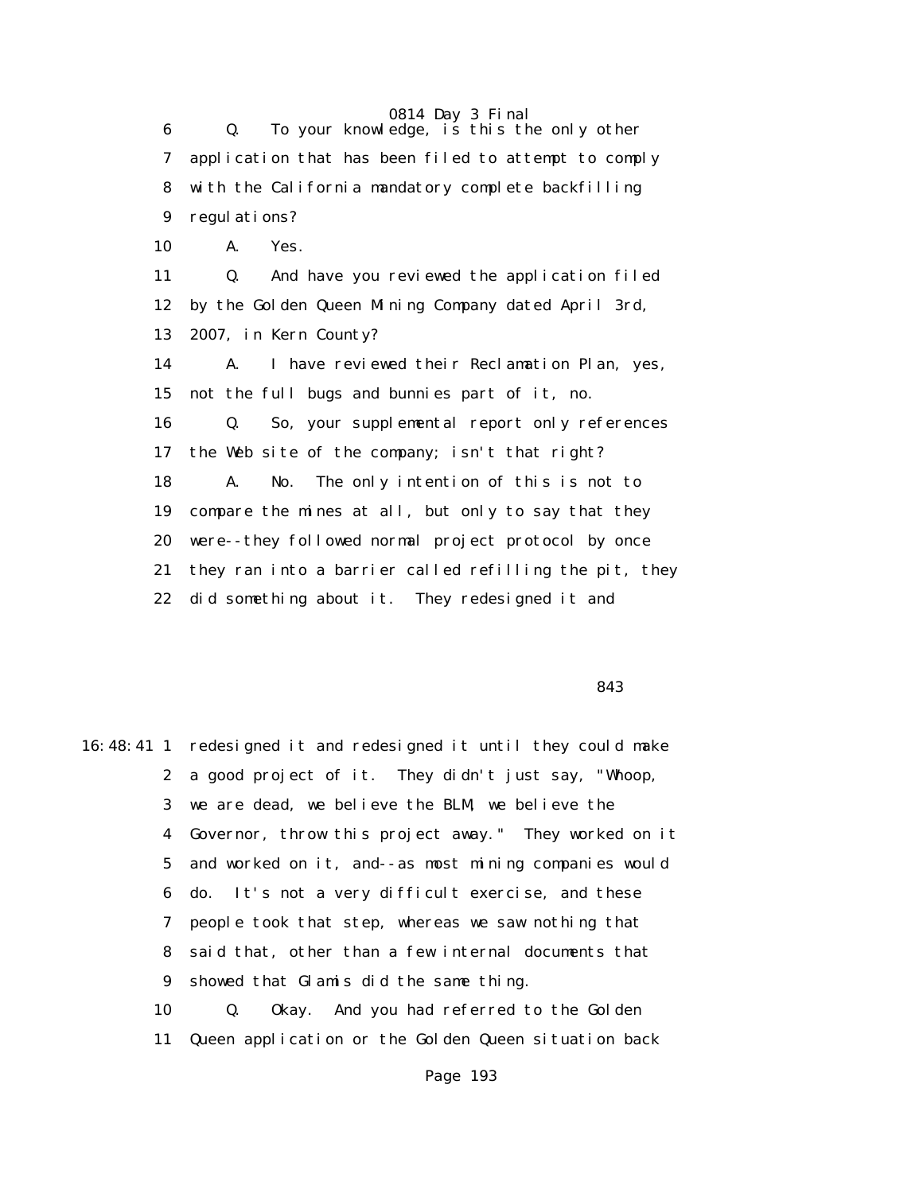6 Q. To your knowledge, is this the only other
7 application that has been filed to attempt to comply
8 with the California mandatory complete backfilling
9 regulations?
10 A. Yes.
11 Q. And have you reviewed the application filed
12 by the Golden Queen Mining Company dated April 3rd,
13 2007, in Kern County?
14 A. I have reviewed their Reclamation Plan, yes,
15 not the full bugs and bunnies part of it, no.
16 Q. So, your supplemental report only references
17 the Web site of the company; isn't that right?
18 A. No. The only intention of this is not to
19 compare the mines at all, but only to say that they
20 were--they followed normal project protocol by once
21 they ran into a barrier called refilling the pit, they
22 did something about it. They redesigned it and

843

16:48:41 1 redesigned it and redesigned it until they could make
2 a good project of it. They didn't just say, "Whoop,
3 we are dead, we believe the BLM, we believe the
4 Governor, throw this project away." They worked on it
5 and worked on it, and--as most mining companies would
6 do. It's not a very difficult exercise, and these
7 people took that step, whereas we saw nothing that
8 said that, other than a few internal documents that
9 showed that Glamis did the same thing.
10 Q. Okay. And you had referred to the Golden
11 Queen application or the Golden Queen situation back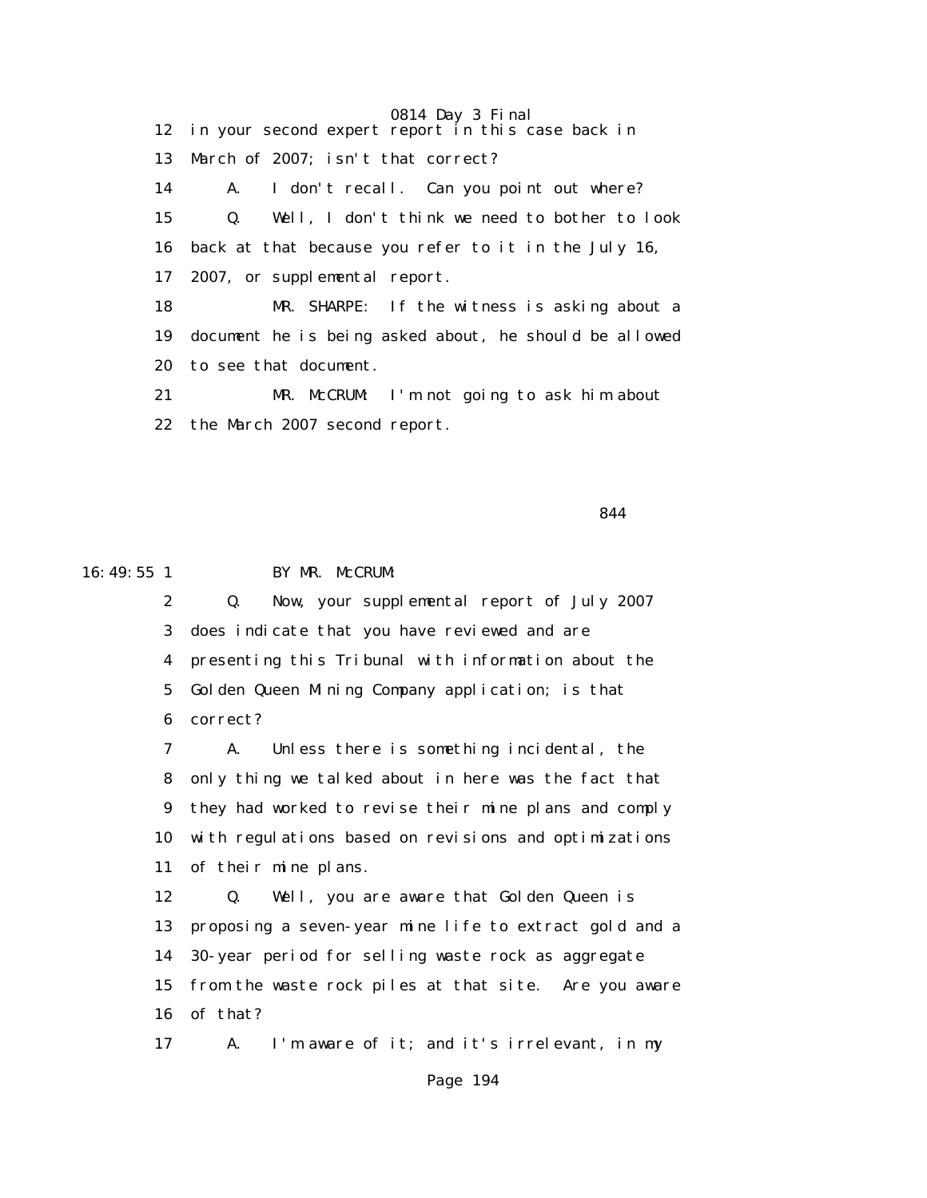12 in your second expert report in this case back in

13 March of 2007; isn't that correct?

14 A. I don't recall. Can you point out where?

15 Q. Well, I don't think we need to bother to look

16 back at that because you refer to it in the July 16,

17 2007, or supplemental report.

18 MR. SHARPE: If the witness is asking about a

19 document he is being asked about, he should be allowed

20 to see that document.

21 MR. McCRUM: I'm not going to ask him about

22 the March 2007 second report.

844

16:49:55 1 BY MR. McCRUM:

2 Q. Now, your supplemental report of July 2007

3 does indicate that you have reviewed and are

4 presenting this Tribunal with information about the

5 Golden Queen Mining Company application; is that

6 correct?

7 A. Unless there is something incidental, the

8 only thing we talked about in here was the fact that

9 they had worked to revise their mine plans and comply

10 with regulations based on revisions and optimizations

11 of their mine plans.

12 Q. Well, you are aware that Golden Queen is

13 proposing a seven-year mine life to extract gold and a

14 30-year period for selling waste rock as aggregate

15 from the waste rock piles at that site. Are you aware

16 of that?

17 A. I'm aware of it; and it's irrelevant, in my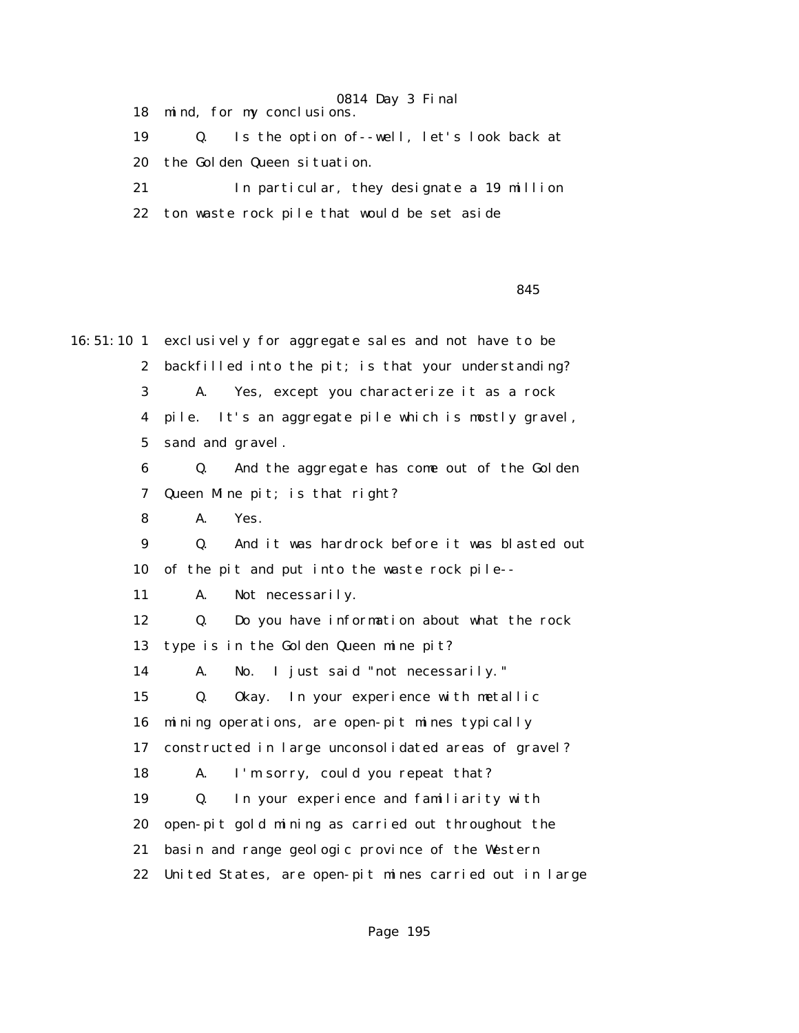18 mind, for my conclusions.

19 Q. Is the option of--well, let's look back at

20 the Golden Queen situation.

21 In particular, they designate a 19 million

22 ton waste rock pile that would be set aside

845

16:51:10 1 exclusively for aggregate sales and not have to be

2 backfilled into the pit; is that your understanding?

3 A. Yes, except you characterize it as a rock

4 pile. It's an aggregate pile which is mostly gravel,

5 sand and gravel.

6 Q. And the aggregate has come out of the Golden

7 Queen Mine pit; is that right?

8 A. Yes.

9 Q. And it was hardrock before it was blasted out

10 of the pit and put into the waste rock pile--

11 A. Not necessarily.

12 Q. Do you have information about what the rock

13 type is in the Golden Queen mine pit?

14 A. No. I just said "not necessarily."

15 Q. Okay. In your experience with metallic

16 mining operations, are open-pit mines typically

17 constructed in large unconsolidated areas of gravel?

18 A. I'm sorry, could you repeat that?

19 Q. In your experience and familiarity with

20 open-pit gold mining as carried out throughout the

21 basin and range geologic province of the Western

22 United States, are open-pit mines carried out in large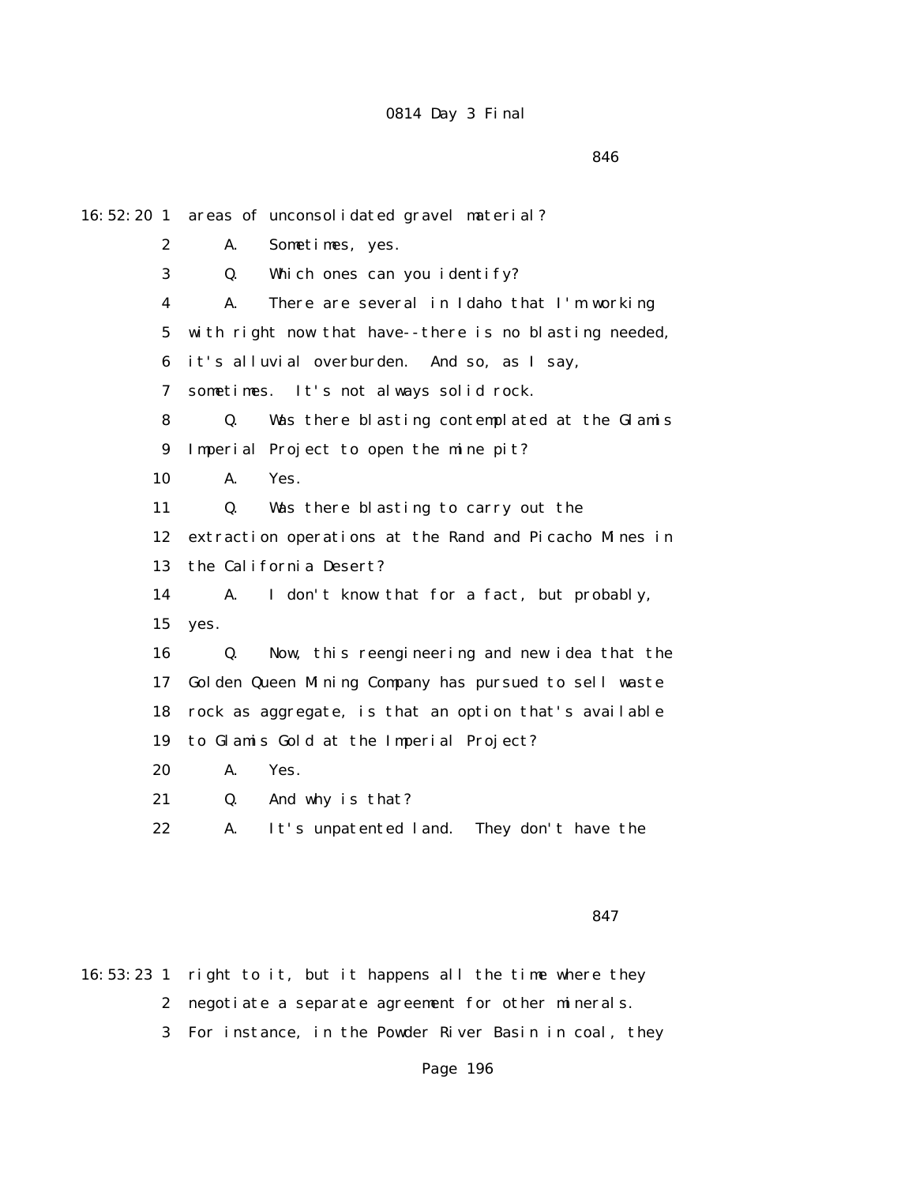846

16:52:20 1 areas of unconsolidated gravel material?

2 A. Sometimes, yes.

3 Q. Which ones can you identify?

4 A. There are several in Idaho that I'm working

5 with right now that have--there is no blasting needed,

6 it's alluvial overburden. And so, as I say,

7 sometimes. It's not always solid rock.

8 Q. Was there blasting contemplated at the Glamis

9 Imperial Project to open the mine pit?

10 A. Yes.

11 Q. Was there blasting to carry out the

12 extraction operations at the Rand and Picacho Mines in

13 the California Desert?

14 A. I don't know that for a fact, but probably,

15 yes.

16 Q. Now, this reengineering and new idea that the

17 Golden Queen Mining Company has pursued to sell waste

18 rock as aggregate, is that an option that's available

19 to Glamis Gold at the Imperial Project?

20 A. Yes.

21 Q. And why is that?

22 A. It's unpatented land. They don't have the

847

16:53:23 1 right to it, but it happens all the time where they

2 negotiate a separate agreement for other minerals.

3 For instance, in the Powder River Basin in coal, they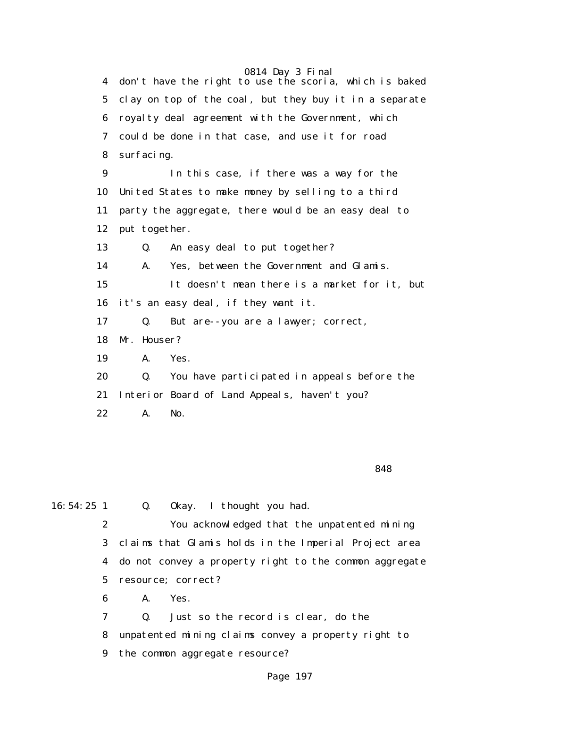4 don't have the right to use the scoria, which is baked

5 clay on top of the coal, but they buy it in a separate

6 royalty deal agreement with the Government, which

7 could be done in that case, and use it for road

8 surfacing.

9 In this case, if there was a way for the

10 United States to make money by selling to a third

11 party the aggregate, there would be an easy deal to

12 put together.

13 Q. An easy deal to put together?

14 A. Yes, between the Government and Glamis.

15 It doesn't mean there is a market for it, but

16 it's an easy deal, if they want it.

17 Q. But are--you are a lawyer; correct,

18 Mr. Houser?

19 A. Yes.

20 Q. You have participated in appeals before the

21 Interior Board of Land Appeals, haven't you?

22 A. No.

848

16:54:25 1 Q. Okay. I thought you had.

2 You acknowledged that the unpatented mining

3 claims that Glamis holds in the Imperial Project area

4 do not convey a property right to the common aggregate

5 resource; correct?

6 A. Yes.

7 Q. Just so the record is clear, do the

8 unpatented mining claims convey a property right to

9 the common aggregate resource?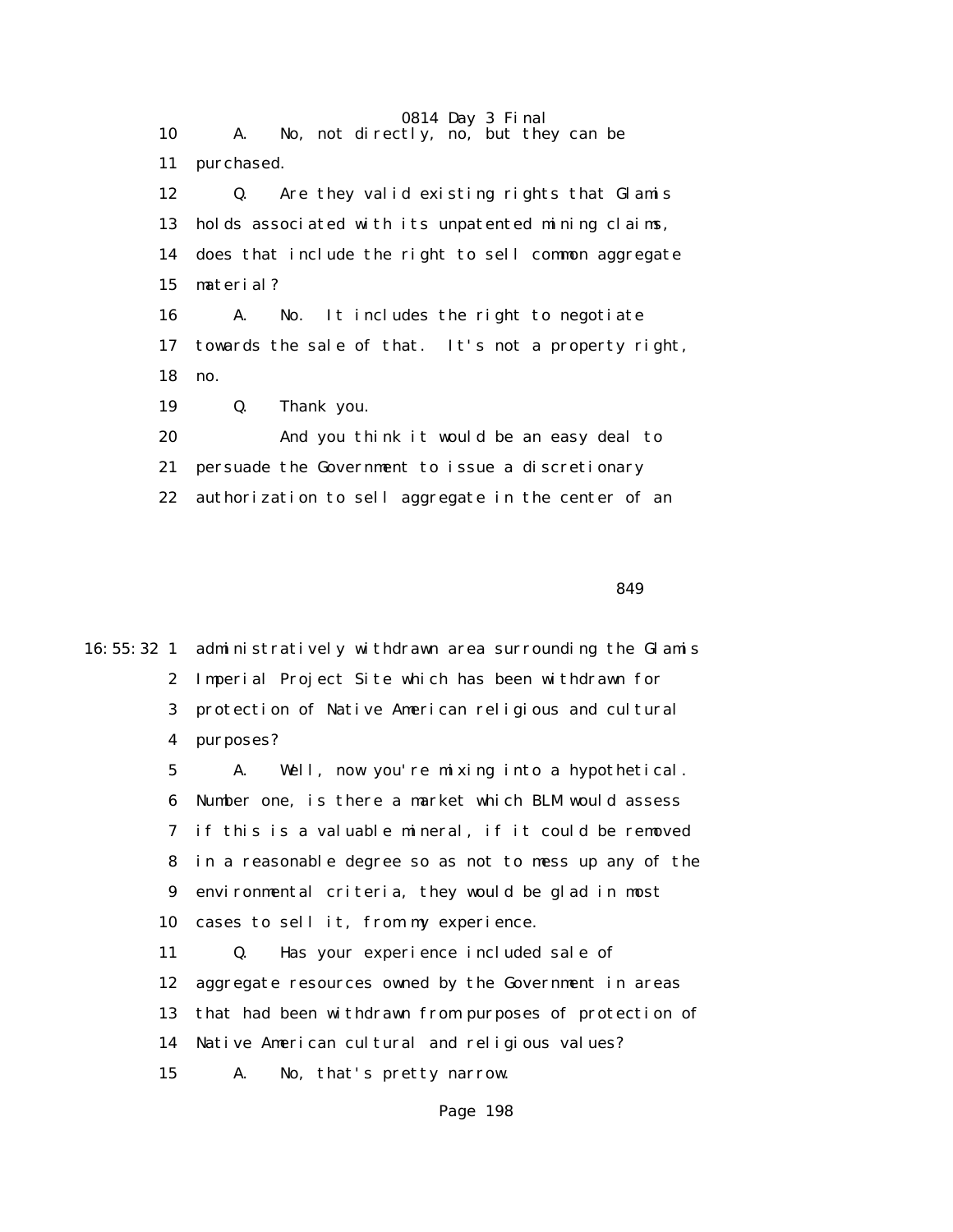10 A. No, not directly, no, but they can be
11 purchased.
12 Q. Are they valid existing rights that Glamis
13 holds associated with its unpatented mining claims,
14 does that include the right to sell common aggregate
15 material?
16 A. No. It includes the right to negotiate
17 towards the sale of that. It's not a property right,
18 no.
19 Q. Thank you.
20 And you think it would be an easy deal to
21 persuade the Government to issue a discretionary
22 authorization to sell aggregate in the center of an

849

16:55:32 1 administratively withdrawn area surrounding the Glamis
2 Imperial Project Site which has been withdrawn for
3 protection of Native American religious and cultural
4 purposes?
5 A. Well, now you're mixing into a hypothetical.
6 Number one, is there a market which BLM would assess
7 if this is a valuable mineral, if it could be removed
8 in a reasonable degree so as not to mess up any of the
9 environmental criteria, they would be glad in most
10 cases to sell it, from my experience.
11 Q. Has your experience included sale of
12 aggregate resources owned by the Government in areas
13 that had been withdrawn from purposes of protection of
14 Native American cultural and religious values?
15 A. No, that's pretty narrow.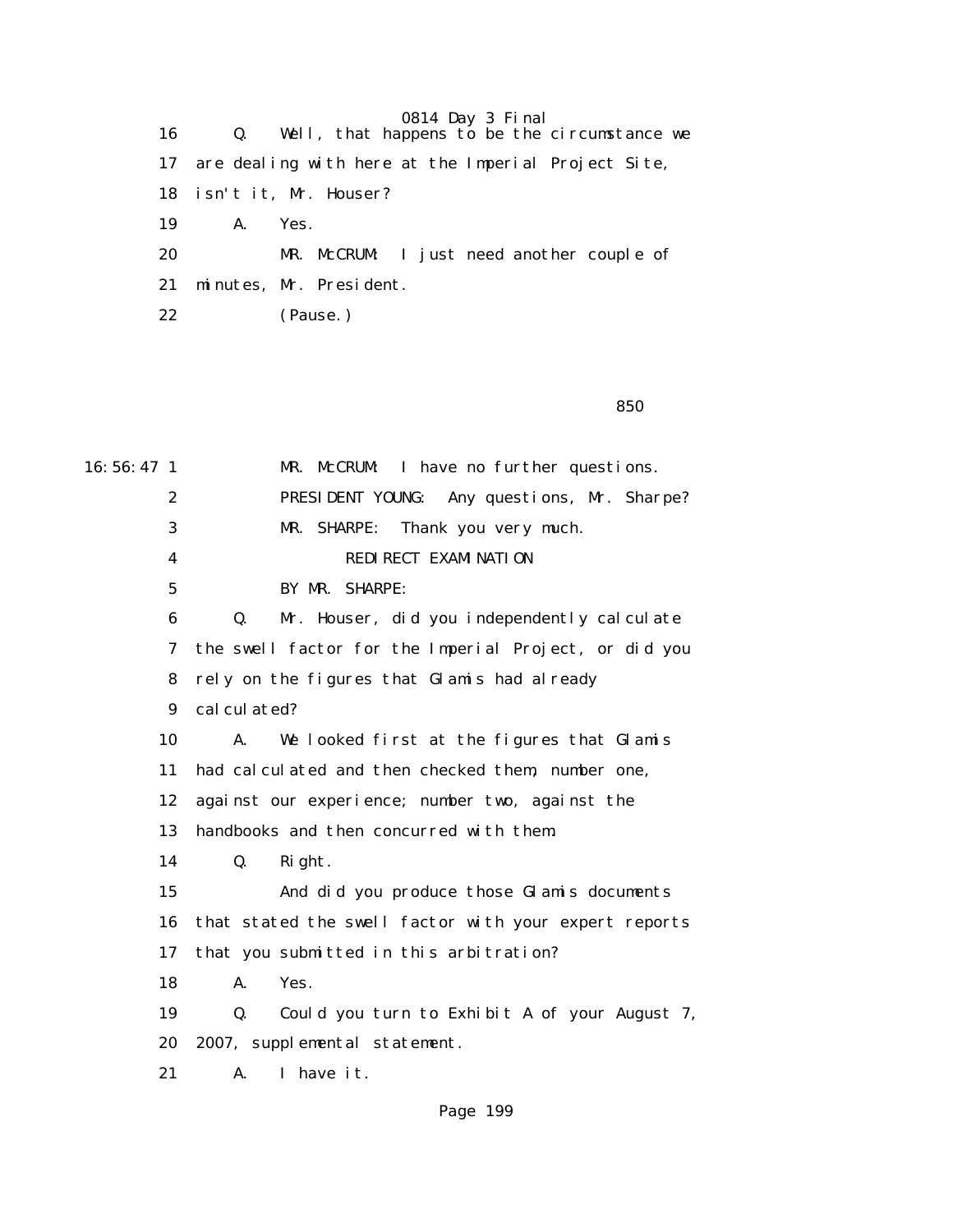16 Q. Well, that happens to be the circumstance we

17 are dealing with here at the Imperial Project Site,

18 isn't it, Mr. Houser?

19 A. Yes.

20 MR. McCRUM: I just need another couple of

21 minutes, Mr. President.

22 (Pause.)

850

16:56:47 1 MR. McCRUM: I have no further questions.

2 PRESIDENT YOUNG: Any questions, Mr. Sharpe?

3 MR. SHARPE: Thank you very much.

4 REDIRECT EXAMINATION

5 BY MR. SHARPE:

6 Q. Mr. Houser, did you independently calculate

7 the swell factor for the Imperial Project, or did you

8 rely on the figures that Glamis had already

9 calculated?

10 A. We looked first at the figures that Glamis

11 had calculated and then checked them, number one,

12 against our experience; number two, against the

13 handbooks and then concurred with them.

14 Q. Right.

15 And did you produce those Glamis documents

16 that stated the swell factor with your expert reports

17 that you submitted in this arbitration?

18 A. Yes.

19 Q. Could you turn to Exhibit A of your August 7,

20 2007, supplemental statement.

21 A. I have it.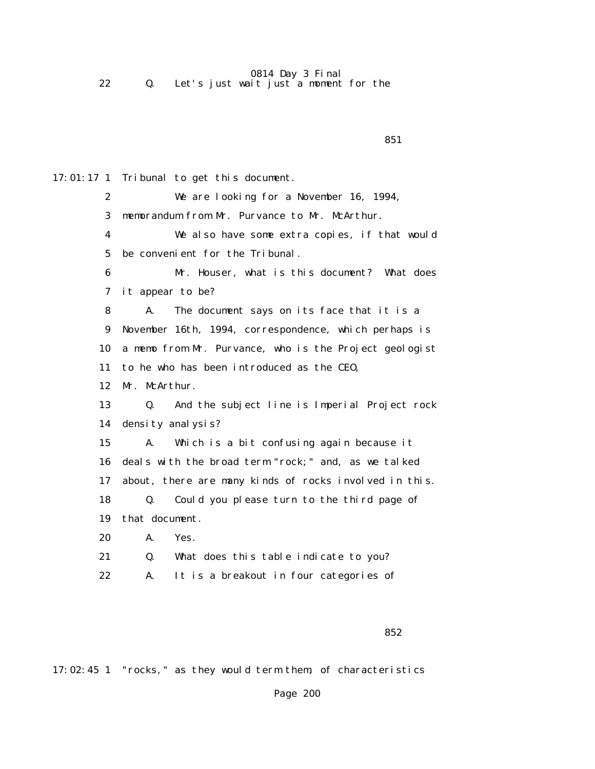22 Q. Let's just wait just a moment for the

17:01:17 1 Tribunal to get this document.

2 We are looking for a November 16, 1994,

3 memorandum from Mr. Purvance to Mr. McArthur.

4 We also have some extra copies, if that would

5 be convenient for the Tribunal.

6 Mr. Houser, what is this document? What does

7 it appear to be?

8 A. The document says on its face that it is a

9 November 16th, 1994, correspondence, which perhaps is

10 a memo from Mr. Purvance, who is the Project geologist

11 to he who has been introduced as the CEO,

12 Mr. McArthur.

13 Q. And the subject line is Imperial Project rock

14 density analysis?

15 A. Which is a bit confusing again because it

16 deals with the broad term "rock;" and, as we talked

17 about, there are many kinds of rocks involved in this.

18 Q. Could you please turn to the third page of

19 that document.

20 A. Yes.

21 Q. What does this table indicate to you?

22 A. It is a breakout in four categories of

17:02:45 1 "rocks," as they would term them, of characteristics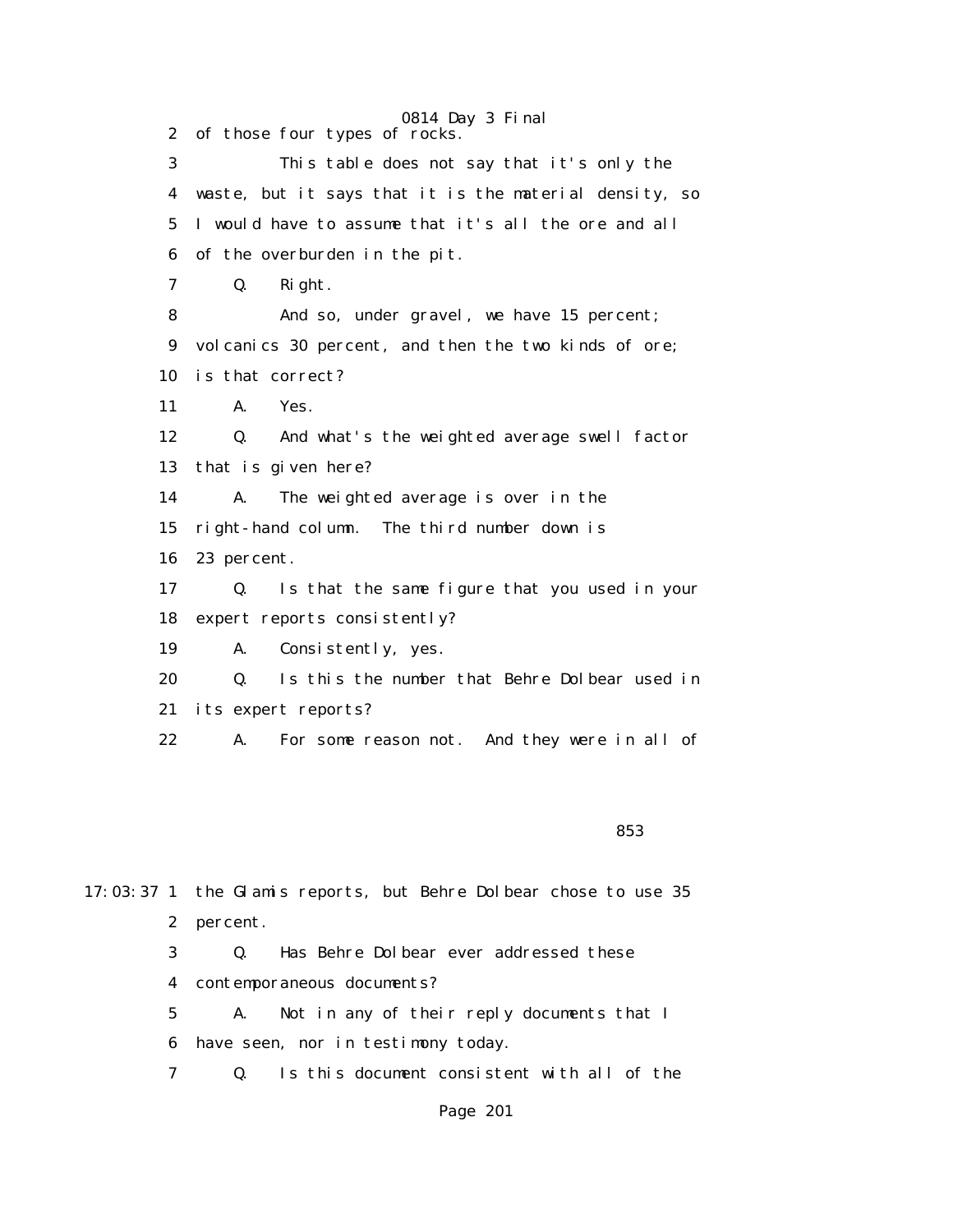2 of those four types of rocks.

3 This table does not say that it's only the

4 waste, but it says that it is the material density, so

5 I would have to assume that it's all the ore and all

6 of the overburden in the pit.

7 Q. Right.

8 And so, under gravel, we have 15 percent;

9 volcanics 30 percent, and then the two kinds of ore;

10 is that correct?

11 A. Yes.

12 Q. And what's the weighted average swell factor

13 that is given here?

14 A. The weighted average is over in the

15 right-hand column. The third number down is

16 23 percent.

17 Q. Is that the same figure that you used in your

18 expert reports consistently?

19 A. Consistently, yes.

20 Q. Is this the number that Behre Dolbear used in

21 its expert reports?

22 A. For some reason not. And they were in all of

853

17:03:37 1 the Glamis reports, but Behre Dolbear chose to use 35

2 percent.

3 Q. Has Behre Dolbear ever addressed these

4 contemporaneous documents?

5 A. Not in any of their reply documents that I

6 have seen, nor in testimony today.

7 Q. Is this document consistent with all of the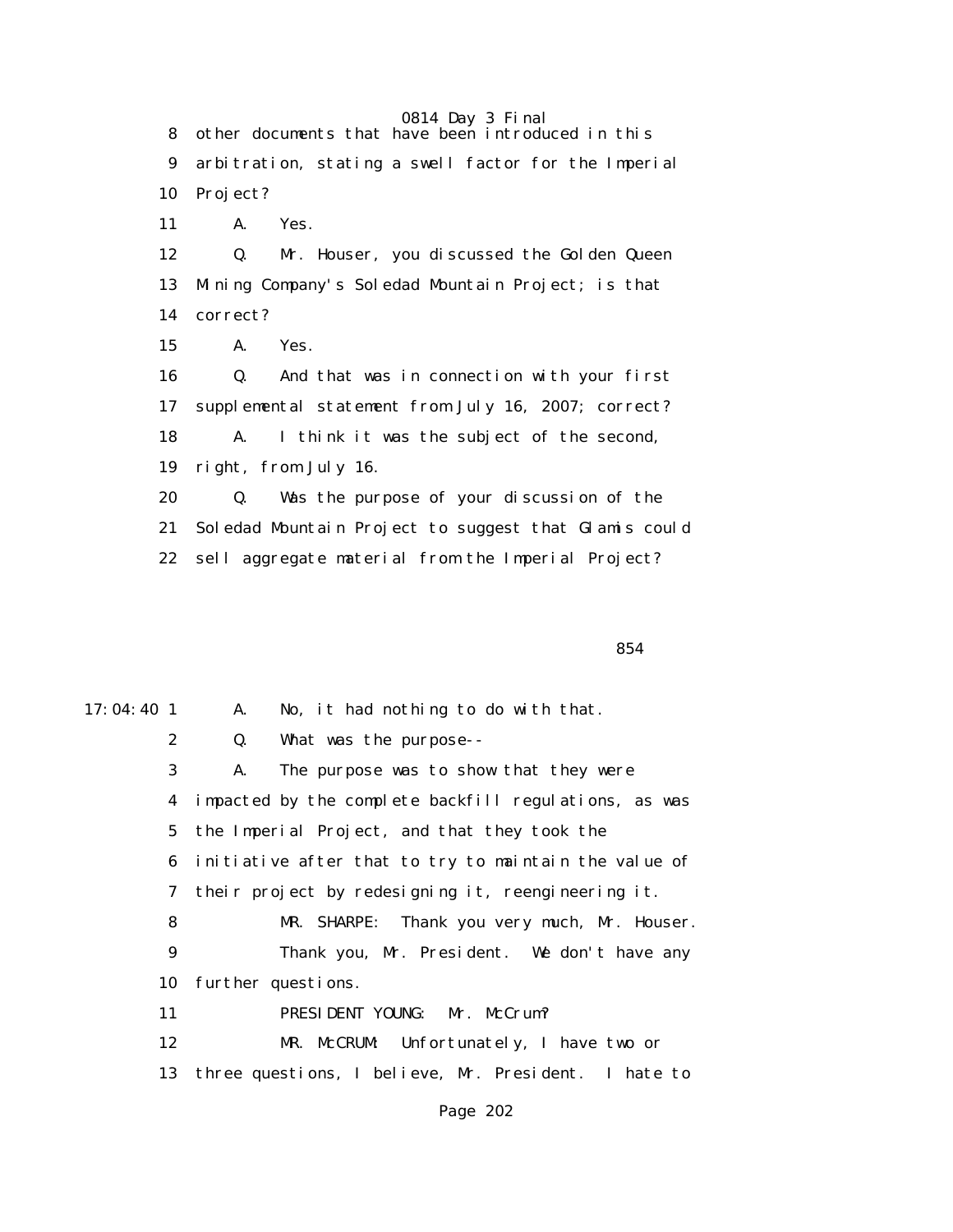8 other documents that have been introduced in this

9 arbitration, stating a swell factor for the Imperial

10 Project?

11 A. Yes.

12 Q. Mr. Houser, you discussed the Golden Queen

13 Mining Company's Soledad Mountain Project; is that

14 correct?

15 A. Yes.

16 Q. And that was in connection with your first

17 supplemental statement from July 16, 2007; correct?

18 A. I think it was the subject of the second,

19 right, from July 16.

20 Q. Was the purpose of your discussion of the

21 Soledad Mountain Project to suggest that Glamis could

22 sell aggregate material from the Imperial Project?

854

17:04:40 1 A. No, it had nothing to do with that.

2 Q. What was the purpose--

3 A. The purpose was to show that they were

4 impacted by the complete backfill regulations, as was

5 the Imperial Project, and that they took the

6 initiative after that to try to maintain the value of

7 their project by redesigning it, reengineering it.

8 MR. SHARPE: Thank you very much, Mr. Houser.

9 Thank you, Mr. President. We don't have any

10 further questions.

11 PRESIDENT YOUNG: Mr. McCrum?

12 MR. McCRUM: Unfortunately, I have two or

13 three questions, I believe, Mr. President. I hate to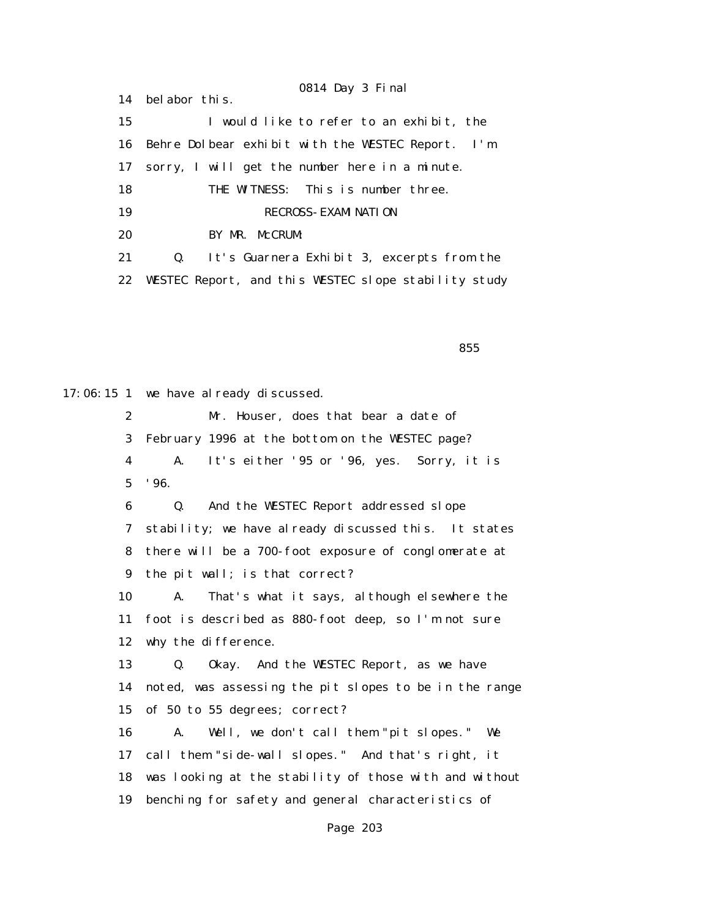14 belabor this.

15 I would like to refer to an exhibit, the

16 Behre Dolbear exhibit with the WESTEC Report. I'm

17 sorry, I will get the number here in a minute.

18 THE WITNESS: This is number three.

19 RECROSS-EXAMINATION

20 BY MR. McCRUM:

21 Q. It's Guarnera Exhibit 3, excerpts from the

22 WESTEC Report, and this WESTEC slope stability study

855

17:06:15 1 we have already discussed.

2 Mr. Houser, does that bear a date of

3 February 1996 at the bottom on the WESTEC page?

4 A. It's either '95 or '96, yes. Sorry, it is

5 '96.

6 Q. And the WESTEC Report addressed slope

7 stability; we have already discussed this. It states

8 there will be a 700-foot exposure of conglomerate at

9 the pit wall; is that correct?

10 A. That's what it says, although elsewhere the

11 foot is described as 880-foot deep, so I'm not sure

12 why the difference.

13 Q. Okay. And the WESTEC Report, as we have

14 noted, was assessing the pit slopes to be in the range

15 of 50 to 55 degrees; correct?

16 A. Well, we don't call them "pit slopes." We

17 call them "side-wall slopes." And that's right, it

18 was looking at the stability of those with and without

19 benching for safety and general characteristics of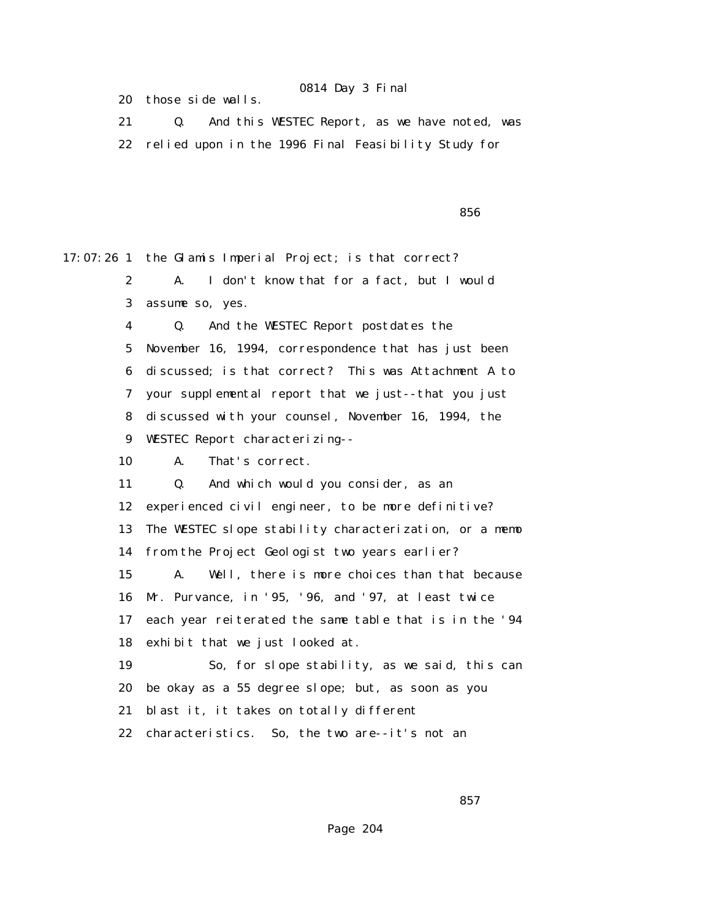20 those side walls.

21 Q. And this WESTEC Report, as we have noted, was

22 relied upon in the 1996 Final Feasibility Study for

17:07:26 1 the Glamis Imperial Project; is that correct?

2 A. I don't know that for a fact, but I would

3 assume so, yes.

4 Q. And the WESTEC Report postdates the

5 November 16, 1994, correspondence that has just been

6 discussed; is that correct? This was Attachment A to

7 your supplemental report that we just--that you just

8 discussed with your counsel, November 16, 1994, the

9 WESTEC Report characterizing--

10 A. That's correct.

11 Q. And which would you consider, as an

12 experienced civil engineer, to be more definitive?

13 The WESTEC slope stability characterization, or a memo

14 from the Project Geologist two years earlier?

15 A. Well, there is more choices than that because

16 Mr. Purvance, in '95, '96, and '97, at least twice

17 each year reiterated the same table that is in the '94

18 exhibit that we just looked at.

19 So, for slope stability, as we said, this can

20 be okay as a 55 degree slope; but, as soon as you

21 blast it, it takes on totally different

22 characteristics. So, the two are--it's not an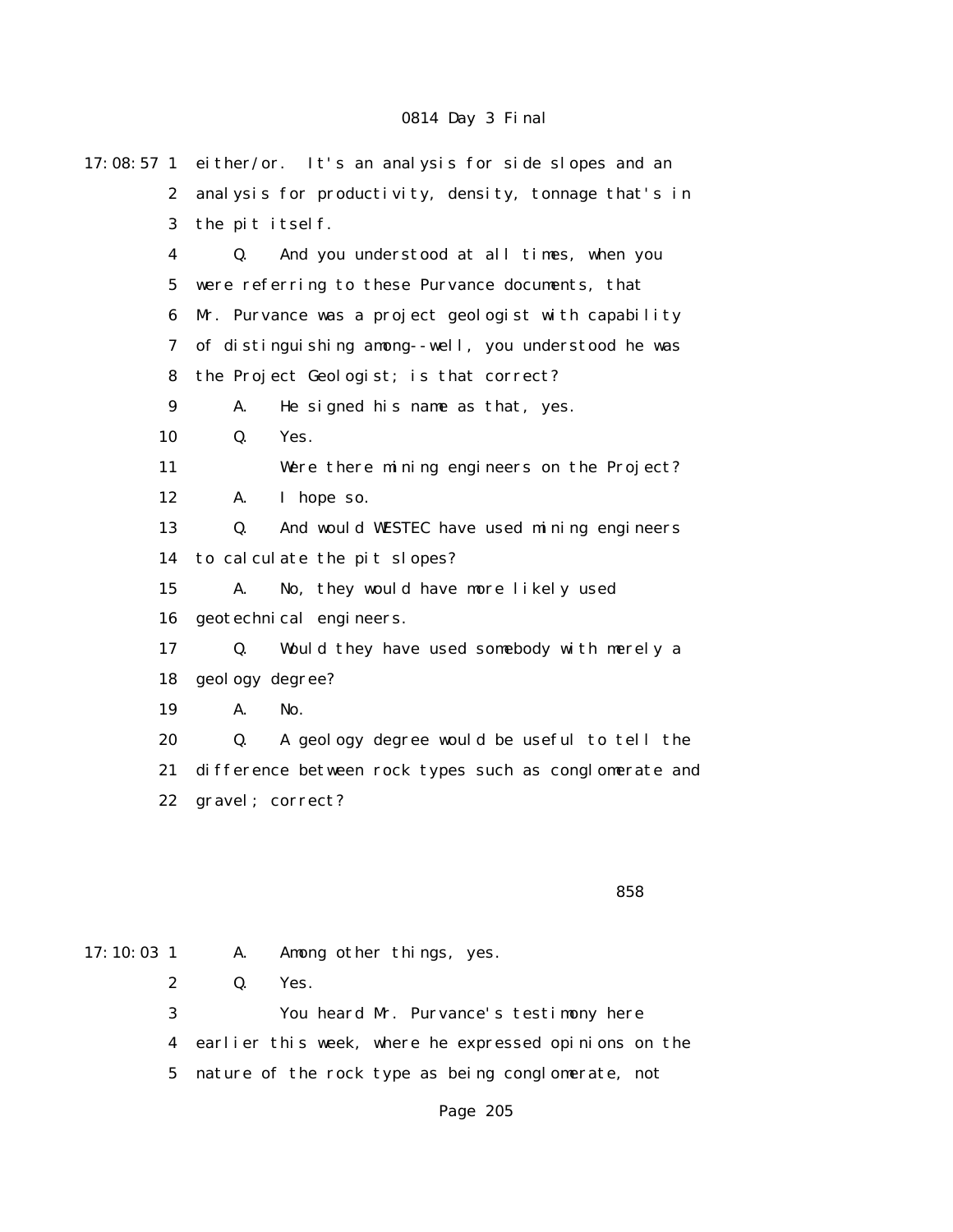17:08:57 1 either/or. It's an analysis for side slopes and an

2 analysis for productivity, density, tonnage that's in

3 the pit itself.

4 Q. And you understood at all times, when you

5 were referring to these Purvance documents, that

6 Mr. Purvance was a project geologist with capability

7 of distinguishing among--well, you understood he was

8 the Project Geologist; is that correct?

9 A. He signed his name as that, yes.

10 Q. Yes.

11 Were there mining engineers on the Project?

12 A. I hope so.

13 Q. And would WESTEC have used mining engineers

14 to calculate the pit slopes?

15 A. No, they would have more likely used

16 geotechnical engineers.

17 Q. Would they have used somebody with merely a

18 geology degree?

19 A. No.

20 Q. A geology degree would be useful to tell the

21 difference between rock types such as conglomerate and

22 gravel; correct?

858

17:10:03 1 A. Among other things, yes.

2 Q. Yes.

3 You heard Mr. Purvance's testimony here

4 earlier this week, where he expressed opinions on the

5 nature of the rock type as being conglomerate, not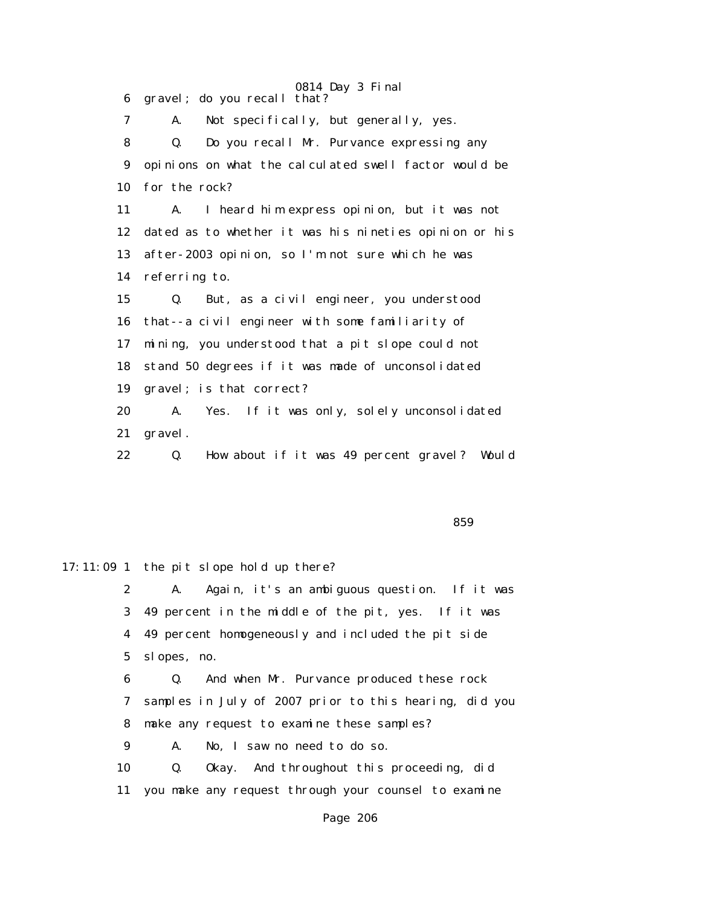6 gravel; do you recall that?

7 A. Not specifically, but generally, yes.

8 Q. Do you recall Mr. Purvance expressing any

9 opinions on what the calculated swell factor would be

10 for the rock?

11 A. I heard him express opinion, but it was not

12 dated as to whether it was his nineties opinion or his

13 after-2003 opinion, so I'm not sure which he was

14 referring to.

15 Q. But, as a civil engineer, you understood

16 that--a civil engineer with some familiarity of

17 mining, you understood that a pit slope could not

18 stand 50 degrees if it was made of unconsolidated

19 gravel; is that correct?

20 A. Yes. If it was only, solely unconsolidated

21 gravel.

22 Q. How about if it was 49 percent gravel? Would

859

17:11:09 1 the pit slope hold up there?

2 A. Again, it's an ambiguous question. If it was

3 49 percent in the middle of the pit, yes. If it was

4 49 percent homogeneously and included the pit side

5 slopes, no.

6 Q. And when Mr. Purvance produced these rock

7 samples in July of 2007 prior to this hearing, did you

8 make any request to examine these samples?

9 A. No, I saw no need to do so.

10 Q. Okay. And throughout this proceeding, did

11 you make any request through your counsel to examine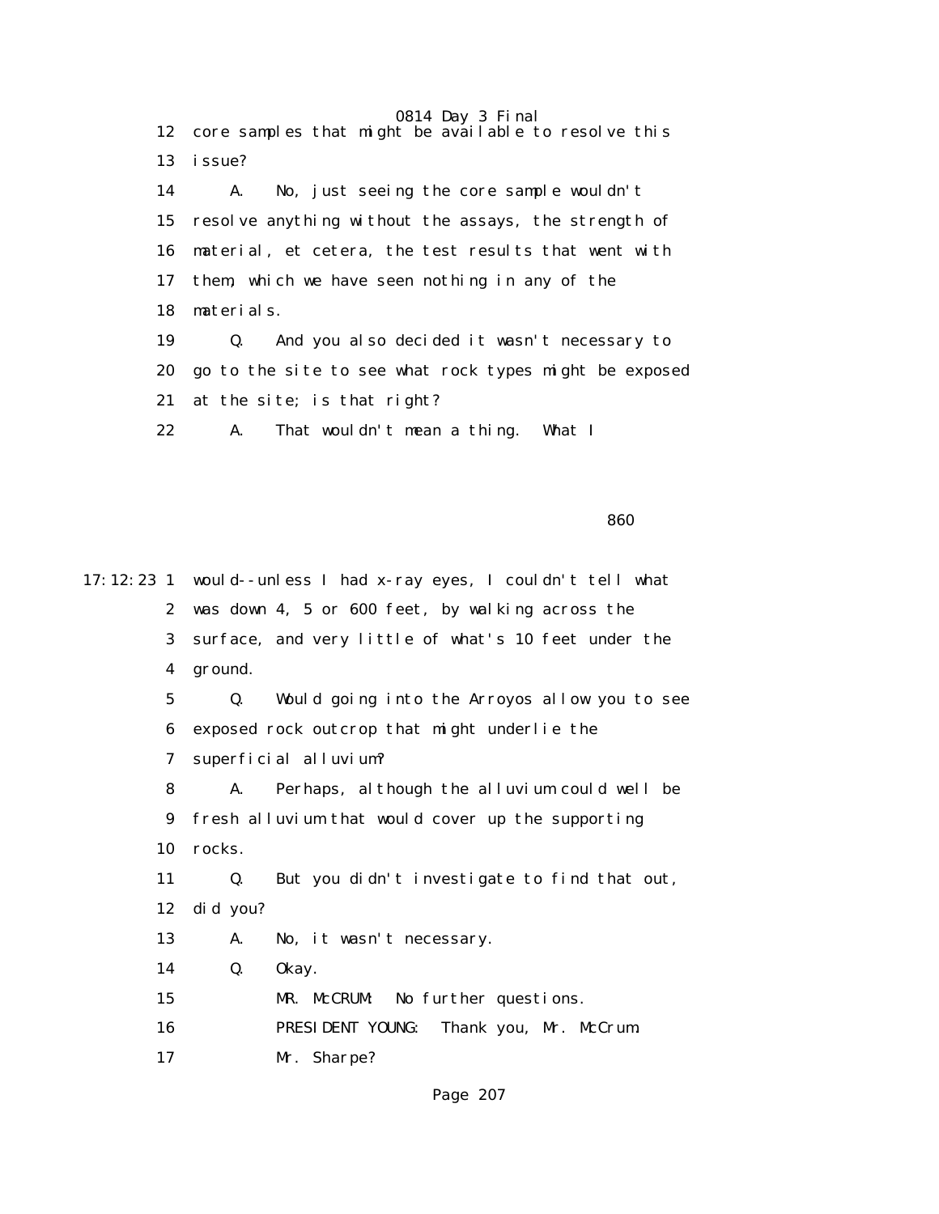12 core samples that might be available to resolve this

13 issue?

14 A. No, just seeing the core sample wouldn't

15 resolve anything without the assays, the strength of

16 material, et cetera, the test results that went with

17 them, which we have seen nothing in any of the

18 materials.

19 Q. And you also decided it wasn't necessary to

20 go to the site to see what rock types might be exposed

21 at the site; is that right?

22 A. That wouldn't mean a thing. What I

860

17:12:23 1 would--unless I had x-ray eyes, I couldn't tell what

2 was down 4, 5 or 600 feet, by walking across the

3 surface, and very little of what's 10 feet under the

4 ground.

5 Q. Would going into the Arroyos allow you to see

6 exposed rock outcrop that might underlie the

7 superficial alluvium?

8 A. Perhaps, although the alluvium could well be

9 fresh alluvium that would cover up the supporting

10 rocks.

11 Q. But you didn't investigate to find that out,

12 did you?

13 A. No, it wasn't necessary.

14 Q. Okay.

15 MR. McCRUM: No further questions.

16 PRESIDENT YOUNG: Thank you, Mr. McCrum.

17 Mr. Sharpe?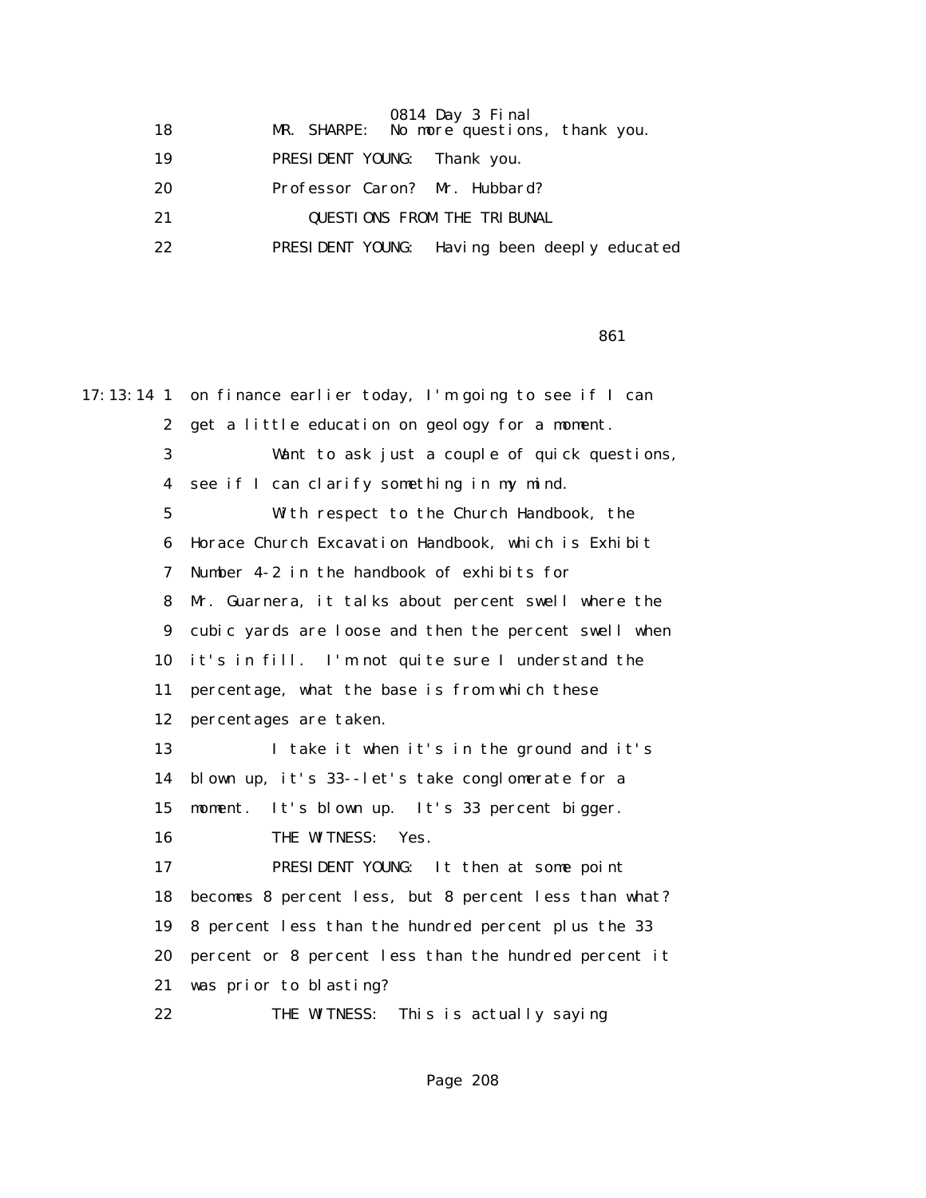18 MR. SHARPE: No more questions, thank you.

19 PRESIDENT YOUNG: Thank you.

20 Professor Caron? Mr. Hubbard?

21 QUESTIONS FROM THE TRIBUNAL

22 PRESIDENT YOUNG: Having been deeply educated

861

17:13:14 1 on finance earlier today, I'm going to see if I can

2 get a little education on geology for a moment.

3 Want to ask just a couple of quick questions,

4 see if I can clarify something in my mind.

5 With respect to the Church Handbook, the

6 Horace Church Excavation Handbook, which is Exhibit

7 Number 4-2 in the handbook of exhibits for

8 Mr. Guarnera, it talks about percent swell where the

9 cubic yards are loose and then the percent swell when

10 it's in fill. I'm not quite sure I understand the

11 percentage, what the base is from which these

12 percentages are taken.

13 I take it when it's in the ground and it's

14 blown up, it's 33--let's take conglomerate for a

15 moment. It's blown up. It's 33 percent bigger.

16 THE WITNESS: Yes.

17 PRESIDENT YOUNG: It then at some point

18 becomes 8 percent less, but 8 percent less than what?

19 8 percent less than the hundred percent plus the 33

20 percent or 8 percent less than the hundred percent it

21 was prior to blasting?

22 THE WITNESS: This is actually saying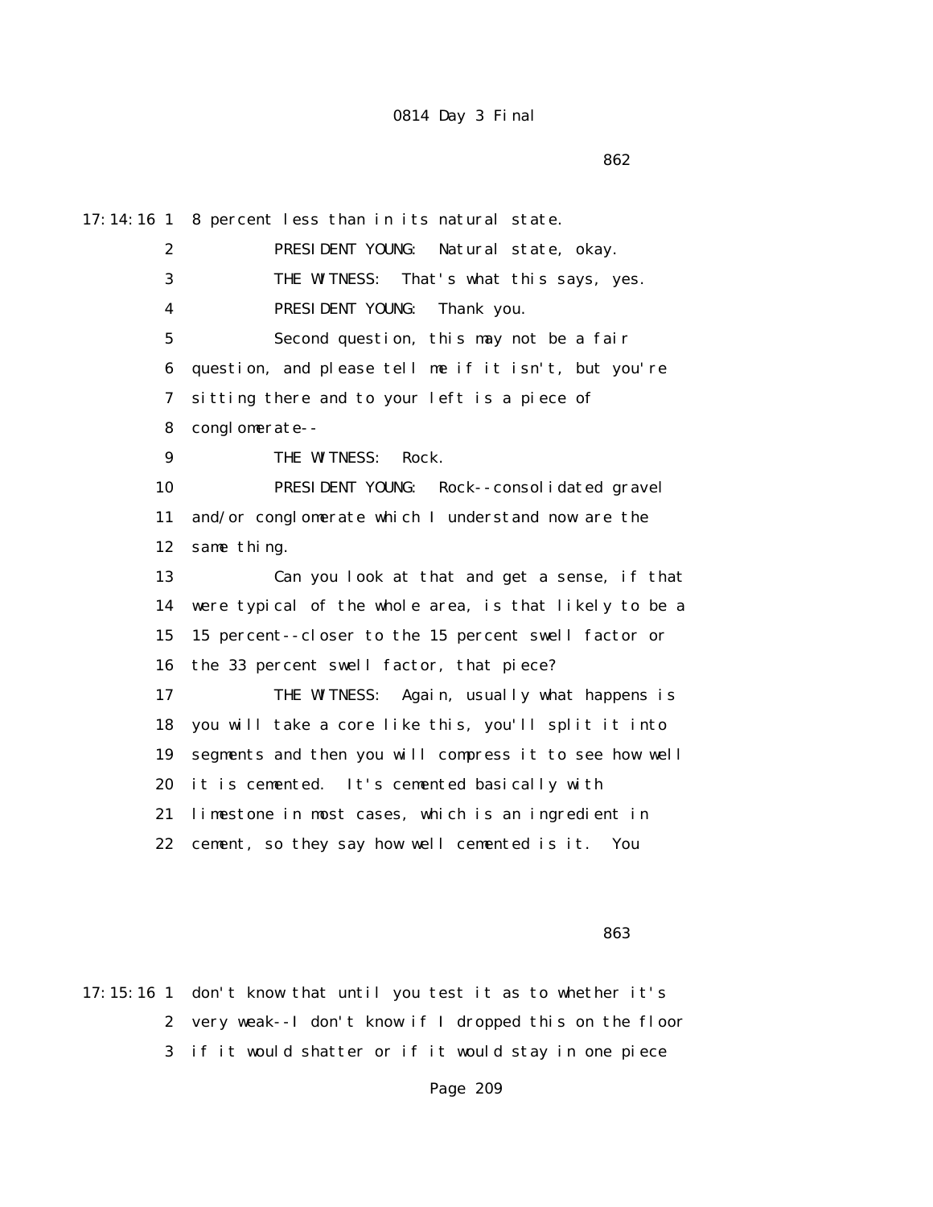17:14:16 1 8 percent less than in its natural state.

2 PRESIDENT YOUNG: Natural state, okay.

3 THE WITNESS: That's what this says, yes.

4 PRESIDENT YOUNG: Thank you.

5 Second question, this may not be a fair

6 question, and please tell me if it isn't, but you're

7 sitting there and to your left is a piece of

8 conglomerate--

9 THE WITNESS: Rock.

10 PRESIDENT YOUNG: Rock--consolidated gravel

11 and/or conglomerate which I understand now are the

12 same thing.

13 Can you look at that and get a sense, if that

14 were typical of the whole area, is that likely to be a

15 15 percent--closer to the 15 percent swell factor or

16 the 33 percent swell factor, that piece?

17 THE WITNESS: Again, usually what happens is

18 you will take a core like this, you'll split it into

19 segments and then you will compress it to see how well

20 it is cemented. It's cemented basically with

21 limestone in most cases, which is an ingredient in

22 cement, so they say how well cemented is it. You

863

17:15:16 1 don't know that until you test it as to whether it's

2 very weak--I don't know if I dropped this on the floor

3 if it would shatter or if it would stay in one piece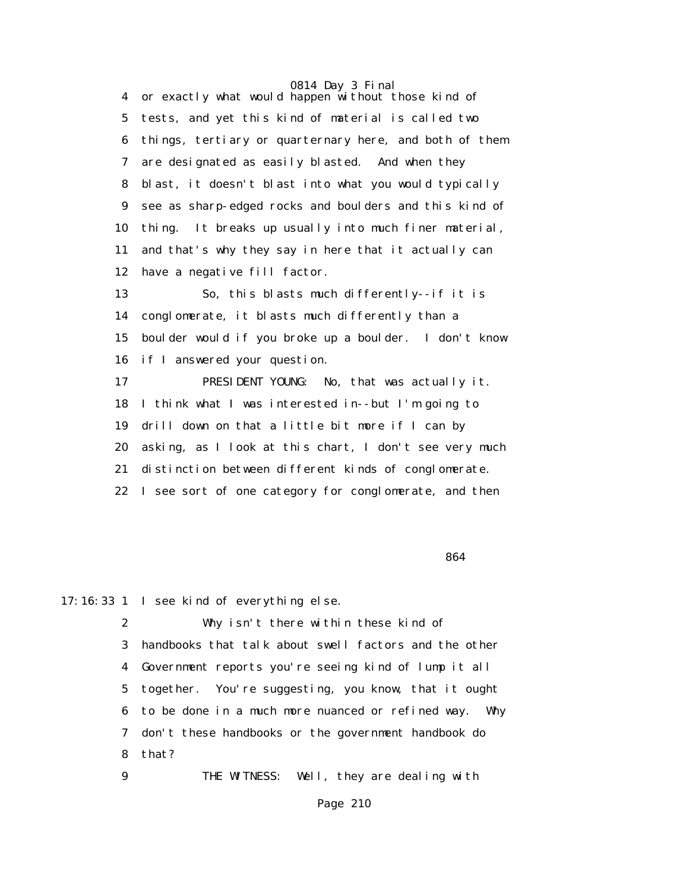4 or exactly what would happen without those kind of
5 tests, and yet this kind of material is called two
6 things, tertiary or quarternary here, and both of them
7 are designated as easily blasted. And when they
8 blast, it doesn't blast into what you would typically
9 see as sharp-edged rocks and boulders and this kind of
10 thing. It breaks up usually into much finer material,
11 and that's why they say in here that it actually can
12 have a negative fill factor.

13 So, this blasts much differently--if it is
14 conglomerate, it blasts much differently than a
15 boulder would if you broke up a boulder. I don't know
16 if I answered your question.

17 PRESIDENT YOUNG: No, that was actually it.
18 I think what I was interested in--but I'm going to
19 drill down on that a little bit more if I can by
20 asking, as I look at this chart, I don't see very much
21 distinction between different kinds of conglomerate.
22 I see sort of one category for conglomerate, and then

864

17:16:33 1 I see kind of everything else.

2 Why isn't there within these kind of
3 handbooks that talk about swell factors and the other
4 Government reports you're seeing kind of lump it all
5 together. You're suggesting, you know, that it ought
6 to be done in a much more nuanced or refined way. Why
7 don't these handbooks or the government handbook do
8 that?

9 THE WITNESS: Well, they are dealing with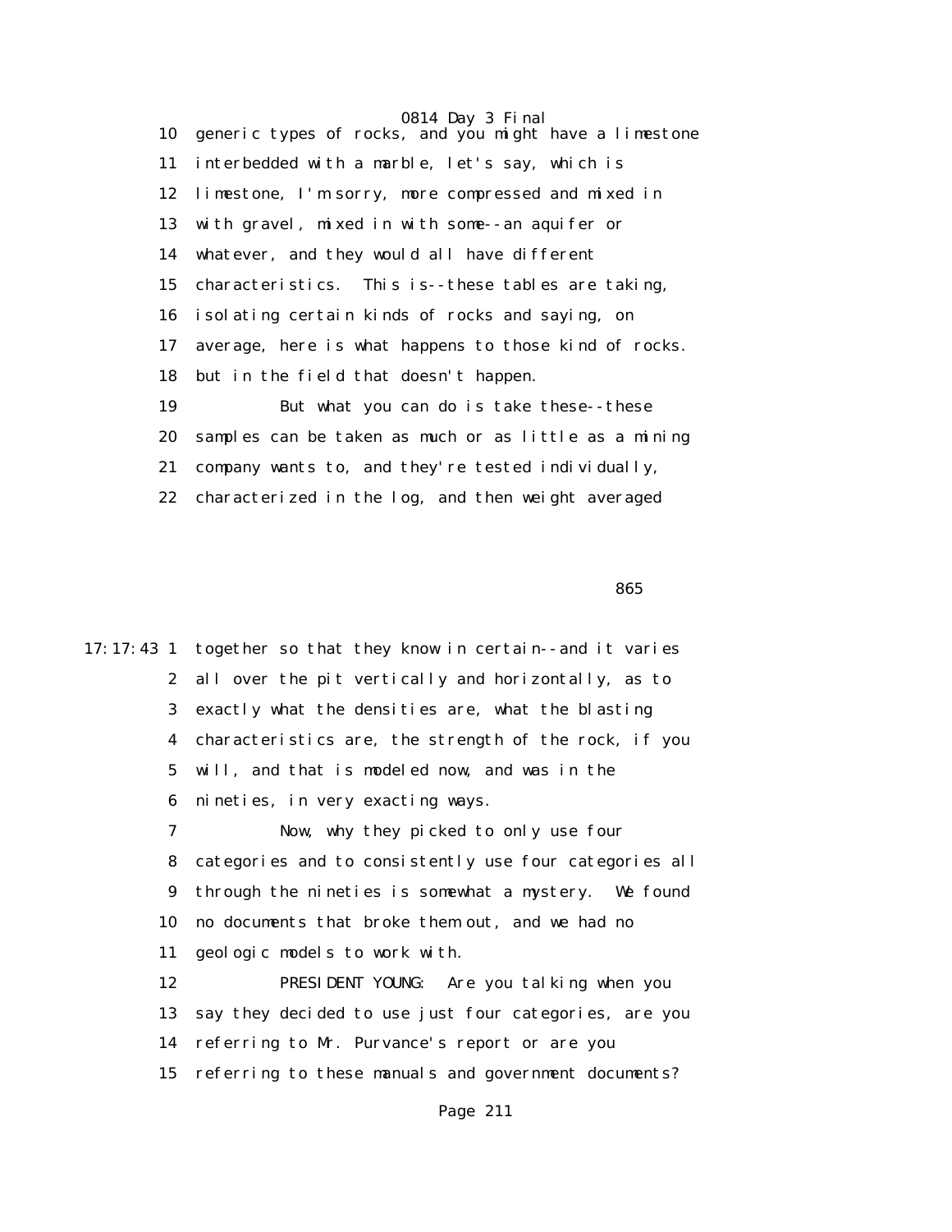10 generic types of rocks, and you might have a limestone

11 interbedded with a marble, let's say, which is

12 limestone, I'm sorry, more compressed and mixed in

13 with gravel, mixed in with some--an aquifer or

14 whatever, and they would all have different

15 characteristics. This is--these tables are taking,

16 isolating certain kinds of rocks and saying, on

17 average, here is what happens to those kind of rocks.

18 but in the field that doesn't happen.

19 But what you can do is take these--these

20 samples can be taken as much or as little as a mining

21 company wants to, and they're tested individually,

22 characterized in the log, and then weight averaged

865

17:17:43 1 together so that they know in certain--and it varies

2 all over the pit vertically and horizontally, as to

3 exactly what the densities are, what the blasting

4 characteristics are, the strength of the rock, if you

5 will, and that is modeled now, and was in the

6 nineties, in very exacting ways.

7 Now, why they picked to only use four

8 categories and to consistently use four categories all

9 through the nineties is somewhat a mystery. We found

10 no documents that broke them out, and we had no

11 geologic models to work with.

12 PRESIDENT YOUNG: Are you talking when you

13 say they decided to use just four categories, are you

14 referring to Mr. Purvance's report or are you

15 referring to these manuals and government documents?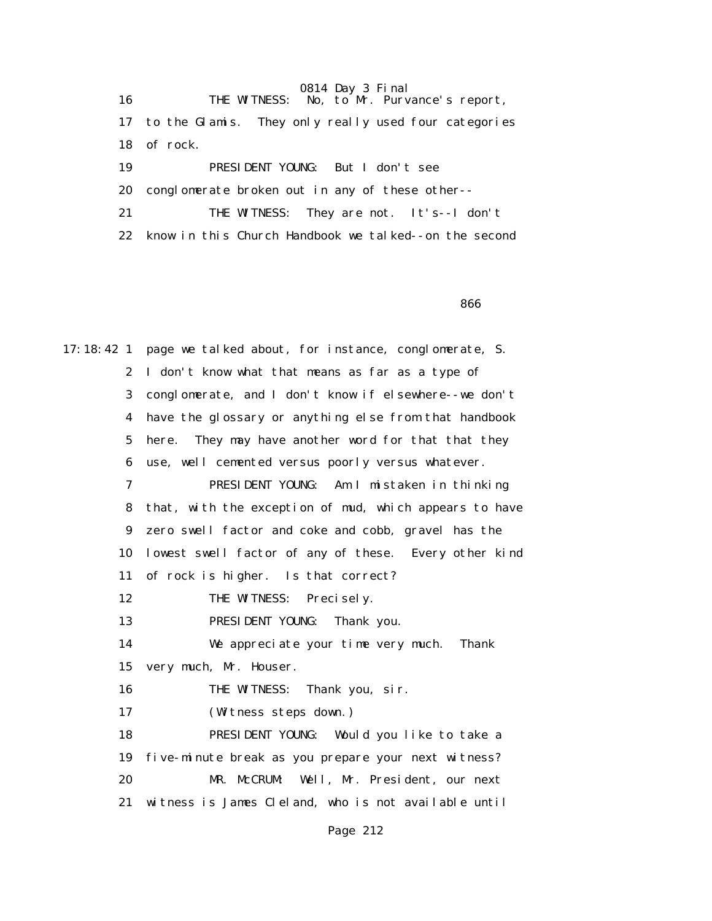16 THE WITNESS: No, to Mr. Purvance's report,

17 to the Glamis. They only really used four categories

18 of rock.

19 PRESIDENT YOUNG: But I don't see

20 conglomerate broken out in any of these other--

21 THE WITNESS: They are not. It's--I don't

22 know in this Church Handbook we talked--on the second

866

17:18:42 1 page we talked about, for instance, conglomerate, S.

2 I don't know what that means as far as a type of

3 conglomerate, and I don't know if elsewhere--we don't

4 have the glossary or anything else from that handbook

5 here. They may have another word for that that they

6 use, well cemented versus poorly versus whatever.

7 PRESIDENT YOUNG: Am I mistaken in thinking

8 that, with the exception of mud, which appears to have

9 zero swell factor and coke and cobb, gravel has the

10 lowest swell factor of any of these. Every other kind

11 of rock is higher. Is that correct?

12 THE WITNESS: Precisely.

13 PRESIDENT YOUNG: Thank you.

14 We appreciate your time very much. Thank

15 very much, Mr. Houser.

16 THE WITNESS: Thank you, sir.

17 (Witness steps down.)

18 PRESIDENT YOUNG: Would you like to take a

19 five-minute break as you prepare your next witness?

20 MR. McCRUM: Well, Mr. President, our next

21 witness is James Cleland, who is not available until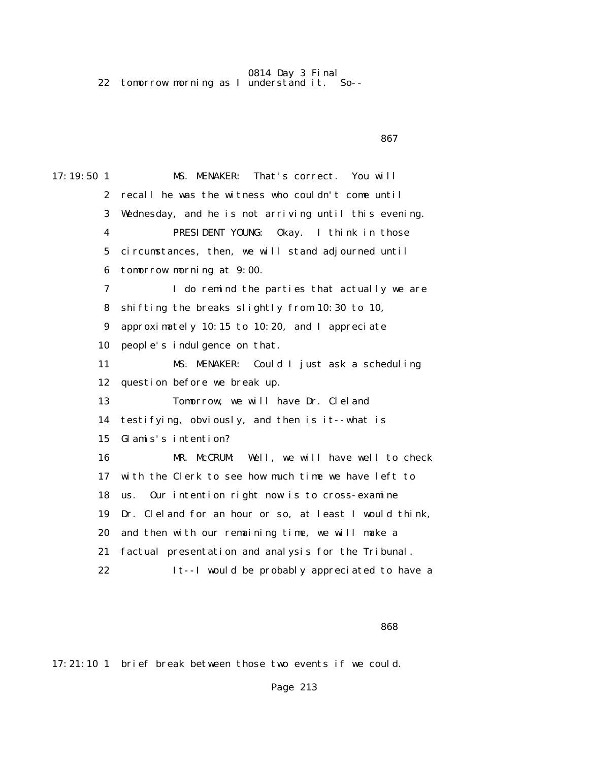22 tomorrow morning as I understand it. So--

867

17:19:50 1 MS. MENAKER: That's correct. You will
2 recall he was the witness who couldn't come until
3 Wednesday, and he is not arriving until this evening.
4 PRESIDENT YOUNG: Okay. I think in those
5 circumstances, then, we will stand adjourned until
6 tomorrow morning at 9:00.
7 I do remind the parties that actually we are
8 shifting the breaks slightly from 10:30 to 10,
9 approximately 10:15 to 10:20, and I appreciate
10 people's indulgence on that.
11 MS. MENAKER: Could I just ask a scheduling
12 question before we break up.
13 Tomorrow, we will have Dr. Cleland
14 testifying, obviously, and then is it--what is
15 Glamis's intention?
16 MR. McCRUM: Well, we will have well to check
17 with the Clerk to see how much time we have left to
18 us. Our intention right now is to cross-examine
19 Dr. Cleland for an hour or so, at least I would think,
20 and then with our remaining time, we will make a
21 factual presentation and analysis for the Tribunal.
22 It--I would be probably appreciated to have a

868

17:21:10 1 brief break between those two events if we could.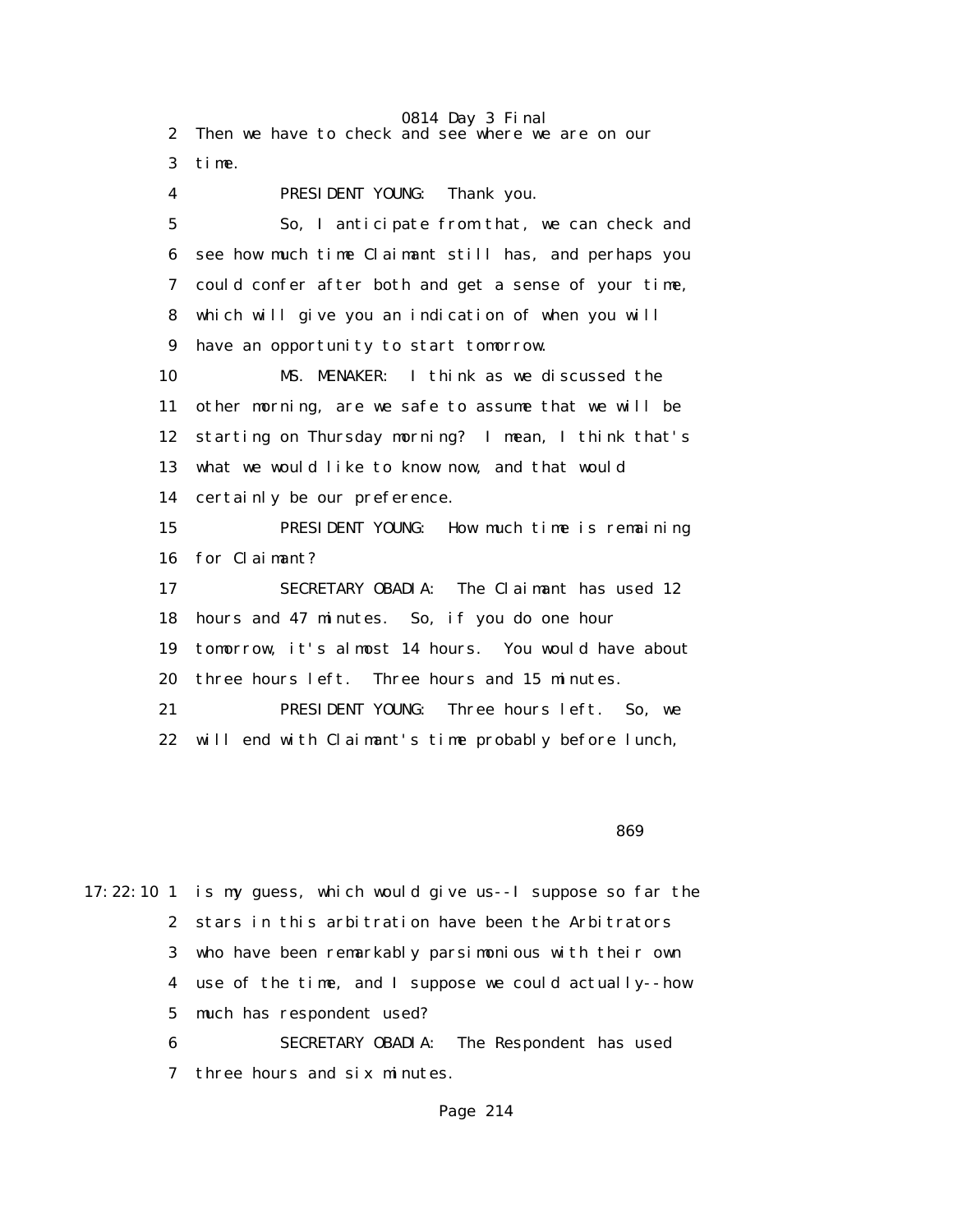2 Then we have to check and see where we are on our
3 time.

4 PRESIDENT YOUNG: Thank you.

5 So, I anticipate from that, we can check and
6 see how much time Claimant still has, and perhaps you
7 could confer after both and get a sense of your time,
8 which will give you an indication of when you will
9 have an opportunity to start tomorrow.

10 MS. MENAKER: I think as we discussed the
11 other morning, are we safe to assume that we will be
12 starting on Thursday morning? I mean, I think that's
13 what we would like to know now, and that would
14 certainly be our preference.

15 PRESIDENT YOUNG: How much time is remaining
16 for Claimant?

17 SECRETARY OBADIA: The Claimant has used 12
18 hours and 47 minutes. So, if you do one hour
19 tomorrow, it's almost 14 hours. You would have about
20 three hours left. Three hours and 15 minutes.

21 PRESIDENT YOUNG: Three hours left. So, we
22 will end with Claimant's time probably before lunch,

869

17:22:10 1 is my guess, which would give us--I suppose so far the
2 stars in this arbitration have been the Arbitrators
3 who have been remarkably parsimonious with their own
4 use of the time, and I suppose we could actually--how
5 much has respondent used?

6 SECRETARY OBADIA: The Respondent has used
7 three hours and six minutes.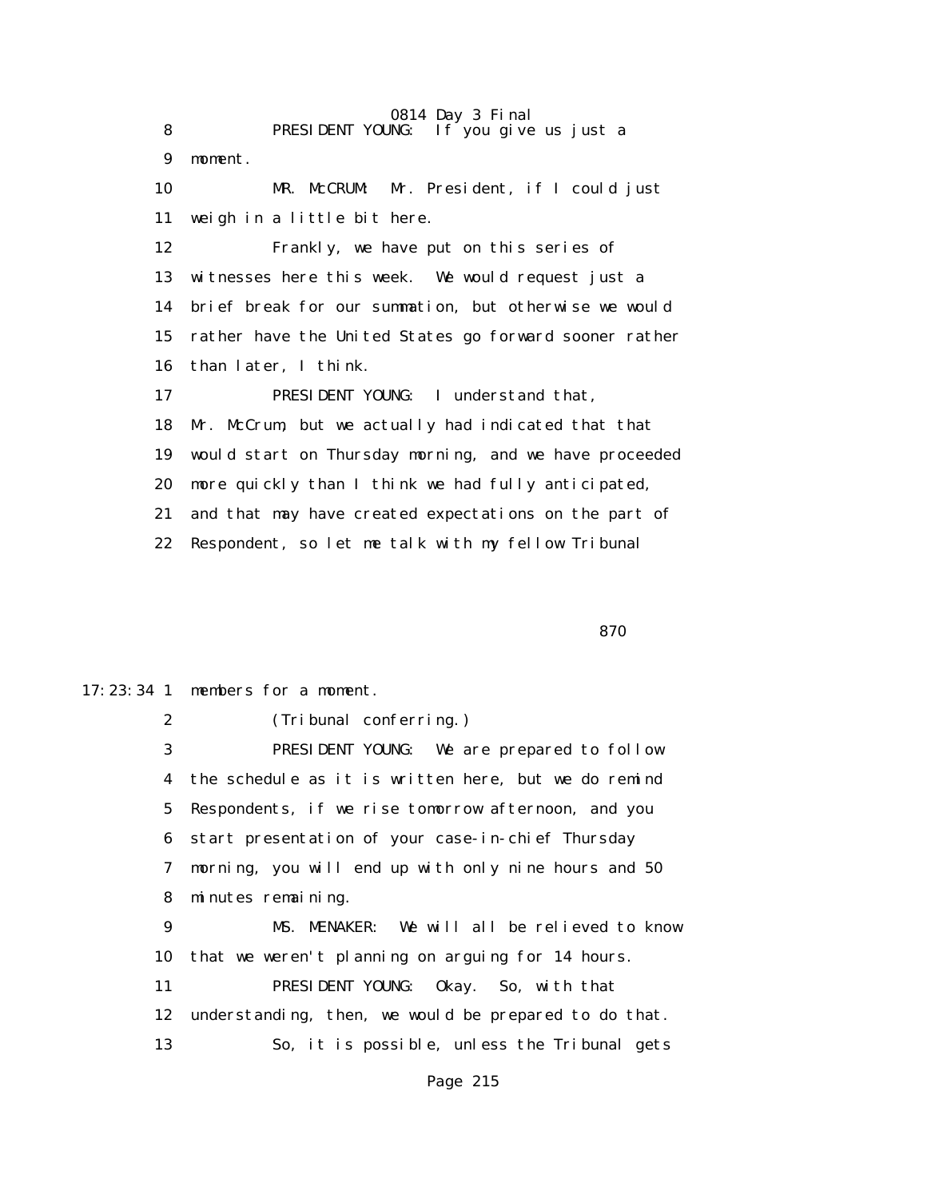8 PRESIDENT YOUNG: If you give us just a
9 moment.
10 MR. McCRUM: Mr. President, if I could just
11 weigh in a little bit here.
12 Frankly, we have put on this series of
13 witnesses here this week. We would request just a
14 brief break for our summation, but otherwise we would
15 rather have the United States go forward sooner rather
16 than later, I think.
17 PRESIDENT YOUNG: I understand that,
18 Mr. McCrum, but we actually had indicated that that
19 would start on Thursday morning, and we have proceeded
20 more quickly than I think we had fully anticipated,
21 and that may have created expectations on the part of
22 Respondent, so let me talk with my fellow Tribunal

870

17:23:34 1 members for a moment.
2 (Tribunal conferring.)
3 PRESIDENT YOUNG: We are prepared to follow
4 the schedule as it is written here, but we do remind
5 Respondents, if we rise tomorrow afternoon, and you
6 start presentation of your case-in-chief Thursday
7 morning, you will end up with only nine hours and 50
8 minutes remaining.
9 MS. MENAKER: We will all be relieved to know
10 that we weren't planning on arguing for 14 hours.
11 PRESIDENT YOUNG: Okay. So, with that
12 understanding, then, we would be prepared to do that.
13 So, it is possible, unless the Tribunal gets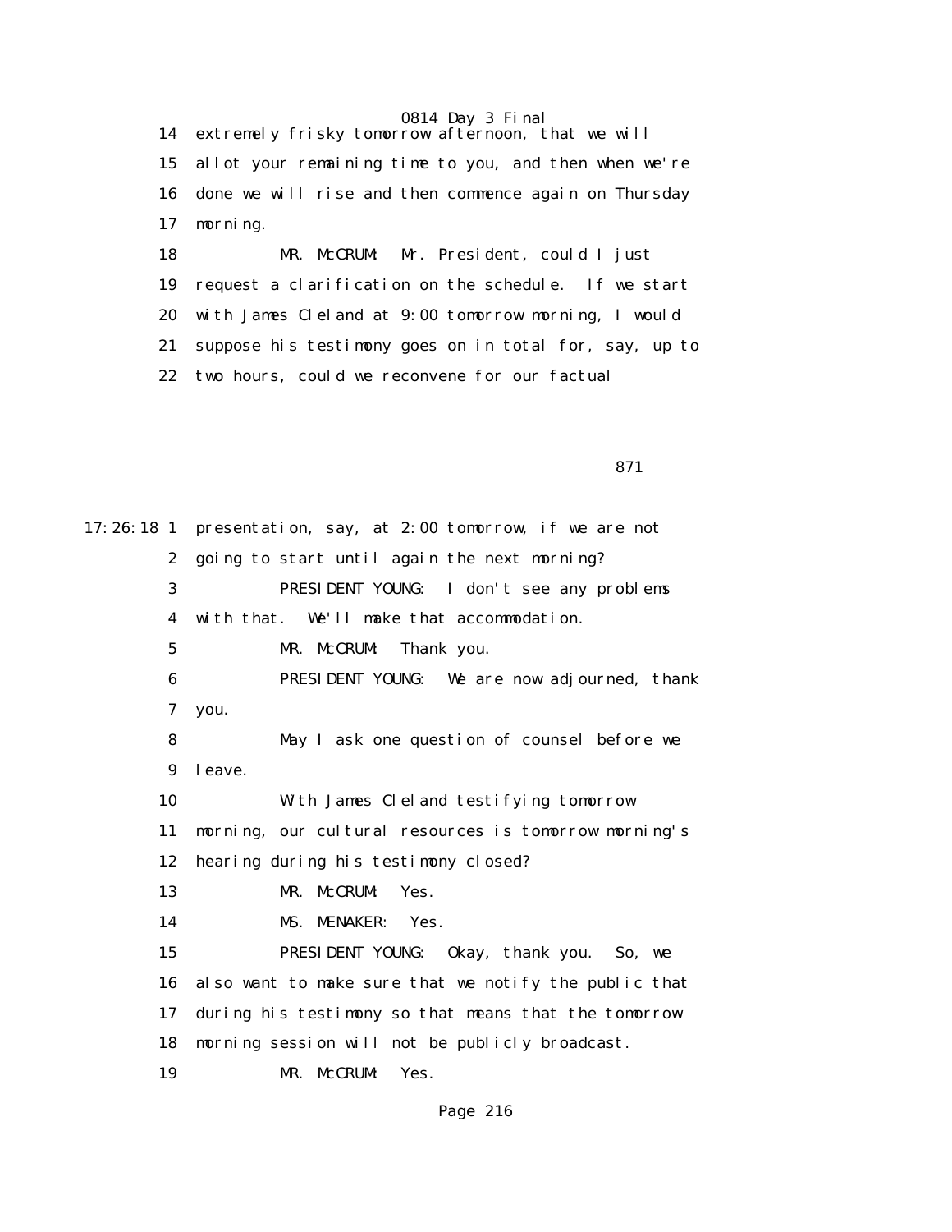14 extremely frisky tomorrow afternoon, that we will
15 allot your remaining time to you, and then when we're
16 done we will rise and then commence again on Thursday
17 morning.
18 MR. McCRUM: Mr. President, could I just
19 request a clarification on the schedule. If we start
20 with James Cleland at 9:00 tomorrow morning, I would
21 suppose his testimony goes on in total for, say, up to
22 two hours, could we reconvene for our factual

871

17:26:18 1 presentation, say, at 2:00 tomorrow, if we are not
2 going to start until again the next morning?
3 PRESIDENT YOUNG: I don't see any problems
4 with that. We'll make that accommodation.
5 MR. McCRUM: Thank you.
6 PRESIDENT YOUNG: We are now adjourned, thank
7 you.
8 May I ask one question of counsel before we
9 leave.
10 With James Cleland testifying tomorrow
11 morning, our cultural resources is tomorrow morning's
12 hearing during his testimony closed?
13 MR. McCRUM: Yes.
14 MS. MENAKER: Yes.
15 PRESIDENT YOUNG: Okay, thank you. So, we
16 also want to make sure that we notify the public that
17 during his testimony so that means that the tomorrow
18 morning session will not be publicly broadcast.
19 MR. McCRUM: Yes.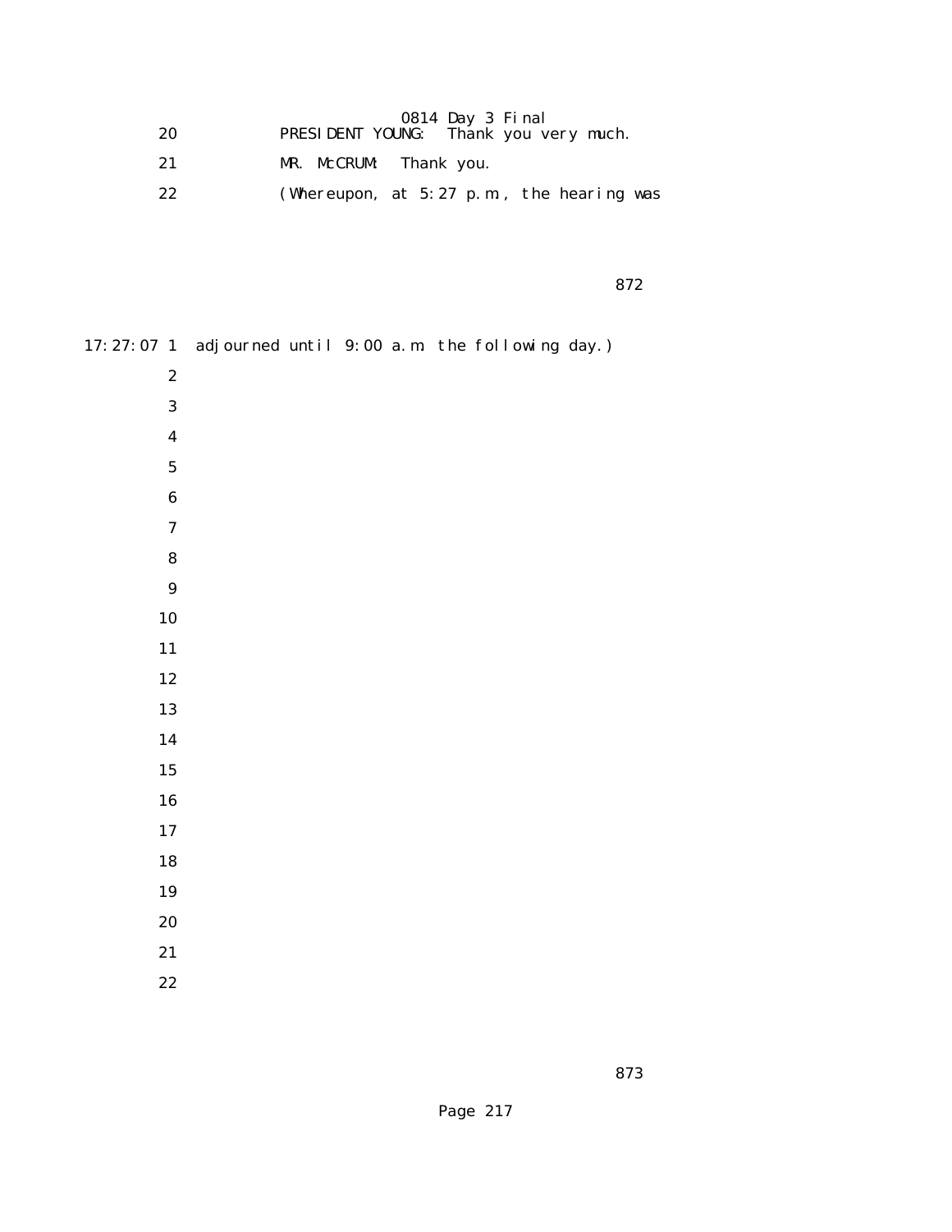20 PRESIDENT YOUNG: Thank you very much.

21 MR. McCRUM: Thank you.

22 (Whereupon, at 5:27 p.m., the hearing was

872

17:27:07 1 adjourned until 9:00 a.m. the following day.)

2

3

4

5

6

7

8

9

10

11

12

13

14

15

16

17

18

19

20

21

22

873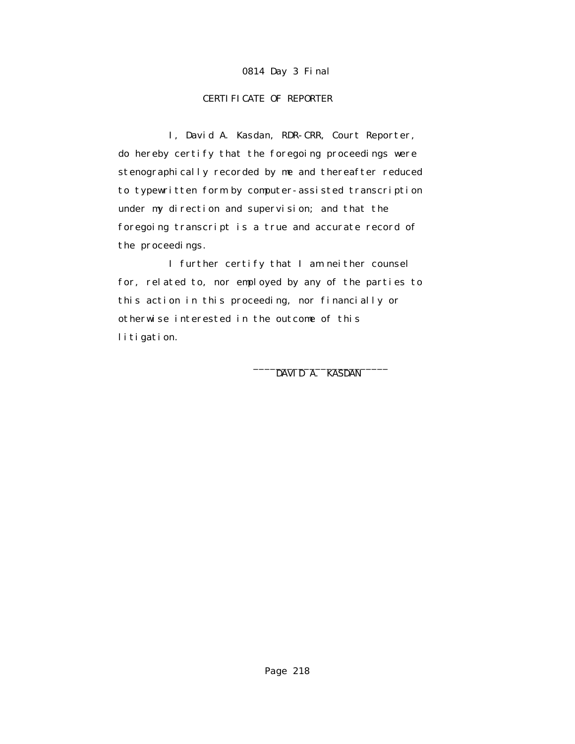0814 Day 3 Final

CERTIFICATE OF REPORTER

I, David A. Kasdan, RDR-CRR, Court Reporter, do hereby certify that the foregoing proceedings were stenographically recorded by me and thereafter reduced to typewritten form by computer-assisted transcription under my direction and supervision; and that the foregoing transcript is a true and accurate record of the proceedings.

I further certify that I am neither counsel for, related to, nor employed by any of the parties to this action in this proceeding, nor financially or otherwise interested in the outcome of this litigation.

_______________________

DAVID A. KASDAN